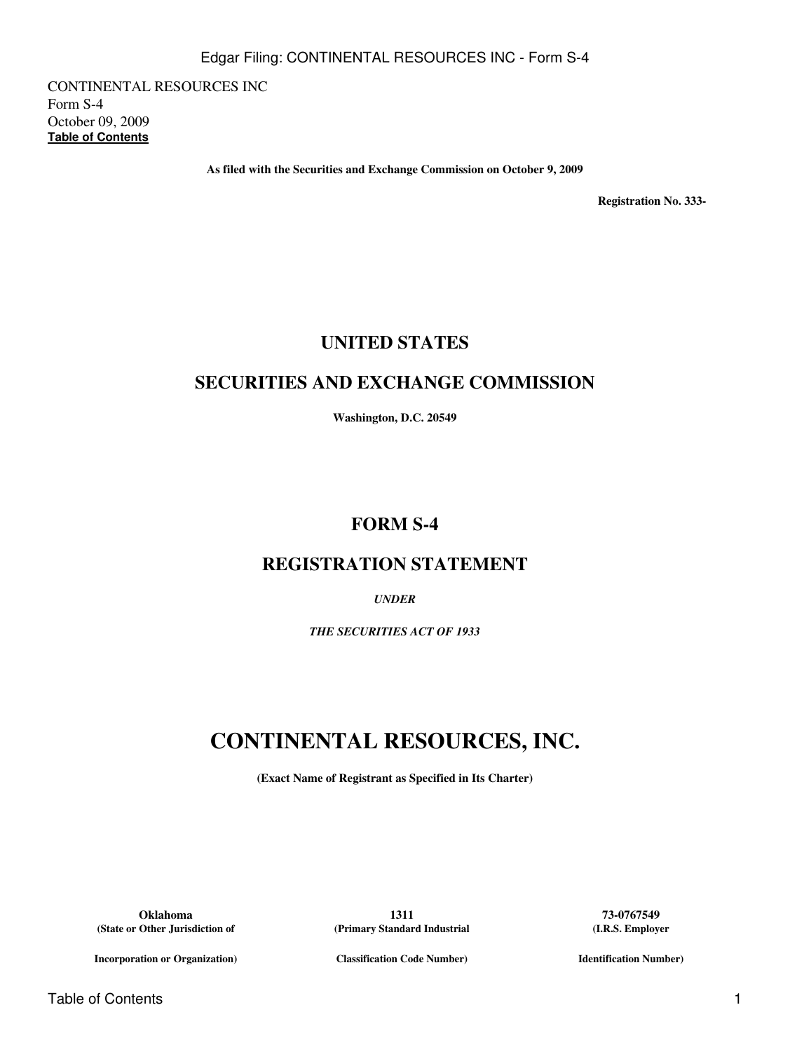CONTINENTAL RESOURCES INC
Form S-4
October 09, 2009
**Table of Contents**

**As filed with the Securities and Exchange Commission on October 9, 2009**

**Registration No. 333-**

## UNITED STATES

## SECURITIES AND EXCHANGE COMMISSION

**Washington, D.C. 20549**

## FORM S-4

## REGISTRATION STATEMENT

***UNDER***

***THE SECURITIES ACT OF 1933***

# CONTINENTAL RESOURCES, INC.

**(Exact Name of Registrant as Specified in Its Charter)**

| **Oklahoma** | **1311** | **73-0767549** |
|---|---|---|
| **(State or Other Jurisdiction of Incorporation or Organization)** | **(Primary Standard Industrial Classification Code Number)** | **(I.R.S. Employer Identification Number)** |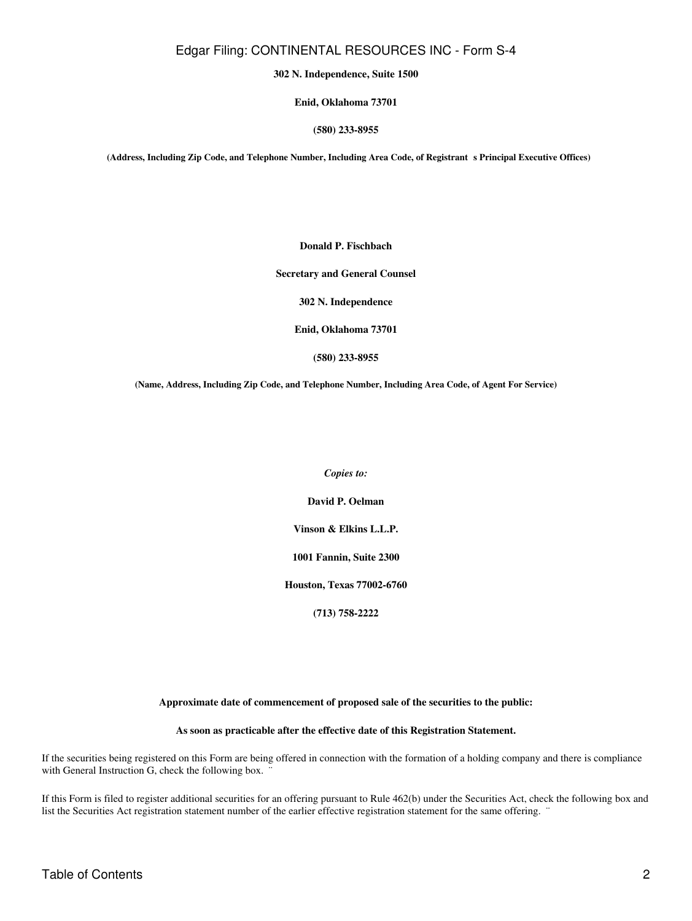**302 N. Independence, Suite 1500**

**Enid, Oklahoma 73701**

**(580) 233-8955**

**(Address, Including Zip Code, and Telephone Number, Including Area Code, of Registrant s Principal Executive Offices)**

**Donald P. Fischbach**

**Secretary and General Counsel**

**302 N. Independence**

**Enid, Oklahoma 73701**

**(580) 233-8955**

**(Name, Address, Including Zip Code, and Telephone Number, Including Area Code, of Agent For Service)**

*Copies to:*

**David P. Oelman**

**Vinson & Elkins L.L.P.**

**1001 Fannin, Suite 2300**

**Houston, Texas 77002-6760**

**(713) 758-2222**

**Approximate date of commencement of proposed sale of the securities to the public:**

**As soon as practicable after the effective date of this Registration Statement.**

If the securities being registered on this Form are being offered in connection with the formation of a holding company and there is compliance with General Instruction G, check the following box. ¨

If this Form is filed to register additional securities for an offering pursuant to Rule 462(b) under the Securities Act, check the following box and list the Securities Act registration statement number of the earlier effective registration statement for the same offering. ¨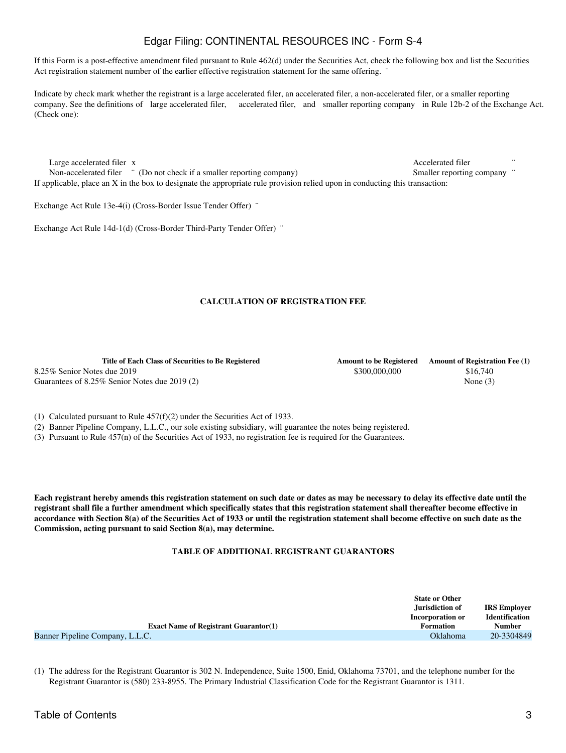If this Form is a post-effective amendment filed pursuant to Rule 462(d) under the Securities Act, check the following box and list the Securities Act registration statement number of the earlier effective registration statement for the same offering. ¨

Indicate by check mark whether the registrant is a large accelerated filer, an accelerated filer, a non-accelerated filer, or a smaller reporting company. See the definitions of large accelerated filer, accelerated filer, and smaller reporting company in Rule 12b-2 of the Exchange Act. (Check one):

| | |
|---|---|
| Large accelerated filer x | Accelerated filer ¨ |
| Non-accelerated filer ¨ (Do not check if a smaller reporting company) | Smaller reporting company ¨ |

If applicable, place an X in the box to designate the appropriate rule provision relied upon in conducting this transaction:

Exchange Act Rule 13e-4(i) (Cross-Border Issue Tender Offer) ¨

Exchange Act Rule 14d-1(d) (Cross-Border Third-Party Tender Offer) ¨

**CALCULATION OF REGISTRATION FEE**

| Title of Each Class of Securities to Be Registered | Amount to be Registered | Amount of Registration Fee (1) |
|---|---|---|
| 8.25% Senior Notes due 2019 | $300,000,000 | $16,740 |
| Guarantees of 8.25% Senior Notes due 2019 (2) | | None (3) |

(1) Calculated pursuant to Rule 457(f)(2) under the Securities Act of 1933.
(2) Banner Pipeline Company, L.L.C., our sole existing subsidiary, will guarantee the notes being registered.
(3) Pursuant to Rule 457(n) of the Securities Act of 1933, no registration fee is required for the Guarantees.

**Each registrant hereby amends this registration statement on such date or dates as may be necessary to delay its effective date until the registrant shall file a further amendment which specifically states that this registration statement shall thereafter become effective in accordance with Section 8(a) of the Securities Act of 1933 or until the registration statement shall become effective on such date as the Commission, acting pursuant to said Section 8(a), may determine.**

**TABLE OF ADDITIONAL REGISTRANT GUARANTORS**

| Exact Name of Registrant Guarantor(1) | State or Other Jurisdiction of Incorporation or Formation | IRS Employer Identification Number |
|---|---|---|
| Banner Pipeline Company, L.L.C. | Oklahoma | 20-3304849 |

(1) The address for the Registrant Guarantor is 302 N. Independence, Suite 1500, Enid, Oklahoma 73701, and the telephone number for the Registrant Guarantor is (580) 233-8955. The Primary Industrial Classification Code for the Registrant Guarantor is 1311.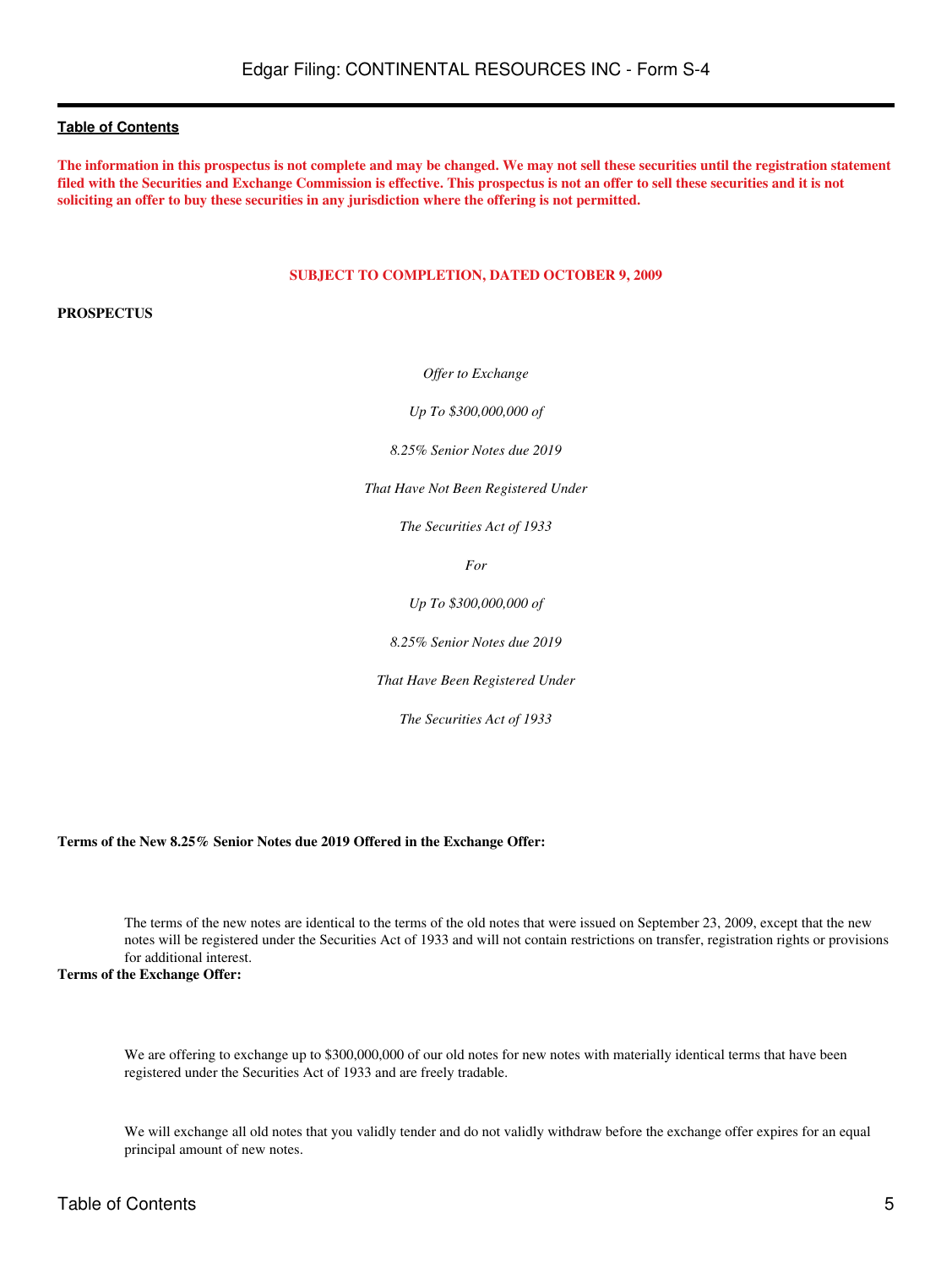**The information in this prospectus is not complete and may be changed. We may not sell these securities until the registration statement filed with the Securities and Exchange Commission is effective. This prospectus is not an offer to sell these securities and it is not soliciting an offer to buy these securities in any jurisdiction where the offering is not permitted.**

**SUBJECT TO COMPLETION, DATED OCTOBER 9, 2009**

**PROSPECTUS**

*Offer to Exchange*

*Up To $300,000,000 of*

*8.25% Senior Notes due 2019*

*That Have Not Been Registered Under*

*The Securities Act of 1933*

*For*

*Up To $300,000,000 of*

*8.25% Senior Notes due 2019*

*That Have Been Registered Under*

*The Securities Act of 1933*

**Terms of the New 8.25% Senior Notes due 2019 Offered in the Exchange Offer:**

The terms of the new notes are identical to the terms of the old notes that were issued on September 23, 2009, except that the new notes will be registered under the Securities Act of 1933 and will not contain restrictions on transfer, registration rights or provisions for additional interest.

**Terms of the Exchange Offer:**

We are offering to exchange up to $300,000,000 of our old notes for new notes with materially identical terms that have been registered under the Securities Act of 1933 and are freely tradable.

We will exchange all old notes that you validly tender and do not validly withdraw before the exchange offer expires for an equal principal amount of new notes.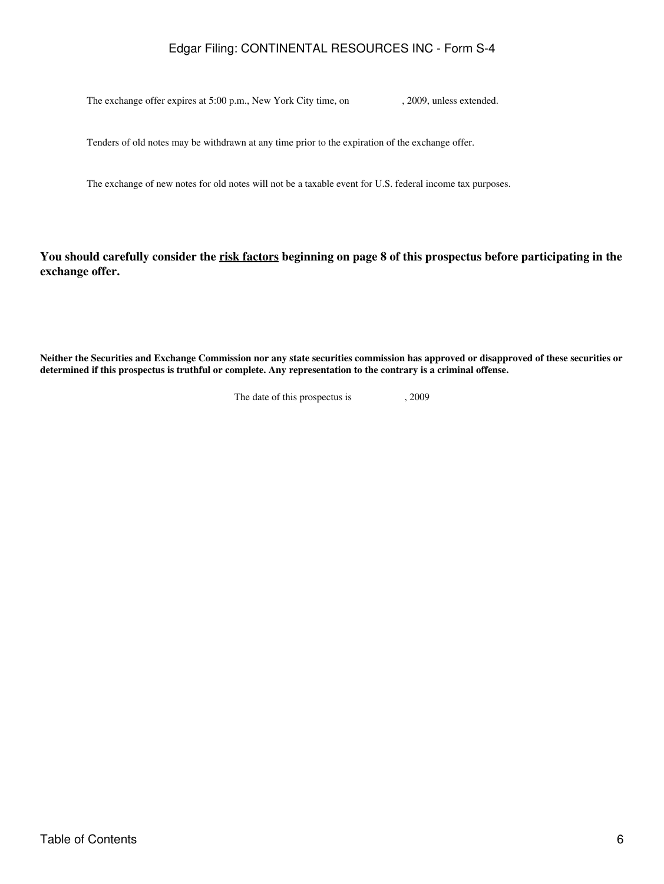The exchange offer expires at 5:00 p.m., New York City time, on , 2009, unless extended.

Tenders of old notes may be withdrawn at any time prior to the expiration of the exchange offer.

The exchange of new notes for old notes will not be a taxable event for U.S. federal income tax purposes.

**You should carefully consider the risk factors beginning on page 8 of this prospectus before participating in the exchange offer.**

**Neither the Securities and Exchange Commission nor any state securities commission has approved or disapproved of these securities or determined if this prospectus is truthful or complete. Any representation to the contrary is a criminal offense.**

The date of this prospectus is , 2009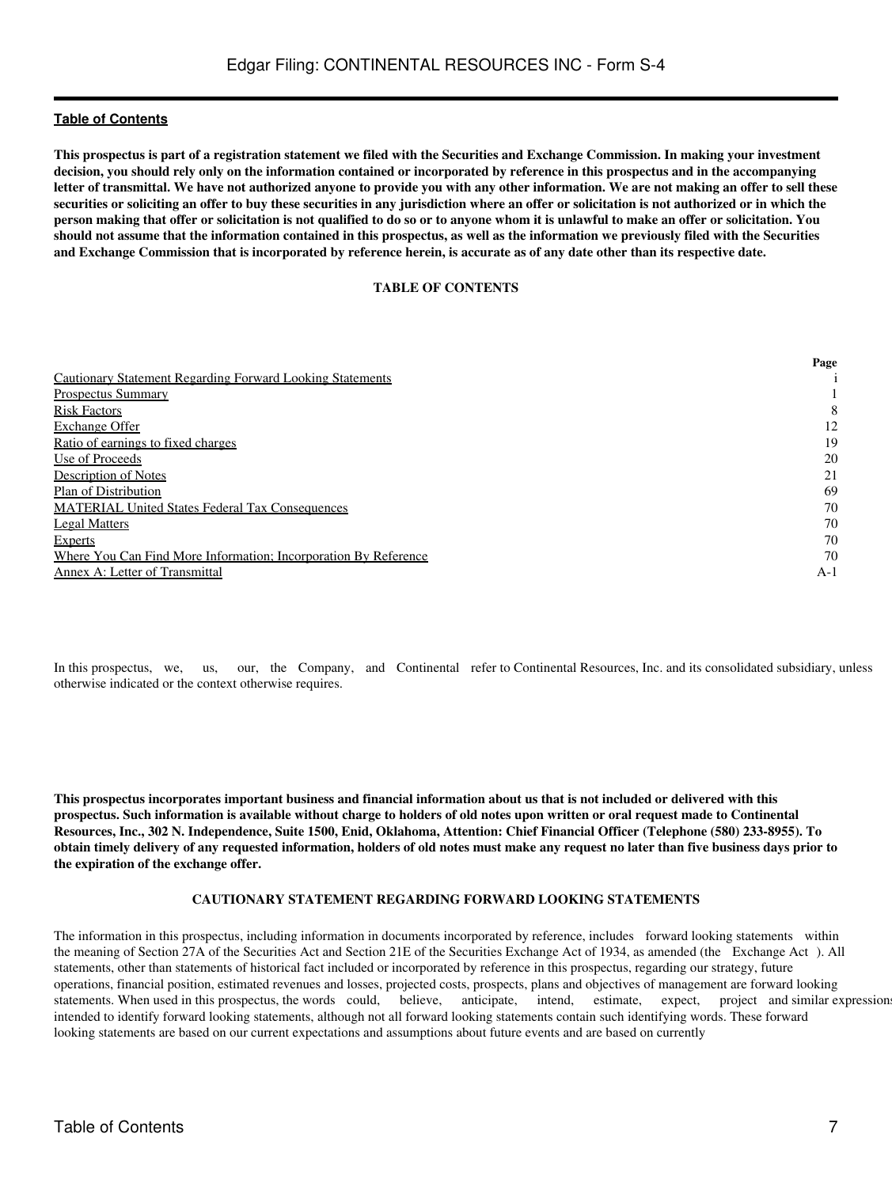**Table of Contents**

**This prospectus is part of a registration statement we filed with the Securities and Exchange Commission. In making your investment decision, you should rely only on the information contained or incorporated by reference in this prospectus and in the accompanying letter of transmittal. We have not authorized anyone to provide you with any other information. We are not making an offer to sell these securities or soliciting an offer to buy these securities in any jurisdiction where an offer or solicitation is not authorized or in which the person making that offer or solicitation is not qualified to do so or to anyone whom it is unlawful to make an offer or solicitation. You should not assume that the information contained in this prospectus, as well as the information we previously filed with the Securities and Exchange Commission that is incorporated by reference herein, is accurate as of any date other than its respective date.**

**TABLE OF CONTENTS**

| | Page |
|---|---|
| Cautionary Statement Regarding Forward Looking Statements | i |
| Prospectus Summary | 1 |
| Risk Factors | 8 |
| Exchange Offer | 12 |
| Ratio of earnings to fixed charges | 19 |
| Use of Proceeds | 20 |
| Description of Notes | 21 |
| Plan of Distribution | 69 |
| MATERIAL United States Federal Tax Consequences | 70 |
| Legal Matters | 70 |
| Experts | 70 |
| Where You Can Find More Information; Incorporation By Reference | 70 |
| Annex A: Letter of Transmittal | A-1 |

In this prospectus, we, us, our, the Company, and Continental refer to Continental Resources, Inc. and its consolidated subsidiary, unless otherwise indicated or the context otherwise requires.

**This prospectus incorporates important business and financial information about us that is not included or delivered with this prospectus. Such information is available without charge to holders of old notes upon written or oral request made to Continental Resources, Inc., 302 N. Independence, Suite 1500, Enid, Oklahoma, Attention: Chief Financial Officer (Telephone (580) 233-8955). To obtain timely delivery of any requested information, holders of old notes must make any request no later than five business days prior to the expiration of the exchange offer.**

**CAUTIONARY STATEMENT REGARDING FORWARD LOOKING STATEMENTS**

The information in this prospectus, including information in documents incorporated by reference, includes forward looking statements within the meaning of Section 27A of the Securities Act and Section 21E of the Securities Exchange Act of 1934, as amended (the Exchange Act ). All statements, other than statements of historical fact included or incorporated by reference in this prospectus, regarding our strategy, future operations, financial position, estimated revenues and losses, projected costs, prospects, plans and objectives of management are forward looking statements. When used in this prospectus, the words could, believe, anticipate, intend, estimate, expect, project and similar expressions intended to identify forward looking statements, although not all forward looking statements contain such identifying words. These forward looking statements are based on our current expectations and assumptions about future events and are based on currently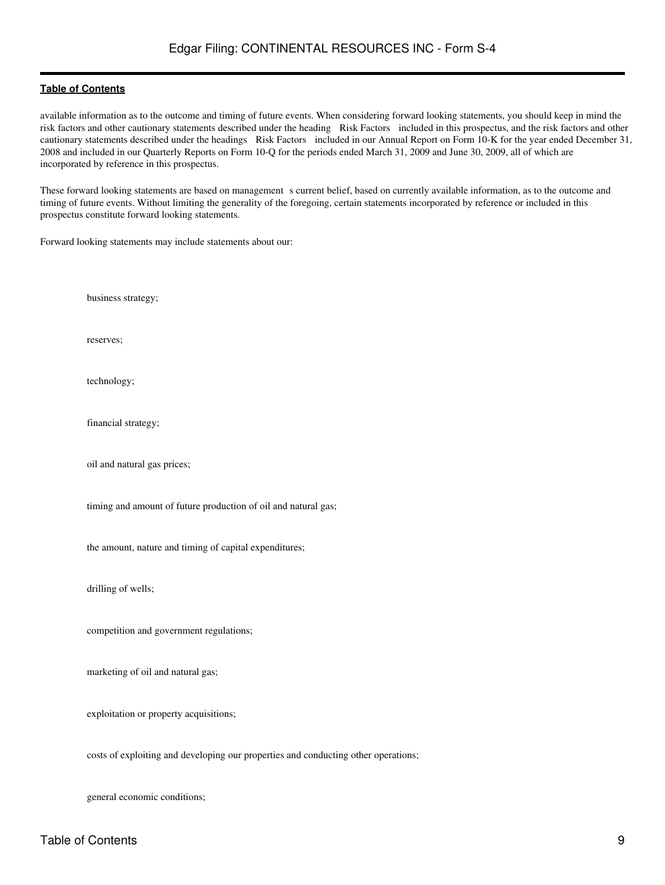available information as to the outcome and timing of future events. When considering forward looking statements, you should keep in mind the risk factors and other cautionary statements described under the heading Risk Factors included in this prospectus, and the risk factors and other cautionary statements described under the headings Risk Factors included in our Annual Report on Form 10-K for the year ended December 31, 2008 and included in our Quarterly Reports on Form 10-Q for the periods ended March 31, 2009 and June 30, 2009, all of which are incorporated by reference in this prospectus.

These forward looking statements are based on management s current belief, based on currently available information, as to the outcome and timing of future events. Without limiting the generality of the foregoing, certain statements incorporated by reference or included in this prospectus constitute forward looking statements.

Forward looking statements may include statements about our:

- business strategy;
- reserves;
- technology;
- financial strategy;
- oil and natural gas prices;
- timing and amount of future production of oil and natural gas;
- the amount, nature and timing of capital expenditures;
- drilling of wells;
- competition and government regulations;
- marketing of oil and natural gas;
- exploitation or property acquisitions;
- costs of exploiting and developing our properties and conducting other operations;
- general economic conditions;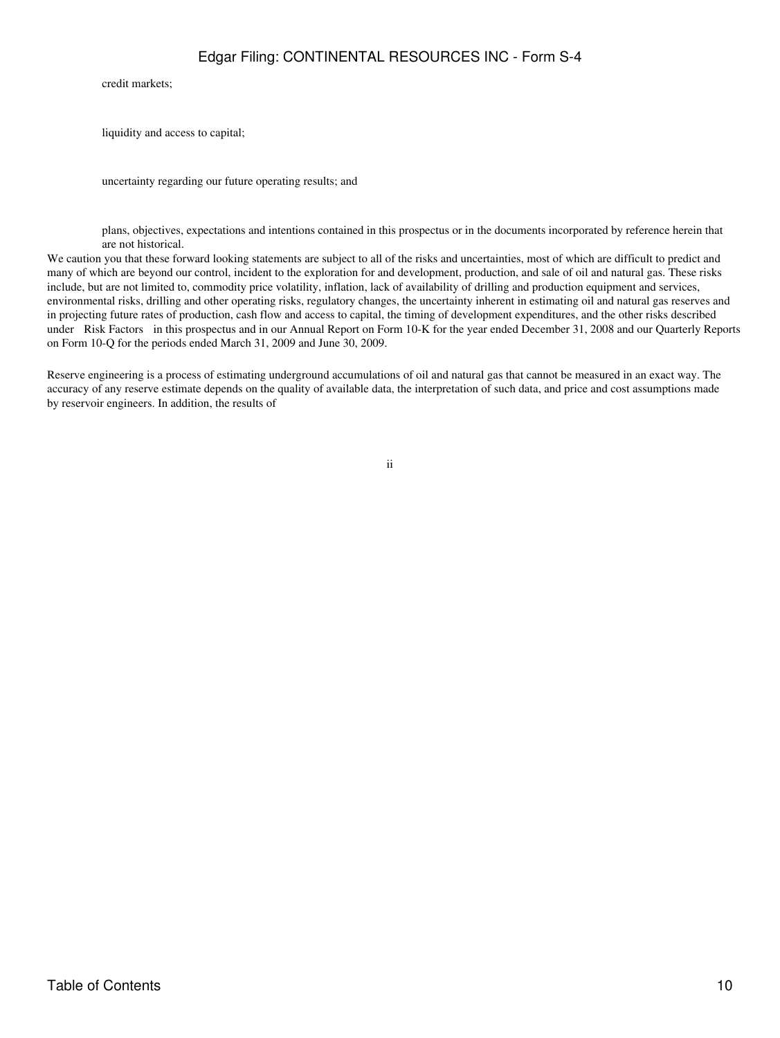- credit markets;
- liquidity and access to capital;
- uncertainty regarding our future operating results; and
- plans, objectives, expectations and intentions contained in this prospectus or in the documents incorporated by reference herein that are not historical.

We caution you that these forward looking statements are subject to all of the risks and uncertainties, most of which are difficult to predict and many of which are beyond our control, incident to the exploration for and development, production, and sale of oil and natural gas. These risks include, but are not limited to, commodity price volatility, inflation, lack of availability of drilling and production equipment and services, environmental risks, drilling and other operating risks, regulatory changes, the uncertainty inherent in estimating oil and natural gas reserves and in projecting future rates of production, cash flow and access to capital, the timing of development expenditures, and the other risks described under  Risk Factors  in this prospectus and in our Annual Report on Form 10-K for the year ended December 31, 2008 and our Quarterly Reports on Form 10-Q for the periods ended March 31, 2009 and June 30, 2009.

Reserve engineering is a process of estimating underground accumulations of oil and natural gas that cannot be measured in an exact way. The accuracy of any reserve estimate depends on the quality of available data, the interpretation of such data, and price and cost assumptions made by reservoir engineers. In addition, the results of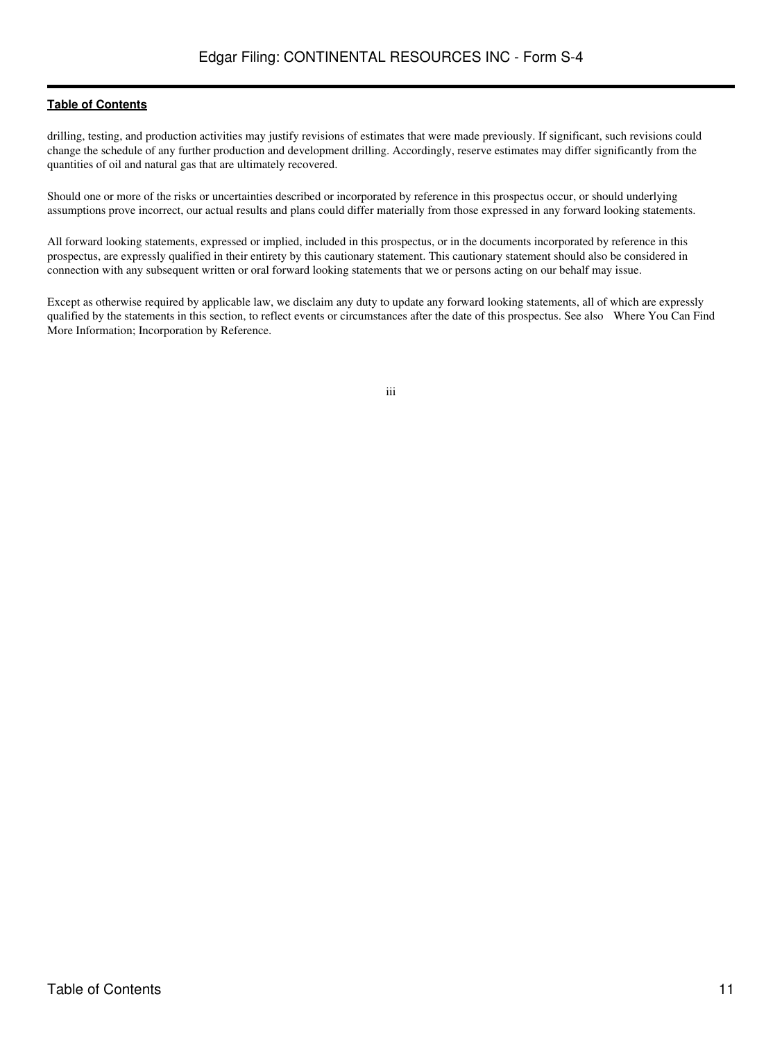drilling, testing, and production activities may justify revisions of estimates that were made previously. If significant, such revisions could change the schedule of any further production and development drilling. Accordingly, reserve estimates may differ significantly from the quantities of oil and natural gas that are ultimately recovered.

Should one or more of the risks or uncertainties described or incorporated by reference in this prospectus occur, or should underlying assumptions prove incorrect, our actual results and plans could differ materially from those expressed in any forward looking statements.

All forward looking statements, expressed or implied, included in this prospectus, or in the documents incorporated by reference in this prospectus, are expressly qualified in their entirety by this cautionary statement. This cautionary statement should also be considered in connection with any subsequent written or oral forward looking statements that we or persons acting on our behalf may issue.

Except as otherwise required by applicable law, we disclaim any duty to update any forward looking statements, all of which are expressly qualified by the statements in this section, to reflect events or circumstances after the date of this prospectus. See also Where You Can Find More Information; Incorporation by Reference.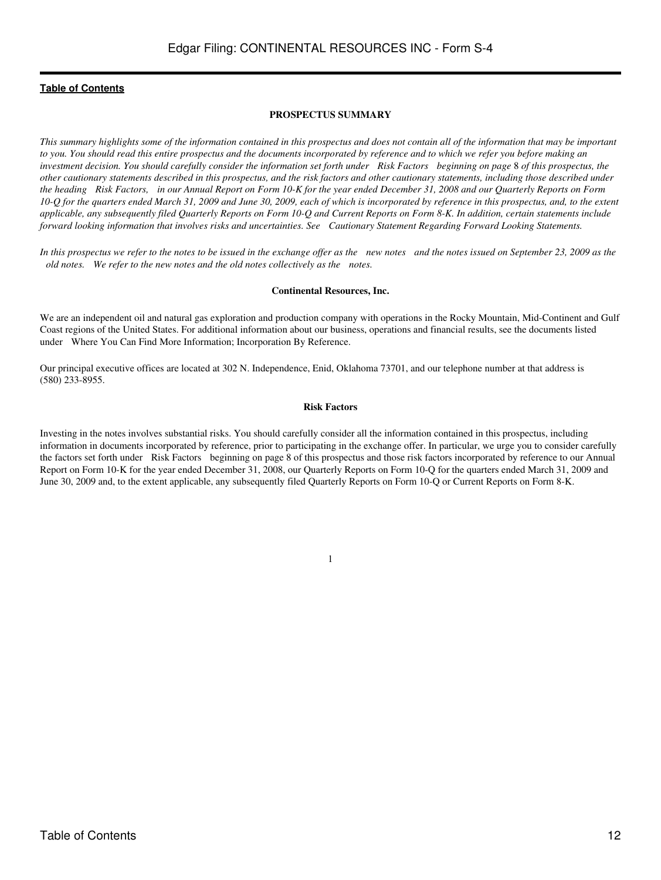## PROSPECTUS SUMMARY

*This summary highlights some of the information contained in this prospectus and does not contain all of the information that may be important to you. You should read this entire prospectus and the documents incorporated by reference and to which we refer you before making an investment decision. You should carefully consider the information set forth under "Risk Factors" beginning on page 8 of this prospectus, the other cautionary statements described in this prospectus, and the risk factors and other cautionary statements, including those described under the heading "Risk Factors," in our Annual Report on Form 10-K for the year ended December 31, 2008 and our Quarterly Reports on Form 10-Q for the quarters ended March 31, 2009 and June 30, 2009, each of which is incorporated by reference in this prospectus, and, to the extent applicable, any subsequently filed Quarterly Reports on Form 10-Q and Current Reports on Form 8-K. In addition, certain statements include forward looking information that involves risks and uncertainties. See "Cautionary Statement Regarding Forward Looking Statements.*

*In this prospectus we refer to the notes to be issued in the exchange offer as the "new notes" and the notes issued on September 23, 2009 as the "old notes." We refer to the new notes and the old notes collectively as the "notes.*

### Continental Resources, Inc.

We are an independent oil and natural gas exploration and production company with operations in the Rocky Mountain, Mid-Continent and Gulf Coast regions of the United States. For additional information about our business, operations and financial results, see the documents listed under "Where You Can Find More Information; Incorporation By Reference.

Our principal executive offices are located at 302 N. Independence, Enid, Oklahoma 73701, and our telephone number at that address is (580) 233-8955.

### Risk Factors

Investing in the notes involves substantial risks. You should carefully consider all the information contained in this prospectus, including information in documents incorporated by reference, prior to participating in the exchange offer. In particular, we urge you to consider carefully the factors set forth under "Risk Factors" beginning on page 8 of this prospectus and those risk factors incorporated by reference to our Annual Report on Form 10-K for the year ended December 31, 2008, our Quarterly Reports on Form 10-Q for the quarters ended March 31, 2009 and June 30, 2009 and, to the extent applicable, any subsequently filed Quarterly Reports on Form 10-Q or Current Reports on Form 8-K.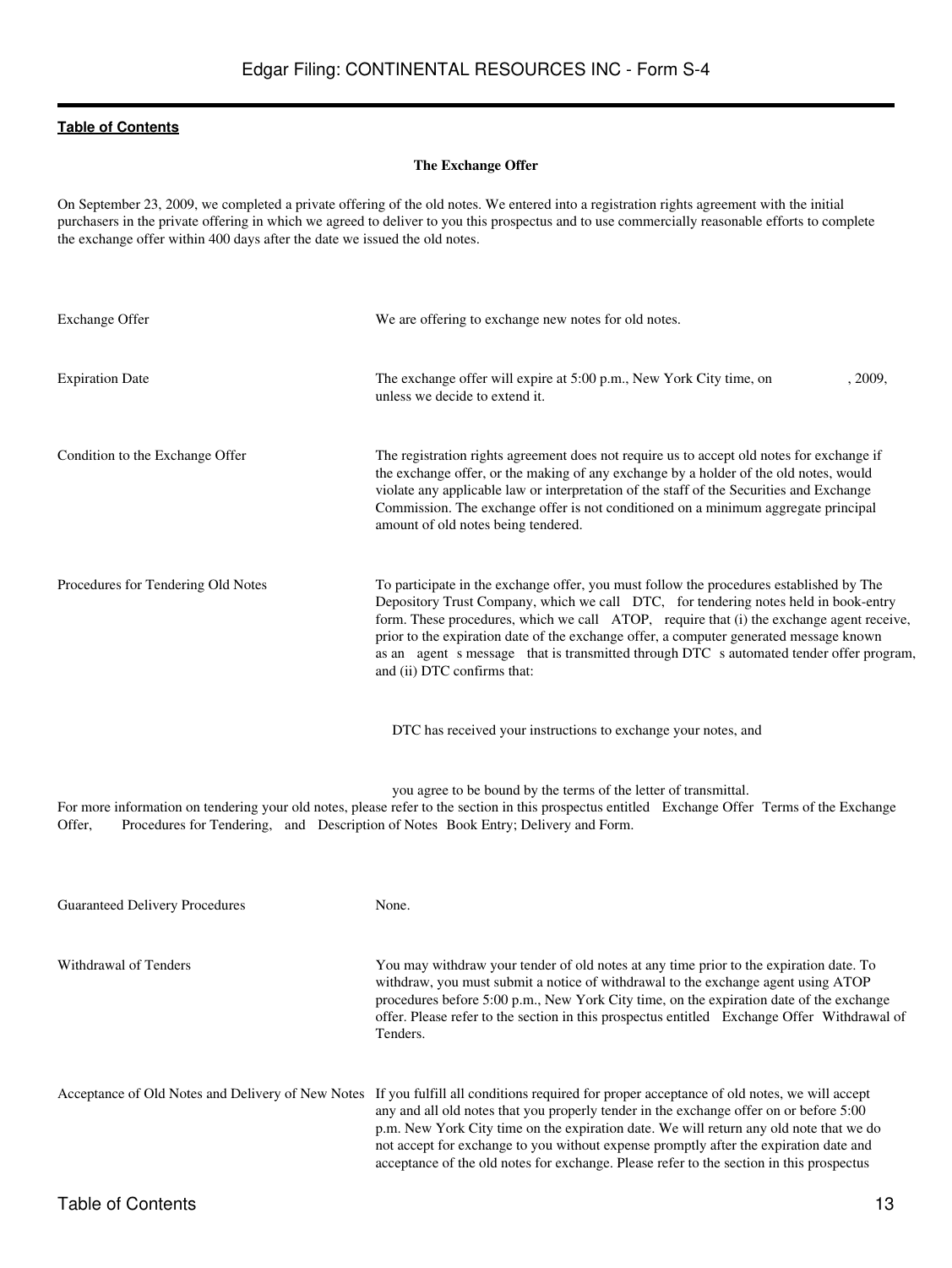**Table of Contents**

**The Exchange Offer**

On September 23, 2009, we completed a private offering of the old notes. We entered into a registration rights agreement with the initial purchasers in the private offering in which we agreed to deliver to you this prospectus and to use commercially reasonable efforts to complete the exchange offer within 400 days after the date we issued the old notes.

| | |
|---|---|
| Exchange Offer | We are offering to exchange new notes for old notes. |
| Expiration Date | The exchange offer will expire at 5:00 p.m., New York City time, on , 2009, unless we decide to extend it. |
| Condition to the Exchange Offer | The registration rights agreement does not require us to accept old notes for exchange if the exchange offer, or the making of any exchange by a holder of the old notes, would violate any applicable law or interpretation of the staff of the Securities and Exchange Commission. The exchange offer is not conditioned on a minimum aggregate principal amount of old notes being tendered. |
| Procedures for Tendering Old Notes | To participate in the exchange offer, you must follow the procedures established by The Depository Trust Company, which we call DTC, for tendering notes held in book-entry form. These procedures, which we call ATOP, require that (i) the exchange agent receive, prior to the expiration date of the exchange offer, a computer generated message known as an agent s message that is transmitted through DTC s automated tender offer program, and (ii) DTC confirms that: |

- DTC has received your instructions to exchange your notes, and
- you agree to be bound by the terms of the letter of transmittal.

For more information on tendering your old notes, please refer to the section in this prospectus entitled Exchange Offer Terms of the Exchange Offer, Procedures for Tendering, and Description of Notes Book Entry; Delivery and Form.

| | |
|---|---|
| Guaranteed Delivery Procedures | None. |
| Withdrawal of Tenders | You may withdraw your tender of old notes at any time prior to the expiration date. To withdraw, you must submit a notice of withdrawal to the exchange agent using ATOP procedures before 5:00 p.m., New York City time, on the expiration date of the exchange offer. Please refer to the section in this prospectus entitled Exchange Offer Withdrawal of Tenders. |
| Acceptance of Old Notes and Delivery of New Notes | If you fulfill all conditions required for proper acceptance of old notes, we will accept any and all old notes that you properly tender in the exchange offer on or before 5:00 p.m. New York City time on the expiration date. We will return any old note that we do not accept for exchange to you without expense promptly after the expiration date and acceptance of the old notes for exchange. Please refer to the section in this prospectus |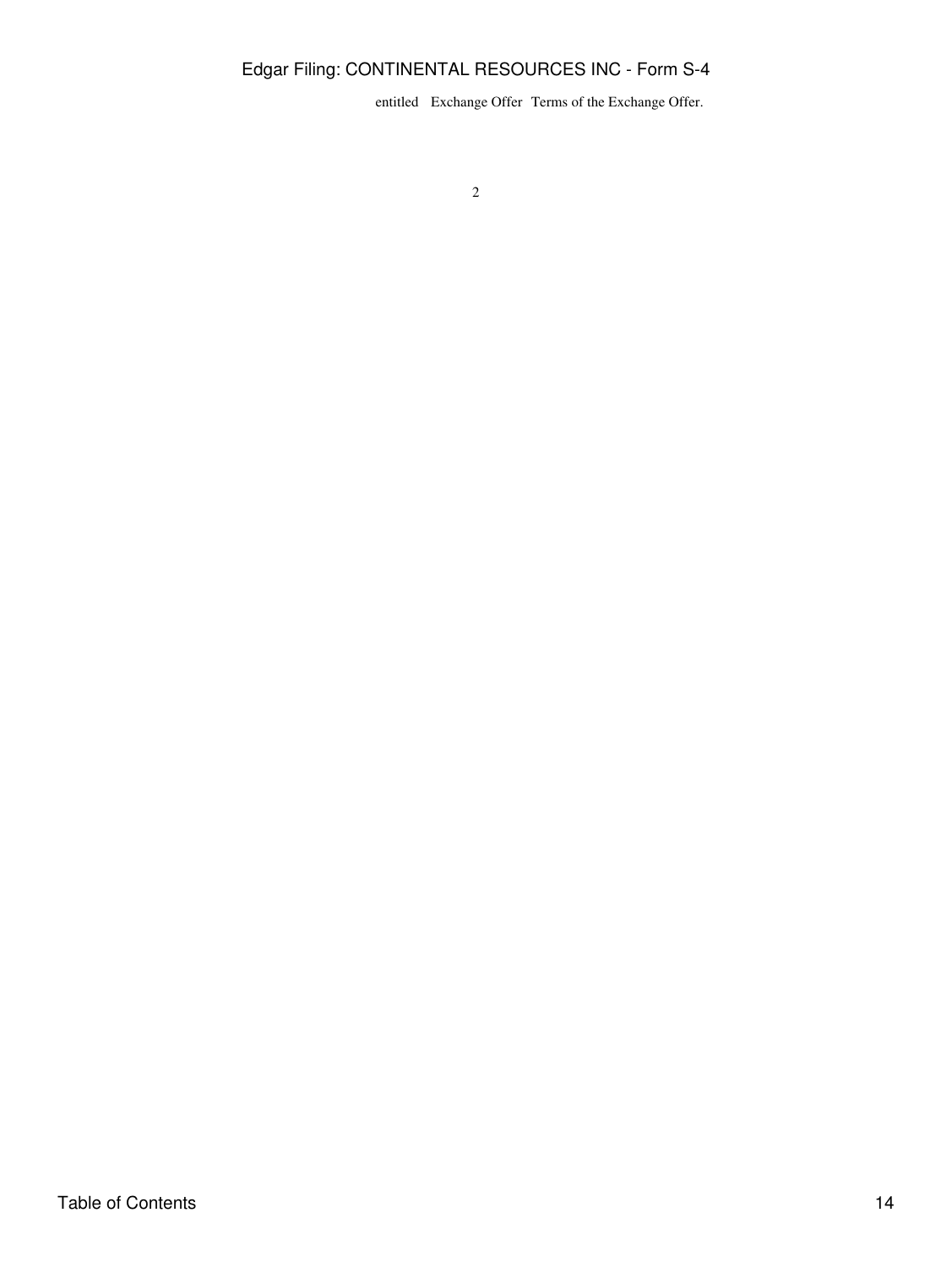entitled Exchange Offer Terms of the Exchange Offer.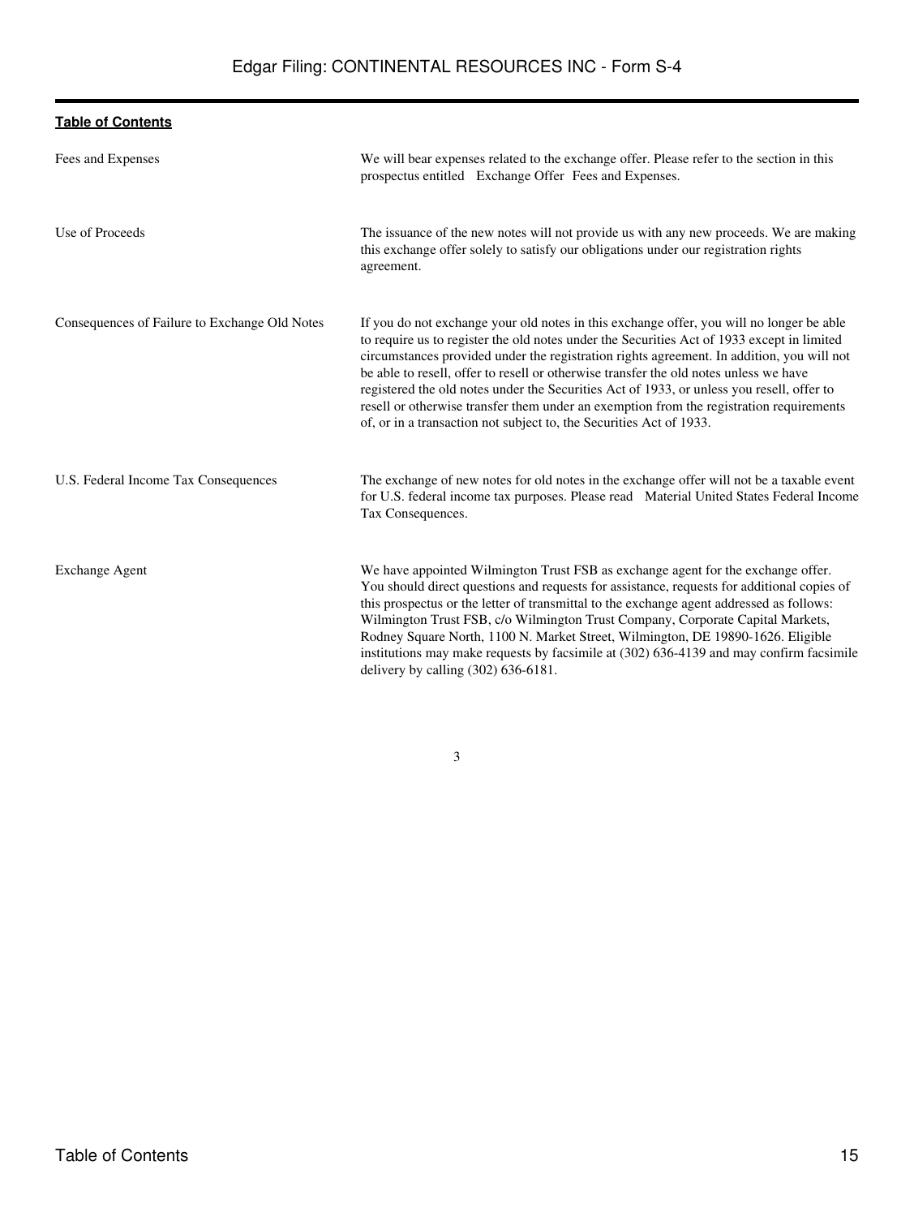[Table of Contents](#)

| | |
|---|---|
| Fees and Expenses | We will bear expenses related to the exchange offer. Please refer to the section in this prospectus entitled Exchange Offer Fees and Expenses. |
| Use of Proceeds | The issuance of the new notes will not provide us with any new proceeds. We are making this exchange offer solely to satisfy our obligations under our registration rights agreement. |
| Consequences of Failure to Exchange Old Notes | If you do not exchange your old notes in this exchange offer, you will no longer be able to require us to register the old notes under the Securities Act of 1933 except in limited circumstances provided under the registration rights agreement. In addition, you will not be able to resell, offer to resell or otherwise transfer the old notes unless we have registered the old notes under the Securities Act of 1933, or unless you resell, offer to resell or otherwise transfer them under an exemption from the registration requirements of, or in a transaction not subject to, the Securities Act of 1933. |
| U.S. Federal Income Tax Consequences | The exchange of new notes for old notes in the exchange offer will not be a taxable event for U.S. federal income tax purposes. Please read Material United States Federal Income Tax Consequences. |
| Exchange Agent | We have appointed Wilmington Trust FSB as exchange agent for the exchange offer. You should direct questions and requests for assistance, requests for additional copies of this prospectus or the letter of transmittal to the exchange agent addressed as follows: Wilmington Trust FSB, c/o Wilmington Trust Company, Corporate Capital Markets, Rodney Square North, 1100 N. Market Street, Wilmington, DE 19890-1626. Eligible institutions may make requests by facsimile at (302) 636-4139 and may confirm facsimile delivery by calling (302) 636-6181. |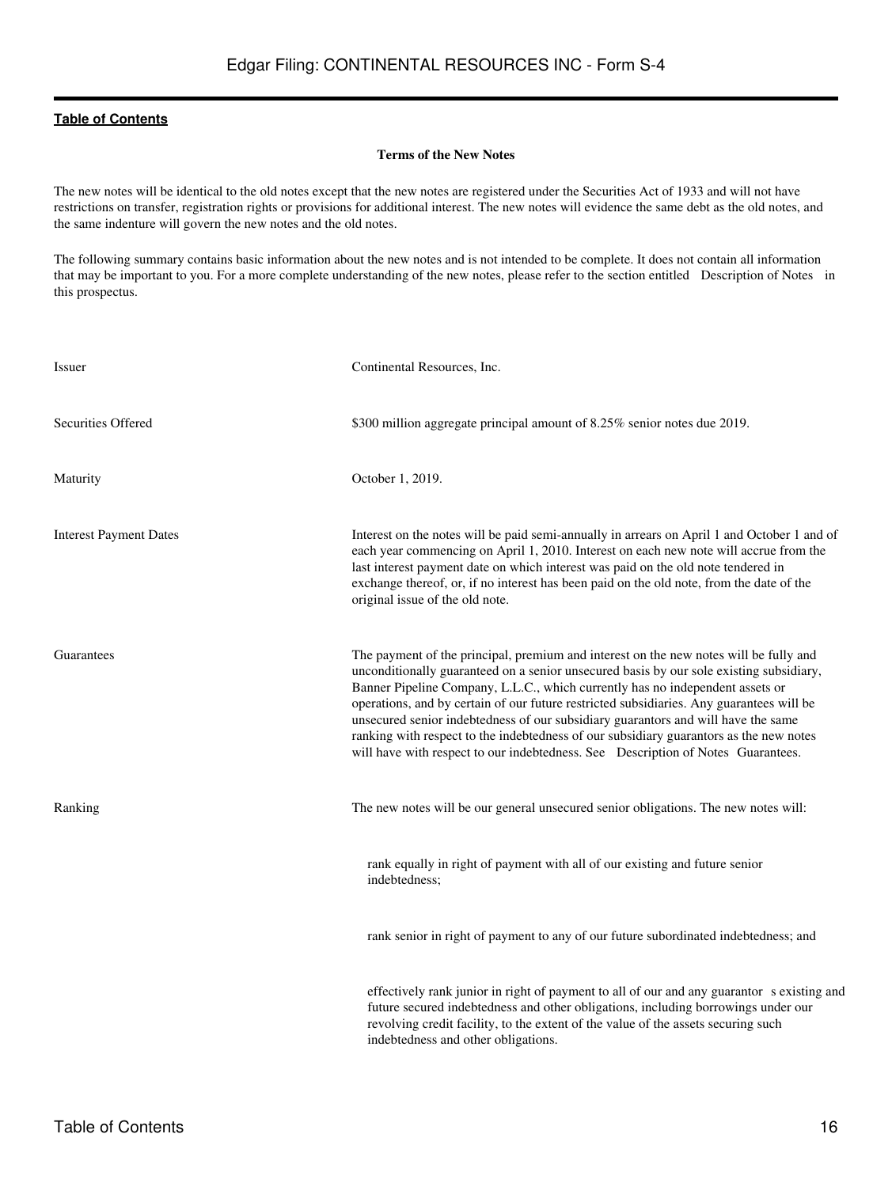### Terms of the New Notes

The new notes will be identical to the old notes except that the new notes are registered under the Securities Act of 1933 and will not have restrictions on transfer, registration rights or provisions for additional interest. The new notes will evidence the same debt as the old notes, and the same indenture will govern the new notes and the old notes.

The following summary contains basic information about the new notes and is not intended to be complete. It does not contain all information that may be important to you. For a more complete understanding of the new notes, please refer to the section entitled Description of Notes in this prospectus.

| | |
|---|---|
| Issuer | Continental Resources, Inc. |
| Securities Offered | $300 million aggregate principal amount of 8.25% senior notes due 2019. |
| Maturity | October 1, 2019. |
| Interest Payment Dates | Interest on the notes will be paid semi-annually in arrears on April 1 and October 1 and of each year commencing on April 1, 2010. Interest on each new note will accrue from the last interest payment date on which interest was paid on the old note tendered in exchange thereof, or, if no interest has been paid on the old note, from the date of the original issue of the old note. |
| Guarantees | The payment of the principal, premium and interest on the new notes will be fully and unconditionally guaranteed on a senior unsecured basis by our sole existing subsidiary, Banner Pipeline Company, L.L.C., which currently has no independent assets or operations, and by certain of our future restricted subsidiaries. Any guarantees will be unsecured senior indebtedness of our subsidiary guarantors and will have the same ranking with respect to the indebtedness of our subsidiary guarantors as the new notes will have with respect to our indebtedness. See Description of Notes Guarantees. |
| Ranking | The new notes will be our general unsecured senior obligations. The new notes will: |

- rank equally in right of payment with all of our existing and future senior indebtedness;
- rank senior in right of payment to any of our future subordinated indebtedness; and
- effectively rank junior in right of payment to all of our and any guarantor s existing and future secured indebtedness and other obligations, including borrowings under our revolving credit facility, to the extent of the value of the assets securing such indebtedness and other obligations.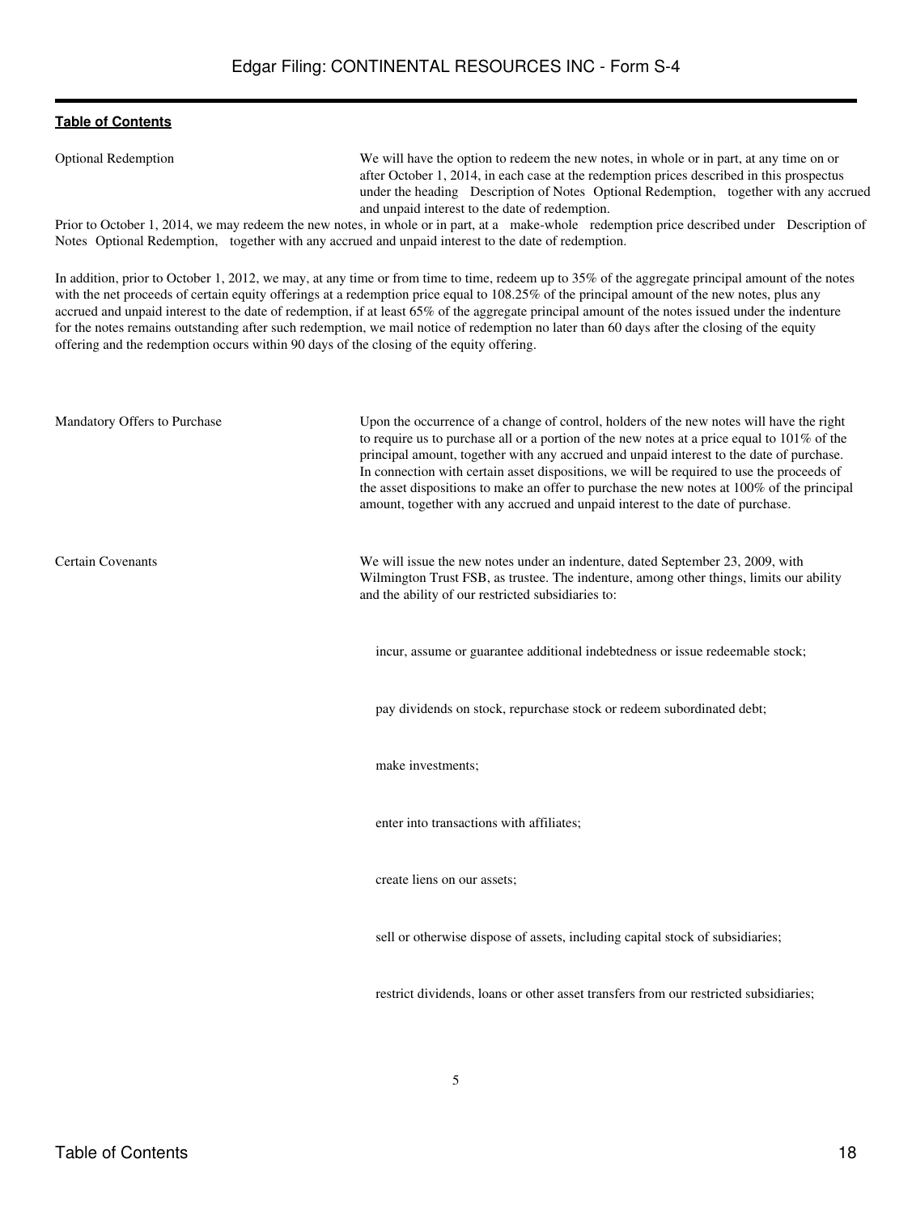**Table of Contents**

| | |
|---|---|
| Optional Redemption | We will have the option to redeem the new notes, in whole or in part, at any time on or after October 1, 2014, in each case at the redemption prices described in this prospectus under the heading Description of Notes Optional Redemption, together with any accrued and unpaid interest to the date of redemption. |

Prior to October 1, 2014, we may redeem the new notes, in whole or in part, at a make-whole redemption price described under Description of Notes Optional Redemption, together with any accrued and unpaid interest to the date of redemption.

In addition, prior to October 1, 2012, we may, at any time or from time to time, redeem up to 35% of the aggregate principal amount of the notes with the net proceeds of certain equity offerings at a redemption price equal to 108.25% of the principal amount of the new notes, plus any accrued and unpaid interest to the date of redemption, if at least 65% of the aggregate principal amount of the notes issued under the indenture for the notes remains outstanding after such redemption, we mail notice of redemption no later than 60 days after the closing of the equity offering and the redemption occurs within 90 days of the closing of the equity offering.

| | |
|---|---|
| Mandatory Offers to Purchase | Upon the occurrence of a change of control, holders of the new notes will have the right to require us to purchase all or a portion of the new notes at a price equal to 101% of the principal amount, together with any accrued and unpaid interest to the date of purchase. In connection with certain asset dispositions, we will be required to use the proceeds of the asset dispositions to make an offer to purchase the new notes at 100% of the principal amount, together with any accrued and unpaid interest to the date of purchase. |
| Certain Covenants | We will issue the new notes under an indenture, dated September 23, 2009, with Wilmington Trust FSB, as trustee. The indenture, among other things, limits our ability and the ability of our restricted subsidiaries to: |

- incur, assume or guarantee additional indebtedness or issue redeemable stock;
- pay dividends on stock, repurchase stock or redeem subordinated debt;
- make investments;
- enter into transactions with affiliates;
- create liens on our assets;
- sell or otherwise dispose of assets, including capital stock of subsidiaries;
- restrict dividends, loans or other asset transfers from our restricted subsidiaries;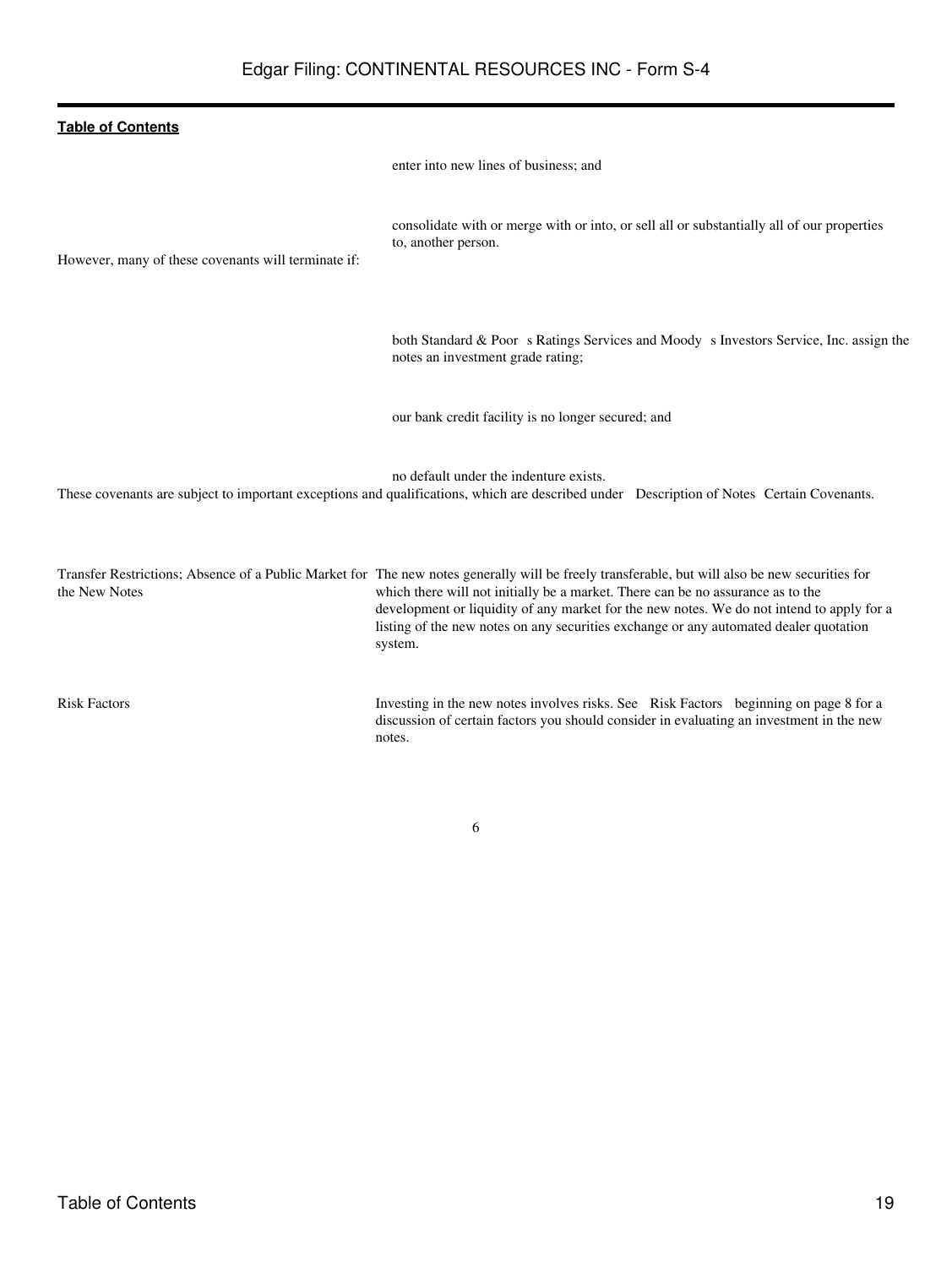- enter into new lines of business; and
- consolidate with or merge with or into, or sell all or substantially all of our properties to, another person.

However, many of these covenants will terminate if:

- both Standard & Poor s Ratings Services and Moody s Investors Service, Inc. assign the notes an investment grade rating;
- our bank credit facility is no longer secured; and
- no default under the indenture exists.

These covenants are subject to important exceptions and qualifications, which are described under Description of Notes Certain Covenants.

| | |
|---|---|
| Transfer Restrictions; Absence of a Public Market for the New Notes | The new notes generally will be freely transferable, but will also be new securities for which there will not initially be a market. There can be no assurance as to the development or liquidity of any market for the new notes. We do not intend to apply for a listing of the new notes on any securities exchange or any automated dealer quotation system. |
| Risk Factors | Investing in the new notes involves risks. See Risk Factors beginning on page 8 for a discussion of certain factors you should consider in evaluating an investment in the new notes. |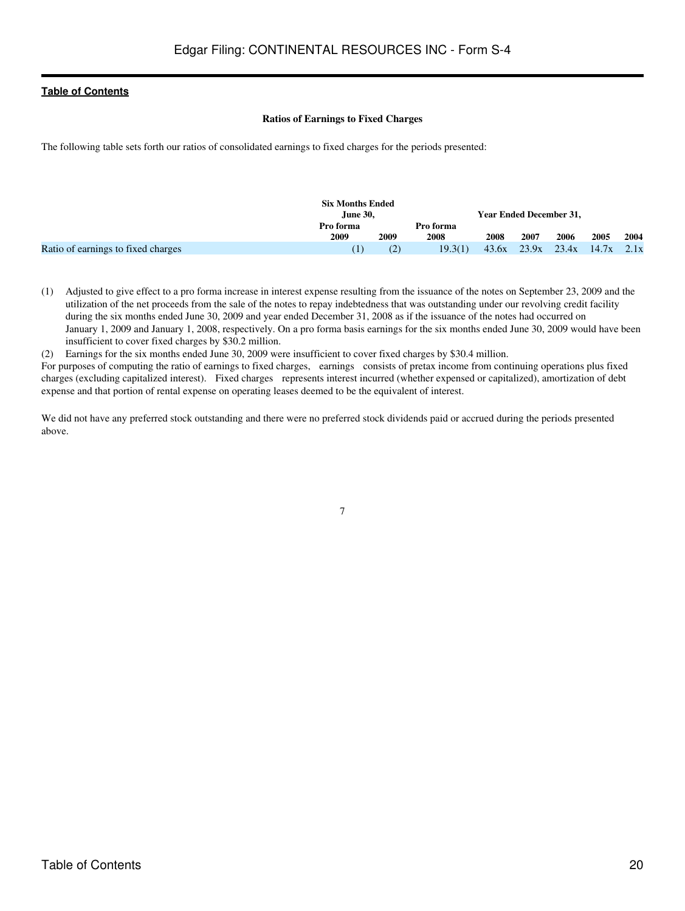### Ratios of Earnings to Fixed Charges

The following table sets forth our ratios of consolidated earnings to fixed charges for the periods presented:

| | Six Months Ended June 30, | | Year Ended December 31, | | | | | |
|---|---|---|---|---|---|---|---|---|
| | Pro forma 2009 | 2009 | Pro forma 2008 | 2008 | 2007 | 2006 | 2005 | 2004 |
| Ratio of earnings to fixed charges | (1) | (2) | 19.3(1) | 43.6x | 23.9x | 23.4x | 14.7x | 2.1x |

(1) Adjusted to give effect to a pro forma increase in interest expense resulting from the issuance of the notes on September 23, 2009 and the utilization of the net proceeds from the sale of the notes to repay indebtedness that was outstanding under our revolving credit facility during the six months ended June 30, 2009 and year ended December 31, 2008 as if the issuance of the notes had occurred on January 1, 2009 and January 1, 2008, respectively. On a pro forma basis earnings for the six months ended June 30, 2009 would have been insufficient to cover fixed charges by $30.2 million.

(2) Earnings for the six months ended June 30, 2009 were insufficient to cover fixed charges by $30.4 million.

For purposes of computing the ratio of earnings to fixed charges, earnings consists of pretax income from continuing operations plus fixed charges (excluding capitalized interest). Fixed charges represents interest incurred (whether expensed or capitalized), amortization of debt expense and that portion of rental expense on operating leases deemed to be the equivalent of interest.

We did not have any preferred stock outstanding and there were no preferred stock dividends paid or accrued during the periods presented above.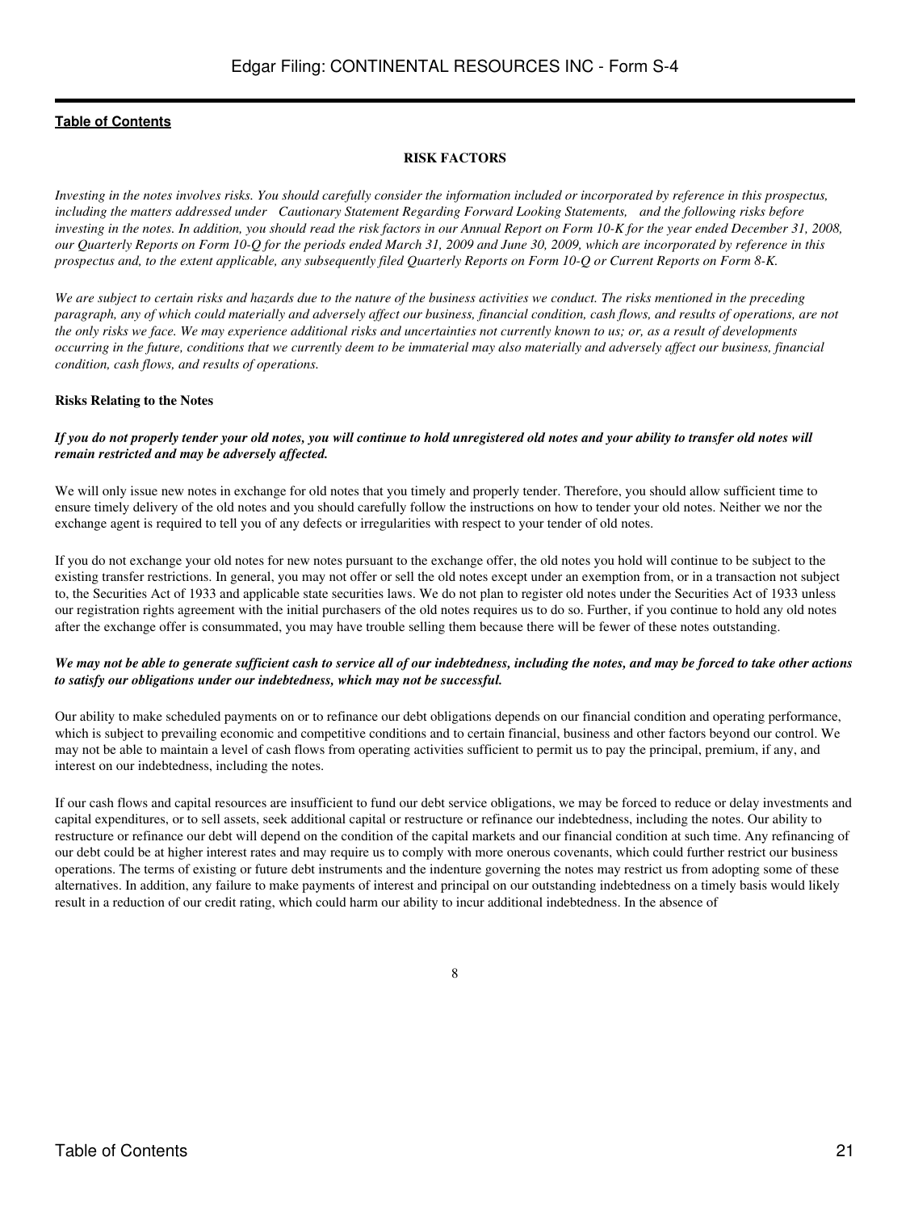[Table of Contents](#)

## RISK FACTORS

*Investing in the notes involves risks. You should carefully consider the information included or incorporated by reference in this prospectus, including the matters addressed under "Cautionary Statement Regarding Forward Looking Statements," and the following risks before investing in the notes. In addition, you should read the risk factors in our Annual Report on Form 10-K for the year ended December 31, 2008, our Quarterly Reports on Form 10-Q for the periods ended March 31, 2009 and June 30, 2009, which are incorporated by reference in this prospectus and, to the extent applicable, any subsequently filed Quarterly Reports on Form 10-Q or Current Reports on Form 8-K.*

*We are subject to certain risks and hazards due to the nature of the business activities we conduct. The risks mentioned in the preceding paragraph, any of which could materially and adversely affect our business, financial condition, cash flows, and results of operations, are not the only risks we face. We may experience additional risks and uncertainties not currently known to us; or, as a result of developments occurring in the future, conditions that we currently deem to be immaterial may also materially and adversely affect our business, financial condition, cash flows, and results of operations.*

### Risks Relating to the Notes

***If you do not properly tender your old notes, you will continue to hold unregistered old notes and your ability to transfer old notes will remain restricted and may be adversely affected.***

We will only issue new notes in exchange for old notes that you timely and properly tender. Therefore, you should allow sufficient time to ensure timely delivery of the old notes and you should carefully follow the instructions on how to tender your old notes. Neither we nor the exchange agent is required to tell you of any defects or irregularities with respect to your tender of old notes.

If you do not exchange your old notes for new notes pursuant to the exchange offer, the old notes you hold will continue to be subject to the existing transfer restrictions. In general, you may not offer or sell the old notes except under an exemption from, or in a transaction not subject to, the Securities Act of 1933 and applicable state securities laws. We do not plan to register old notes under the Securities Act of 1933 unless our registration rights agreement with the initial purchasers of the old notes requires us to do so. Further, if you continue to hold any old notes after the exchange offer is consummated, you may have trouble selling them because there will be fewer of these notes outstanding.

***We may not be able to generate sufficient cash to service all of our indebtedness, including the notes, and may be forced to take other actions to satisfy our obligations under our indebtedness, which may not be successful.***

Our ability to make scheduled payments on or to refinance our debt obligations depends on our financial condition and operating performance, which is subject to prevailing economic and competitive conditions and to certain financial, business and other factors beyond our control. We may not be able to maintain a level of cash flows from operating activities sufficient to permit us to pay the principal, premium, if any, and interest on our indebtedness, including the notes.

If our cash flows and capital resources are insufficient to fund our debt service obligations, we may be forced to reduce or delay investments and capital expenditures, or to sell assets, seek additional capital or restructure or refinance our indebtedness, including the notes. Our ability to restructure or refinance our debt will depend on the condition of the capital markets and our financial condition at such time. Any refinancing of our debt could be at higher interest rates and may require us to comply with more onerous covenants, which could further restrict our business operations. The terms of existing or future debt instruments and the indenture governing the notes may restrict us from adopting some of these alternatives. In addition, any failure to make payments of interest and principal on our outstanding indebtedness on a timely basis would likely result in a reduction of our credit rating, which could harm our ability to incur additional indebtedness. In the absence of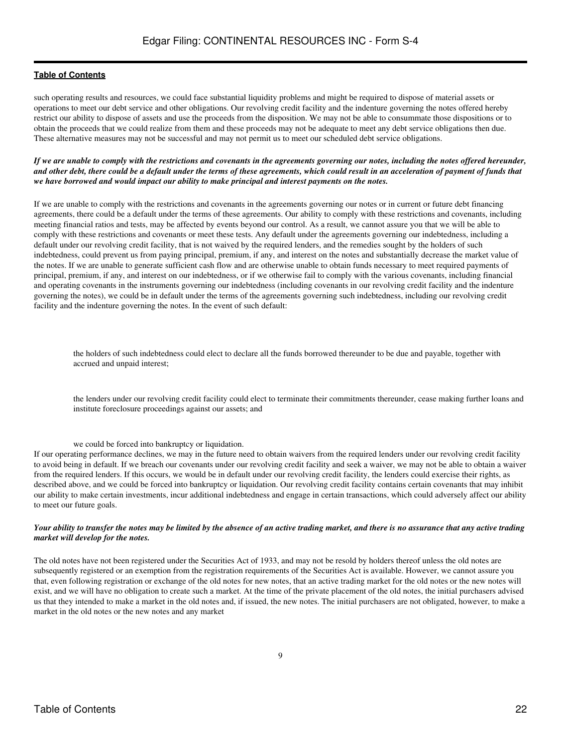such operating results and resources, we could face substantial liquidity problems and might be required to dispose of material assets or operations to meet our debt service and other obligations. Our revolving credit facility and the indenture governing the notes offered hereby restrict our ability to dispose of assets and use the proceeds from the disposition. We may not be able to consummate those dispositions or to obtain the proceeds that we could realize from them and these proceeds may not be adequate to meet any debt service obligations then due. These alternative measures may not be successful and may not permit us to meet our scheduled debt service obligations.

***If we are unable to comply with the restrictions and covenants in the agreements governing our notes, including the notes offered hereunder, and other debt, there could be a default under the terms of these agreements, which could result in an acceleration of payment of funds that we have borrowed and would impact our ability to make principal and interest payments on the notes.***

If we are unable to comply with the restrictions and covenants in the agreements governing our notes or in current or future debt financing agreements, there could be a default under the terms of these agreements. Our ability to comply with these restrictions and covenants, including meeting financial ratios and tests, may be affected by events beyond our control. As a result, we cannot assure you that we will be able to comply with these restrictions and covenants or meet these tests. Any default under the agreements governing our indebtedness, including a default under our revolving credit facility, that is not waived by the required lenders, and the remedies sought by the holders of such indebtedness, could prevent us from paying principal, premium, if any, and interest on the notes and substantially decrease the market value of the notes. If we are unable to generate sufficient cash flow and are otherwise unable to obtain funds necessary to meet required payments of principal, premium, if any, and interest on our indebtedness, or if we otherwise fail to comply with the various covenants, including financial and operating covenants in the instruments governing our indebtedness (including covenants in our revolving credit facility and the indenture governing the notes), we could be in default under the terms of the agreements governing such indebtedness, including our revolving credit facility and the indenture governing the notes. In the event of such default:

- the holders of such indebtedness could elect to declare all the funds borrowed thereunder to be due and payable, together with accrued and unpaid interest;
- the lenders under our revolving credit facility could elect to terminate their commitments thereunder, cease making further loans and institute foreclosure proceedings against our assets; and
- we could be forced into bankruptcy or liquidation.

If our operating performance declines, we may in the future need to obtain waivers from the required lenders under our revolving credit facility to avoid being in default. If we breach our covenants under our revolving credit facility and seek a waiver, we may not be able to obtain a waiver from the required lenders. If this occurs, we would be in default under our revolving credit facility, the lenders could exercise their rights, as described above, and we could be forced into bankruptcy or liquidation. Our revolving credit facility contains certain covenants that may inhibit our ability to make certain investments, incur additional indebtedness and engage in certain transactions, which could adversely affect our ability to meet our future goals.

***Your ability to transfer the notes may be limited by the absence of an active trading market, and there is no assurance that any active trading market will develop for the notes.***

The old notes have not been registered under the Securities Act of 1933, and may not be resold by holders thereof unless the old notes are subsequently registered or an exemption from the registration requirements of the Securities Act is available. However, we cannot assure you that, even following registration or exchange of the old notes for new notes, that an active trading market for the old notes or the new notes will exist, and we will have no obligation to create such a market. At the time of the private placement of the old notes, the initial purchasers advised us that they intended to make a market in the old notes and, if issued, the new notes. The initial purchasers are not obligated, however, to make a market in the old notes or the new notes and any market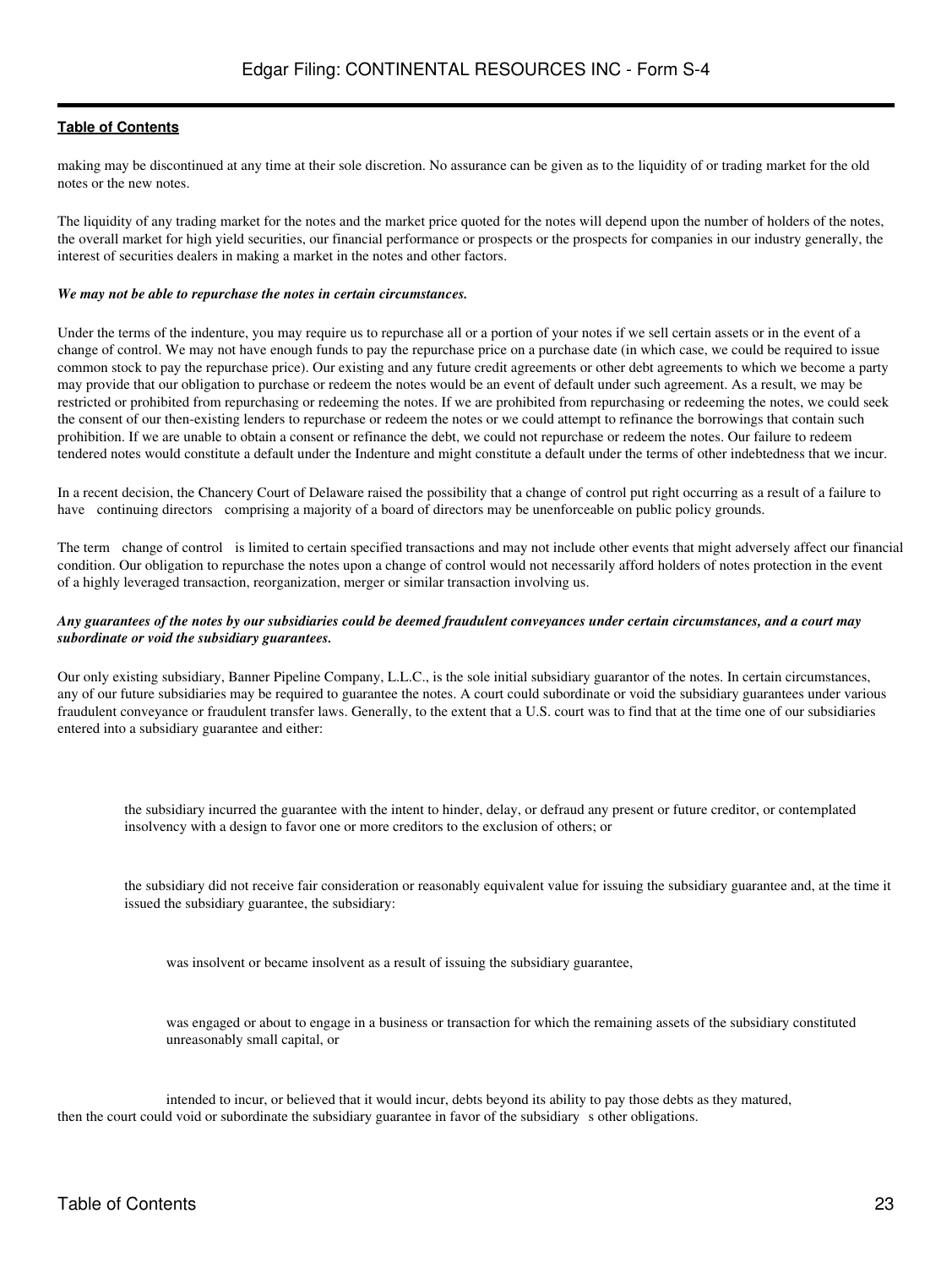making may be discontinued at any time at their sole discretion. No assurance can be given as to the liquidity of or trading market for the old notes or the new notes.

The liquidity of any trading market for the notes and the market price quoted for the notes will depend upon the number of holders of the notes, the overall market for high yield securities, our financial performance or prospects or the prospects for companies in our industry generally, the interest of securities dealers in making a market in the notes and other factors.

***We may not be able to repurchase the notes in certain circumstances.***

Under the terms of the indenture, you may require us to repurchase all or a portion of your notes if we sell certain assets or in the event of a change of control. We may not have enough funds to pay the repurchase price on a purchase date (in which case, we could be required to issue common stock to pay the repurchase price). Our existing and any future credit agreements or other debt agreements to which we become a party may provide that our obligation to purchase or redeem the notes would be an event of default under such agreement. As a result, we may be restricted or prohibited from repurchasing or redeeming the notes. If we are prohibited from repurchasing or redeeming the notes, we could seek the consent of our then-existing lenders to repurchase or redeem the notes or we could attempt to refinance the borrowings that contain such prohibition. If we are unable to obtain a consent or refinance the debt, we could not repurchase or redeem the notes. Our failure to redeem tendered notes would constitute a default under the Indenture and might constitute a default under the terms of other indebtedness that we incur.

In a recent decision, the Chancery Court of Delaware raised the possibility that a change of control put right occurring as a result of a failure to have continuing directors comprising a majority of a board of directors may be unenforceable on public policy grounds.

The term change of control is limited to certain specified transactions and may not include other events that might adversely affect our financial condition. Our obligation to repurchase the notes upon a change of control would not necessarily afford holders of notes protection in the event of a highly leveraged transaction, reorganization, merger or similar transaction involving us.

***Any guarantees of the notes by our subsidiaries could be deemed fraudulent conveyances under certain circumstances, and a court may subordinate or void the subsidiary guarantees.***

Our only existing subsidiary, Banner Pipeline Company, L.L.C., is the sole initial subsidiary guarantor of the notes. In certain circumstances, any of our future subsidiaries may be required to guarantee the notes. A court could subordinate or void the subsidiary guarantees under various fraudulent conveyance or fraudulent transfer laws. Generally, to the extent that a U.S. court was to find that at the time one of our subsidiaries entered into a subsidiary guarantee and either:

- the subsidiary incurred the guarantee with the intent to hinder, delay, or defraud any present or future creditor, or contemplated insolvency with a design to favor one or more creditors to the exclusion of others; or

- the subsidiary did not receive fair consideration or reasonably equivalent value for issuing the subsidiary guarantee and, at the time it issued the subsidiary guarantee, the subsidiary:

  - was insolvent or became insolvent as a result of issuing the subsidiary guarantee,

  - was engaged or about to engage in a business or transaction for which the remaining assets of the subsidiary constituted unreasonably small capital, or

  - intended to incur, or believed that it would incur, debts beyond its ability to pay those debts as they matured,

then the court could void or subordinate the subsidiary guarantee in favor of the subsidiary s other obligations.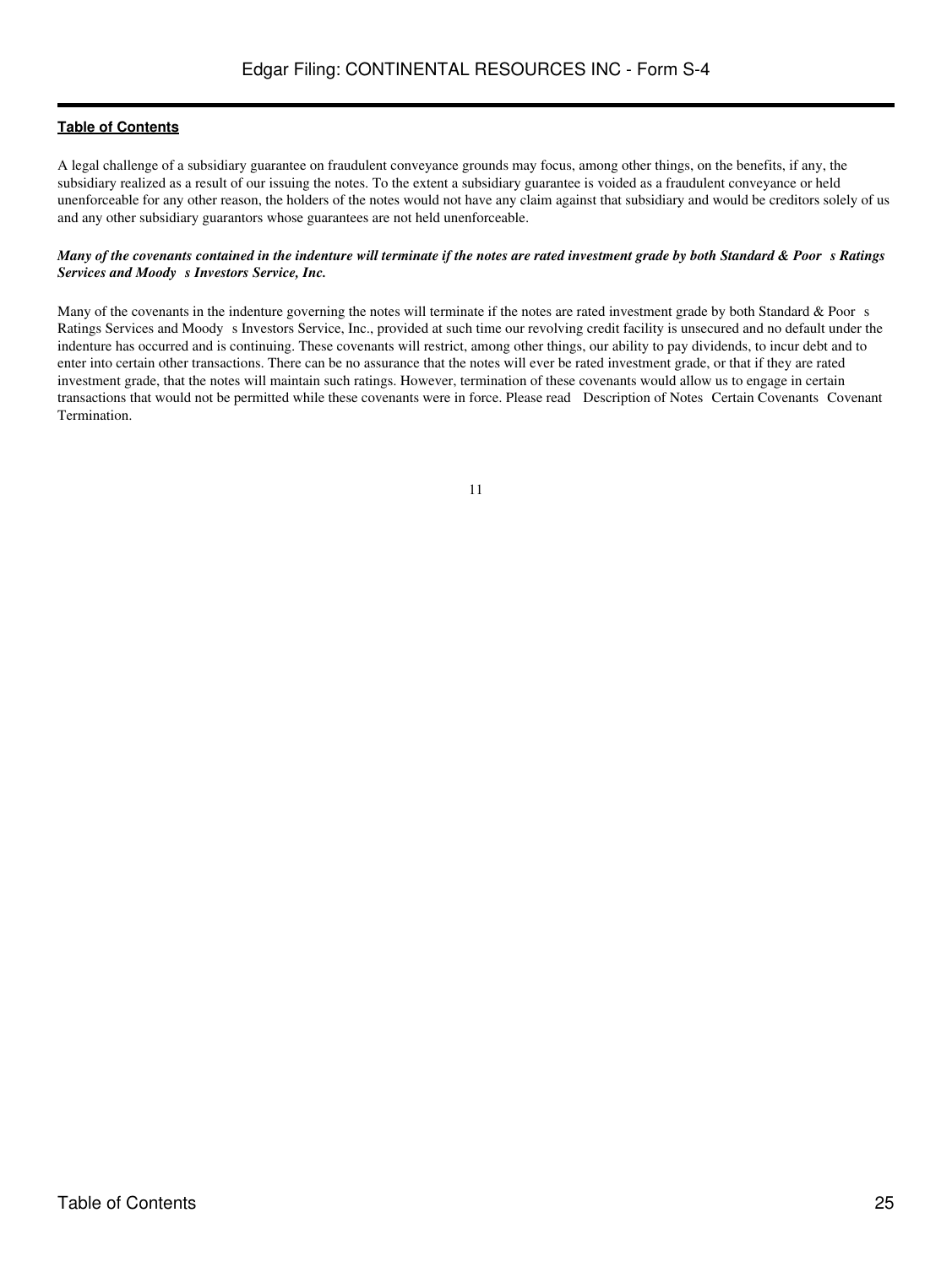A legal challenge of a subsidiary guarantee on fraudulent conveyance grounds may focus, among other things, on the benefits, if any, the subsidiary realized as a result of our issuing the notes. To the extent a subsidiary guarantee is voided as a fraudulent conveyance or held unenforceable for any other reason, the holders of the notes would not have any claim against that subsidiary and would be creditors solely of us and any other subsidiary guarantors whose guarantees are not held unenforceable.

***Many of the covenants contained in the indenture will terminate if the notes are rated investment grade by both Standard & Poor s Ratings Services and Moody s Investors Service, Inc.***

Many of the covenants in the indenture governing the notes will terminate if the notes are rated investment grade by both Standard & Poor s Ratings Services and Moody s Investors Service, Inc., provided at such time our revolving credit facility is unsecured and no default under the indenture has occurred and is continuing. These covenants will restrict, among other things, our ability to pay dividends, to incur debt and to enter into certain other transactions. There can be no assurance that the notes will ever be rated investment grade, or that if they are rated investment grade, that the notes will maintain such ratings. However, termination of these covenants would allow us to engage in certain transactions that would not be permitted while these covenants were in force. Please read Description of Notes Certain Covenants Covenant Termination.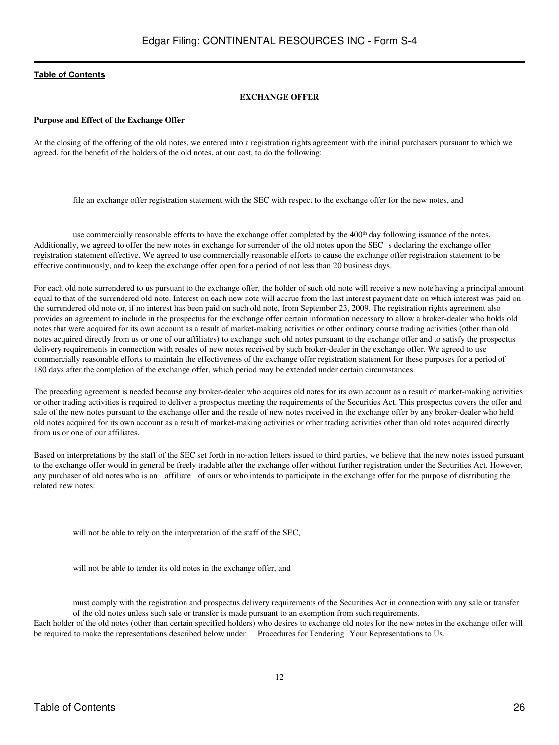## EXCHANGE OFFER

**Purpose and Effect of the Exchange Offer**

At the closing of the offering of the old notes, we entered into a registration rights agreement with the initial purchasers pursuant to which we agreed, for the benefit of the holders of the old notes, at our cost, to do the following:

- file an exchange offer registration statement with the SEC with respect to the exchange offer for the new notes, and

- use commercially reasonable efforts to have the exchange offer completed by the 400th day following issuance of the notes.

Additionally, we agreed to offer the new notes in exchange for surrender of the old notes upon the SEC s declaring the exchange offer registration statement effective. We agreed to use commercially reasonable efforts to cause the exchange offer registration statement to be effective continuously, and to keep the exchange offer open for a period of not less than 20 business days.

For each old note surrendered to us pursuant to the exchange offer, the holder of such old note will receive a new note having a principal amount equal to that of the surrendered old note. Interest on each new note will accrue from the last interest payment date on which interest was paid on the surrendered old note or, if no interest has been paid on such old note, from September 23, 2009. The registration rights agreement also provides an agreement to include in the prospectus for the exchange offer certain information necessary to allow a broker-dealer who holds old notes that were acquired for its own account as a result of market-making activities or other ordinary course trading activities (other than old notes acquired directly from us or one of our affiliates) to exchange such old notes pursuant to the exchange offer and to satisfy the prospectus delivery requirements in connection with resales of new notes received by such broker-dealer in the exchange offer. We agreed to use commercially reasonable efforts to maintain the effectiveness of the exchange offer registration statement for these purposes for a period of 180 days after the completion of the exchange offer, which period may be extended under certain circumstances.

The preceding agreement is needed because any broker-dealer who acquires old notes for its own account as a result of market-making activities or other trading activities is required to deliver a prospectus meeting the requirements of the Securities Act. This prospectus covers the offer and sale of the new notes pursuant to the exchange offer and the resale of new notes received in the exchange offer by any broker-dealer who held old notes acquired for its own account as a result of market-making activities or other trading activities other than old notes acquired directly from us or one of our affiliates.

Based on interpretations by the staff of the SEC set forth in no-action letters issued to third parties, we believe that the new notes issued pursuant to the exchange offer would in general be freely tradable after the exchange offer without further registration under the Securities Act. However, any purchaser of old notes who is an affiliate of ours or who intends to participate in the exchange offer for the purpose of distributing the related new notes:

- will not be able to rely on the interpretation of the staff of the SEC,

- will not be able to tender its old notes in the exchange offer, and

- must comply with the registration and prospectus delivery requirements of the Securities Act in connection with any sale or transfer of the old notes unless such sale or transfer is made pursuant to an exemption from such requirements.

Each holder of the old notes (other than certain specified holders) who desires to exchange old notes for the new notes in the exchange offer will be required to make the representations described below under Procedures for Tendering Your Representations to Us.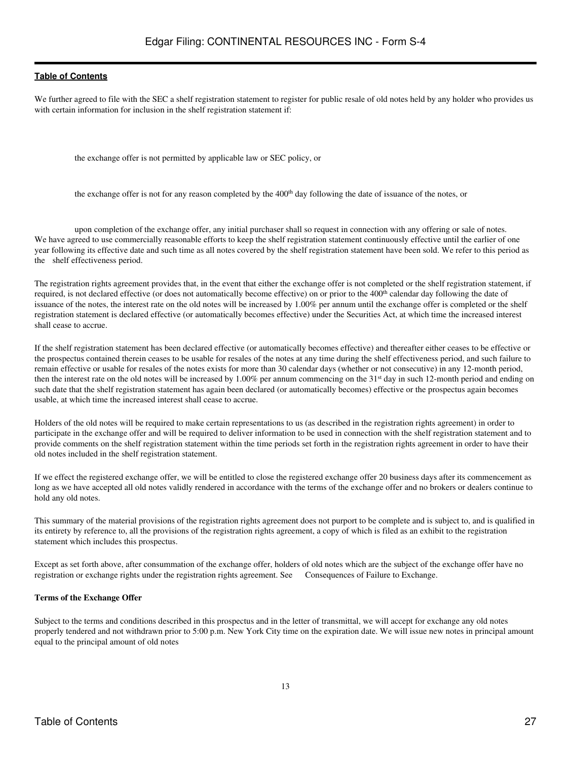We further agreed to file with the SEC a shelf registration statement to register for public resale of old notes held by any holder who provides us with certain information for inclusion in the shelf registration statement if:

- the exchange offer is not permitted by applicable law or SEC policy, or
- the exchange offer is not for any reason completed by the 400th day following the date of issuance of the notes, or
- upon completion of the exchange offer, any initial purchaser shall so request in connection with any offering or sale of notes.

We have agreed to use commercially reasonable efforts to keep the shelf registration statement continuously effective until the earlier of one year following its effective date and such time as all notes covered by the shelf registration statement have been sold. We refer to this period as the shelf effectiveness period.

The registration rights agreement provides that, in the event that either the exchange offer is not completed or the shelf registration statement, if required, is not declared effective (or does not automatically become effective) on or prior to the 400th calendar day following the date of issuance of the notes, the interest rate on the old notes will be increased by 1.00% per annum until the exchange offer is completed or the shelf registration statement is declared effective (or automatically becomes effective) under the Securities Act, at which time the increased interest shall cease to accrue.

If the shelf registration statement has been declared effective (or automatically becomes effective) and thereafter either ceases to be effective or the prospectus contained therein ceases to be usable for resales of the notes at any time during the shelf effectiveness period, and such failure to remain effective or usable for resales of the notes exists for more than 30 calendar days (whether or not consecutive) in any 12-month period, then the interest rate on the old notes will be increased by 1.00% per annum commencing on the 31st day in such 12-month period and ending on such date that the shelf registration statement has again been declared (or automatically becomes) effective or the prospectus again becomes usable, at which time the increased interest shall cease to accrue.

Holders of the old notes will be required to make certain representations to us (as described in the registration rights agreement) in order to participate in the exchange offer and will be required to deliver information to be used in connection with the shelf registration statement and to provide comments on the shelf registration statement within the time periods set forth in the registration rights agreement in order to have their old notes included in the shelf registration statement.

If we effect the registered exchange offer, we will be entitled to close the registered exchange offer 20 business days after its commencement as long as we have accepted all old notes validly rendered in accordance with the terms of the exchange offer and no brokers or dealers continue to hold any old notes.

This summary of the material provisions of the registration rights agreement does not purport to be complete and is subject to, and is qualified in its entirety by reference to, all the provisions of the registration rights agreement, a copy of which is filed as an exhibit to the registration statement which includes this prospectus.

Except as set forth above, after consummation of the exchange offer, holders of old notes which are the subject of the exchange offer have no registration or exchange rights under the registration rights agreement. See Consequences of Failure to Exchange.

**Terms of the Exchange Offer**

Subject to the terms and conditions described in this prospectus and in the letter of transmittal, we will accept for exchange any old notes properly tendered and not withdrawn prior to 5:00 p.m. New York City time on the expiration date. We will issue new notes in principal amount equal to the principal amount of old notes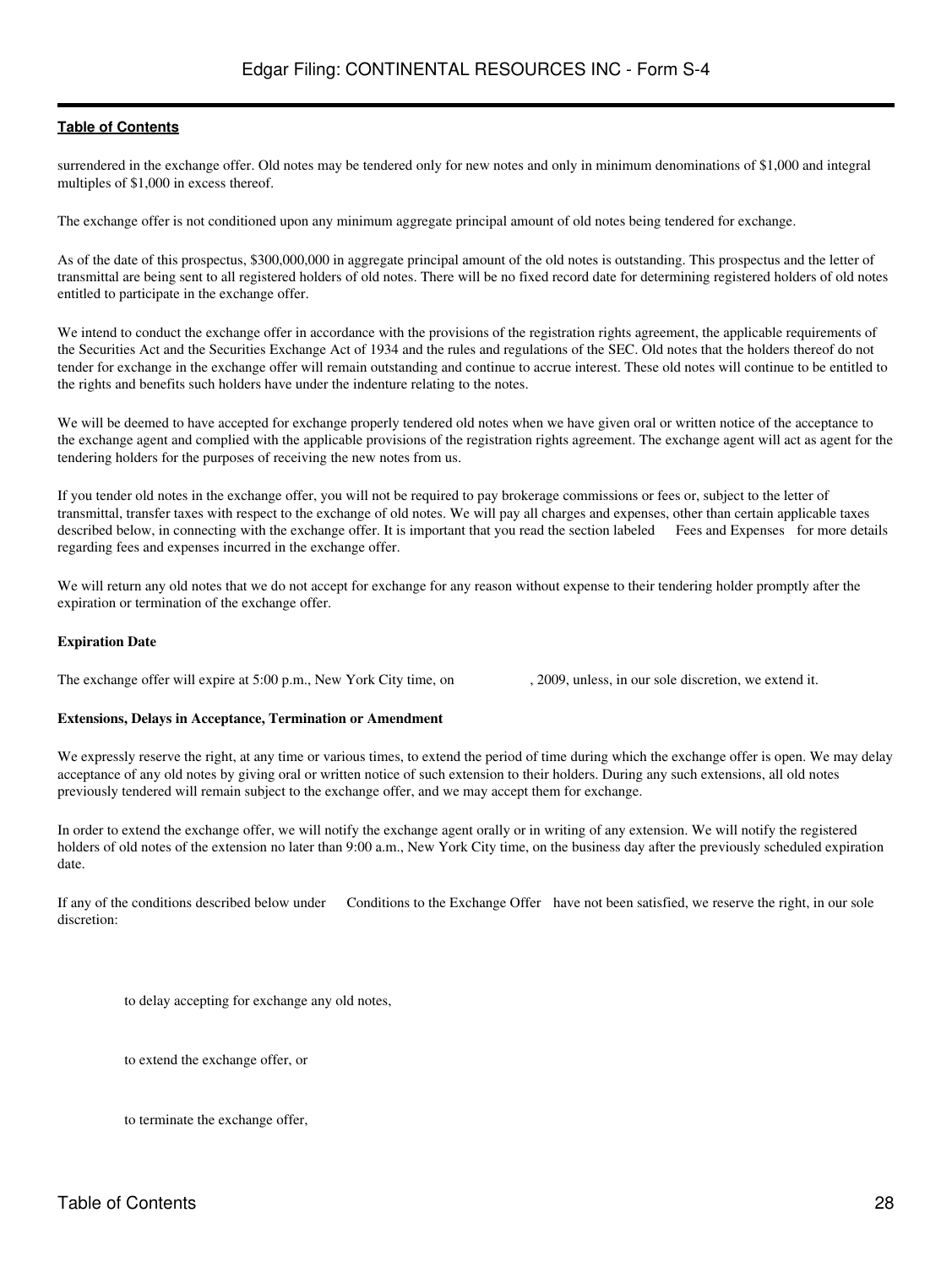surrendered in the exchange offer. Old notes may be tendered only for new notes and only in minimum denominations of $1,000 and integral multiples of $1,000 in excess thereof.

The exchange offer is not conditioned upon any minimum aggregate principal amount of old notes being tendered for exchange.

As of the date of this prospectus, $300,000,000 in aggregate principal amount of the old notes is outstanding. This prospectus and the letter of transmittal are being sent to all registered holders of old notes. There will be no fixed record date for determining registered holders of old notes entitled to participate in the exchange offer.

We intend to conduct the exchange offer in accordance with the provisions of the registration rights agreement, the applicable requirements of the Securities Act and the Securities Exchange Act of 1934 and the rules and regulations of the SEC. Old notes that the holders thereof do not tender for exchange in the exchange offer will remain outstanding and continue to accrue interest. These old notes will continue to be entitled to the rights and benefits such holders have under the indenture relating to the notes.

We will be deemed to have accepted for exchange properly tendered old notes when we have given oral or written notice of the acceptance to the exchange agent and complied with the applicable provisions of the registration rights agreement. The exchange agent will act as agent for the tendering holders for the purposes of receiving the new notes from us.

If you tender old notes in the exchange offer, you will not be required to pay brokerage commissions or fees or, subject to the letter of transmittal, transfer taxes with respect to the exchange of old notes. We will pay all charges and expenses, other than certain applicable taxes described below, in connecting with the exchange offer. It is important that you read the section labeled Fees and Expenses for more details regarding fees and expenses incurred in the exchange offer.

We will return any old notes that we do not accept for exchange for any reason without expense to their tendering holder promptly after the expiration or termination of the exchange offer.

**Expiration Date**

The exchange offer will expire at 5:00 p.m., New York City time, on , 2009, unless, in our sole discretion, we extend it.

**Extensions, Delays in Acceptance, Termination or Amendment**

We expressly reserve the right, at any time or various times, to extend the period of time during which the exchange offer is open. We may delay acceptance of any old notes by giving oral or written notice of such extension to their holders. During any such extensions, all old notes previously tendered will remain subject to the exchange offer, and we may accept them for exchange.

In order to extend the exchange offer, we will notify the exchange agent orally or in writing of any extension. We will notify the registered holders of old notes of the extension no later than 9:00 a.m., New York City time, on the business day after the previously scheduled expiration date.

If any of the conditions described below under Conditions to the Exchange Offer have not been satisfied, we reserve the right, in our sole discretion:

- to delay accepting for exchange any old notes,
- to extend the exchange offer, or
- to terminate the exchange offer,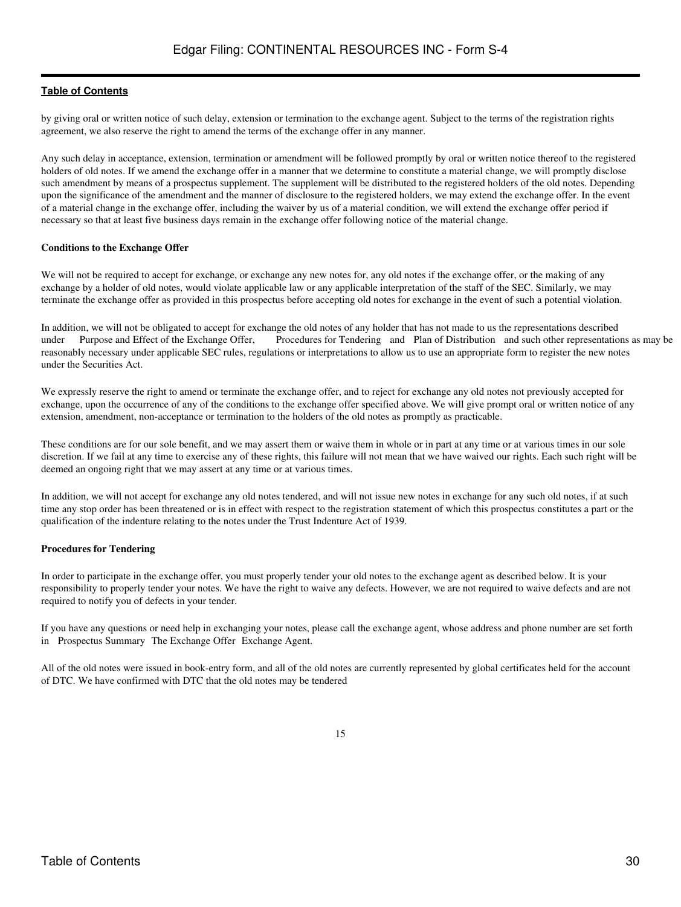by giving oral or written notice of such delay, extension or termination to the exchange agent. Subject to the terms of the registration rights agreement, we also reserve the right to amend the terms of the exchange offer in any manner.

Any such delay in acceptance, extension, termination or amendment will be followed promptly by oral or written notice thereof to the registered holders of old notes. If we amend the exchange offer in a manner that we determine to constitute a material change, we will promptly disclose such amendment by means of a prospectus supplement. The supplement will be distributed to the registered holders of the old notes. Depending upon the significance of the amendment and the manner of disclosure to the registered holders, we may extend the exchange offer. In the event of a material change in the exchange offer, including the waiver by us of a material condition, we will extend the exchange offer period if necessary so that at least five business days remain in the exchange offer following notice of the material change.

**Conditions to the Exchange Offer**

We will not be required to accept for exchange, or exchange any new notes for, any old notes if the exchange offer, or the making of any exchange by a holder of old notes, would violate applicable law or any applicable interpretation of the staff of the SEC. Similarly, we may terminate the exchange offer as provided in this prospectus before accepting old notes for exchange in the event of such a potential violation.

In addition, we will not be obligated to accept for exchange the old notes of any holder that has not made to us the representations described under Purpose and Effect of the Exchange Offer, Procedures for Tendering and Plan of Distribution and such other representations as may be reasonably necessary under applicable SEC rules, regulations or interpretations to allow us to use an appropriate form to register the new notes under the Securities Act.

We expressly reserve the right to amend or terminate the exchange offer, and to reject for exchange any old notes not previously accepted for exchange, upon the occurrence of any of the conditions to the exchange offer specified above. We will give prompt oral or written notice of any extension, amendment, non-acceptance or termination to the holders of the old notes as promptly as practicable.

These conditions are for our sole benefit, and we may assert them or waive them in whole or in part at any time or at various times in our sole discretion. If we fail at any time to exercise any of these rights, this failure will not mean that we have waived our rights. Each such right will be deemed an ongoing right that we may assert at any time or at various times.

In addition, we will not accept for exchange any old notes tendered, and will not issue new notes in exchange for any such old notes, if at such time any stop order has been threatened or is in effect with respect to the registration statement of which this prospectus constitutes a part or the qualification of the indenture relating to the notes under the Trust Indenture Act of 1939.

**Procedures for Tendering**

In order to participate in the exchange offer, you must properly tender your old notes to the exchange agent as described below. It is your responsibility to properly tender your notes. We have the right to waive any defects. However, we are not required to waive defects and are not required to notify you of defects in your tender.

If you have any questions or need help in exchanging your notes, please call the exchange agent, whose address and phone number are set forth in Prospectus Summary The Exchange Offer Exchange Agent.

All of the old notes were issued in book-entry form, and all of the old notes are currently represented by global certificates held for the account of DTC. We have confirmed with DTC that the old notes may be tendered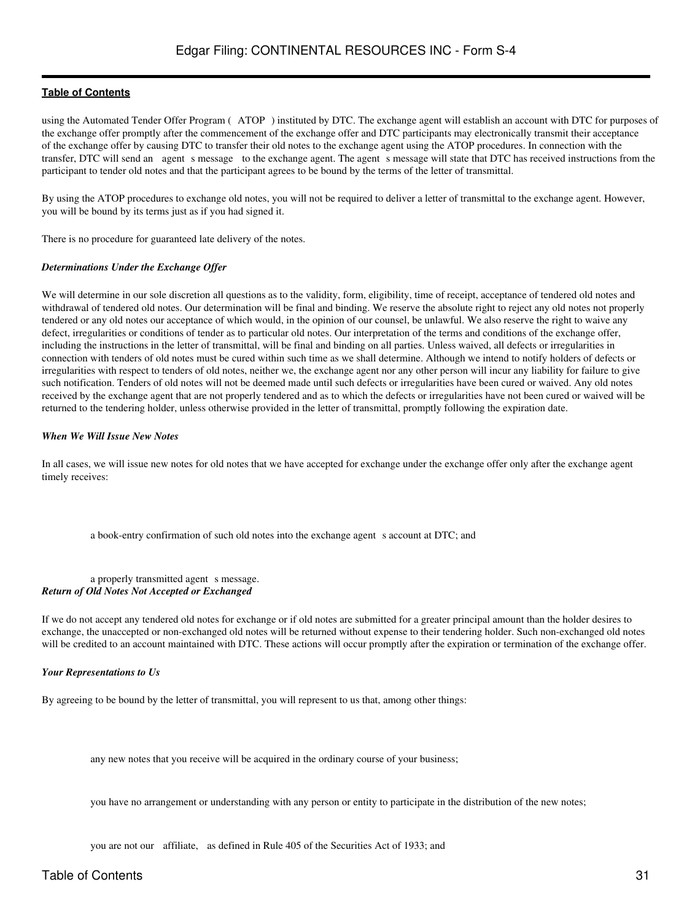using the Automated Tender Offer Program ( ATOP ) instituted by DTC. The exchange agent will establish an account with DTC for purposes of the exchange offer promptly after the commencement of the exchange offer and DTC participants may electronically transmit their acceptance of the exchange offer by causing DTC to transfer their old notes to the exchange agent using the ATOP procedures. In connection with the transfer, DTC will send an agent s message to the exchange agent. The agent s message will state that DTC has received instructions from the participant to tender old notes and that the participant agrees to be bound by the terms of the letter of transmittal.

By using the ATOP procedures to exchange old notes, you will not be required to deliver a letter of transmittal to the exchange agent. However, you will be bound by its terms just as if you had signed it.

There is no procedure for guaranteed late delivery of the notes.

***Determinations Under the Exchange Offer***

We will determine in our sole discretion all questions as to the validity, form, eligibility, time of receipt, acceptance of tendered old notes and withdrawal of tendered old notes. Our determination will be final and binding. We reserve the absolute right to reject any old notes not properly tendered or any old notes our acceptance of which would, in the opinion of our counsel, be unlawful. We also reserve the right to waive any defect, irregularities or conditions of tender as to particular old notes. Our interpretation of the terms and conditions of the exchange offer, including the instructions in the letter of transmittal, will be final and binding on all parties. Unless waived, all defects or irregularities in connection with tenders of old notes must be cured within such time as we shall determine. Although we intend to notify holders of defects or irregularities with respect to tenders of old notes, neither we, the exchange agent nor any other person will incur any liability for failure to give such notification. Tenders of old notes will not be deemed made until such defects or irregularities have been cured or waived. Any old notes received by the exchange agent that are not properly tendered and as to which the defects or irregularities have not been cured or waived will be returned to the tendering holder, unless otherwise provided in the letter of transmittal, promptly following the expiration date.

***When We Will Issue New Notes***

In all cases, we will issue new notes for old notes that we have accepted for exchange under the exchange offer only after the exchange agent timely receives:

- a book-entry confirmation of such old notes into the exchange agent s account at DTC; and
- a properly transmitted agent s message.

***Return of Old Notes Not Accepted or Exchanged***

If we do not accept any tendered old notes for exchange or if old notes are submitted for a greater principal amount than the holder desires to exchange, the unaccepted or non-exchanged old notes will be returned without expense to their tendering holder. Such non-exchanged old notes will be credited to an account maintained with DTC. These actions will occur promptly after the expiration or termination of the exchange offer.

***Your Representations to Us***

By agreeing to be bound by the letter of transmittal, you will represent to us that, among other things:

- any new notes that you receive will be acquired in the ordinary course of your business;
- you have no arrangement or understanding with any person or entity to participate in the distribution of the new notes;
- you are not our affiliate, as defined in Rule 405 of the Securities Act of 1933; and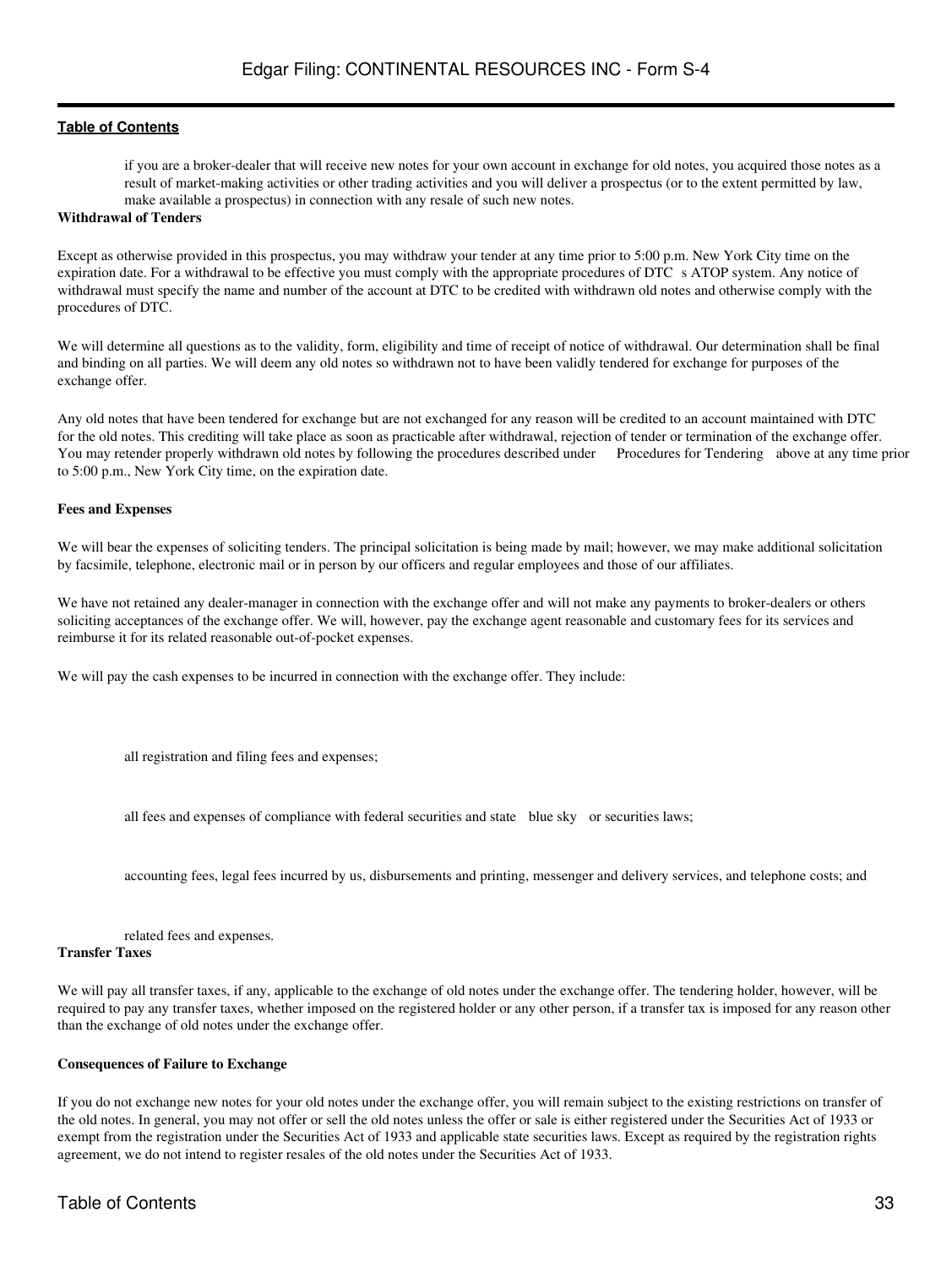- if you are a broker-dealer that will receive new notes for your own account in exchange for old notes, you acquired those notes as a result of market-making activities or other trading activities and you will deliver a prospectus (or to the extent permitted by law, make available a prospectus) in connection with any resale of such new notes.

**Withdrawal of Tenders**

Except as otherwise provided in this prospectus, you may withdraw your tender at any time prior to 5:00 p.m. New York City time on the expiration date. For a withdrawal to be effective you must comply with the appropriate procedures of DTC s ATOP system. Any notice of withdrawal must specify the name and number of the account at DTC to be credited with withdrawn old notes and otherwise comply with the procedures of DTC.

We will determine all questions as to the validity, form, eligibility and time of receipt of notice of withdrawal. Our determination shall be final and binding on all parties. We will deem any old notes so withdrawn not to have been validly tendered for exchange for purposes of the exchange offer.

Any old notes that have been tendered for exchange but are not exchanged for any reason will be credited to an account maintained with DTC for the old notes. This crediting will take place as soon as practicable after withdrawal, rejection of tender or termination of the exchange offer. You may retender properly withdrawn old notes by following the procedures described under Procedures for Tendering above at any time prior to 5:00 p.m., New York City time, on the expiration date.

**Fees and Expenses**

We will bear the expenses of soliciting tenders. The principal solicitation is being made by mail; however, we may make additional solicitation by facsimile, telephone, electronic mail or in person by our officers and regular employees and those of our affiliates.

We have not retained any dealer-manager in connection with the exchange offer and will not make any payments to broker-dealers or others soliciting acceptances of the exchange offer. We will, however, pay the exchange agent reasonable and customary fees for its services and reimburse it for its related reasonable out-of-pocket expenses.

We will pay the cash expenses to be incurred in connection with the exchange offer. They include:

- all registration and filing fees and expenses;
- all fees and expenses of compliance with federal securities and state blue sky or securities laws;
- accounting fees, legal fees incurred by us, disbursements and printing, messenger and delivery services, and telephone costs; and
- related fees and expenses.

**Transfer Taxes**

We will pay all transfer taxes, if any, applicable to the exchange of old notes under the exchange offer. The tendering holder, however, will be required to pay any transfer taxes, whether imposed on the registered holder or any other person, if a transfer tax is imposed for any reason other than the exchange of old notes under the exchange offer.

**Consequences of Failure to Exchange**

If you do not exchange new notes for your old notes under the exchange offer, you will remain subject to the existing restrictions on transfer of the old notes. In general, you may not offer or sell the old notes unless the offer or sale is either registered under the Securities Act of 1933 or exempt from the registration under the Securities Act of 1933 and applicable state securities laws. Except as required by the registration rights agreement, we do not intend to register resales of the old notes under the Securities Act of 1933.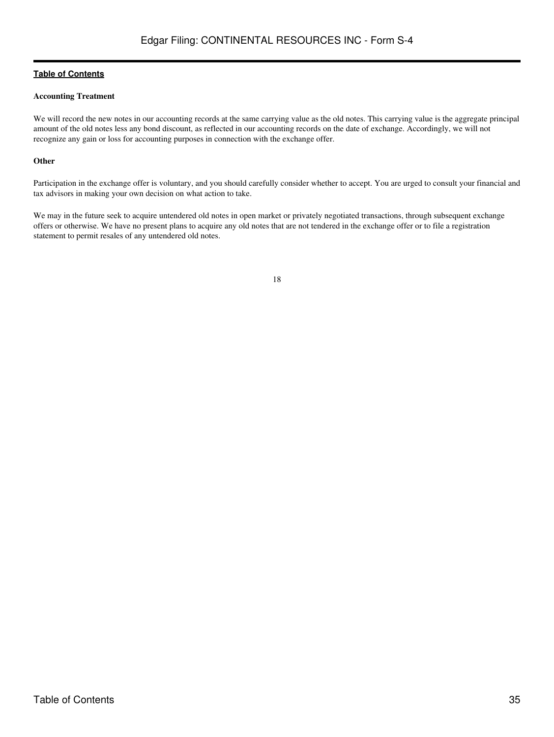**Accounting Treatment**

We will record the new notes in our accounting records at the same carrying value as the old notes. This carrying value is the aggregate principal amount of the old notes less any bond discount, as reflected in our accounting records on the date of exchange. Accordingly, we will not recognize any gain or loss for accounting purposes in connection with the exchange offer.

**Other**

Participation in the exchange offer is voluntary, and you should carefully consider whether to accept. You are urged to consult your financial and tax advisors in making your own decision on what action to take.

We may in the future seek to acquire untendered old notes in open market or privately negotiated transactions, through subsequent exchange offers or otherwise. We have no present plans to acquire any old notes that are not tendered in the exchange offer or to file a registration statement to permit resales of any untendered old notes.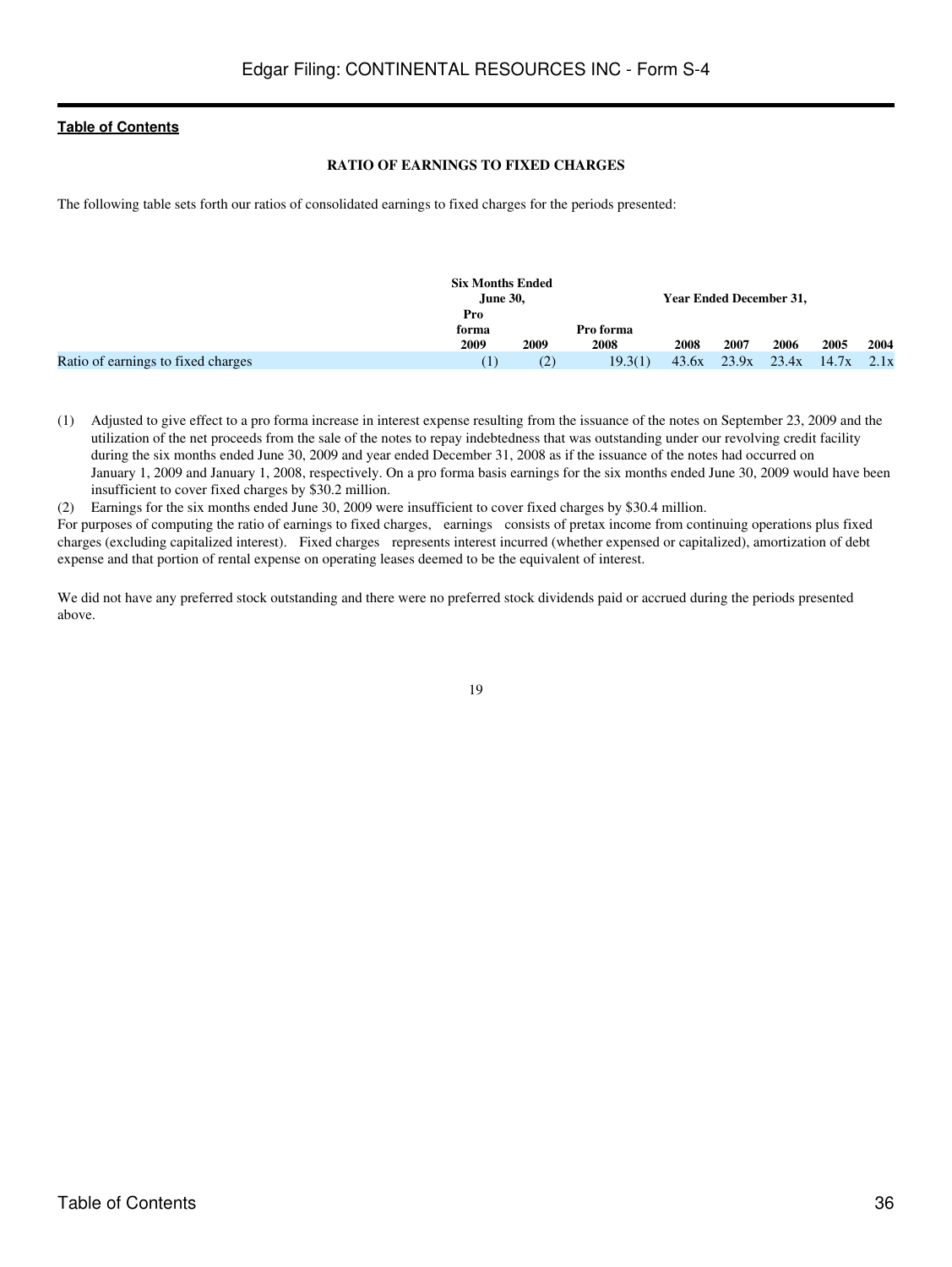### RATIO OF EARNINGS TO FIXED CHARGES

The following table sets forth our ratios of consolidated earnings to fixed charges for the periods presented:

| | Six Months Ended June 30, | | Year Ended December 31, | | | | | |
|---|---|---|---|---|---|---|---|---|
| | Pro forma 2009 | 2009 | Pro forma 2008 | 2008 | 2007 | 2006 | 2005 | 2004 |
| Ratio of earnings to fixed charges | (1) | (2) | 19.3(1) | 43.6x | 23.9x | 23.4x | 14.7x | 2.1x |

(1) Adjusted to give effect to a pro forma increase in interest expense resulting from the issuance of the notes on September 23, 2009 and the utilization of the net proceeds from the sale of the notes to repay indebtedness that was outstanding under our revolving credit facility during the six months ended June 30, 2009 and year ended December 31, 2008 as if the issuance of the notes had occurred on January 1, 2009 and January 1, 2008, respectively. On a pro forma basis earnings for the six months ended June 30, 2009 would have been insufficient to cover fixed charges by $30.2 million.

(2) Earnings for the six months ended June 30, 2009 were insufficient to cover fixed charges by $30.4 million.

For purposes of computing the ratio of earnings to fixed charges, earnings consists of pretax income from continuing operations plus fixed charges (excluding capitalized interest). Fixed charges represents interest incurred (whether expensed or capitalized), amortization of debt expense and that portion of rental expense on operating leases deemed to be the equivalent of interest.

We did not have any preferred stock outstanding and there were no preferred stock dividends paid or accrued during the periods presented above.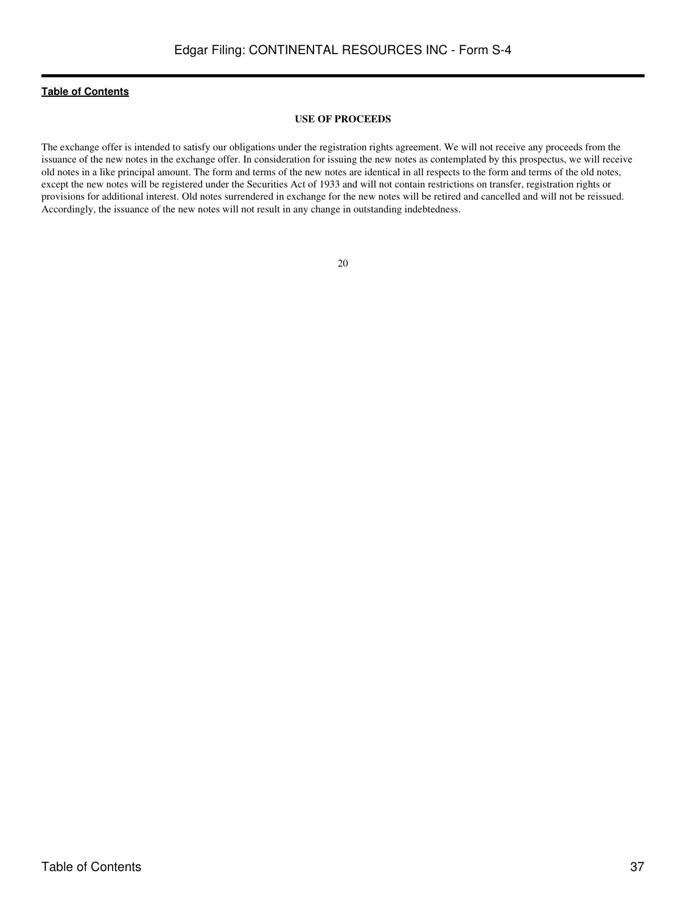## USE OF PROCEEDS

The exchange offer is intended to satisfy our obligations under the registration rights agreement. We will not receive any proceeds from the issuance of the new notes in the exchange offer. In consideration for issuing the new notes as contemplated by this prospectus, we will receive old notes in a like principal amount. The form and terms of the new notes are identical in all respects to the form and terms of the old notes, except the new notes will be registered under the Securities Act of 1933 and will not contain restrictions on transfer, registration rights or provisions for additional interest. Old notes surrendered in exchange for the new notes will be retired and cancelled and will not be reissued. Accordingly, the issuance of the new notes will not result in any change in outstanding indebtedness.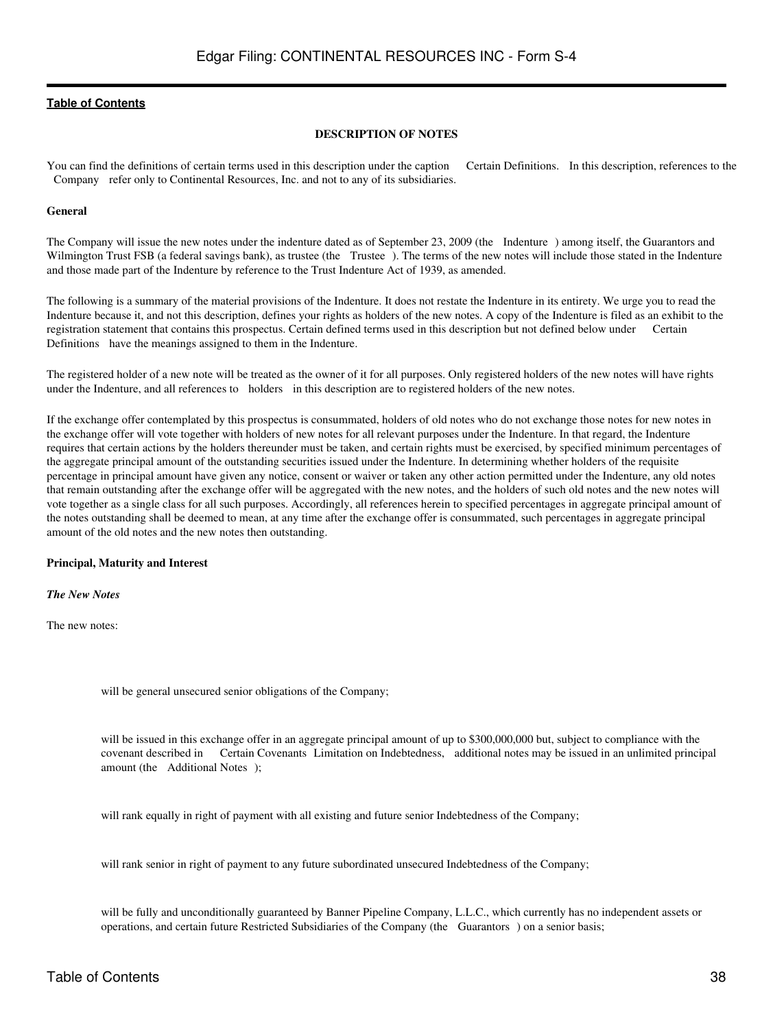[Table of Contents](#)

**DESCRIPTION OF NOTES**

You can find the definitions of certain terms used in this description under the caption Certain Definitions. In this description, references to the Company refer only to Continental Resources, Inc. and not to any of its subsidiaries.

**General**

The Company will issue the new notes under the indenture dated as of September 23, 2009 (the Indenture ) among itself, the Guarantors and Wilmington Trust FSB (a federal savings bank), as trustee (the Trustee ). The terms of the new notes will include those stated in the Indenture and those made part of the Indenture by reference to the Trust Indenture Act of 1939, as amended.

The following is a summary of the material provisions of the Indenture. It does not restate the Indenture in its entirety. We urge you to read the Indenture because it, and not this description, defines your rights as holders of the new notes. A copy of the Indenture is filed as an exhibit to the registration statement that contains this prospectus. Certain defined terms used in this description but not defined below under Certain Definitions have the meanings assigned to them in the Indenture.

The registered holder of a new note will be treated as the owner of it for all purposes. Only registered holders of the new notes will have rights under the Indenture, and all references to holders in this description are to registered holders of the new notes.

If the exchange offer contemplated by this prospectus is consummated, holders of old notes who do not exchange those notes for new notes in the exchange offer will vote together with holders of new notes for all relevant purposes under the Indenture. In that regard, the Indenture requires that certain actions by the holders thereunder must be taken, and certain rights must be exercised, by specified minimum percentages of the aggregate principal amount of the outstanding securities issued under the Indenture. In determining whether holders of the requisite percentage in principal amount have given any notice, consent or waiver or taken any other action permitted under the Indenture, any old notes that remain outstanding after the exchange offer will be aggregated with the new notes, and the holders of such old notes and the new notes will vote together as a single class for all such purposes. Accordingly, all references herein to specified percentages in aggregate principal amount of the notes outstanding shall be deemed to mean, at any time after the exchange offer is consummated, such percentages in aggregate principal amount of the old notes and the new notes then outstanding.

**Principal, Maturity and Interest**

***The New Notes***

The new notes:

- will be general unsecured senior obligations of the Company;
- will be issued in this exchange offer in an aggregate principal amount of up to $300,000,000 but, subject to compliance with the covenant described in Certain Covenants Limitation on Indebtedness, additional notes may be issued in an unlimited principal amount (the Additional Notes );
- will rank equally in right of payment with all existing and future senior Indebtedness of the Company;
- will rank senior in right of payment to any future subordinated unsecured Indebtedness of the Company;
- will be fully and unconditionally guaranteed by Banner Pipeline Company, L.L.C., which currently has no independent assets or operations, and certain future Restricted Subsidiaries of the Company (the Guarantors ) on a senior basis;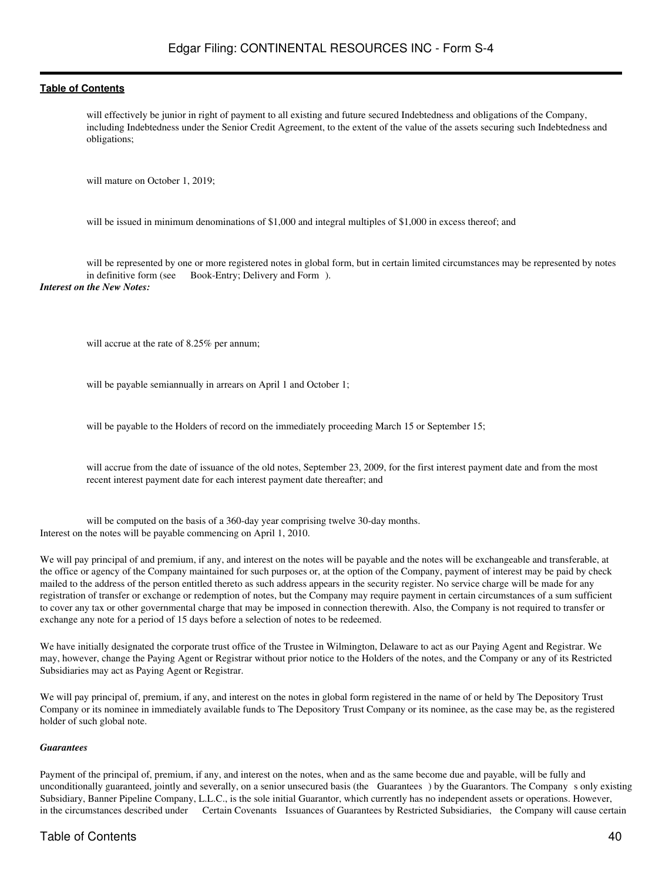- will effectively be junior in right of payment to all existing and future secured Indebtedness and obligations of the Company, including Indebtedness under the Senior Credit Agreement, to the extent of the value of the assets securing such Indebtedness and obligations;
- will mature on October 1, 2019;
- will be issued in minimum denominations of $1,000 and integral multiples of $1,000 in excess thereof; and
- will be represented by one or more registered notes in global form, but in certain limited circumstances may be represented by notes in definitive form (see  Book-Entry; Delivery and Form ).

***Interest on the New Notes:***

- will accrue at the rate of 8.25% per annum;
- will be payable semiannually in arrears on April 1 and October 1;
- will be payable to the Holders of record on the immediately proceeding March 15 or September 15;
- will accrue from the date of issuance of the old notes, September 23, 2009, for the first interest payment date and from the most recent interest payment date for each interest payment date thereafter; and
- will be computed on the basis of a 360-day year comprising twelve 30-day months.

Interest on the notes will be payable commencing on April 1, 2010.

We will pay principal of and premium, if any, and interest on the notes will be payable and the notes will be exchangeable and transferable, at the office or agency of the Company maintained for such purposes or, at the option of the Company, payment of interest may be paid by check mailed to the address of the person entitled thereto as such address appears in the security register. No service charge will be made for any registration of transfer or exchange or redemption of notes, but the Company may require payment in certain circumstances of a sum sufficient to cover any tax or other governmental charge that may be imposed in connection therewith. Also, the Company is not required to transfer or exchange any note for a period of 15 days before a selection of notes to be redeemed.

We have initially designated the corporate trust office of the Trustee in Wilmington, Delaware to act as our Paying Agent and Registrar. We may, however, change the Paying Agent or Registrar without prior notice to the Holders of the notes, and the Company or any of its Restricted Subsidiaries may act as Paying Agent or Registrar.

We will pay principal of, premium, if any, and interest on the notes in global form registered in the name of or held by The Depository Trust Company or its nominee in immediately available funds to The Depository Trust Company or its nominee, as the case may be, as the registered holder of such global note.

***Guarantees***

Payment of the principal of, premium, if any, and interest on the notes, when and as the same become due and payable, will be fully and unconditionally guaranteed, jointly and severally, on a senior unsecured basis (the  Guarantees ) by the Guarantors. The Company s only existing Subsidiary, Banner Pipeline Company, L.L.C., is the sole initial Guarantor, which currently has no independent assets or operations. However, in the circumstances described under  Certain Covenants  Issuances of Guarantees by Restricted Subsidiaries,  the Company will cause certain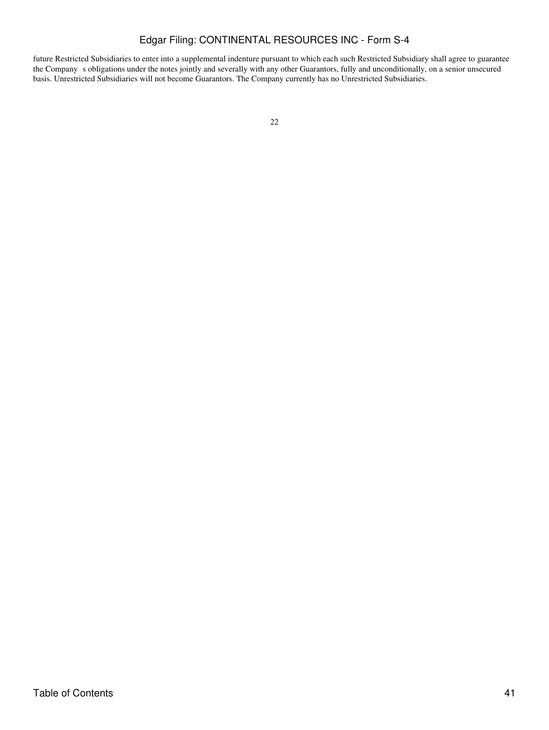future Restricted Subsidiaries to enter into a supplemental indenture pursuant to which each such Restricted Subsidiary shall agree to guarantee the Company s obligations under the notes jointly and severally with any other Guarantors, fully and unconditionally, on a senior unsecured basis. Unrestricted Subsidiaries will not become Guarantors. The Company currently has no Unrestricted Subsidiaries.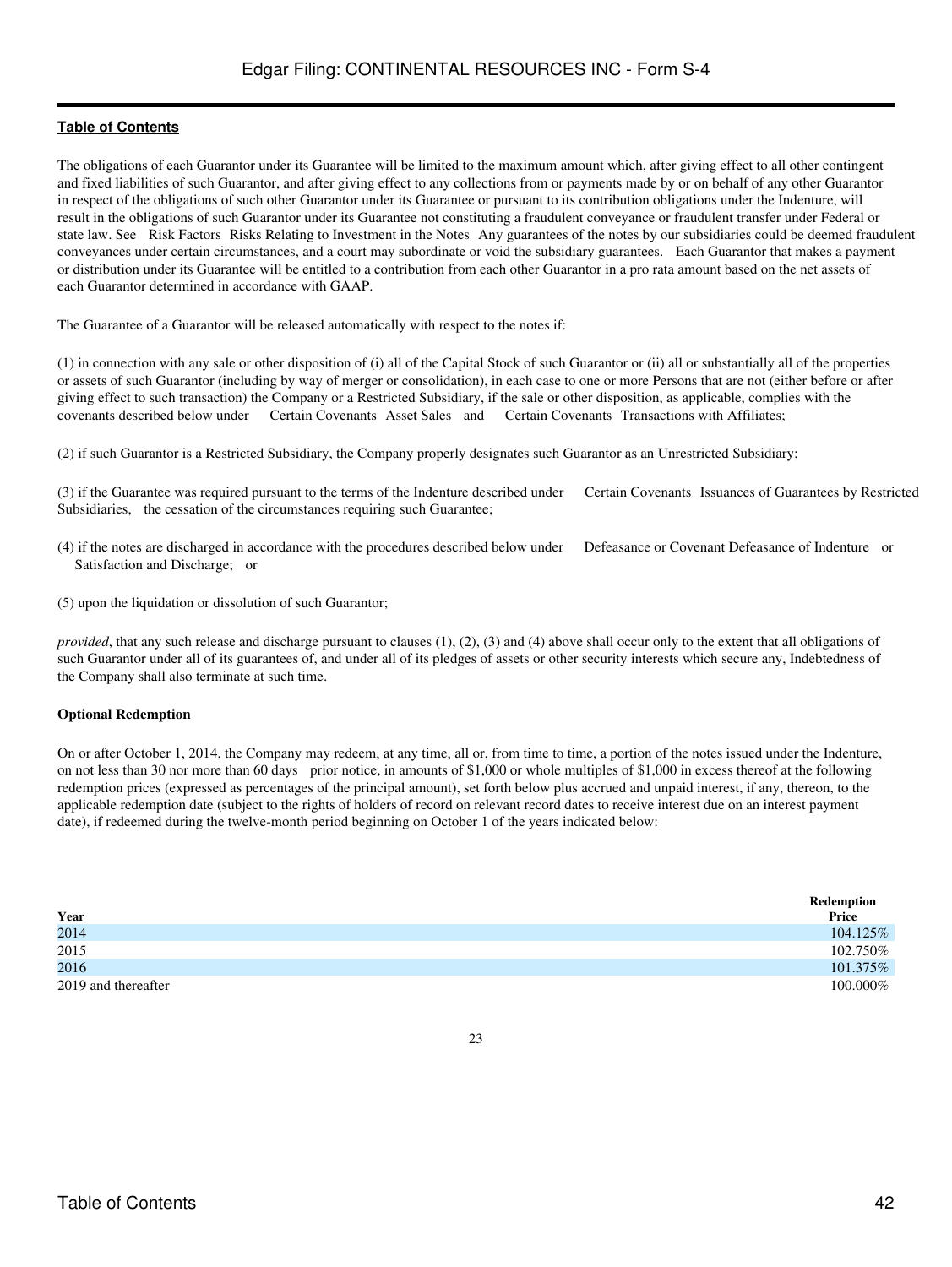The obligations of each Guarantor under its Guarantee will be limited to the maximum amount which, after giving effect to all other contingent and fixed liabilities of such Guarantor, and after giving effect to any collections from or payments made by or on behalf of any other Guarantor in respect of the obligations of such other Guarantor under its Guarantee or pursuant to its contribution obligations under the Indenture, will result in the obligations of such Guarantor under its Guarantee not constituting a fraudulent conveyance or fraudulent transfer under Federal or state law. See Risk Factors Risks Relating to Investment in the Notes Any guarantees of the notes by our subsidiaries could be deemed fraudulent conveyances under certain circumstances, and a court may subordinate or void the subsidiary guarantees. Each Guarantor that makes a payment or distribution under its Guarantee will be entitled to a contribution from each other Guarantor in a pro rata amount based on the net assets of each Guarantor determined in accordance with GAAP.

The Guarantee of a Guarantor will be released automatically with respect to the notes if:

(1) in connection with any sale or other disposition of (i) all of the Capital Stock of such Guarantor or (ii) all or substantially all of the properties or assets of such Guarantor (including by way of merger or consolidation), in each case to one or more Persons that are not (either before or after giving effect to such transaction) the Company or a Restricted Subsidiary, if the sale or other disposition, as applicable, complies with the covenants described below under Certain Covenants Asset Sales and Certain Covenants Transactions with Affiliates;

(2) if such Guarantor is a Restricted Subsidiary, the Company properly designates such Guarantor as an Unrestricted Subsidiary;

(3) if the Guarantee was required pursuant to the terms of the Indenture described under Certain Covenants Issuances of Guarantees by Restricted Subsidiaries, the cessation of the circumstances requiring such Guarantee;

(4) if the notes are discharged in accordance with the procedures described below under Defeasance or Covenant Defeasance of Indenture or Satisfaction and Discharge; or

(5) upon the liquidation or dissolution of such Guarantor;

*provided*, that any such release and discharge pursuant to clauses (1), (2), (3) and (4) above shall occur only to the extent that all obligations of such Guarantor under all of its guarantees of, and under all of its pledges of assets or other security interests which secure any, Indebtedness of the Company shall also terminate at such time.

**Optional Redemption**

On or after October 1, 2014, the Company may redeem, at any time, all or, from time to time, a portion of the notes issued under the Indenture, on not less than 30 nor more than 60 days prior notice, in amounts of $1,000 or whole multiples of $1,000 in excess thereof at the following redemption prices (expressed as percentages of the principal amount), set forth below plus accrued and unpaid interest, if any, thereon, to the applicable redemption date (subject to the rights of holders of record on relevant record dates to receive interest due on an interest payment date), if redeemed during the twelve-month period beginning on October 1 of the years indicated below:

| Year | Redemption Price |
|---|---|
| 2014 | 104.125% |
| 2015 | 102.750% |
| 2016 | 101.375% |
| 2019 and thereafter | 100.000% |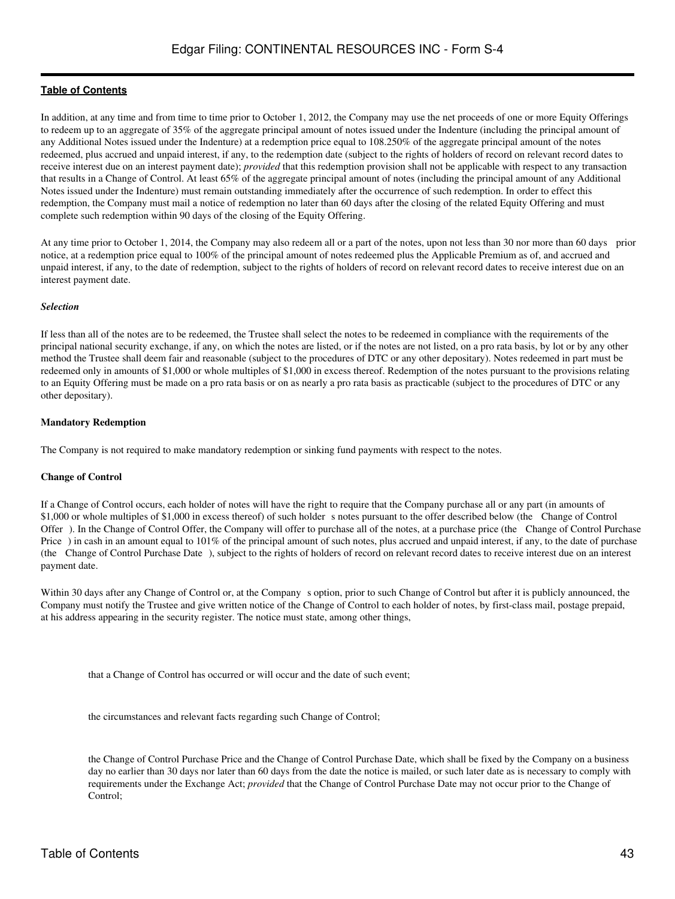In addition, at any time and from time to time prior to October 1, 2012, the Company may use the net proceeds of one or more Equity Offerings to redeem up to an aggregate of 35% of the aggregate principal amount of notes issued under the Indenture (including the principal amount of any Additional Notes issued under the Indenture) at a redemption price equal to 108.250% of the aggregate principal amount of the notes redeemed, plus accrued and unpaid interest, if any, to the redemption date (subject to the rights of holders of record on relevant record dates to receive interest due on an interest payment date); *provided* that this redemption provision shall not be applicable with respect to any transaction that results in a Change of Control. At least 65% of the aggregate principal amount of notes (including the principal amount of any Additional Notes issued under the Indenture) must remain outstanding immediately after the occurrence of such redemption. In order to effect this redemption, the Company must mail a notice of redemption no later than 60 days after the closing of the related Equity Offering and must complete such redemption within 90 days of the closing of the Equity Offering.

At any time prior to October 1, 2014, the Company may also redeem all or a part of the notes, upon not less than 30 nor more than 60 days prior notice, at a redemption price equal to 100% of the principal amount of notes redeemed plus the Applicable Premium as of, and accrued and unpaid interest, if any, to the date of redemption, subject to the rights of holders of record on relevant record dates to receive interest due on an interest payment date.

***Selection***

If less than all of the notes are to be redeemed, the Trustee shall select the notes to be redeemed in compliance with the requirements of the principal national security exchange, if any, on which the notes are listed, or if the notes are not listed, on a pro rata basis, by lot or by any other method the Trustee shall deem fair and reasonable (subject to the procedures of DTC or any other depositary). Notes redeemed in part must be redeemed only in amounts of $1,000 or whole multiples of $1,000 in excess thereof. Redemption of the notes pursuant to the provisions relating to an Equity Offering must be made on a pro rata basis or on as nearly a pro rata basis as practicable (subject to the procedures of DTC or any other depositary).

**Mandatory Redemption**

The Company is not required to make mandatory redemption or sinking fund payments with respect to the notes.

**Change of Control**

If a Change of Control occurs, each holder of notes will have the right to require that the Company purchase all or any part (in amounts of $1,000 or whole multiples of $1,000 in excess thereof) of such holder s notes pursuant to the offer described below (the Change of Control Offer ). In the Change of Control Offer, the Company will offer to purchase all of the notes, at a purchase price (the Change of Control Purchase Price ) in cash in an amount equal to 101% of the principal amount of such notes, plus accrued and unpaid interest, if any, to the date of purchase (the Change of Control Purchase Date ), subject to the rights of holders of record on relevant record dates to receive interest due on an interest payment date.

Within 30 days after any Change of Control or, at the Company s option, prior to such Change of Control but after it is publicly announced, the Company must notify the Trustee and give written notice of the Change of Control to each holder of notes, by first-class mail, postage prepaid, at his address appearing in the security register. The notice must state, among other things,

- that a Change of Control has occurred or will occur and the date of such event;
- the circumstances and relevant facts regarding such Change of Control;
- the Change of Control Purchase Price and the Change of Control Purchase Date, which shall be fixed by the Company on a business day no earlier than 30 days nor later than 60 days from the date the notice is mailed, or such later date as is necessary to comply with requirements under the Exchange Act; *provided* that the Change of Control Purchase Date may not occur prior to the Change of Control;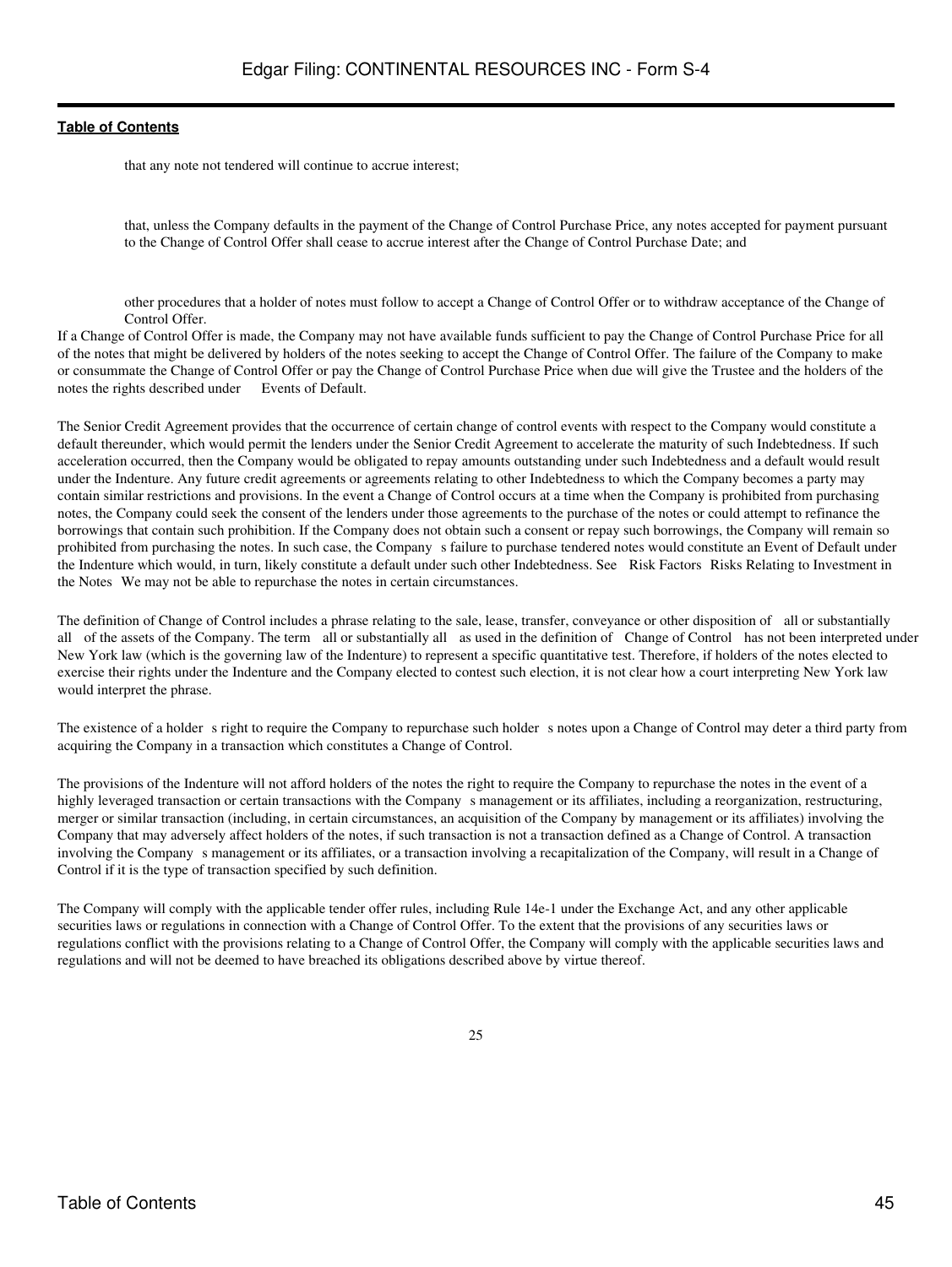- that any note not tendered will continue to accrue interest;
- that, unless the Company defaults in the payment of the Change of Control Purchase Price, any notes accepted for payment pursuant to the Change of Control Offer shall cease to accrue interest after the Change of Control Purchase Date; and
- other procedures that a holder of notes must follow to accept a Change of Control Offer or to withdraw acceptance of the Change of Control Offer.

If a Change of Control Offer is made, the Company may not have available funds sufficient to pay the Change of Control Purchase Price for all of the notes that might be delivered by holders of the notes seeking to accept the Change of Control Offer. The failure of the Company to make or consummate the Change of Control Offer or pay the Change of Control Purchase Price when due will give the Trustee and the holders of the notes the rights described under Events of Default.

The Senior Credit Agreement provides that the occurrence of certain change of control events with respect to the Company would constitute a default thereunder, which would permit the lenders under the Senior Credit Agreement to accelerate the maturity of such Indebtedness. If such acceleration occurred, then the Company would be obligated to repay amounts outstanding under such Indebtedness and a default would result under the Indenture. Any future credit agreements or agreements relating to other Indebtedness to which the Company becomes a party may contain similar restrictions and provisions. In the event a Change of Control occurs at a time when the Company is prohibited from purchasing notes, the Company could seek the consent of the lenders under those agreements to the purchase of the notes or could attempt to refinance the borrowings that contain such prohibition. If the Company does not obtain such a consent or repay such borrowings, the Company will remain so prohibited from purchasing the notes. In such case, the Company s failure to purchase tendered notes would constitute an Event of Default under the Indenture which would, in turn, likely constitute a default under such other Indebtedness. See Risk Factors Risks Relating to Investment in the Notes We may not be able to repurchase the notes in certain circumstances.

The definition of Change of Control includes a phrase relating to the sale, lease, transfer, conveyance or other disposition of all or substantially all of the assets of the Company. The term all or substantially all as used in the definition of Change of Control has not been interpreted under New York law (which is the governing law of the Indenture) to represent a specific quantitative test. Therefore, if holders of the notes elected to exercise their rights under the Indenture and the Company elected to contest such election, it is not clear how a court interpreting New York law would interpret the phrase.

The existence of a holder s right to require the Company to repurchase such holder s notes upon a Change of Control may deter a third party from acquiring the Company in a transaction which constitutes a Change of Control.

The provisions of the Indenture will not afford holders of the notes the right to require the Company to repurchase the notes in the event of a highly leveraged transaction or certain transactions with the Company s management or its affiliates, including a reorganization, restructuring, merger or similar transaction (including, in certain circumstances, an acquisition of the Company by management or its affiliates) involving the Company that may adversely affect holders of the notes, if such transaction is not a transaction defined as a Change of Control. A transaction involving the Company s management or its affiliates, or a transaction involving a recapitalization of the Company, will result in a Change of Control if it is the type of transaction specified by such definition.

The Company will comply with the applicable tender offer rules, including Rule 14e-1 under the Exchange Act, and any other applicable securities laws or regulations in connection with a Change of Control Offer. To the extent that the provisions of any securities laws or regulations conflict with the provisions relating to a Change of Control Offer, the Company will comply with the applicable securities laws and regulations and will not be deemed to have breached its obligations described above by virtue thereof.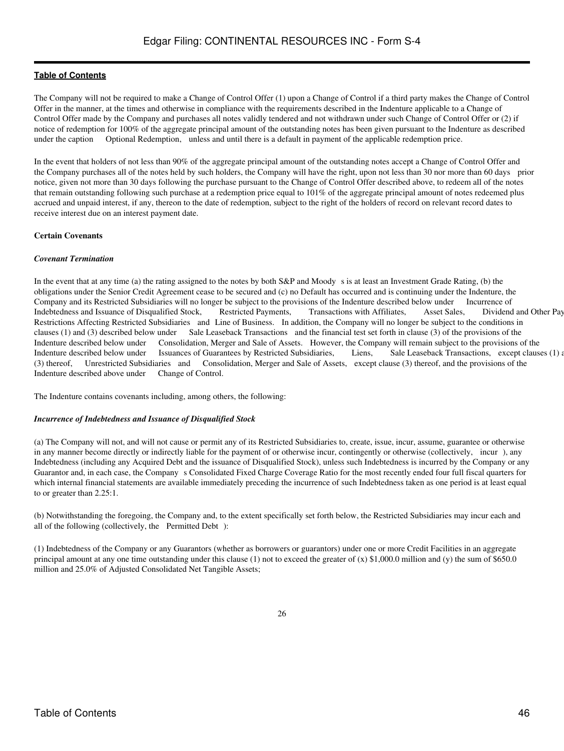The Company will not be required to make a Change of Control Offer (1) upon a Change of Control if a third party makes the Change of Control Offer in the manner, at the times and otherwise in compliance with the requirements described in the Indenture applicable to a Change of Control Offer made by the Company and purchases all notes validly tendered and not withdrawn under such Change of Control Offer or (2) if notice of redemption for 100% of the aggregate principal amount of the outstanding notes has been given pursuant to the Indenture as described under the caption Optional Redemption, unless and until there is a default in payment of the applicable redemption price.

In the event that holders of not less than 90% of the aggregate principal amount of the outstanding notes accept a Change of Control Offer and the Company purchases all of the notes held by such holders, the Company will have the right, upon not less than 30 nor more than 60 days prior notice, given not more than 30 days following the purchase pursuant to the Change of Control Offer described above, to redeem all of the notes that remain outstanding following such purchase at a redemption price equal to 101% of the aggregate principal amount of notes redeemed plus accrued and unpaid interest, if any, thereon to the date of redemption, subject to the right of the holders of record on relevant record dates to receive interest due on an interest payment date.

**Certain Covenants**

***Covenant Termination***

In the event that at any time (a) the rating assigned to the notes by both S&P and Moody s is at least an Investment Grade Rating, (b) the obligations under the Senior Credit Agreement cease to be secured and (c) no Default has occurred and is continuing under the Indenture, the Company and its Restricted Subsidiaries will no longer be subject to the provisions of the Indenture described below under Incurrence of Indebtedness and Issuance of Disqualified Stock, Restricted Payments, Transactions with Affiliates, Asset Sales, Dividend and Other Payment Restrictions Affecting Restricted Subsidiaries and Line of Business. In addition, the Company will no longer be subject to the conditions in clauses (1) and (3) described below under Sale Leaseback Transactions and the financial test set forth in clause (3) of the provisions of the Indenture described below under Consolidation, Merger and Sale of Assets. However, the Company will remain subject to the provisions of the Indenture described below under Issuances of Guarantees by Restricted Subsidiaries, Liens, Sale Leaseback Transactions, except clauses (1) and (3) thereof, Unrestricted Subsidiaries and Consolidation, Merger and Sale of Assets, except clause (3) thereof, and the provisions of the Indenture described above under Change of Control.

The Indenture contains covenants including, among others, the following:

***Incurrence of Indebtedness and Issuance of Disqualified Stock***

(a) The Company will not, and will not cause or permit any of its Restricted Subsidiaries to, create, issue, incur, assume, guarantee or otherwise in any manner become directly or indirectly liable for the payment of or otherwise incur, contingently or otherwise (collectively, incur ), any Indebtedness (including any Acquired Debt and the issuance of Disqualified Stock), unless such Indebtedness is incurred by the Company or any Guarantor and, in each case, the Company s Consolidated Fixed Charge Coverage Ratio for the most recently ended four full fiscal quarters for which internal financial statements are available immediately preceding the incurrence of such Indebtedness taken as one period is at least equal to or greater than 2.25:1.

(b) Notwithstanding the foregoing, the Company and, to the extent specifically set forth below, the Restricted Subsidiaries may incur each and all of the following (collectively, the Permitted Debt ):

(1) Indebtedness of the Company or any Guarantors (whether as borrowers or guarantors) under one or more Credit Facilities in an aggregate principal amount at any one time outstanding under this clause (1) not to exceed the greater of (x) \$1,000.0 million and (y) the sum of \$650.0 million and 25.0% of Adjusted Consolidated Net Tangible Assets;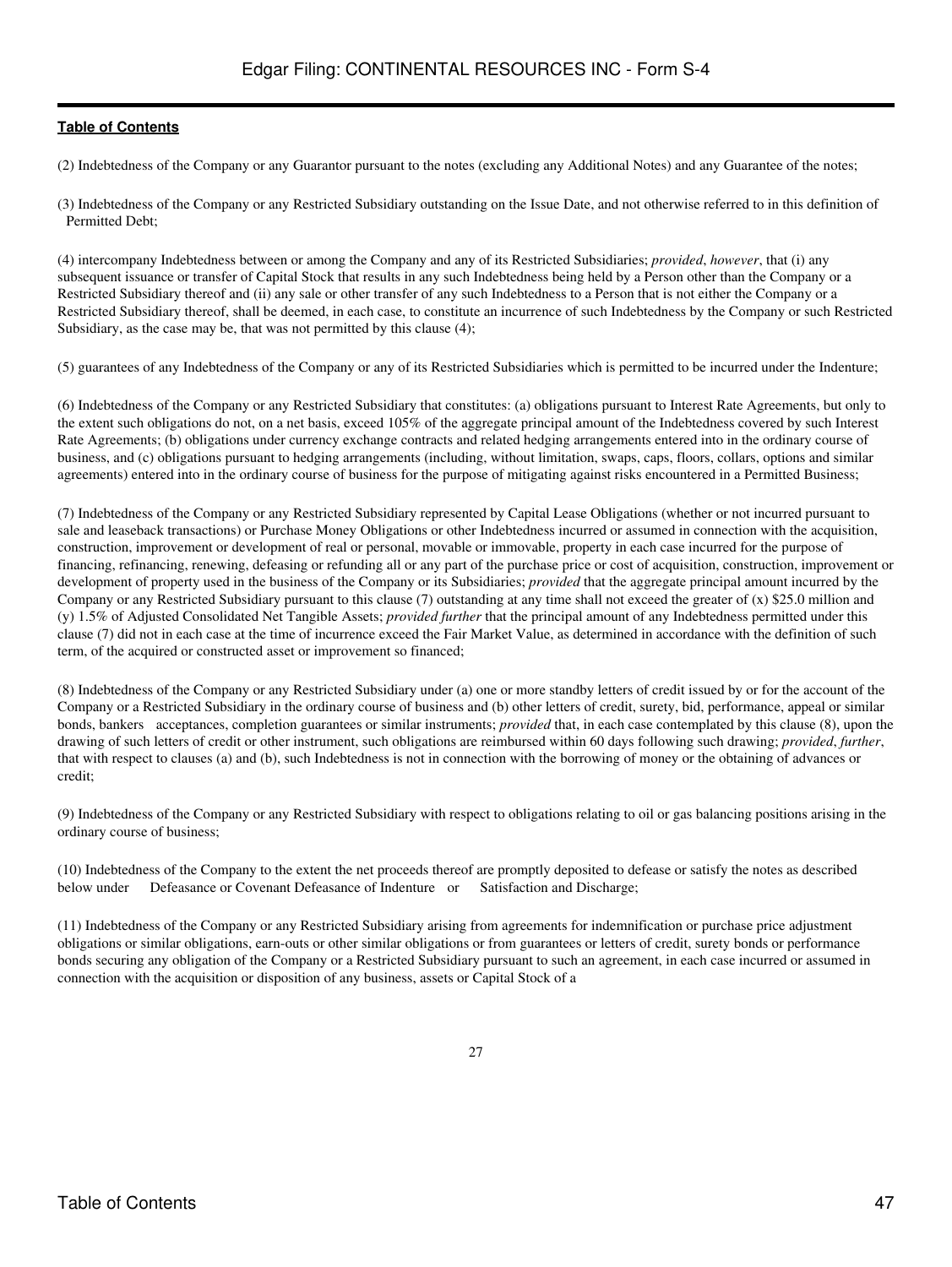(2) Indebtedness of the Company or any Guarantor pursuant to the notes (excluding any Additional Notes) and any Guarantee of the notes;

(3) Indebtedness of the Company or any Restricted Subsidiary outstanding on the Issue Date, and not otherwise referred to in this definition of Permitted Debt;

(4) intercompany Indebtedness between or among the Company and any of its Restricted Subsidiaries; *provided*, *however*, that (i) any subsequent issuance or transfer of Capital Stock that results in any such Indebtedness being held by a Person other than the Company or a Restricted Subsidiary thereof and (ii) any sale or other transfer of any such Indebtedness to a Person that is not either the Company or a Restricted Subsidiary thereof, shall be deemed, in each case, to constitute an incurrence of such Indebtedness by the Company or such Restricted Subsidiary, as the case may be, that was not permitted by this clause (4);

(5) guarantees of any Indebtedness of the Company or any of its Restricted Subsidiaries which is permitted to be incurred under the Indenture;

(6) Indebtedness of the Company or any Restricted Subsidiary that constitutes: (a) obligations pursuant to Interest Rate Agreements, but only to the extent such obligations do not, on a net basis, exceed 105% of the aggregate principal amount of the Indebtedness covered by such Interest Rate Agreements; (b) obligations under currency exchange contracts and related hedging arrangements entered into in the ordinary course of business, and (c) obligations pursuant to hedging arrangements (including, without limitation, swaps, caps, floors, collars, options and similar agreements) entered into in the ordinary course of business for the purpose of mitigating against risks encountered in a Permitted Business;

(7) Indebtedness of the Company or any Restricted Subsidiary represented by Capital Lease Obligations (whether or not incurred pursuant to sale and leaseback transactions) or Purchase Money Obligations or other Indebtedness incurred or assumed in connection with the acquisition, construction, improvement or development of real or personal, movable or immovable, property in each case incurred for the purpose of financing, refinancing, renewing, defeasing or refunding all or any part of the purchase price or cost of acquisition, construction, improvement or development of property used in the business of the Company or its Subsidiaries; *provided* that the aggregate principal amount incurred by the Company or any Restricted Subsidiary pursuant to this clause (7) outstanding at any time shall not exceed the greater of (x) $25.0 million and (y) 1.5% of Adjusted Consolidated Net Tangible Assets; *provided further* that the principal amount of any Indebtedness permitted under this clause (7) did not in each case at the time of incurrence exceed the Fair Market Value, as determined in accordance with the definition of such term, of the acquired or constructed asset or improvement so financed;

(8) Indebtedness of the Company or any Restricted Subsidiary under (a) one or more standby letters of credit issued by or for the account of the Company or a Restricted Subsidiary in the ordinary course of business and (b) other letters of credit, surety, bid, performance, appeal or similar bonds, bankers acceptances, completion guarantees or similar instruments; *provided* that, in each case contemplated by this clause (8), upon the drawing of such letters of credit or other instrument, such obligations are reimbursed within 60 days following such drawing; *provided*, *further*, that with respect to clauses (a) and (b), such Indebtedness is not in connection with the borrowing of money or the obtaining of advances or credit;

(9) Indebtedness of the Company or any Restricted Subsidiary with respect to obligations relating to oil or gas balancing positions arising in the ordinary course of business;

(10) Indebtedness of the Company to the extent the net proceeds thereof are promptly deposited to defease or satisfy the notes as described below under Defeasance or Covenant Defeasance of Indenture or Satisfaction and Discharge;

(11) Indebtedness of the Company or any Restricted Subsidiary arising from agreements for indemnification or purchase price adjustment obligations or similar obligations, earn-outs or other similar obligations or from guarantees or letters of credit, surety bonds or performance bonds securing any obligation of the Company or a Restricted Subsidiary pursuant to such an agreement, in each case incurred or assumed in connection with the acquisition or disposition of any business, assets or Capital Stock of a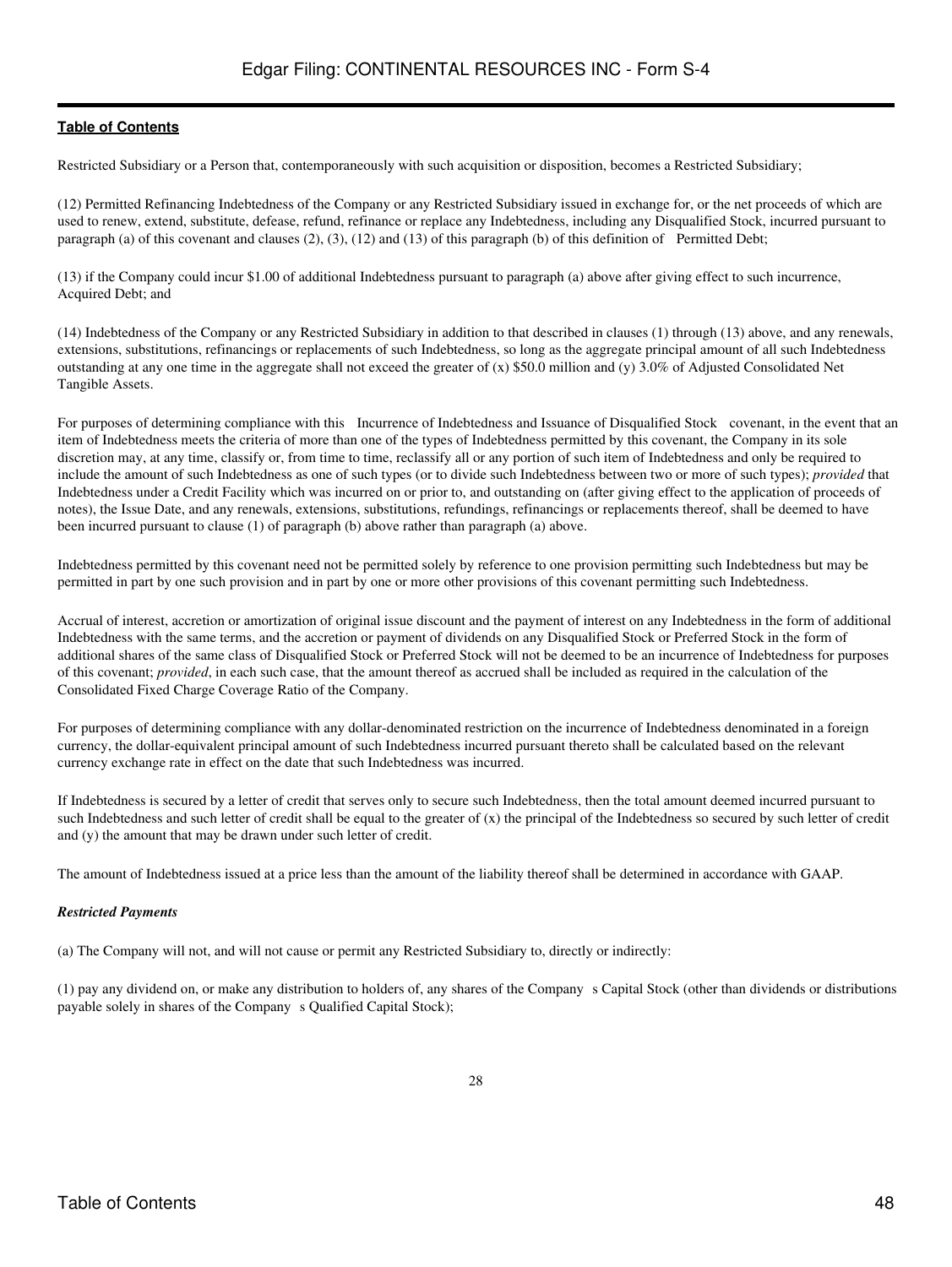Restricted Subsidiary or a Person that, contemporaneously with such acquisition or disposition, becomes a Restricted Subsidiary;

(12) Permitted Refinancing Indebtedness of the Company or any Restricted Subsidiary issued in exchange for, or the net proceeds of which are used to renew, extend, substitute, defease, refund, refinance or replace any Indebtedness, including any Disqualified Stock, incurred pursuant to paragraph (a) of this covenant and clauses (2), (3), (12) and (13) of this paragraph (b) of this definition of Permitted Debt;

(13) if the Company could incur $1.00 of additional Indebtedness pursuant to paragraph (a) above after giving effect to such incurrence, Acquired Debt; and

(14) Indebtedness of the Company or any Restricted Subsidiary in addition to that described in clauses (1) through (13) above, and any renewals, extensions, substitutions, refinancings or replacements of such Indebtedness, so long as the aggregate principal amount of all such Indebtedness outstanding at any one time in the aggregate shall not exceed the greater of (x) $50.0 million and (y) 3.0% of Adjusted Consolidated Net Tangible Assets.

For purposes of determining compliance with this Incurrence of Indebtedness and Issuance of Disqualified Stock covenant, in the event that an item of Indebtedness meets the criteria of more than one of the types of Indebtedness permitted by this covenant, the Company in its sole discretion may, at any time, classify or, from time to time, reclassify all or any portion of such item of Indebtedness and only be required to include the amount of such Indebtedness as one of such types (or to divide such Indebtedness between two or more of such types); *provided* that Indebtedness under a Credit Facility which was incurred on or prior to, and outstanding on (after giving effect to the application of proceeds of notes), the Issue Date, and any renewals, extensions, substitutions, refundings, refinancings or replacements thereof, shall be deemed to have been incurred pursuant to clause (1) of paragraph (b) above rather than paragraph (a) above.

Indebtedness permitted by this covenant need not be permitted solely by reference to one provision permitting such Indebtedness but may be permitted in part by one such provision and in part by one or more other provisions of this covenant permitting such Indebtedness.

Accrual of interest, accretion or amortization of original issue discount and the payment of interest on any Indebtedness in the form of additional Indebtedness with the same terms, and the accretion or payment of dividends on any Disqualified Stock or Preferred Stock in the form of additional shares of the same class of Disqualified Stock or Preferred Stock will not be deemed to be an incurrence of Indebtedness for purposes of this covenant; *provided*, in each such case, that the amount thereof as accrued shall be included as required in the calculation of the Consolidated Fixed Charge Coverage Ratio of the Company.

For purposes of determining compliance with any dollar-denominated restriction on the incurrence of Indebtedness denominated in a foreign currency, the dollar-equivalent principal amount of such Indebtedness incurred pursuant thereto shall be calculated based on the relevant currency exchange rate in effect on the date that such Indebtedness was incurred.

If Indebtedness is secured by a letter of credit that serves only to secure such Indebtedness, then the total amount deemed incurred pursuant to such Indebtedness and such letter of credit shall be equal to the greater of (x) the principal of the Indebtedness so secured by such letter of credit and (y) the amount that may be drawn under such letter of credit.

The amount of Indebtedness issued at a price less than the amount of the liability thereof shall be determined in accordance with GAAP.

***Restricted Payments***

(a) The Company will not, and will not cause or permit any Restricted Subsidiary to, directly or indirectly:

(1) pay any dividend on, or make any distribution to holders of, any shares of the Company s Capital Stock (other than dividends or distributions payable solely in shares of the Company s Qualified Capital Stock);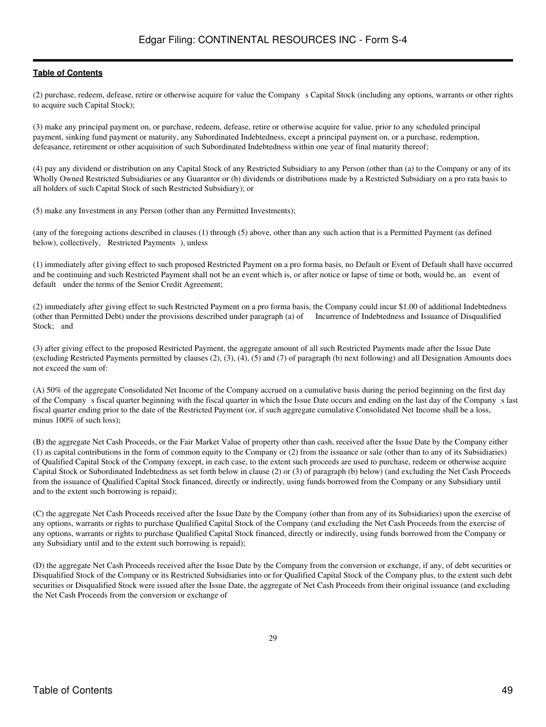(2) purchase, redeem, defease, retire or otherwise acquire for value the Company s Capital Stock (including any options, warrants or other rights to acquire such Capital Stock);

(3) make any principal payment on, or purchase, redeem, defease, retire or otherwise acquire for value, prior to any scheduled principal payment, sinking fund payment or maturity, any Subordinated Indebtedness, except a principal payment on, or a purchase, redemption, defeasance, retirement or other acquisition of such Subordinated Indebtedness within one year of final maturity thereof;

(4) pay any dividend or distribution on any Capital Stock of any Restricted Subsidiary to any Person (other than (a) to the Company or any of its Wholly Owned Restricted Subsidiaries or any Guarantor or (b) dividends or distributions made by a Restricted Subsidiary on a pro rata basis to all holders of such Capital Stock of such Restricted Subsidiary); or

(5) make any Investment in any Person (other than any Permitted Investments);

(any of the foregoing actions described in clauses (1) through (5) above, other than any such action that is a Permitted Payment (as defined below), collectively, Restricted Payments ), unless

(1) immediately after giving effect to such proposed Restricted Payment on a pro forma basis, no Default or Event of Default shall have occurred and be continuing and such Restricted Payment shall not be an event which is, or after notice or lapse of time or both, would be, an event of default under the terms of the Senior Credit Agreement;

(2) immediately after giving effect to such Restricted Payment on a pro forma basis, the Company could incur $1.00 of additional Indebtedness (other than Permitted Debt) under the provisions described under paragraph (a) of Incurrence of Indebtedness and Issuance of Disqualified Stock; and

(3) after giving effect to the proposed Restricted Payment, the aggregate amount of all such Restricted Payments made after the Issue Date (excluding Restricted Payments permitted by clauses (2), (3), (4), (5) and (7) of paragraph (b) next following) and all Designation Amounts does not exceed the sum of:

(A) 50% of the aggregate Consolidated Net Income of the Company accrued on a cumulative basis during the period beginning on the first day of the Company s fiscal quarter beginning with the fiscal quarter in which the Issue Date occurs and ending on the last day of the Company s last fiscal quarter ending prior to the date of the Restricted Payment (or, if such aggregate cumulative Consolidated Net Income shall be a loss, minus 100% of such loss);

(B) the aggregate Net Cash Proceeds, or the Fair Market Value of property other than cash, received after the Issue Date by the Company either (1) as capital contributions in the form of common equity to the Company or (2) from the issuance or sale (other than to any of its Subsidiaries) of Qualified Capital Stock of the Company (except, in each case, to the extent such proceeds are used to purchase, redeem or otherwise acquire Capital Stock or Subordinated Indebtedness as set forth below in clause (2) or (3) of paragraph (b) below) (and excluding the Net Cash Proceeds from the issuance of Qualified Capital Stock financed, directly or indirectly, using funds borrowed from the Company or any Subsidiary until and to the extent such borrowing is repaid);

(C) the aggregate Net Cash Proceeds received after the Issue Date by the Company (other than from any of its Subsidiaries) upon the exercise of any options, warrants or rights to purchase Qualified Capital Stock of the Company (and excluding the Net Cash Proceeds from the exercise of any options, warrants or rights to purchase Qualified Capital Stock financed, directly or indirectly, using funds borrowed from the Company or any Subsidiary until and to the extent such borrowing is repaid);

(D) the aggregate Net Cash Proceeds received after the Issue Date by the Company from the conversion or exchange, if any, of debt securities or Disqualified Stock of the Company or its Restricted Subsidiaries into or for Qualified Capital Stock of the Company plus, to the extent such debt securities or Disqualified Stock were issued after the Issue Date, the aggregate of Net Cash Proceeds from their original issuance (and excluding the Net Cash Proceeds from the conversion or exchange of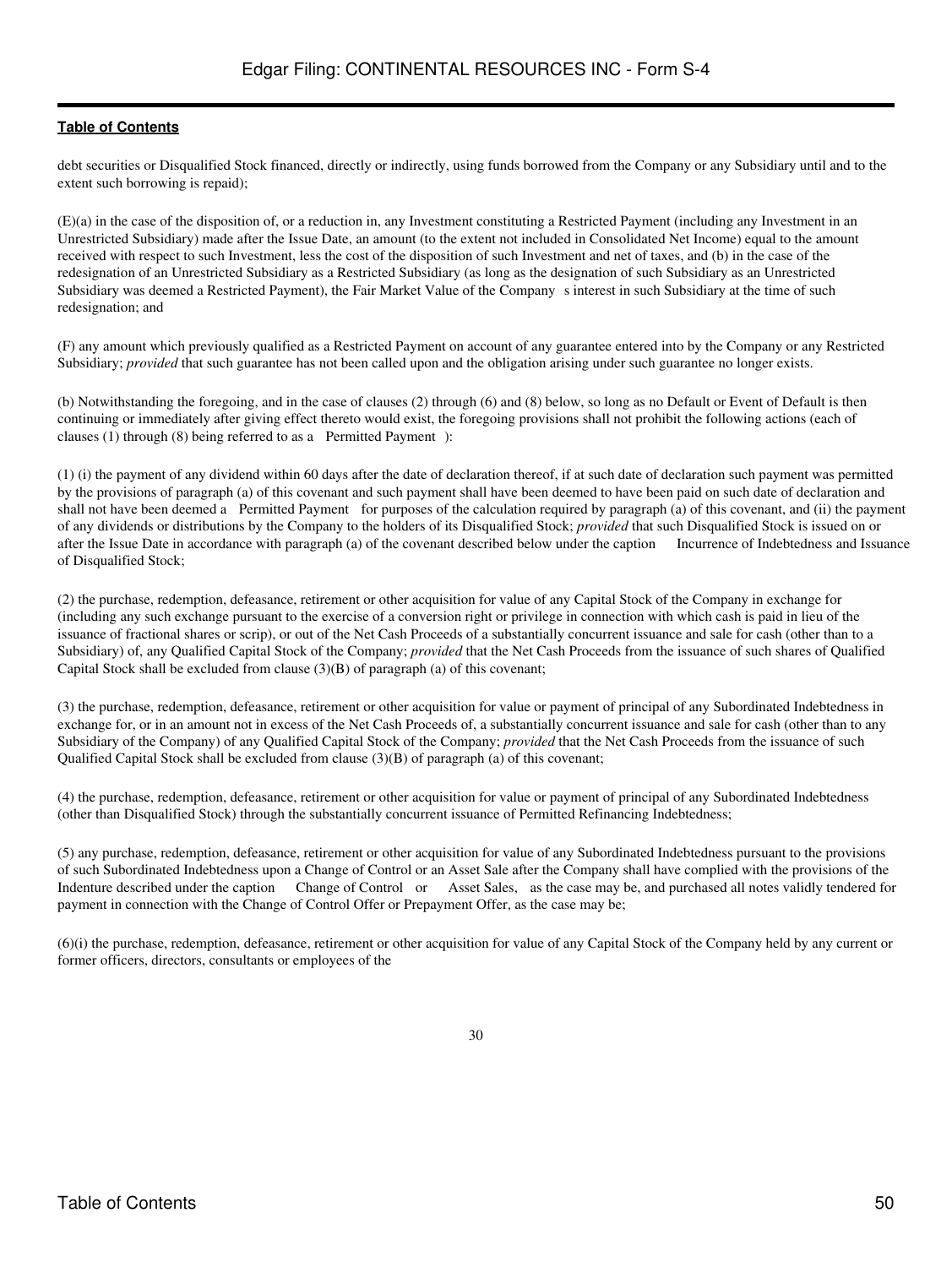debt securities or Disqualified Stock financed, directly or indirectly, using funds borrowed from the Company or any Subsidiary until and to the extent such borrowing is repaid);

(E)(a) in the case of the disposition of, or a reduction in, any Investment constituting a Restricted Payment (including any Investment in an Unrestricted Subsidiary) made after the Issue Date, an amount (to the extent not included in Consolidated Net Income) equal to the amount received with respect to such Investment, less the cost of the disposition of such Investment and net of taxes, and (b) in the case of the redesignation of an Unrestricted Subsidiary as a Restricted Subsidiary (as long as the designation of such Subsidiary as an Unrestricted Subsidiary was deemed a Restricted Payment), the Fair Market Value of the Company s interest in such Subsidiary at the time of such redesignation; and

(F) any amount which previously qualified as a Restricted Payment on account of any guarantee entered into by the Company or any Restricted Subsidiary; *provided* that such guarantee has not been called upon and the obligation arising under such guarantee no longer exists.

(b) Notwithstanding the foregoing, and in the case of clauses (2) through (6) and (8) below, so long as no Default or Event of Default is then continuing or immediately after giving effect thereto would exist, the foregoing provisions shall not prohibit the following actions (each of clauses (1) through (8) being referred to as a Permitted Payment ):

(1) (i) the payment of any dividend within 60 days after the date of declaration thereof, if at such date of declaration such payment was permitted by the provisions of paragraph (a) of this covenant and such payment shall have been deemed to have been paid on such date of declaration and shall not have been deemed a Permitted Payment for purposes of the calculation required by paragraph (a) of this covenant, and (ii) the payment of any dividends or distributions by the Company to the holders of its Disqualified Stock; *provided* that such Disqualified Stock is issued on or after the Issue Date in accordance with paragraph (a) of the covenant described below under the caption Incurrence of Indebtedness and Issuance of Disqualified Stock;

(2) the purchase, redemption, defeasance, retirement or other acquisition for value of any Capital Stock of the Company in exchange for (including any such exchange pursuant to the exercise of a conversion right or privilege in connection with which cash is paid in lieu of the issuance of fractional shares or scrip), or out of the Net Cash Proceeds of a substantially concurrent issuance and sale for cash (other than to a Subsidiary) of, any Qualified Capital Stock of the Company; *provided* that the Net Cash Proceeds from the issuance of such shares of Qualified Capital Stock shall be excluded from clause (3)(B) of paragraph (a) of this covenant;

(3) the purchase, redemption, defeasance, retirement or other acquisition for value or payment of principal of any Subordinated Indebtedness in exchange for, or in an amount not in excess of the Net Cash Proceeds of, a substantially concurrent issuance and sale for cash (other than to any Subsidiary of the Company) of any Qualified Capital Stock of the Company; *provided* that the Net Cash Proceeds from the issuance of such Qualified Capital Stock shall be excluded from clause (3)(B) of paragraph (a) of this covenant;

(4) the purchase, redemption, defeasance, retirement or other acquisition for value or payment of principal of any Subordinated Indebtedness (other than Disqualified Stock) through the substantially concurrent issuance of Permitted Refinancing Indebtedness;

(5) any purchase, redemption, defeasance, retirement or other acquisition for value of any Subordinated Indebtedness pursuant to the provisions of such Subordinated Indebtedness upon a Change of Control or an Asset Sale after the Company shall have complied with the provisions of the Indenture described under the caption Change of Control or Asset Sales, as the case may be, and purchased all notes validly tendered for payment in connection with the Change of Control Offer or Prepayment Offer, as the case may be;

(6)(i) the purchase, redemption, defeasance, retirement or other acquisition for value of any Capital Stock of the Company held by any current or former officers, directors, consultants or employees of the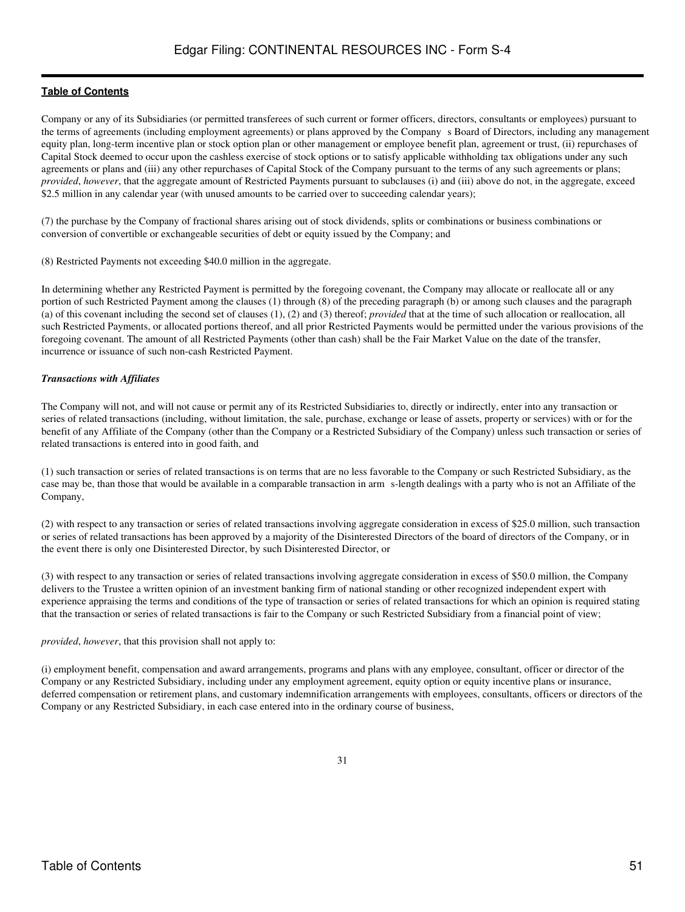Company or any of its Subsidiaries (or permitted transferees of such current or former officers, directors, consultants or employees) pursuant to the terms of agreements (including employment agreements) or plans approved by the Company s Board of Directors, including any management equity plan, long-term incentive plan or stock option plan or other management or employee benefit plan, agreement or trust, (ii) repurchases of Capital Stock deemed to occur upon the cashless exercise of stock options or to satisfy applicable withholding tax obligations under any such agreements or plans and (iii) any other repurchases of Capital Stock of the Company pursuant to the terms of any such agreements or plans; *provided*, *however*, that the aggregate amount of Restricted Payments pursuant to subclauses (i) and (iii) above do not, in the aggregate, exceed $2.5 million in any calendar year (with unused amounts to be carried over to succeeding calendar years);

(7) the purchase by the Company of fractional shares arising out of stock dividends, splits or combinations or business combinations or conversion of convertible or exchangeable securities of debt or equity issued by the Company; and

(8) Restricted Payments not exceeding $40.0 million in the aggregate.

In determining whether any Restricted Payment is permitted by the foregoing covenant, the Company may allocate or reallocate all or any portion of such Restricted Payment among the clauses (1) through (8) of the preceding paragraph (b) or among such clauses and the paragraph (a) of this covenant including the second set of clauses (1), (2) and (3) thereof; *provided* that at the time of such allocation or reallocation, all such Restricted Payments, or allocated portions thereof, and all prior Restricted Payments would be permitted under the various provisions of the foregoing covenant. The amount of all Restricted Payments (other than cash) shall be the Fair Market Value on the date of the transfer, incurrence or issuance of such non-cash Restricted Payment.

***Transactions with Affiliates***

The Company will not, and will not cause or permit any of its Restricted Subsidiaries to, directly or indirectly, enter into any transaction or series of related transactions (including, without limitation, the sale, purchase, exchange or lease of assets, property or services) with or for the benefit of any Affiliate of the Company (other than the Company or a Restricted Subsidiary of the Company) unless such transaction or series of related transactions is entered into in good faith, and

(1) such transaction or series of related transactions is on terms that are no less favorable to the Company or such Restricted Subsidiary, as the case may be, than those that would be available in a comparable transaction in arm s-length dealings with a party who is not an Affiliate of the Company,

(2) with respect to any transaction or series of related transactions involving aggregate consideration in excess of $25.0 million, such transaction or series of related transactions has been approved by a majority of the Disinterested Directors of the board of directors of the Company, or in the event there is only one Disinterested Director, by such Disinterested Director, or

(3) with respect to any transaction or series of related transactions involving aggregate consideration in excess of $50.0 million, the Company delivers to the Trustee a written opinion of an investment banking firm of national standing or other recognized independent expert with experience appraising the terms and conditions of the type of transaction or series of related transactions for which an opinion is required stating that the transaction or series of related transactions is fair to the Company or such Restricted Subsidiary from a financial point of view;

*provided*, *however*, that this provision shall not apply to:

(i) employment benefit, compensation and award arrangements, programs and plans with any employee, consultant, officer or director of the Company or any Restricted Subsidiary, including under any employment agreement, equity option or equity incentive plans or insurance, deferred compensation or retirement plans, and customary indemnification arrangements with employees, consultants, officers or directors of the Company or any Restricted Subsidiary, in each case entered into in the ordinary course of business,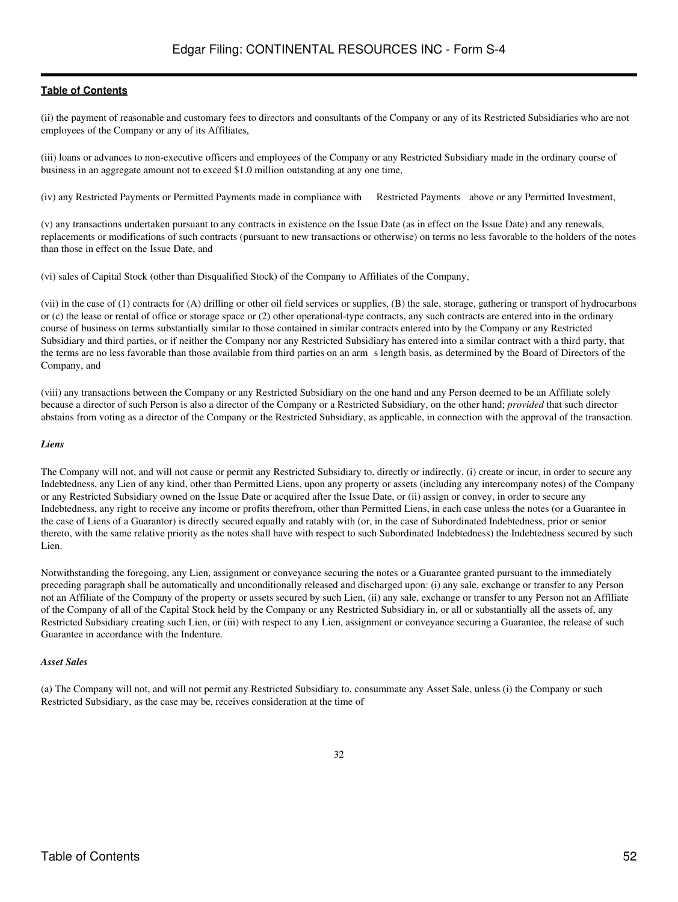(ii) the payment of reasonable and customary fees to directors and consultants of the Company or any of its Restricted Subsidiaries who are not employees of the Company or any of its Affiliates,

(iii) loans or advances to non-executive officers and employees of the Company or any Restricted Subsidiary made in the ordinary course of business in an aggregate amount not to exceed $1.0 million outstanding at any one time,

(iv) any Restricted Payments or Permitted Payments made in compliance with Restricted Payments above or any Permitted Investment,

(v) any transactions undertaken pursuant to any contracts in existence on the Issue Date (as in effect on the Issue Date) and any renewals, replacements or modifications of such contracts (pursuant to new transactions or otherwise) on terms no less favorable to the holders of the notes than those in effect on the Issue Date, and

(vi) sales of Capital Stock (other than Disqualified Stock) of the Company to Affiliates of the Company,

(vii) in the case of (1) contracts for (A) drilling or other oil field services or supplies, (B) the sale, storage, gathering or transport of hydrocarbons or (c) the lease or rental of office or storage space or (2) other operational-type contracts, any such contracts are entered into in the ordinary course of business on terms substantially similar to those contained in similar contracts entered into by the Company or any Restricted Subsidiary and third parties, or if neither the Company nor any Restricted Subsidiary has entered into a similar contract with a third party, that the terms are no less favorable than those available from third parties on an arm s length basis, as determined by the Board of Directors of the Company, and

(viii) any transactions between the Company or any Restricted Subsidiary on the one hand and any Person deemed to be an Affiliate solely because a director of such Person is also a director of the Company or a Restricted Subsidiary, on the other hand; *provided* that such director abstains from voting as a director of the Company or the Restricted Subsidiary, as applicable, in connection with the approval of the transaction.

***Liens***

The Company will not, and will not cause or permit any Restricted Subsidiary to, directly or indirectly, (i) create or incur, in order to secure any Indebtedness, any Lien of any kind, other than Permitted Liens, upon any property or assets (including any intercompany notes) of the Company or any Restricted Subsidiary owned on the Issue Date or acquired after the Issue Date, or (ii) assign or convey, in order to secure any Indebtedness, any right to receive any income or profits therefrom, other than Permitted Liens, in each case unless the notes (or a Guarantee in the case of Liens of a Guarantor) is directly secured equally and ratably with (or, in the case of Subordinated Indebtedness, prior or senior thereto, with the same relative priority as the notes shall have with respect to such Subordinated Indebtedness) the Indebtedness secured by such Lien.

Notwithstanding the foregoing, any Lien, assignment or conveyance securing the notes or a Guarantee granted pursuant to the immediately preceding paragraph shall be automatically and unconditionally released and discharged upon: (i) any sale, exchange or transfer to any Person not an Affiliate of the Company of the property or assets secured by such Lien, (ii) any sale, exchange or transfer to any Person not an Affiliate of the Company of all of the Capital Stock held by the Company or any Restricted Subsidiary in, or all or substantially all the assets of, any Restricted Subsidiary creating such Lien, or (iii) with respect to any Lien, assignment or conveyance securing a Guarantee, the release of such Guarantee in accordance with the Indenture.

***Asset Sales***

(a) The Company will not, and will not permit any Restricted Subsidiary to, consummate any Asset Sale, unless (i) the Company or such Restricted Subsidiary, as the case may be, receives consideration at the time of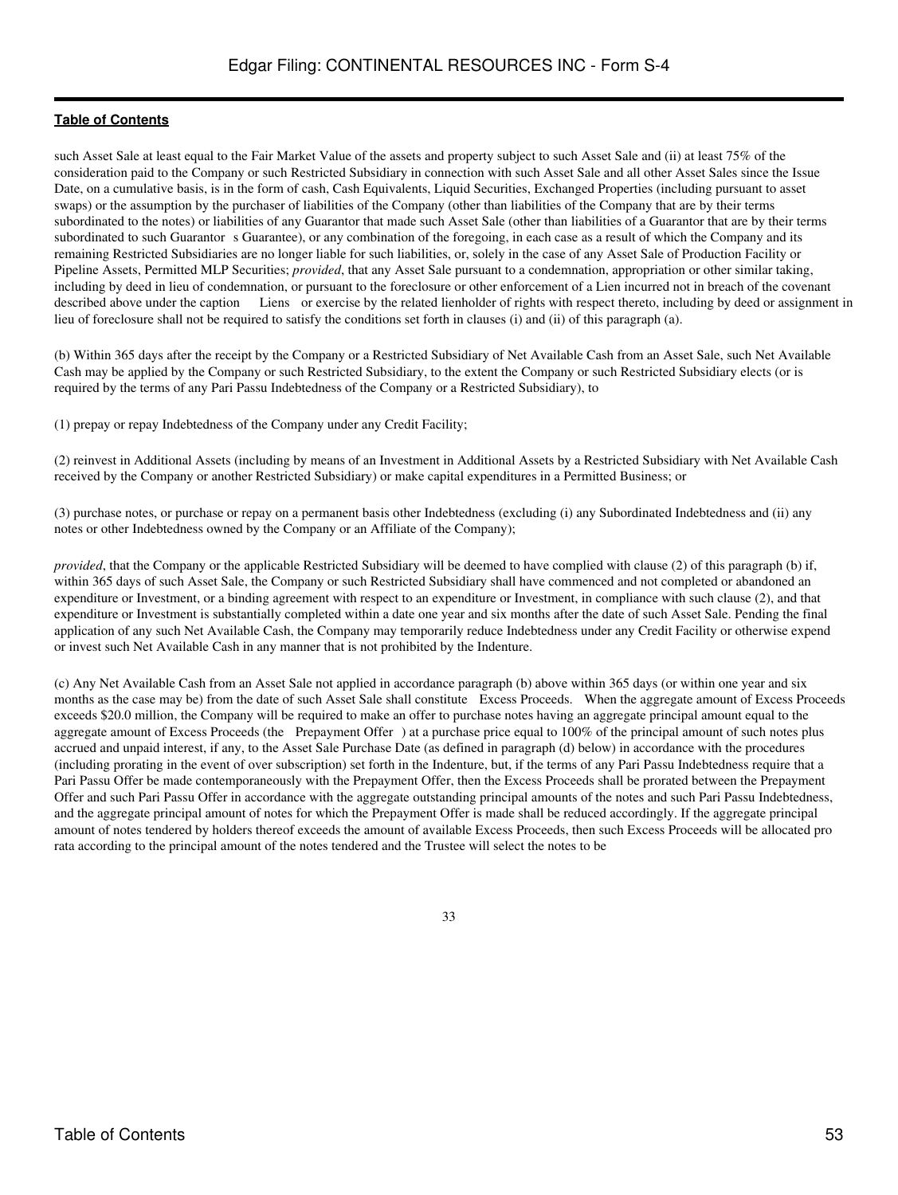such Asset Sale at least equal to the Fair Market Value of the assets and property subject to such Asset Sale and (ii) at least 75% of the consideration paid to the Company or such Restricted Subsidiary in connection with such Asset Sale and all other Asset Sales since the Issue Date, on a cumulative basis, is in the form of cash, Cash Equivalents, Liquid Securities, Exchanged Properties (including pursuant to asset swaps) or the assumption by the purchaser of liabilities of the Company (other than liabilities of the Company that are by their terms subordinated to the notes) or liabilities of any Guarantor that made such Asset Sale (other than liabilities of a Guarantor that are by their terms subordinated to such Guarantor s Guarantee), or any combination of the foregoing, in each case as a result of which the Company and its remaining Restricted Subsidiaries are no longer liable for such liabilities, or, solely in the case of any Asset Sale of Production Facility or Pipeline Assets, Permitted MLP Securities; *provided*, that any Asset Sale pursuant to a condemnation, appropriation or other similar taking, including by deed in lieu of condemnation, or pursuant to the foreclosure or other enforcement of a Lien incurred not in breach of the covenant described above under the caption Liens or exercise by the related lienholder of rights with respect thereto, including by deed or assignment in lieu of foreclosure shall not be required to satisfy the conditions set forth in clauses (i) and (ii) of this paragraph (a).

(b) Within 365 days after the receipt by the Company or a Restricted Subsidiary of Net Available Cash from an Asset Sale, such Net Available Cash may be applied by the Company or such Restricted Subsidiary, to the extent the Company or such Restricted Subsidiary elects (or is required by the terms of any Pari Passu Indebtedness of the Company or a Restricted Subsidiary), to

(1) prepay or repay Indebtedness of the Company under any Credit Facility;

(2) reinvest in Additional Assets (including by means of an Investment in Additional Assets by a Restricted Subsidiary with Net Available Cash received by the Company or another Restricted Subsidiary) or make capital expenditures in a Permitted Business; or

(3) purchase notes, or purchase or repay on a permanent basis other Indebtedness (excluding (i) any Subordinated Indebtedness and (ii) any notes or other Indebtedness owned by the Company or an Affiliate of the Company);

*provided*, that the Company or the applicable Restricted Subsidiary will be deemed to have complied with clause (2) of this paragraph (b) if, within 365 days of such Asset Sale, the Company or such Restricted Subsidiary shall have commenced and not completed or abandoned an expenditure or Investment, or a binding agreement with respect to an expenditure or Investment, in compliance with such clause (2), and that expenditure or Investment is substantially completed within a date one year and six months after the date of such Asset Sale. Pending the final application of any such Net Available Cash, the Company may temporarily reduce Indebtedness under any Credit Facility or otherwise expend or invest such Net Available Cash in any manner that is not prohibited by the Indenture.

(c) Any Net Available Cash from an Asset Sale not applied in accordance paragraph (b) above within 365 days (or within one year and six months as the case may be) from the date of such Asset Sale shall constitute Excess Proceeds. When the aggregate amount of Excess Proceeds exceeds $20.0 million, the Company will be required to make an offer to purchase notes having an aggregate principal amount equal to the aggregate amount of Excess Proceeds (the Prepayment Offer ) at a purchase price equal to 100% of the principal amount of such notes plus accrued and unpaid interest, if any, to the Asset Sale Purchase Date (as defined in paragraph (d) below) in accordance with the procedures (including prorating in the event of over subscription) set forth in the Indenture, but, if the terms of any Pari Passu Indebtedness require that a Pari Passu Offer be made contemporaneously with the Prepayment Offer, then the Excess Proceeds shall be prorated between the Prepayment Offer and such Pari Passu Offer in accordance with the aggregate outstanding principal amounts of the notes and such Pari Passu Indebtedness, and the aggregate principal amount of notes for which the Prepayment Offer is made shall be reduced accordingly. If the aggregate principal amount of notes tendered by holders thereof exceeds the amount of available Excess Proceeds, then such Excess Proceeds will be allocated pro rata according to the principal amount of the notes tendered and the Trustee will select the notes to be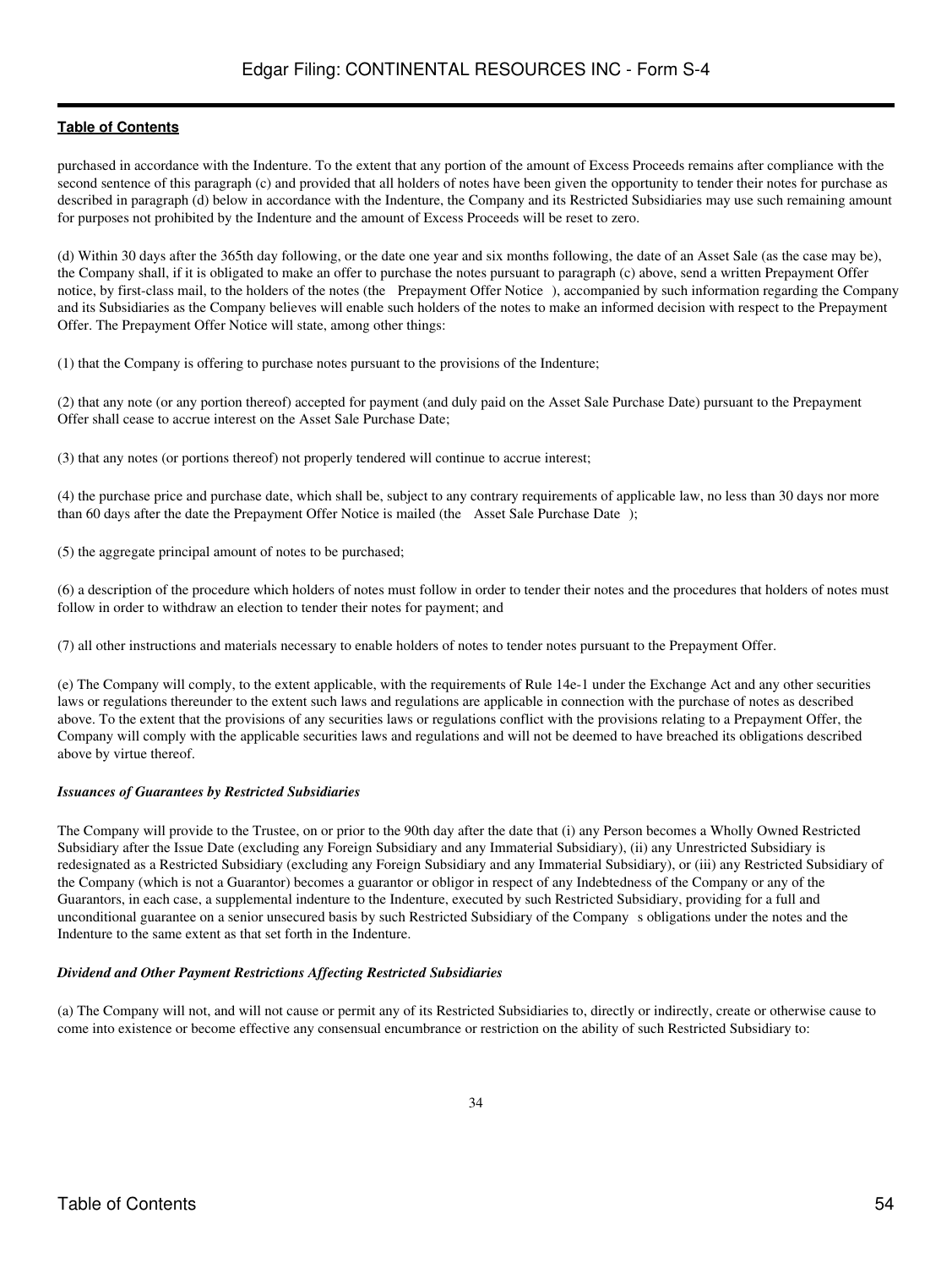purchased in accordance with the Indenture. To the extent that any portion of the amount of Excess Proceeds remains after compliance with the second sentence of this paragraph (c) and provided that all holders of notes have been given the opportunity to tender their notes for purchase as described in paragraph (d) below in accordance with the Indenture, the Company and its Restricted Subsidiaries may use such remaining amount for purposes not prohibited by the Indenture and the amount of Excess Proceeds will be reset to zero.

(d) Within 30 days after the 365th day following, or the date one year and six months following, the date of an Asset Sale (as the case may be), the Company shall, if it is obligated to make an offer to purchase the notes pursuant to paragraph (c) above, send a written Prepayment Offer notice, by first-class mail, to the holders of the notes (the Prepayment Offer Notice ), accompanied by such information regarding the Company and its Subsidiaries as the Company believes will enable such holders of the notes to make an informed decision with respect to the Prepayment Offer. The Prepayment Offer Notice will state, among other things:

(1) that the Company is offering to purchase notes pursuant to the provisions of the Indenture;

(2) that any note (or any portion thereof) accepted for payment (and duly paid on the Asset Sale Purchase Date) pursuant to the Prepayment Offer shall cease to accrue interest on the Asset Sale Purchase Date;

(3) that any notes (or portions thereof) not properly tendered will continue to accrue interest;

(4) the purchase price and purchase date, which shall be, subject to any contrary requirements of applicable law, no less than 30 days nor more than 60 days after the date the Prepayment Offer Notice is mailed (the Asset Sale Purchase Date );

(5) the aggregate principal amount of notes to be purchased;

(6) a description of the procedure which holders of notes must follow in order to tender their notes and the procedures that holders of notes must follow in order to withdraw an election to tender their notes for payment; and

(7) all other instructions and materials necessary to enable holders of notes to tender notes pursuant to the Prepayment Offer.

(e) The Company will comply, to the extent applicable, with the requirements of Rule 14e-1 under the Exchange Act and any other securities laws or regulations thereunder to the extent such laws and regulations are applicable in connection with the purchase of notes as described above. To the extent that the provisions of any securities laws or regulations conflict with the provisions relating to a Prepayment Offer, the Company will comply with the applicable securities laws and regulations and will not be deemed to have breached its obligations described above by virtue thereof.

***Issuances of Guarantees by Restricted Subsidiaries***

The Company will provide to the Trustee, on or prior to the 90th day after the date that (i) any Person becomes a Wholly Owned Restricted Subsidiary after the Issue Date (excluding any Foreign Subsidiary and any Immaterial Subsidiary), (ii) any Unrestricted Subsidiary is redesignated as a Restricted Subsidiary (excluding any Foreign Subsidiary and any Immaterial Subsidiary), or (iii) any Restricted Subsidiary of the Company (which is not a Guarantor) becomes a guarantor or obligor in respect of any Indebtedness of the Company or any of the Guarantors, in each case, a supplemental indenture to the Indenture, executed by such Restricted Subsidiary, providing for a full and unconditional guarantee on a senior unsecured basis by such Restricted Subsidiary of the Company s obligations under the notes and the Indenture to the same extent as that set forth in the Indenture.

***Dividend and Other Payment Restrictions Affecting Restricted Subsidiaries***

(a) The Company will not, and will not cause or permit any of its Restricted Subsidiaries to, directly or indirectly, create or otherwise cause to come into existence or become effective any consensual encumbrance or restriction on the ability of such Restricted Subsidiary to: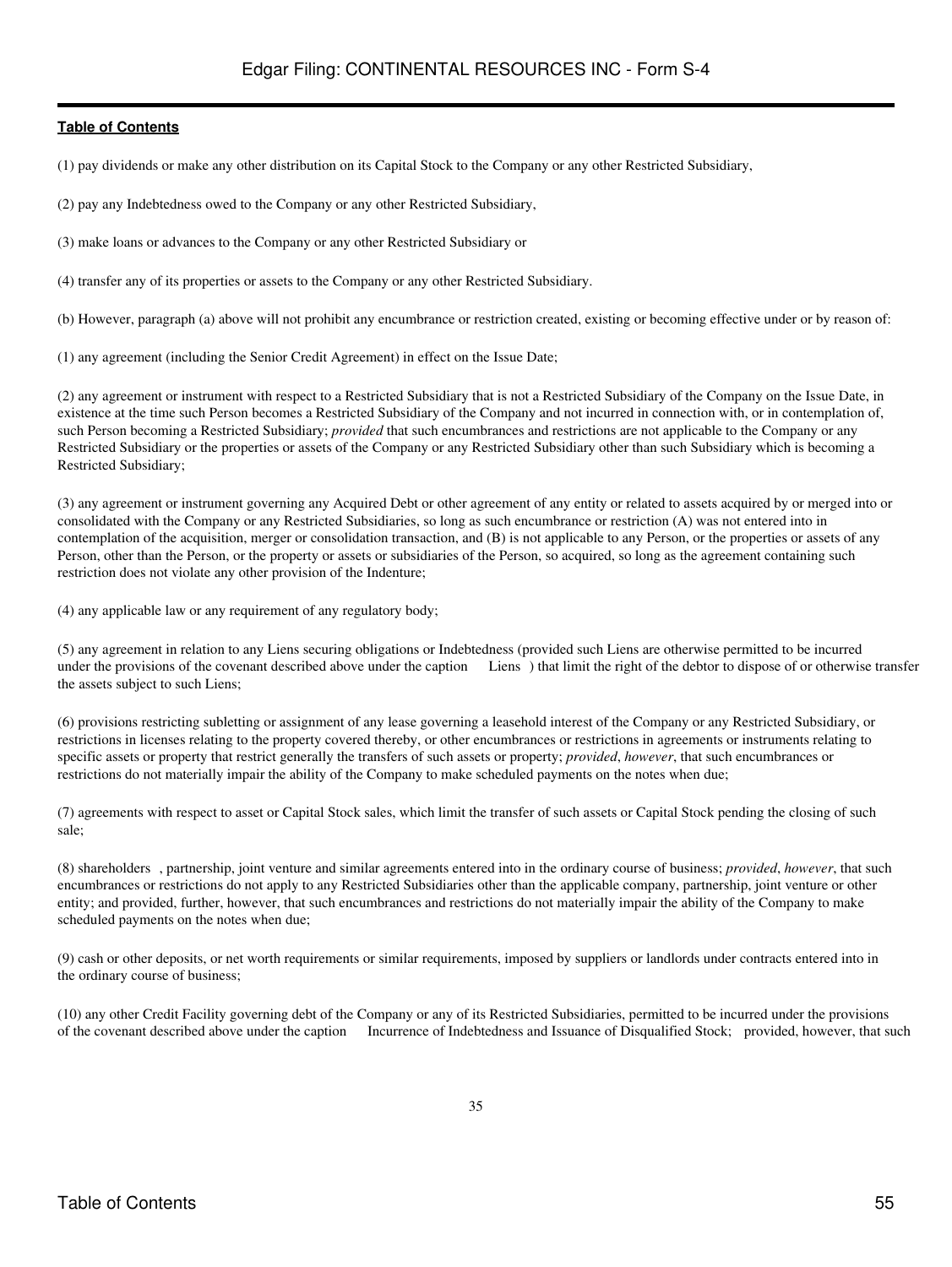(1) pay dividends or make any other distribution on its Capital Stock to the Company or any other Restricted Subsidiary,

(2) pay any Indebtedness owed to the Company or any other Restricted Subsidiary,

(3) make loans or advances to the Company or any other Restricted Subsidiary or

(4) transfer any of its properties or assets to the Company or any other Restricted Subsidiary.

(b) However, paragraph (a) above will not prohibit any encumbrance or restriction created, existing or becoming effective under or by reason of:

(1) any agreement (including the Senior Credit Agreement) in effect on the Issue Date;

(2) any agreement or instrument with respect to a Restricted Subsidiary that is not a Restricted Subsidiary of the Company on the Issue Date, in existence at the time such Person becomes a Restricted Subsidiary of the Company and not incurred in connection with, or in contemplation of, such Person becoming a Restricted Subsidiary; *provided* that such encumbrances and restrictions are not applicable to the Company or any Restricted Subsidiary or the properties or assets of the Company or any Restricted Subsidiary other than such Subsidiary which is becoming a Restricted Subsidiary;

(3) any agreement or instrument governing any Acquired Debt or other agreement of any entity or related to assets acquired by or merged into or consolidated with the Company or any Restricted Subsidiaries, so long as such encumbrance or restriction (A) was not entered into in contemplation of the acquisition, merger or consolidation transaction, and (B) is not applicable to any Person, or the properties or assets of any Person, other than the Person, or the property or assets or subsidiaries of the Person, so acquired, so long as the agreement containing such restriction does not violate any other provision of the Indenture;

(4) any applicable law or any requirement of any regulatory body;

(5) any agreement in relation to any Liens securing obligations or Indebtedness (provided such Liens are otherwise permitted to be incurred under the provisions of the covenant described above under the caption Liens ) that limit the right of the debtor to dispose of or otherwise transfer the assets subject to such Liens;

(6) provisions restricting subletting or assignment of any lease governing a leasehold interest of the Company or any Restricted Subsidiary, or restrictions in licenses relating to the property covered thereby, or other encumbrances or restrictions in agreements or instruments relating to specific assets or property that restrict generally the transfers of such assets or property; *provided*, *however*, that such encumbrances or restrictions do not materially impair the ability of the Company to make scheduled payments on the notes when due;

(7) agreements with respect to asset or Capital Stock sales, which limit the transfer of such assets or Capital Stock pending the closing of such sale;

(8) shareholders , partnership, joint venture and similar agreements entered into in the ordinary course of business; *provided*, *however*, that such encumbrances or restrictions do not apply to any Restricted Subsidiaries other than the applicable company, partnership, joint venture or other entity; and provided, further, however, that such encumbrances and restrictions do not materially impair the ability of the Company to make scheduled payments on the notes when due;

(9) cash or other deposits, or net worth requirements or similar requirements, imposed by suppliers or landlords under contracts entered into in the ordinary course of business;

(10) any other Credit Facility governing debt of the Company or any of its Restricted Subsidiaries, permitted to be incurred under the provisions of the covenant described above under the caption Incurrence of Indebtedness and Issuance of Disqualified Stock; provided, however, that such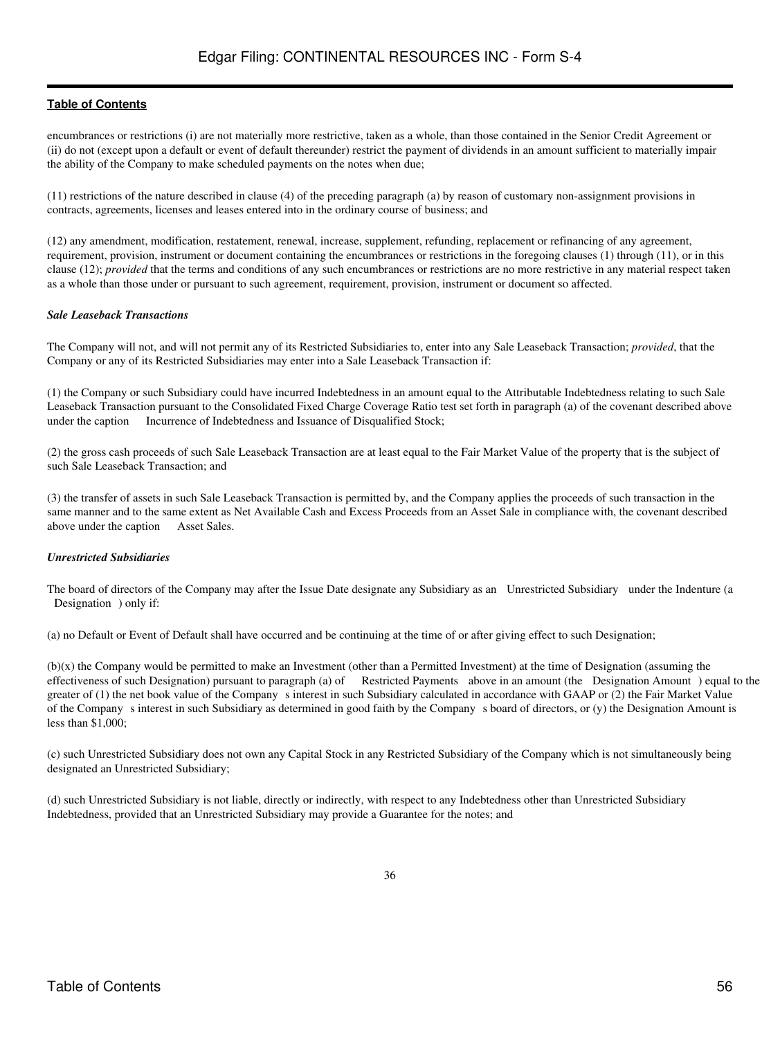encumbrances or restrictions (i) are not materially more restrictive, taken as a whole, than those contained in the Senior Credit Agreement or (ii) do not (except upon a default or event of default thereunder) restrict the payment of dividends in an amount sufficient to materially impair the ability of the Company to make scheduled payments on the notes when due;

(11) restrictions of the nature described in clause (4) of the preceding paragraph (a) by reason of customary non-assignment provisions in contracts, agreements, licenses and leases entered into in the ordinary course of business; and

(12) any amendment, modification, restatement, renewal, increase, supplement, refunding, replacement or refinancing of any agreement, requirement, provision, instrument or document containing the encumbrances or restrictions in the foregoing clauses (1) through (11), or in this clause (12); *provided* that the terms and conditions of any such encumbrances or restrictions are no more restrictive in any material respect taken as a whole than those under or pursuant to such agreement, requirement, provision, instrument or document so affected.

***Sale Leaseback Transactions***

The Company will not, and will not permit any of its Restricted Subsidiaries to, enter into any Sale Leaseback Transaction; *provided*, that the Company or any of its Restricted Subsidiaries may enter into a Sale Leaseback Transaction if:

(1) the Company or such Subsidiary could have incurred Indebtedness in an amount equal to the Attributable Indebtedness relating to such Sale Leaseback Transaction pursuant to the Consolidated Fixed Charge Coverage Ratio test set forth in paragraph (a) of the covenant described above under the caption Incurrence of Indebtedness and Issuance of Disqualified Stock;

(2) the gross cash proceeds of such Sale Leaseback Transaction are at least equal to the Fair Market Value of the property that is the subject of such Sale Leaseback Transaction; and

(3) the transfer of assets in such Sale Leaseback Transaction is permitted by, and the Company applies the proceeds of such transaction in the same manner and to the same extent as Net Available Cash and Excess Proceeds from an Asset Sale in compliance with, the covenant described above under the caption Asset Sales.

***Unrestricted Subsidiaries***

The board of directors of the Company may after the Issue Date designate any Subsidiary as an Unrestricted Subsidiary under the Indenture (a Designation ) only if:

(a) no Default or Event of Default shall have occurred and be continuing at the time of or after giving effect to such Designation;

(b)(x) the Company would be permitted to make an Investment (other than a Permitted Investment) at the time of Designation (assuming the effectiveness of such Designation) pursuant to paragraph (a) of Restricted Payments above in an amount (the Designation Amount ) equal to the greater of (1) the net book value of the Company s interest in such Subsidiary calculated in accordance with GAAP or (2) the Fair Market Value of the Company s interest in such Subsidiary as determined in good faith by the Company s board of directors, or (y) the Designation Amount is less than $1,000;

(c) such Unrestricted Subsidiary does not own any Capital Stock in any Restricted Subsidiary of the Company which is not simultaneously being designated an Unrestricted Subsidiary;

(d) such Unrestricted Subsidiary is not liable, directly or indirectly, with respect to any Indebtedness other than Unrestricted Subsidiary Indebtedness, provided that an Unrestricted Subsidiary may provide a Guarantee for the notes; and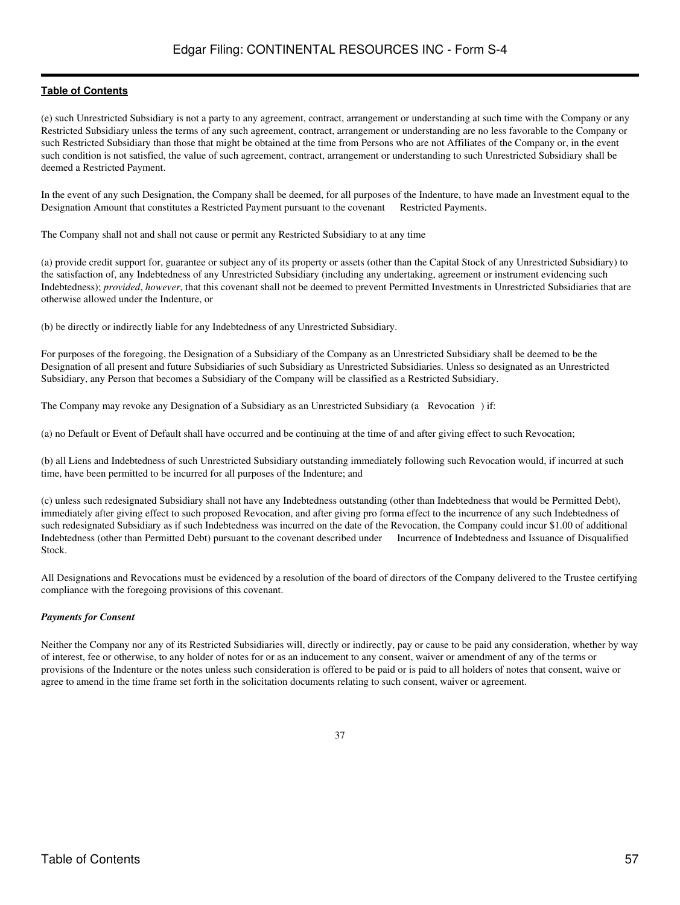(e) such Unrestricted Subsidiary is not a party to any agreement, contract, arrangement or understanding at such time with the Company or any Restricted Subsidiary unless the terms of any such agreement, contract, arrangement or understanding are no less favorable to the Company or such Restricted Subsidiary than those that might be obtained at the time from Persons who are not Affiliates of the Company or, in the event such condition is not satisfied, the value of such agreement, contract, arrangement or understanding to such Unrestricted Subsidiary shall be deemed a Restricted Payment.

In the event of any such Designation, the Company shall be deemed, for all purposes of the Indenture, to have made an Investment equal to the Designation Amount that constitutes a Restricted Payment pursuant to the covenant Restricted Payments.

The Company shall not and shall not cause or permit any Restricted Subsidiary to at any time

(a) provide credit support for, guarantee or subject any of its property or assets (other than the Capital Stock of any Unrestricted Subsidiary) to the satisfaction of, any Indebtedness of any Unrestricted Subsidiary (including any undertaking, agreement or instrument evidencing such Indebtedness); *provided*, *however*, that this covenant shall not be deemed to prevent Permitted Investments in Unrestricted Subsidiaries that are otherwise allowed under the Indenture, or

(b) be directly or indirectly liable for any Indebtedness of any Unrestricted Subsidiary.

For purposes of the foregoing, the Designation of a Subsidiary of the Company as an Unrestricted Subsidiary shall be deemed to be the Designation of all present and future Subsidiaries of such Subsidiary as Unrestricted Subsidiaries. Unless so designated as an Unrestricted Subsidiary, any Person that becomes a Subsidiary of the Company will be classified as a Restricted Subsidiary.

The Company may revoke any Designation of a Subsidiary as an Unrestricted Subsidiary (a Revocation ) if:

(a) no Default or Event of Default shall have occurred and be continuing at the time of and after giving effect to such Revocation;

(b) all Liens and Indebtedness of such Unrestricted Subsidiary outstanding immediately following such Revocation would, if incurred at such time, have been permitted to be incurred for all purposes of the Indenture; and

(c) unless such redesignated Subsidiary shall not have any Indebtedness outstanding (other than Indebtedness that would be Permitted Debt), immediately after giving effect to such proposed Revocation, and after giving pro forma effect to the incurrence of any such Indebtedness of such redesignated Subsidiary as if such Indebtedness was incurred on the date of the Revocation, the Company could incur $1.00 of additional Indebtedness (other than Permitted Debt) pursuant to the covenant described under Incurrence of Indebtedness and Issuance of Disqualified Stock.

All Designations and Revocations must be evidenced by a resolution of the board of directors of the Company delivered to the Trustee certifying compliance with the foregoing provisions of this covenant.

***Payments for Consent***

Neither the Company nor any of its Restricted Subsidiaries will, directly or indirectly, pay or cause to be paid any consideration, whether by way of interest, fee or otherwise, to any holder of notes for or as an inducement to any consent, waiver or amendment of any of the terms or provisions of the Indenture or the notes unless such consideration is offered to be paid or is paid to all holders of notes that consent, waive or agree to amend in the time frame set forth in the solicitation documents relating to such consent, waiver or agreement.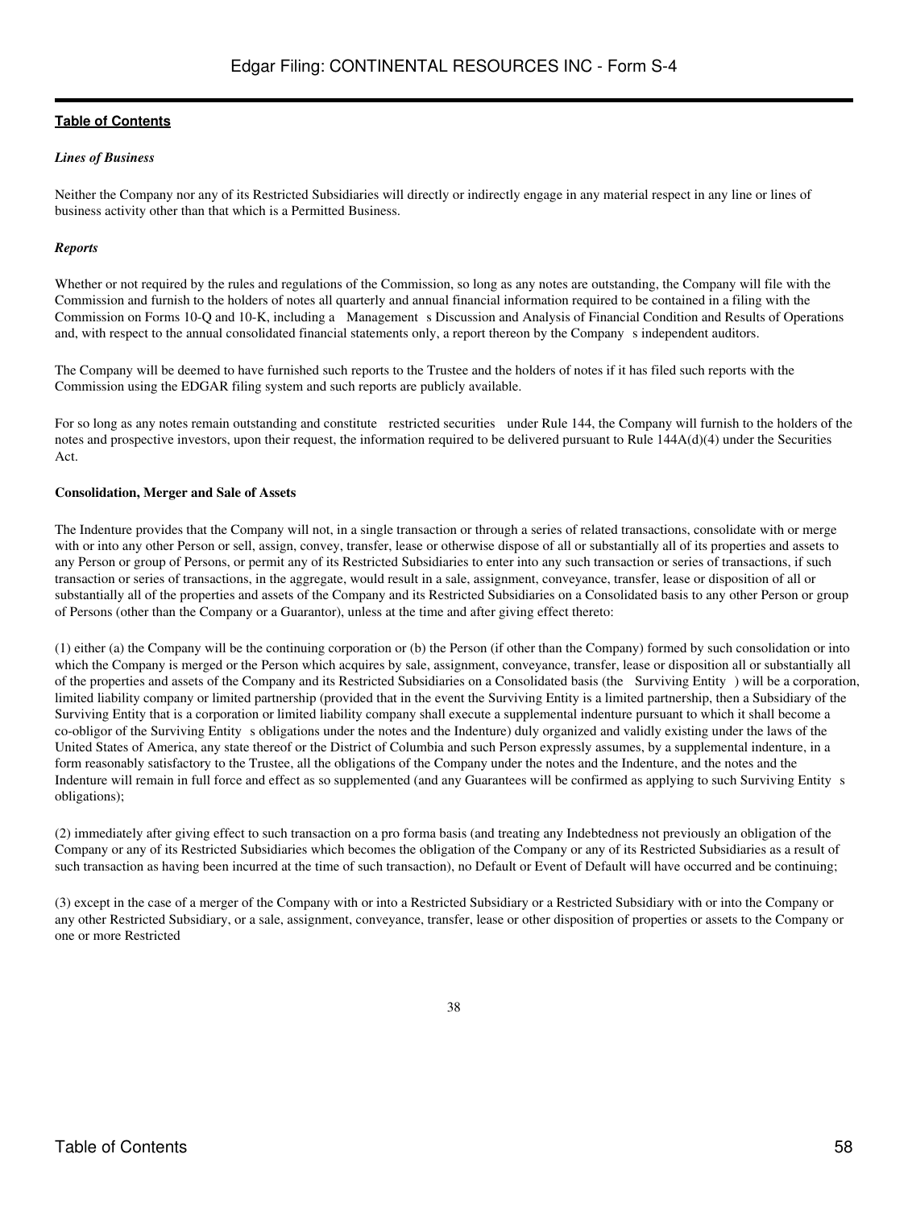*Lines of Business*

Neither the Company nor any of its Restricted Subsidiaries will directly or indirectly engage in any material respect in any line or lines of business activity other than that which is a Permitted Business.

*Reports*

Whether or not required by the rules and regulations of the Commission, so long as any notes are outstanding, the Company will file with the Commission and furnish to the holders of notes all quarterly and annual financial information required to be contained in a filing with the Commission on Forms 10-Q and 10-K, including a Management s Discussion and Analysis of Financial Condition and Results of Operations and, with respect to the annual consolidated financial statements only, a report thereon by the Company s independent auditors.

The Company will be deemed to have furnished such reports to the Trustee and the holders of notes if it has filed such reports with the Commission using the EDGAR filing system and such reports are publicly available.

For so long as any notes remain outstanding and constitute restricted securities under Rule 144, the Company will furnish to the holders of the notes and prospective investors, upon their request, the information required to be delivered pursuant to Rule 144A(d)(4) under the Securities Act.

**Consolidation, Merger and Sale of Assets**

The Indenture provides that the Company will not, in a single transaction or through a series of related transactions, consolidate with or merge with or into any other Person or sell, assign, convey, transfer, lease or otherwise dispose of all or substantially all of its properties and assets to any Person or group of Persons, or permit any of its Restricted Subsidiaries to enter into any such transaction or series of transactions, if such transaction or series of transactions, in the aggregate, would result in a sale, assignment, conveyance, transfer, lease or disposition of all or substantially all of the properties and assets of the Company and its Restricted Subsidiaries on a Consolidated basis to any other Person or group of Persons (other than the Company or a Guarantor), unless at the time and after giving effect thereto:

(1) either (a) the Company will be the continuing corporation or (b) the Person (if other than the Company) formed by such consolidation or into which the Company is merged or the Person which acquires by sale, assignment, conveyance, transfer, lease or disposition all or substantially all of the properties and assets of the Company and its Restricted Subsidiaries on a Consolidated basis (the Surviving Entity ) will be a corporation, limited liability company or limited partnership (provided that in the event the Surviving Entity is a limited partnership, then a Subsidiary of the Surviving Entity that is a corporation or limited liability company shall execute a supplemental indenture pursuant to which it shall become a co-obligor of the Surviving Entity s obligations under the notes and the Indenture) duly organized and validly existing under the laws of the United States of America, any state thereof or the District of Columbia and such Person expressly assumes, by a supplemental indenture, in a form reasonably satisfactory to the Trustee, all the obligations of the Company under the notes and the Indenture, and the notes and the Indenture will remain in full force and effect as so supplemented (and any Guarantees will be confirmed as applying to such Surviving Entity s obligations);

(2) immediately after giving effect to such transaction on a pro forma basis (and treating any Indebtedness not previously an obligation of the Company or any of its Restricted Subsidiaries which becomes the obligation of the Company or any of its Restricted Subsidiaries as a result of such transaction as having been incurred at the time of such transaction), no Default or Event of Default will have occurred and be continuing;

(3) except in the case of a merger of the Company with or into a Restricted Subsidiary or a Restricted Subsidiary with or into the Company or any other Restricted Subsidiary, or a sale, assignment, conveyance, transfer, lease or other disposition of properties or assets to the Company or one or more Restricted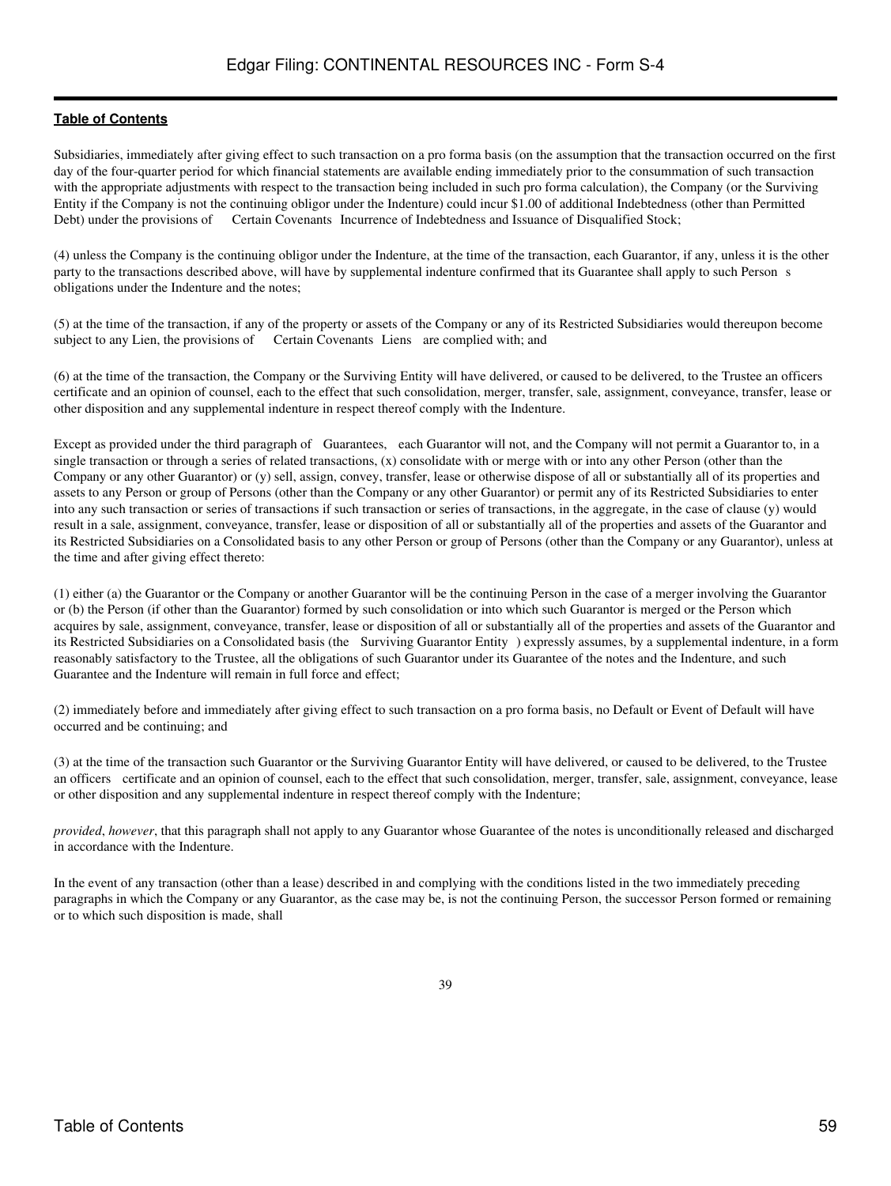Subsidiaries, immediately after giving effect to such transaction on a pro forma basis (on the assumption that the transaction occurred on the first day of the four-quarter period for which financial statements are available ending immediately prior to the consummation of such transaction with the appropriate adjustments with respect to the transaction being included in such pro forma calculation), the Company (or the Surviving Entity if the Company is not the continuing obligor under the Indenture) could incur $1.00 of additional Indebtedness (other than Permitted Debt) under the provisions of Certain Covenants Incurrence of Indebtedness and Issuance of Disqualified Stock;

(4) unless the Company is the continuing obligor under the Indenture, at the time of the transaction, each Guarantor, if any, unless it is the other party to the transactions described above, will have by supplemental indenture confirmed that its Guarantee shall apply to such Person s obligations under the Indenture and the notes;

(5) at the time of the transaction, if any of the property or assets of the Company or any of its Restricted Subsidiaries would thereupon become subject to any Lien, the provisions of Certain Covenants Liens are complied with; and

(6) at the time of the transaction, the Company or the Surviving Entity will have delivered, or caused to be delivered, to the Trustee an officers certificate and an opinion of counsel, each to the effect that such consolidation, merger, transfer, sale, assignment, conveyance, transfer, lease or other disposition and any supplemental indenture in respect thereof comply with the Indenture.

Except as provided under the third paragraph of Guarantees, each Guarantor will not, and the Company will not permit a Guarantor to, in a single transaction or through a series of related transactions, (x) consolidate with or merge with or into any other Person (other than the Company or any other Guarantor) or (y) sell, assign, convey, transfer, lease or otherwise dispose of all or substantially all of its properties and assets to any Person or group of Persons (other than the Company or any other Guarantor) or permit any of its Restricted Subsidiaries to enter into any such transaction or series of transactions if such transaction or series of transactions, in the aggregate, in the case of clause (y) would result in a sale, assignment, conveyance, transfer, lease or disposition of all or substantially all of the properties and assets of the Guarantor and its Restricted Subsidiaries on a Consolidated basis to any other Person or group of Persons (other than the Company or any Guarantor), unless at the time and after giving effect thereto:

(1) either (a) the Guarantor or the Company or another Guarantor will be the continuing Person in the case of a merger involving the Guarantor or (b) the Person (if other than the Guarantor) formed by such consolidation or into which such Guarantor is merged or the Person which acquires by sale, assignment, conveyance, transfer, lease or disposition of all or substantially all of the properties and assets of the Guarantor and its Restricted Subsidiaries on a Consolidated basis (the Surviving Guarantor Entity ) expressly assumes, by a supplemental indenture, in a form reasonably satisfactory to the Trustee, all the obligations of such Guarantor under its Guarantee of the notes and the Indenture, and such Guarantee and the Indenture will remain in full force and effect;

(2) immediately before and immediately after giving effect to such transaction on a pro forma basis, no Default or Event of Default will have occurred and be continuing; and

(3) at the time of the transaction such Guarantor or the Surviving Guarantor Entity will have delivered, or caused to be delivered, to the Trustee an officers certificate and an opinion of counsel, each to the effect that such consolidation, merger, transfer, sale, assignment, conveyance, lease or other disposition and any supplemental indenture in respect thereof comply with the Indenture;

*provided*, *however*, that this paragraph shall not apply to any Guarantor whose Guarantee of the notes is unconditionally released and discharged in accordance with the Indenture.

In the event of any transaction (other than a lease) described in and complying with the conditions listed in the two immediately preceding paragraphs in which the Company or any Guarantor, as the case may be, is not the continuing Person, the successor Person formed or remaining or to which such disposition is made, shall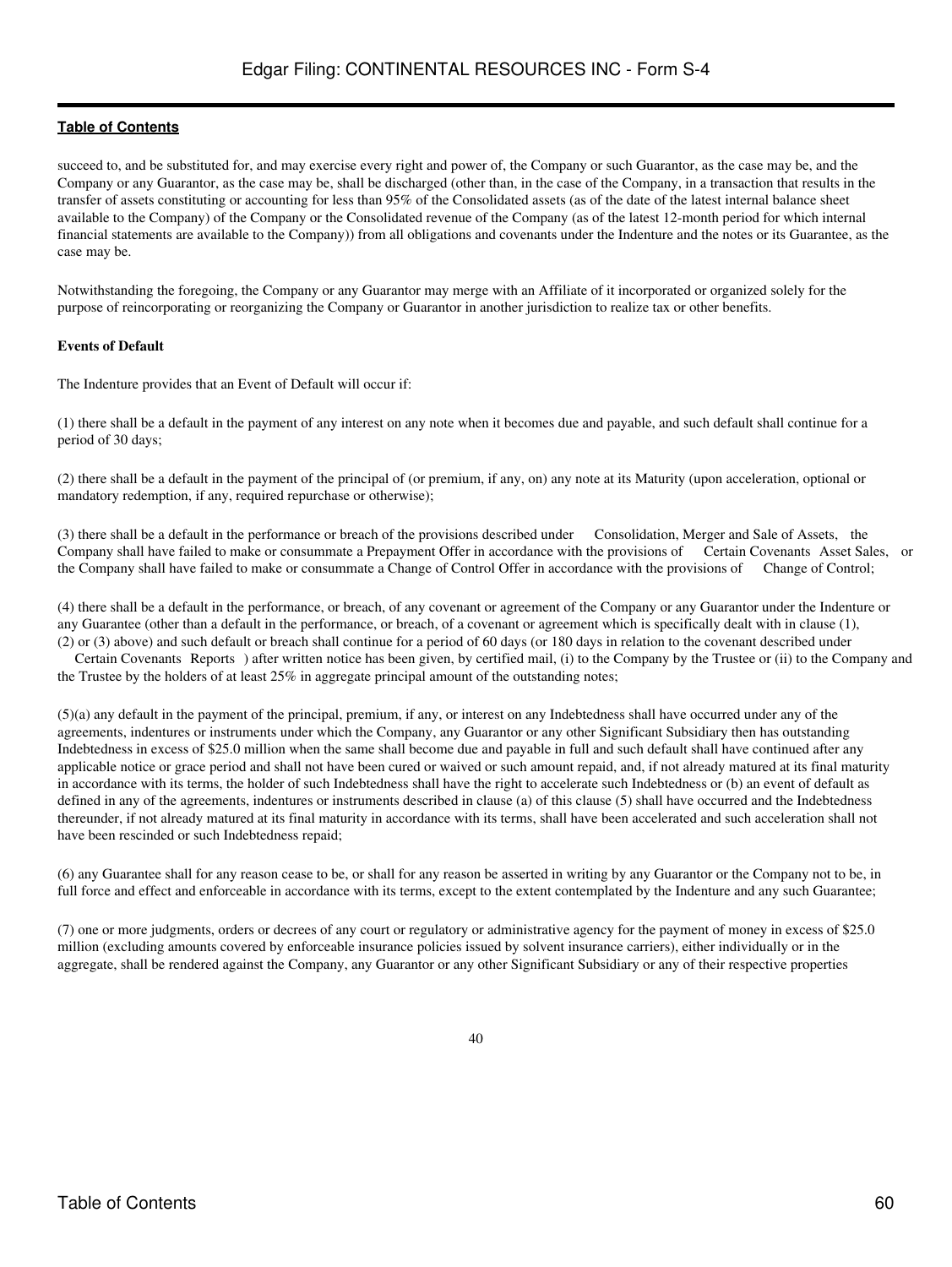succeed to, and be substituted for, and may exercise every right and power of, the Company or such Guarantor, as the case may be, and the Company or any Guarantor, as the case may be, shall be discharged (other than, in the case of the Company, in a transaction that results in the transfer of assets constituting or accounting for less than 95% of the Consolidated assets (as of the date of the latest internal balance sheet available to the Company) of the Company or the Consolidated revenue of the Company (as of the latest 12-month period for which internal financial statements are available to the Company)) from all obligations and covenants under the Indenture and the notes or its Guarantee, as the case may be.

Notwithstanding the foregoing, the Company or any Guarantor may merge with an Affiliate of it incorporated or organized solely for the purpose of reincorporating or reorganizing the Company or Guarantor in another jurisdiction to realize tax or other benefits.

**Events of Default**

The Indenture provides that an Event of Default will occur if:

(1) there shall be a default in the payment of any interest on any note when it becomes due and payable, and such default shall continue for a period of 30 days;

(2) there shall be a default in the payment of the principal of (or premium, if any, on) any note at its Maturity (upon acceleration, optional or mandatory redemption, if any, required repurchase or otherwise);

(3) there shall be a default in the performance or breach of the provisions described under Consolidation, Merger and Sale of Assets, the Company shall have failed to make or consummate a Prepayment Offer in accordance with the provisions of Certain Covenants Asset Sales, or the Company shall have failed to make or consummate a Change of Control Offer in accordance with the provisions of Change of Control;

(4) there shall be a default in the performance, or breach, of any covenant or agreement of the Company or any Guarantor under the Indenture or any Guarantee (other than a default in the performance, or breach, of a covenant or agreement which is specifically dealt with in clause (1), (2) or (3) above) and such default or breach shall continue for a period of 60 days (or 180 days in relation to the covenant described under Certain Covenants Reports ) after written notice has been given, by certified mail, (i) to the Company by the Trustee or (ii) to the Company and the Trustee by the holders of at least 25% in aggregate principal amount of the outstanding notes;

(5)(a) any default in the payment of the principal, premium, if any, or interest on any Indebtedness shall have occurred under any of the agreements, indentures or instruments under which the Company, any Guarantor or any other Significant Subsidiary then has outstanding Indebtedness in excess of $25.0 million when the same shall become due and payable in full and such default shall have continued after any applicable notice or grace period and shall not have been cured or waived or such amount repaid, and, if not already matured at its final maturity in accordance with its terms, the holder of such Indebtedness shall have the right to accelerate such Indebtedness or (b) an event of default as defined in any of the agreements, indentures or instruments described in clause (a) of this clause (5) shall have occurred and the Indebtedness thereunder, if not already matured at its final maturity in accordance with its terms, shall have been accelerated and such acceleration shall not have been rescinded or such Indebtedness repaid;

(6) any Guarantee shall for any reason cease to be, or shall for any reason be asserted in writing by any Guarantor or the Company not to be, in full force and effect and enforceable in accordance with its terms, except to the extent contemplated by the Indenture and any such Guarantee;

(7) one or more judgments, orders or decrees of any court or regulatory or administrative agency for the payment of money in excess of $25.0 million (excluding amounts covered by enforceable insurance policies issued by solvent insurance carriers), either individually or in the aggregate, shall be rendered against the Company, any Guarantor or any other Significant Subsidiary or any of their respective properties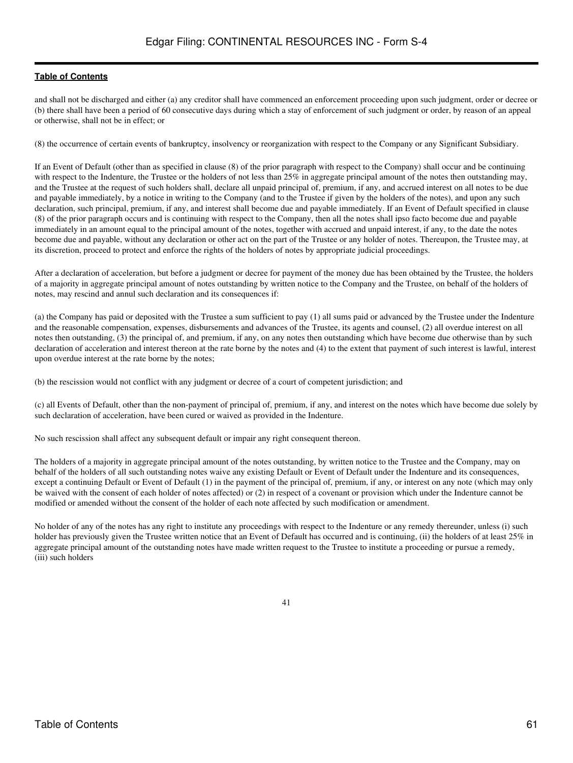and shall not be discharged and either (a) any creditor shall have commenced an enforcement proceeding upon such judgment, order or decree or (b) there shall have been a period of 60 consecutive days during which a stay of enforcement of such judgment or order, by reason of an appeal or otherwise, shall not be in effect; or

(8) the occurrence of certain events of bankruptcy, insolvency or reorganization with respect to the Company or any Significant Subsidiary.

If an Event of Default (other than as specified in clause (8) of the prior paragraph with respect to the Company) shall occur and be continuing with respect to the Indenture, the Trustee or the holders of not less than 25% in aggregate principal amount of the notes then outstanding may, and the Trustee at the request of such holders shall, declare all unpaid principal of, premium, if any, and accrued interest on all notes to be due and payable immediately, by a notice in writing to the Company (and to the Trustee if given by the holders of the notes), and upon any such declaration, such principal, premium, if any, and interest shall become due and payable immediately. If an Event of Default specified in clause (8) of the prior paragraph occurs and is continuing with respect to the Company, then all the notes shall ipso facto become due and payable immediately in an amount equal to the principal amount of the notes, together with accrued and unpaid interest, if any, to the date the notes become due and payable, without any declaration or other act on the part of the Trustee or any holder of notes. Thereupon, the Trustee may, at its discretion, proceed to protect and enforce the rights of the holders of notes by appropriate judicial proceedings.

After a declaration of acceleration, but before a judgment or decree for payment of the money due has been obtained by the Trustee, the holders of a majority in aggregate principal amount of notes outstanding by written notice to the Company and the Trustee, on behalf of the holders of notes, may rescind and annul such declaration and its consequences if:

(a) the Company has paid or deposited with the Trustee a sum sufficient to pay (1) all sums paid or advanced by the Trustee under the Indenture and the reasonable compensation, expenses, disbursements and advances of the Trustee, its agents and counsel, (2) all overdue interest on all notes then outstanding, (3) the principal of, and premium, if any, on any notes then outstanding which have become due otherwise than by such declaration of acceleration and interest thereon at the rate borne by the notes and (4) to the extent that payment of such interest is lawful, interest upon overdue interest at the rate borne by the notes;

(b) the rescission would not conflict with any judgment or decree of a court of competent jurisdiction; and

(c) all Events of Default, other than the non-payment of principal of, premium, if any, and interest on the notes which have become due solely by such declaration of acceleration, have been cured or waived as provided in the Indenture.

No such rescission shall affect any subsequent default or impair any right consequent thereon.

The holders of a majority in aggregate principal amount of the notes outstanding, by written notice to the Trustee and the Company, may on behalf of the holders of all such outstanding notes waive any existing Default or Event of Default under the Indenture and its consequences, except a continuing Default or Event of Default (1) in the payment of the principal of, premium, if any, or interest on any note (which may only be waived with the consent of each holder of notes affected) or (2) in respect of a covenant or provision which under the Indenture cannot be modified or amended without the consent of the holder of each note affected by such modification or amendment.

No holder of any of the notes has any right to institute any proceedings with respect to the Indenture or any remedy thereunder, unless (i) such holder has previously given the Trustee written notice that an Event of Default has occurred and is continuing, (ii) the holders of at least 25% in aggregate principal amount of the outstanding notes have made written request to the Trustee to institute a proceeding or pursue a remedy, (iii) such holders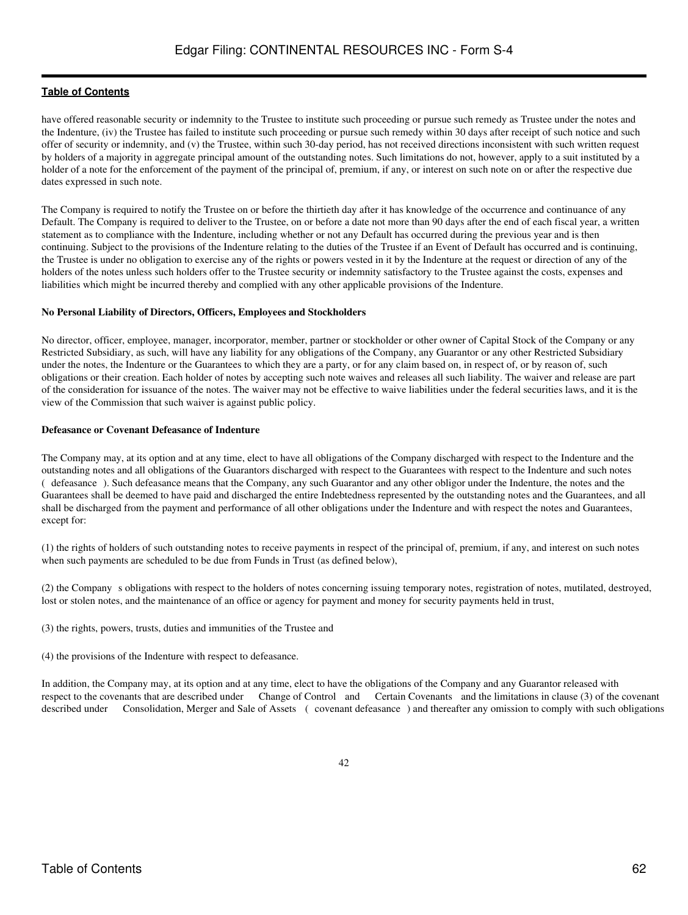have offered reasonable security or indemnity to the Trustee to institute such proceeding or pursue such remedy as Trustee under the notes and the Indenture, (iv) the Trustee has failed to institute such proceeding or pursue such remedy within 30 days after receipt of such notice and such offer of security or indemnity, and (v) the Trustee, within such 30-day period, has not received directions inconsistent with such written request by holders of a majority in aggregate principal amount of the outstanding notes. Such limitations do not, however, apply to a suit instituted by a holder of a note for the enforcement of the payment of the principal of, premium, if any, or interest on such note on or after the respective due dates expressed in such note.

The Company is required to notify the Trustee on or before the thirtieth day after it has knowledge of the occurrence and continuance of any Default. The Company is required to deliver to the Trustee, on or before a date not more than 90 days after the end of each fiscal year, a written statement as to compliance with the Indenture, including whether or not any Default has occurred during the previous year and is then continuing. Subject to the provisions of the Indenture relating to the duties of the Trustee if an Event of Default has occurred and is continuing, the Trustee is under no obligation to exercise any of the rights or powers vested in it by the Indenture at the request or direction of any of the holders of the notes unless such holders offer to the Trustee security or indemnity satisfactory to the Trustee against the costs, expenses and liabilities which might be incurred thereby and complied with any other applicable provisions of the Indenture.

**No Personal Liability of Directors, Officers, Employees and Stockholders**

No director, officer, employee, manager, incorporator, member, partner or stockholder or other owner of Capital Stock of the Company or any Restricted Subsidiary, as such, will have any liability for any obligations of the Company, any Guarantor or any other Restricted Subsidiary under the notes, the Indenture or the Guarantees to which they are a party, or for any claim based on, in respect of, or by reason of, such obligations or their creation. Each holder of notes by accepting such note waives and releases all such liability. The waiver and release are part of the consideration for issuance of the notes. The waiver may not be effective to waive liabilities under the federal securities laws, and it is the view of the Commission that such waiver is against public policy.

**Defeasance or Covenant Defeasance of Indenture**

The Company may, at its option and at any time, elect to have all obligations of the Company discharged with respect to the Indenture and the outstanding notes and all obligations of the Guarantors discharged with respect to the Guarantees with respect to the Indenture and such notes ( defeasance ). Such defeasance means that the Company, any such Guarantor and any other obligor under the Indenture, the notes and the Guarantees shall be deemed to have paid and discharged the entire Indebtedness represented by the outstanding notes and the Guarantees, and all shall be discharged from the payment and performance of all other obligations under the Indenture and with respect the notes and Guarantees, except for:

(1) the rights of holders of such outstanding notes to receive payments in respect of the principal of, premium, if any, and interest on such notes when such payments are scheduled to be due from Funds in Trust (as defined below),

(2) the Company s obligations with respect to the holders of notes concerning issuing temporary notes, registration of notes, mutilated, destroyed, lost or stolen notes, and the maintenance of an office or agency for payment and money for security payments held in trust,

(3) the rights, powers, trusts, duties and immunities of the Trustee and

(4) the provisions of the Indenture with respect to defeasance.

In addition, the Company may, at its option and at any time, elect to have the obligations of the Company and any Guarantor released with respect to the covenants that are described under Change of Control and Certain Covenants and the limitations in clause (3) of the covenant described under Consolidation, Merger and Sale of Assets ( covenant defeasance ) and thereafter any omission to comply with such obligations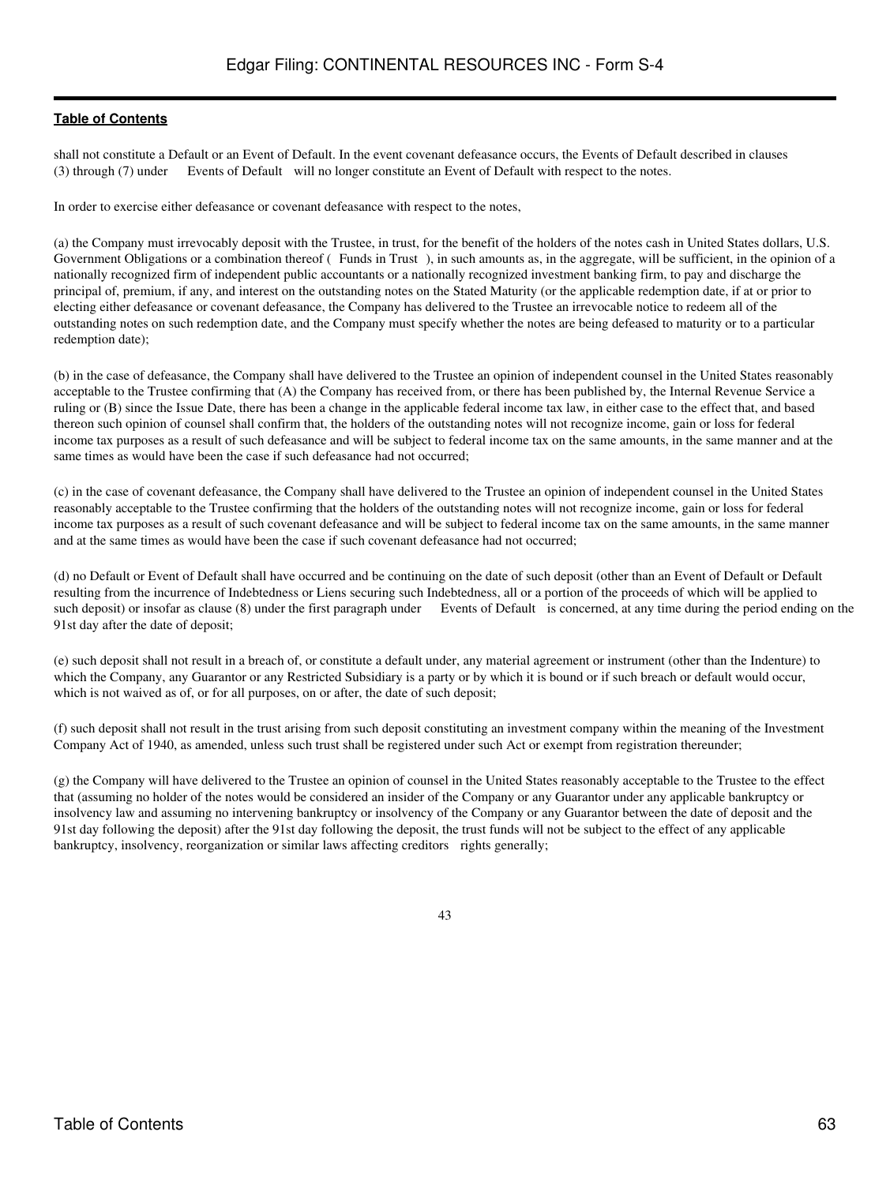shall not constitute a Default or an Event of Default. In the event covenant defeasance occurs, the Events of Default described in clauses (3) through (7) under Events of Default will no longer constitute an Event of Default with respect to the notes.

In order to exercise either defeasance or covenant defeasance with respect to the notes,

(a) the Company must irrevocably deposit with the Trustee, in trust, for the benefit of the holders of the notes cash in United States dollars, U.S. Government Obligations or a combination thereof ( Funds in Trust ), in such amounts as, in the aggregate, will be sufficient, in the opinion of a nationally recognized firm of independent public accountants or a nationally recognized investment banking firm, to pay and discharge the principal of, premium, if any, and interest on the outstanding notes on the Stated Maturity (or the applicable redemption date, if at or prior to electing either defeasance or covenant defeasance, the Company has delivered to the Trustee an irrevocable notice to redeem all of the outstanding notes on such redemption date, and the Company must specify whether the notes are being defeased to maturity or to a particular redemption date);

(b) in the case of defeasance, the Company shall have delivered to the Trustee an opinion of independent counsel in the United States reasonably acceptable to the Trustee confirming that (A) the Company has received from, or there has been published by, the Internal Revenue Service a ruling or (B) since the Issue Date, there has been a change in the applicable federal income tax law, in either case to the effect that, and based thereon such opinion of counsel shall confirm that, the holders of the outstanding notes will not recognize income, gain or loss for federal income tax purposes as a result of such defeasance and will be subject to federal income tax on the same amounts, in the same manner and at the same times as would have been the case if such defeasance had not occurred;

(c) in the case of covenant defeasance, the Company shall have delivered to the Trustee an opinion of independent counsel in the United States reasonably acceptable to the Trustee confirming that the holders of the outstanding notes will not recognize income, gain or loss for federal income tax purposes as a result of such covenant defeasance and will be subject to federal income tax on the same amounts, in the same manner and at the same times as would have been the case if such covenant defeasance had not occurred;

(d) no Default or Event of Default shall have occurred and be continuing on the date of such deposit (other than an Event of Default or Default resulting from the incurrence of Indebtedness or Liens securing such Indebtedness, all or a portion of the proceeds of which will be applied to such deposit) or insofar as clause (8) under the first paragraph under Events of Default is concerned, at any time during the period ending on the 91st day after the date of deposit;

(e) such deposit shall not result in a breach of, or constitute a default under, any material agreement or instrument (other than the Indenture) to which the Company, any Guarantor or any Restricted Subsidiary is a party or by which it is bound or if such breach or default would occur, which is not waived as of, or for all purposes, on or after, the date of such deposit;

(f) such deposit shall not result in the trust arising from such deposit constituting an investment company within the meaning of the Investment Company Act of 1940, as amended, unless such trust shall be registered under such Act or exempt from registration thereunder;

(g) the Company will have delivered to the Trustee an opinion of counsel in the United States reasonably acceptable to the Trustee to the effect that (assuming no holder of the notes would be considered an insider of the Company or any Guarantor under any applicable bankruptcy or insolvency law and assuming no intervening bankruptcy or insolvency of the Company or any Guarantor between the date of deposit and the 91st day following the deposit) after the 91st day following the deposit, the trust funds will not be subject to the effect of any applicable bankruptcy, insolvency, reorganization or similar laws affecting creditors rights generally;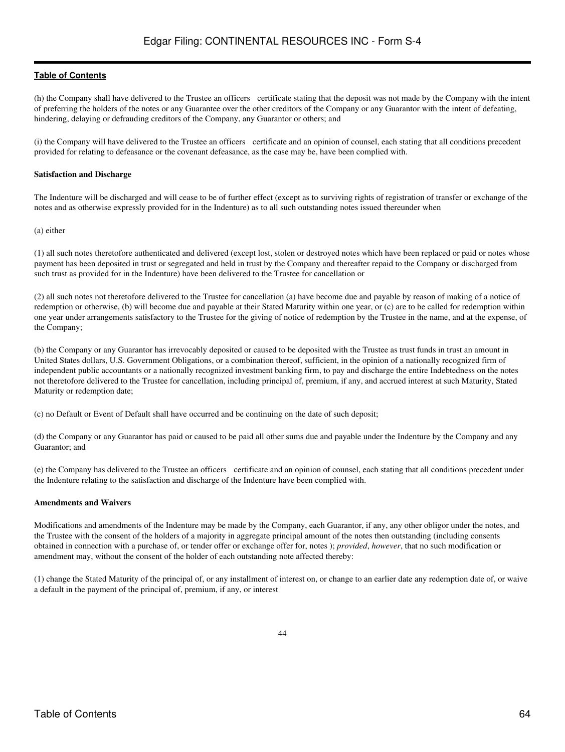(h) the Company shall have delivered to the Trustee an officers certificate stating that the deposit was not made by the Company with the intent of preferring the holders of the notes or any Guarantee over the other creditors of the Company or any Guarantor with the intent of defeating, hindering, delaying or defrauding creditors of the Company, any Guarantor or others; and

(i) the Company will have delivered to the Trustee an officers certificate and an opinion of counsel, each stating that all conditions precedent provided for relating to defeasance or the covenant defeasance, as the case may be, have been complied with.

**Satisfaction and Discharge**

The Indenture will be discharged and will cease to be of further effect (except as to surviving rights of registration of transfer or exchange of the notes and as otherwise expressly provided for in the Indenture) as to all such outstanding notes issued thereunder when

(a) either

(1) all such notes theretofore authenticated and delivered (except lost, stolen or destroyed notes which have been replaced or paid or notes whose payment has been deposited in trust or segregated and held in trust by the Company and thereafter repaid to the Company or discharged from such trust as provided for in the Indenture) have been delivered to the Trustee for cancellation or

(2) all such notes not theretofore delivered to the Trustee for cancellation (a) have become due and payable by reason of making of a notice of redemption or otherwise, (b) will become due and payable at their Stated Maturity within one year, or (c) are to be called for redemption within one year under arrangements satisfactory to the Trustee for the giving of notice of redemption by the Trustee in the name, and at the expense, of the Company;

(b) the Company or any Guarantor has irrevocably deposited or caused to be deposited with the Trustee as trust funds in trust an amount in United States dollars, U.S. Government Obligations, or a combination thereof, sufficient, in the opinion of a nationally recognized firm of independent public accountants or a nationally recognized investment banking firm, to pay and discharge the entire Indebtedness on the notes not theretofore delivered to the Trustee for cancellation, including principal of, premium, if any, and accrued interest at such Maturity, Stated Maturity or redemption date;

(c) no Default or Event of Default shall have occurred and be continuing on the date of such deposit;

(d) the Company or any Guarantor has paid or caused to be paid all other sums due and payable under the Indenture by the Company and any Guarantor; and

(e) the Company has delivered to the Trustee an officers certificate and an opinion of counsel, each stating that all conditions precedent under the Indenture relating to the satisfaction and discharge of the Indenture have been complied with.

**Amendments and Waivers**

Modifications and amendments of the Indenture may be made by the Company, each Guarantor, if any, any other obligor under the notes, and the Trustee with the consent of the holders of a majority in aggregate principal amount of the notes then outstanding (including consents obtained in connection with a purchase of, or tender offer or exchange offer for, notes ); *provided*, *however*, that no such modification or amendment may, without the consent of the holder of each outstanding note affected thereby:

(1) change the Stated Maturity of the principal of, or any installment of interest on, or change to an earlier date any redemption date of, or waive a default in the payment of the principal of, premium, if any, or interest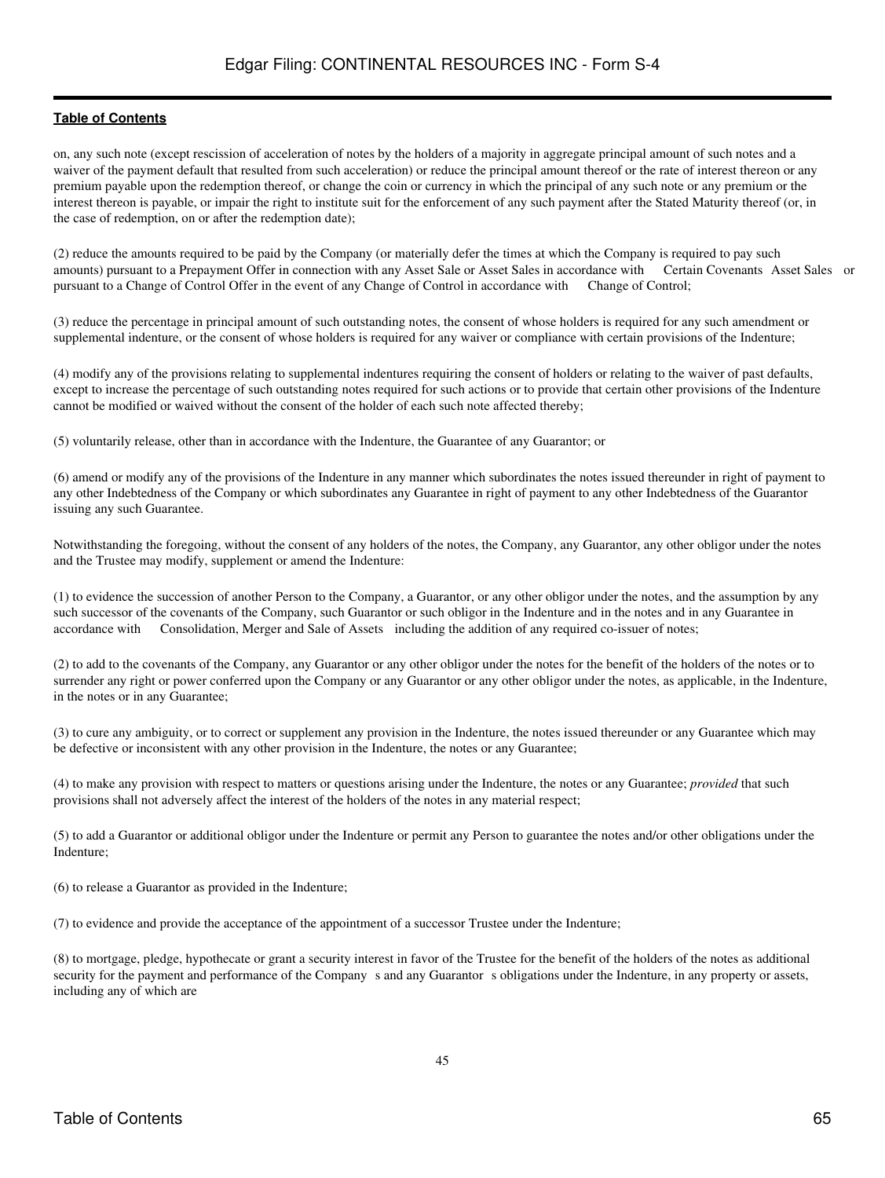on, any such note (except rescission of acceleration of notes by the holders of a majority in aggregate principal amount of such notes and a waiver of the payment default that resulted from such acceleration) or reduce the principal amount thereof or the rate of interest thereon or any premium payable upon the redemption thereof, or change the coin or currency in which the principal of any such note or any premium or the interest thereon is payable, or impair the right to institute suit for the enforcement of any such payment after the Stated Maturity thereof (or, in the case of redemption, on or after the redemption date);

(2) reduce the amounts required to be paid by the Company (or materially defer the times at which the Company is required to pay such amounts) pursuant to a Prepayment Offer in connection with any Asset Sale or Asset Sales in accordance with "Certain Covenants Asset Sales" or pursuant to a Change of Control Offer in the event of any Change of Control in accordance with "Change of Control;"

(3) reduce the percentage in principal amount of such outstanding notes, the consent of whose holders is required for any such amendment or supplemental indenture, or the consent of whose holders is required for any waiver or compliance with certain provisions of the Indenture;

(4) modify any of the provisions relating to supplemental indentures requiring the consent of holders or relating to the waiver of past defaults, except to increase the percentage of such outstanding notes required for such actions or to provide that certain other provisions of the Indenture cannot be modified or waived without the consent of the holder of each such note affected thereby;

(5) voluntarily release, other than in accordance with the Indenture, the Guarantee of any Guarantor; or

(6) amend or modify any of the provisions of the Indenture in any manner which subordinates the notes issued thereunder in right of payment to any other Indebtedness of the Company or which subordinates any Guarantee in right of payment to any other Indebtedness of the Guarantor issuing any such Guarantee.

Notwithstanding the foregoing, without the consent of any holders of the notes, the Company, any Guarantor, any other obligor under the notes and the Trustee may modify, supplement or amend the Indenture:

(1) to evidence the succession of another Person to the Company, a Guarantor, or any other obligor under the notes, and the assumption by any such successor of the covenants of the Company, such Guarantor or such obligor in the Indenture and in the notes and in any Guarantee in accordance with "Consolidation, Merger and Sale of Assets" including the addition of any required co-issuer of notes;

(2) to add to the covenants of the Company, any Guarantor or any other obligor under the notes for the benefit of the holders of the notes or to surrender any right or power conferred upon the Company or any Guarantor or any other obligor under the notes, as applicable, in the Indenture, in the notes or in any Guarantee;

(3) to cure any ambiguity, or to correct or supplement any provision in the Indenture, the notes issued thereunder or any Guarantee which may be defective or inconsistent with any other provision in the Indenture, the notes or any Guarantee;

(4) to make any provision with respect to matters or questions arising under the Indenture, the notes or any Guarantee; *provided* that such provisions shall not adversely affect the interest of the holders of the notes in any material respect;

(5) to add a Guarantor or additional obligor under the Indenture or permit any Person to guarantee the notes and/or other obligations under the Indenture;

(6) to release a Guarantor as provided in the Indenture;

(7) to evidence and provide the acceptance of the appointment of a successor Trustee under the Indenture;

(8) to mortgage, pledge, hypothecate or grant a security interest in favor of the Trustee for the benefit of the holders of the notes as additional security for the payment and performance of the Company's and any Guarantor's obligations under the Indenture, in any property or assets, including any of which are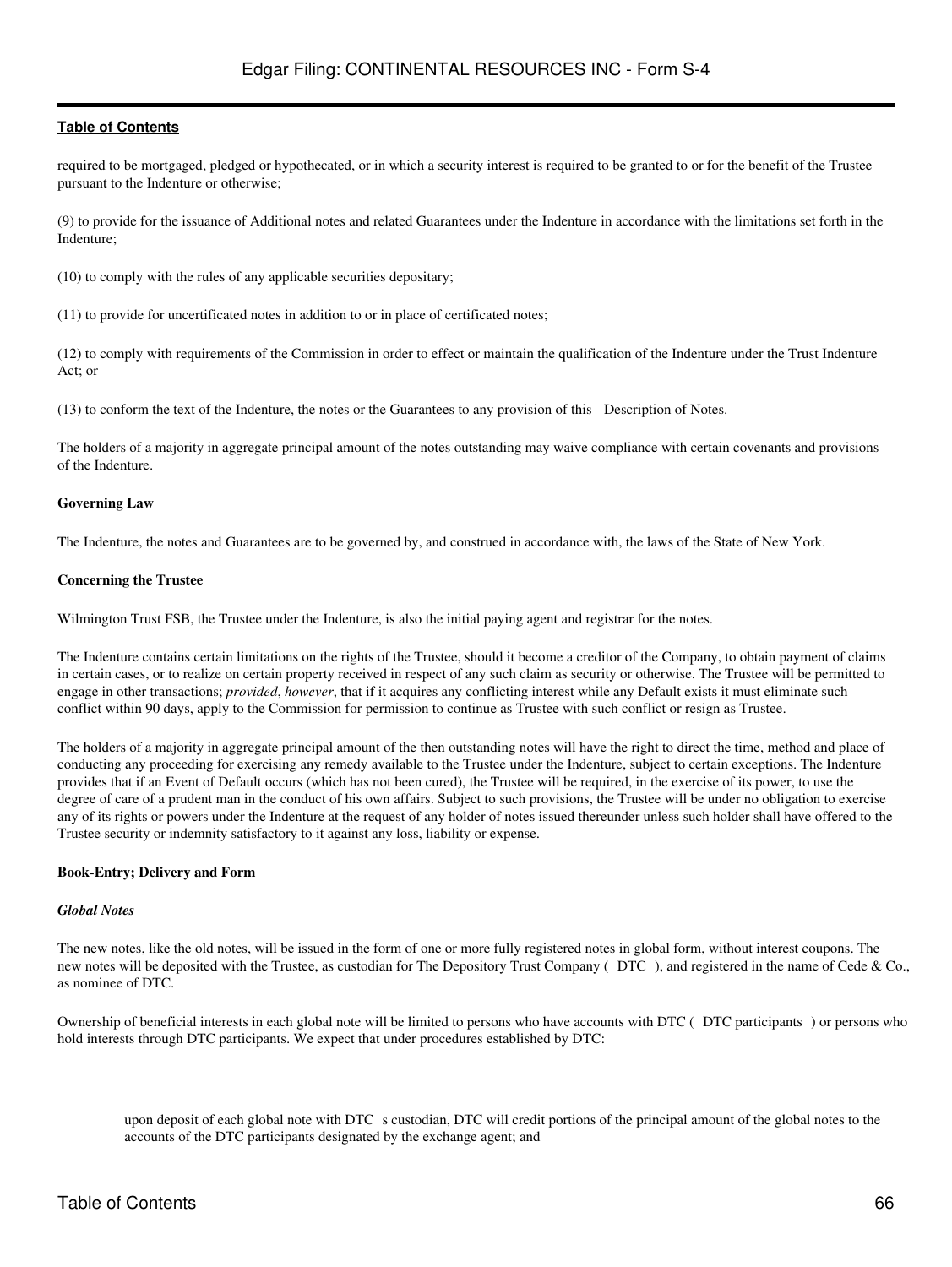required to be mortgaged, pledged or hypothecated, or in which a security interest is required to be granted to or for the benefit of the Trustee pursuant to the Indenture or otherwise;

(9) to provide for the issuance of Additional notes and related Guarantees under the Indenture in accordance with the limitations set forth in the Indenture;

(10) to comply with the rules of any applicable securities depositary;

(11) to provide for uncertificated notes in addition to or in place of certificated notes;

(12) to comply with requirements of the Commission in order to effect or maintain the qualification of the Indenture under the Trust Indenture Act; or

(13) to conform the text of the Indenture, the notes or the Guarantees to any provision of this Description of Notes.

The holders of a majority in aggregate principal amount of the notes outstanding may waive compliance with certain covenants and provisions of the Indenture.

**Governing Law**

The Indenture, the notes and Guarantees are to be governed by, and construed in accordance with, the laws of the State of New York.

**Concerning the Trustee**

Wilmington Trust FSB, the Trustee under the Indenture, is also the initial paying agent and registrar for the notes.

The Indenture contains certain limitations on the rights of the Trustee, should it become a creditor of the Company, to obtain payment of claims in certain cases, or to realize on certain property received in respect of any such claim as security or otherwise. The Trustee will be permitted to engage in other transactions; *provided*, *however*, that if it acquires any conflicting interest while any Default exists it must eliminate such conflict within 90 days, apply to the Commission for permission to continue as Trustee with such conflict or resign as Trustee.

The holders of a majority in aggregate principal amount of the then outstanding notes will have the right to direct the time, method and place of conducting any proceeding for exercising any remedy available to the Trustee under the Indenture, subject to certain exceptions. The Indenture provides that if an Event of Default occurs (which has not been cured), the Trustee will be required, in the exercise of its power, to use the degree of care of a prudent man in the conduct of his own affairs. Subject to such provisions, the Trustee will be under no obligation to exercise any of its rights or powers under the Indenture at the request of any holder of notes issued thereunder unless such holder shall have offered to the Trustee security or indemnity satisfactory to it against any loss, liability or expense.

**Book-Entry; Delivery and Form**

***Global Notes***

The new notes, like the old notes, will be issued in the form of one or more fully registered notes in global form, without interest coupons. The new notes will be deposited with the Trustee, as custodian for The Depository Trust Company ( DTC ), and registered in the name of Cede & Co., as nominee of DTC.

Ownership of beneficial interests in each global note will be limited to persons who have accounts with DTC ( DTC participants ) or persons who hold interests through DTC participants. We expect that under procedures established by DTC:

- upon deposit of each global note with DTC s custodian, DTC will credit portions of the principal amount of the global notes to the accounts of the DTC participants designated by the exchange agent; and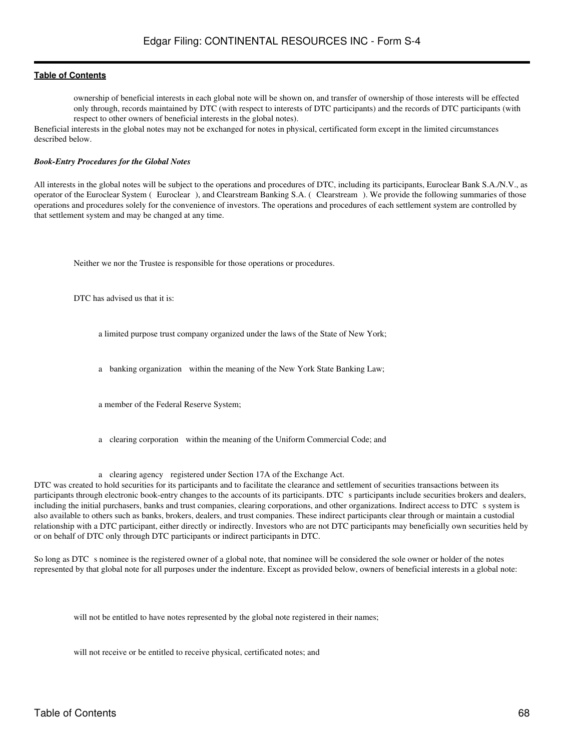- ownership of beneficial interests in each global note will be shown on, and transfer of ownership of those interests will be effected only through, records maintained by DTC (with respect to interests of DTC participants) and the records of DTC participants (with respect to other owners of beneficial interests in the global notes).

Beneficial interests in the global notes may not be exchanged for notes in physical, certificated form except in the limited circumstances described below.

***Book-Entry Procedures for the Global Notes***

All interests in the global notes will be subject to the operations and procedures of DTC, including its participants, Euroclear Bank S.A./N.V., as operator of the Euroclear System ( Euroclear ), and Clearstream Banking S.A. ( Clearstream ). We provide the following summaries of those operations and procedures solely for the convenience of investors. The operations and procedures of each settlement system are controlled by that settlement system and may be changed at any time.

Neither we nor the Trustee is responsible for those operations or procedures.

DTC has advised us that it is:

- a limited purpose trust company organized under the laws of the State of New York;
- a banking organization within the meaning of the New York State Banking Law;
- a member of the Federal Reserve System;
- a clearing corporation within the meaning of the Uniform Commercial Code; and
- a clearing agency registered under Section 17A of the Exchange Act.

DTC was created to hold securities for its participants and to facilitate the clearance and settlement of securities transactions between its participants through electronic book-entry changes to the accounts of its participants. DTC s participants include securities brokers and dealers, including the initial purchasers, banks and trust companies, clearing corporations, and other organizations. Indirect access to DTC s system is also available to others such as banks, brokers, dealers, and trust companies. These indirect participants clear through or maintain a custodial relationship with a DTC participant, either directly or indirectly. Investors who are not DTC participants may beneficially own securities held by or on behalf of DTC only through DTC participants or indirect participants in DTC.

So long as DTC s nominee is the registered owner of a global note, that nominee will be considered the sole owner or holder of the notes represented by that global note for all purposes under the indenture. Except as provided below, owners of beneficial interests in a global note:

- will not be entitled to have notes represented by the global note registered in their names;
- will not receive or be entitled to receive physical, certificated notes; and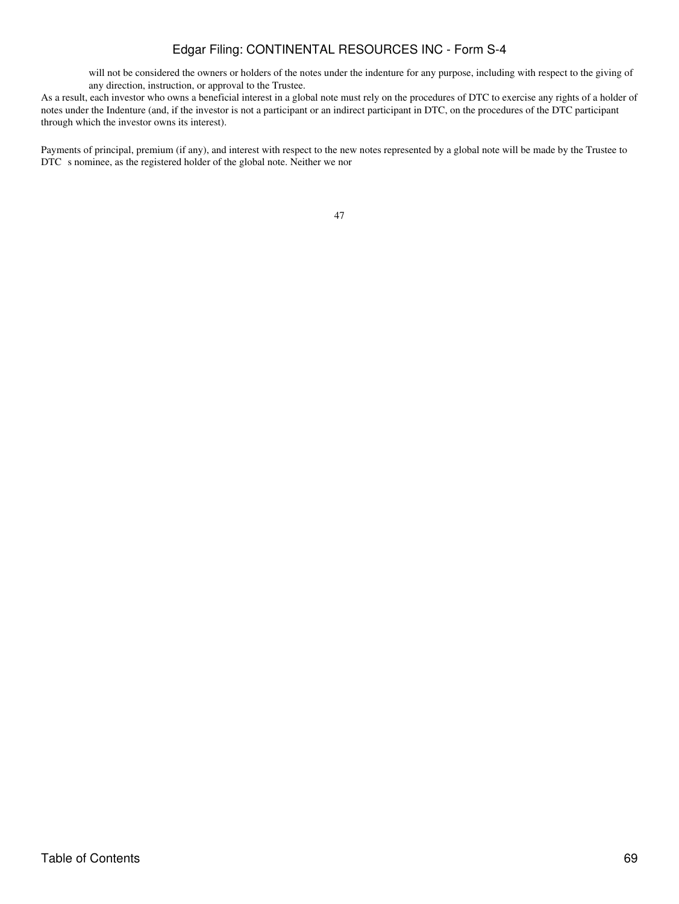will not be considered the owners or holders of the notes under the indenture for any purpose, including with respect to the giving of any direction, instruction, or approval to the Trustee.

As a result, each investor who owns a beneficial interest in a global note must rely on the procedures of DTC to exercise any rights of a holder of notes under the Indenture (and, if the investor is not a participant or an indirect participant in DTC, on the procedures of the DTC participant through which the investor owns its interest).

Payments of principal, premium (if any), and interest with respect to the new notes represented by a global note will be made by the Trustee to DTC s nominee, as the registered holder of the global note. Neither we nor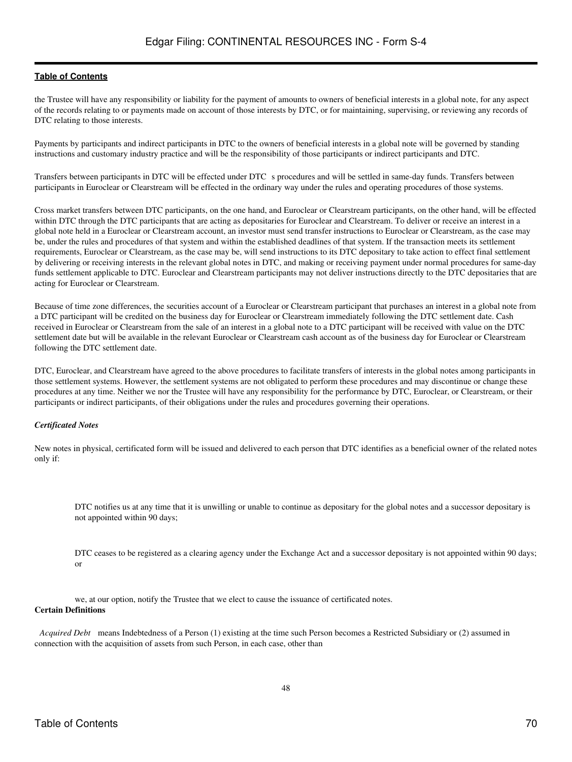the Trustee will have any responsibility or liability for the payment of amounts to owners of beneficial interests in a global note, for any aspect of the records relating to or payments made on account of those interests by DTC, or for maintaining, supervising, or reviewing any records of DTC relating to those interests.

Payments by participants and indirect participants in DTC to the owners of beneficial interests in a global note will be governed by standing instructions and customary industry practice and will be the responsibility of those participants or indirect participants and DTC.

Transfers between participants in DTC will be effected under DTC s procedures and will be settled in same-day funds. Transfers between participants in Euroclear or Clearstream will be effected in the ordinary way under the rules and operating procedures of those systems.

Cross market transfers between DTC participants, on the one hand, and Euroclear or Clearstream participants, on the other hand, will be effected within DTC through the DTC participants that are acting as depositaries for Euroclear and Clearstream. To deliver or receive an interest in a global note held in a Euroclear or Clearstream account, an investor must send transfer instructions to Euroclear or Clearstream, as the case may be, under the rules and procedures of that system and within the established deadlines of that system. If the transaction meets its settlement requirements, Euroclear or Clearstream, as the case may be, will send instructions to its DTC depositary to take action to effect final settlement by delivering or receiving interests in the relevant global notes in DTC, and making or receiving payment under normal procedures for same-day funds settlement applicable to DTC. Euroclear and Clearstream participants may not deliver instructions directly to the DTC depositaries that are acting for Euroclear or Clearstream.

Because of time zone differences, the securities account of a Euroclear or Clearstream participant that purchases an interest in a global note from a DTC participant will be credited on the business day for Euroclear or Clearstream immediately following the DTC settlement date. Cash received in Euroclear or Clearstream from the sale of an interest in a global note to a DTC participant will be received with value on the DTC settlement date but will be available in the relevant Euroclear or Clearstream cash account as of the business day for Euroclear or Clearstream following the DTC settlement date.

DTC, Euroclear, and Clearstream have agreed to the above procedures to facilitate transfers of interests in the global notes among participants in those settlement systems. However, the settlement systems are not obligated to perform these procedures and may discontinue or change these procedures at any time. Neither we nor the Trustee will have any responsibility for the performance by DTC, Euroclear, or Clearstream, or their participants or indirect participants, of their obligations under the rules and procedures governing their operations.

***Certificated Notes***

New notes in physical, certificated form will be issued and delivered to each person that DTC identifies as a beneficial owner of the related notes only if:

- DTC notifies us at any time that it is unwilling or unable to continue as depositary for the global notes and a successor depositary is not appointed within 90 days;
- DTC ceases to be registered as a clearing agency under the Exchange Act and a successor depositary is not appointed within 90 days; or
- we, at our option, notify the Trustee that we elect to cause the issuance of certificated notes.

**Certain Definitions**

*Acquired Debt* means Indebtedness of a Person (1) existing at the time such Person becomes a Restricted Subsidiary or (2) assumed in connection with the acquisition of assets from such Person, in each case, other than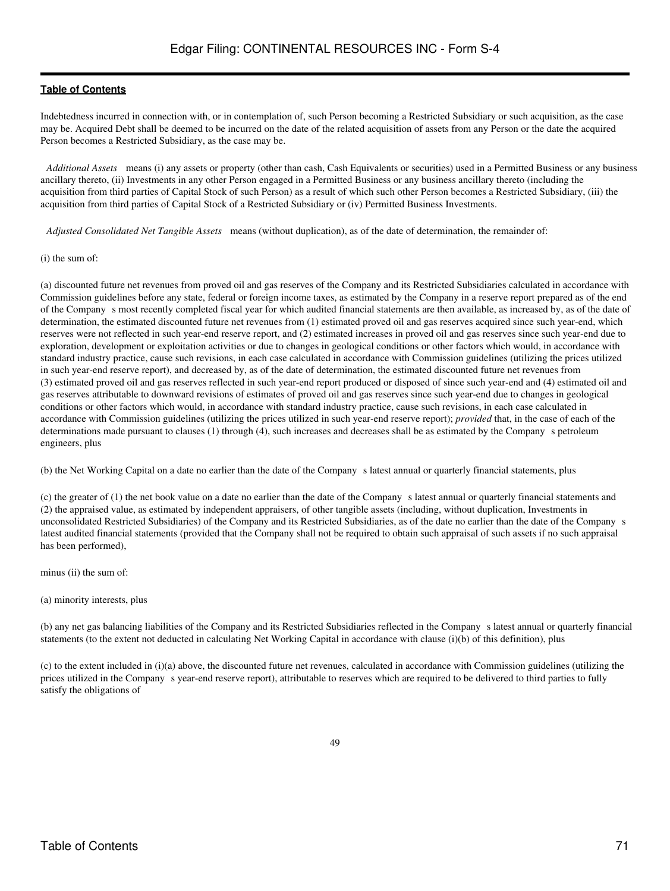Indebtedness incurred in connection with, or in contemplation of, such Person becoming a Restricted Subsidiary or such acquisition, as the case may be. Acquired Debt shall be deemed to be incurred on the date of the related acquisition of assets from any Person or the date the acquired Person becomes a Restricted Subsidiary, as the case may be.

*Additional Assets* means (i) any assets or property (other than cash, Cash Equivalents or securities) used in a Permitted Business or any business ancillary thereto, (ii) Investments in any other Person engaged in a Permitted Business or any business ancillary thereto (including the acquisition from third parties of Capital Stock of such Person) as a result of which such other Person becomes a Restricted Subsidiary, (iii) the acquisition from third parties of Capital Stock of a Restricted Subsidiary or (iv) Permitted Business Investments.

*Adjusted Consolidated Net Tangible Assets* means (without duplication), as of the date of determination, the remainder of:

(i) the sum of:

(a) discounted future net revenues from proved oil and gas reserves of the Company and its Restricted Subsidiaries calculated in accordance with Commission guidelines before any state, federal or foreign income taxes, as estimated by the Company in a reserve report prepared as of the end of the Company s most recently completed fiscal year for which audited financial statements are then available, as increased by, as of the date of determination, the estimated discounted future net revenues from (1) estimated proved oil and gas reserves acquired since such year-end, which reserves were not reflected in such year-end reserve report, and (2) estimated increases in proved oil and gas reserves since such year-end due to exploration, development or exploitation activities or due to changes in geological conditions or other factors which would, in accordance with standard industry practice, cause such revisions, in each case calculated in accordance with Commission guidelines (utilizing the prices utilized in such year-end reserve report), and decreased by, as of the date of determination, the estimated discounted future net revenues from (3) estimated proved oil and gas reserves reflected in such year-end report produced or disposed of since such year-end and (4) estimated oil and gas reserves attributable to downward revisions of estimates of proved oil and gas reserves since such year-end due to changes in geological conditions or other factors which would, in accordance with standard industry practice, cause such revisions, in each case calculated in accordance with Commission guidelines (utilizing the prices utilized in such year-end reserve report); *provided* that, in the case of each of the determinations made pursuant to clauses (1) through (4), such increases and decreases shall be as estimated by the Company s petroleum engineers, plus

(b) the Net Working Capital on a date no earlier than the date of the Company s latest annual or quarterly financial statements, plus

(c) the greater of (1) the net book value on a date no earlier than the date of the Company s latest annual or quarterly financial statements and (2) the appraised value, as estimated by independent appraisers, of other tangible assets (including, without duplication, Investments in unconsolidated Restricted Subsidiaries) of the Company and its Restricted Subsidiaries, as of the date no earlier than the date of the Company s latest audited financial statements (provided that the Company shall not be required to obtain such appraisal of such assets if no such appraisal has been performed),

minus (ii) the sum of:

(a) minority interests, plus

(b) any net gas balancing liabilities of the Company and its Restricted Subsidiaries reflected in the Company s latest annual or quarterly financial statements (to the extent not deducted in calculating Net Working Capital in accordance with clause (i)(b) of this definition), plus

(c) to the extent included in (i)(a) above, the discounted future net revenues, calculated in accordance with Commission guidelines (utilizing the prices utilized in the Company s year-end reserve report), attributable to reserves which are required to be delivered to third parties to fully satisfy the obligations of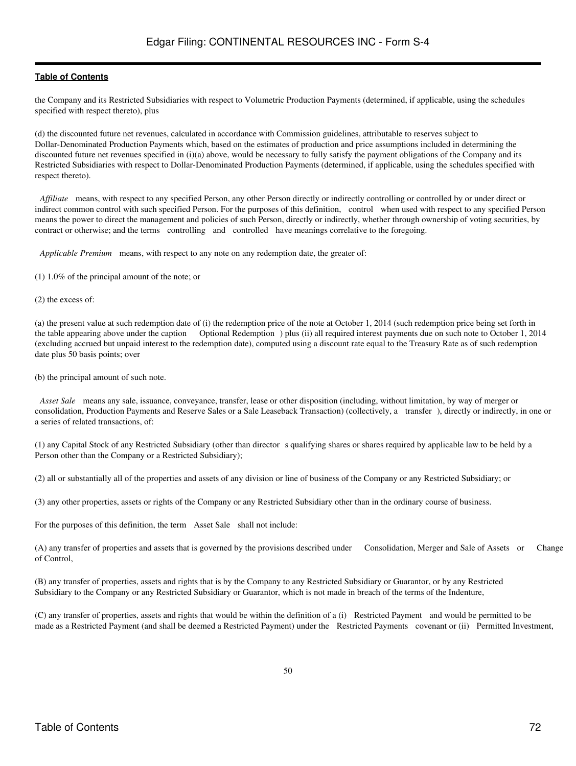the Company and its Restricted Subsidiaries with respect to Volumetric Production Payments (determined, if applicable, using the schedules specified with respect thereto), plus

(d) the discounted future net revenues, calculated in accordance with Commission guidelines, attributable to reserves subject to Dollar-Denominated Production Payments which, based on the estimates of production and price assumptions included in determining the discounted future net revenues specified in (i)(a) above, would be necessary to fully satisfy the payment obligations of the Company and its Restricted Subsidiaries with respect to Dollar-Denominated Production Payments (determined, if applicable, using the schedules specified with respect thereto).

*Affiliate* means, with respect to any specified Person, any other Person directly or indirectly controlling or controlled by or under direct or indirect common control with such specified Person. For the purposes of this definition, control when used with respect to any specified Person means the power to direct the management and policies of such Person, directly or indirectly, whether through ownership of voting securities, by contract or otherwise; and the terms controlling and controlled have meanings correlative to the foregoing.

*Applicable Premium* means, with respect to any note on any redemption date, the greater of:

(1) 1.0% of the principal amount of the note; or

(2) the excess of:

(a) the present value at such redemption date of (i) the redemption price of the note at October 1, 2014 (such redemption price being set forth in the table appearing above under the caption Optional Redemption ) plus (ii) all required interest payments due on such note to October 1, 2014 (excluding accrued but unpaid interest to the redemption date), computed using a discount rate equal to the Treasury Rate as of such redemption date plus 50 basis points; over

(b) the principal amount of such note.

*Asset Sale* means any sale, issuance, conveyance, transfer, lease or other disposition (including, without limitation, by way of merger or consolidation, Production Payments and Reserve Sales or a Sale Leaseback Transaction) (collectively, a transfer ), directly or indirectly, in one or a series of related transactions, of:

(1) any Capital Stock of any Restricted Subsidiary (other than director s qualifying shares or shares required by applicable law to be held by a Person other than the Company or a Restricted Subsidiary);

(2) all or substantially all of the properties and assets of any division or line of business of the Company or any Restricted Subsidiary; or

(3) any other properties, assets or rights of the Company or any Restricted Subsidiary other than in the ordinary course of business.

For the purposes of this definition, the term Asset Sale shall not include:

(A) any transfer of properties and assets that is governed by the provisions described under Consolidation, Merger and Sale of Assets or Change of Control,

(B) any transfer of properties, assets and rights that is by the Company to any Restricted Subsidiary or Guarantor, or by any Restricted Subsidiary to the Company or any Restricted Subsidiary or Guarantor, which is not made in breach of the terms of the Indenture,

(C) any transfer of properties, assets and rights that would be within the definition of a (i) Restricted Payment and would be permitted to be made as a Restricted Payment (and shall be deemed a Restricted Payment) under the Restricted Payments covenant or (ii) Permitted Investment,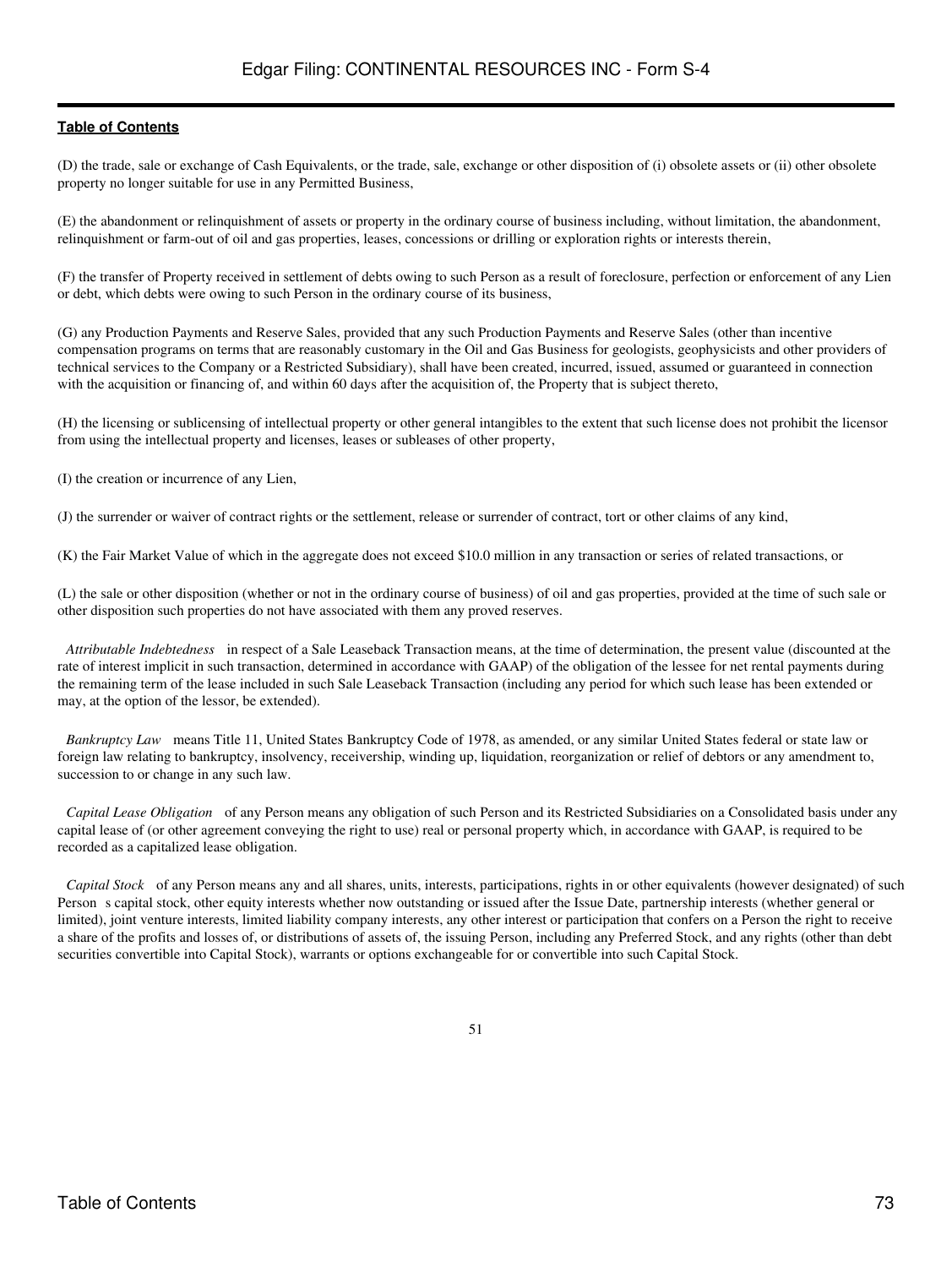**Table of Contents**

(D) the trade, sale or exchange of Cash Equivalents, or the trade, sale, exchange or other disposition of (i) obsolete assets or (ii) other obsolete property no longer suitable for use in any Permitted Business,

(E) the abandonment or relinquishment of assets or property in the ordinary course of business including, without limitation, the abandonment, relinquishment or farm-out of oil and gas properties, leases, concessions or drilling or exploration rights or interests therein,

(F) the transfer of Property received in settlement of debts owing to such Person as a result of foreclosure, perfection or enforcement of any Lien or debt, which debts were owing to such Person in the ordinary course of its business,

(G) any Production Payments and Reserve Sales, provided that any such Production Payments and Reserve Sales (other than incentive compensation programs on terms that are reasonably customary in the Oil and Gas Business for geologists, geophysicists and other providers of technical services to the Company or a Restricted Subsidiary), shall have been created, incurred, issued, assumed or guaranteed in connection with the acquisition or financing of, and within 60 days after the acquisition of, the Property that is subject thereto,

(H) the licensing or sublicensing of intellectual property or other general intangibles to the extent that such license does not prohibit the licensor from using the intellectual property and licenses, leases or subleases of other property,

(I) the creation or incurrence of any Lien,

(J) the surrender or waiver of contract rights or the settlement, release or surrender of contract, tort or other claims of any kind,

(K) the Fair Market Value of which in the aggregate does not exceed $10.0 million in any transaction or series of related transactions, or

(L) the sale or other disposition (whether or not in the ordinary course of business) of oil and gas properties, provided at the time of such sale or other disposition such properties do not have associated with them any proved reserves.

*Attributable Indebtedness* in respect of a Sale Leaseback Transaction means, at the time of determination, the present value (discounted at the rate of interest implicit in such transaction, determined in accordance with GAAP) of the obligation of the lessee for net rental payments during the remaining term of the lease included in such Sale Leaseback Transaction (including any period for which such lease has been extended or may, at the option of the lessor, be extended).

*Bankruptcy Law* means Title 11, United States Bankruptcy Code of 1978, as amended, or any similar United States federal or state law or foreign law relating to bankruptcy, insolvency, receivership, winding up, liquidation, reorganization or relief of debtors or any amendment to, succession to or change in any such law.

*Capital Lease Obligation* of any Person means any obligation of such Person and its Restricted Subsidiaries on a Consolidated basis under any capital lease of (or other agreement conveying the right to use) real or personal property which, in accordance with GAAP, is required to be recorded as a capitalized lease obligation.

*Capital Stock* of any Person means any and all shares, units, interests, participations, rights in or other equivalents (however designated) of such Person s capital stock, other equity interests whether now outstanding or issued after the Issue Date, partnership interests (whether general or limited), joint venture interests, limited liability company interests, any other interest or participation that confers on a Person the right to receive a share of the profits and losses of, or distributions of assets of, the issuing Person, including any Preferred Stock, and any rights (other than debt securities convertible into Capital Stock), warrants or options exchangeable for or convertible into such Capital Stock.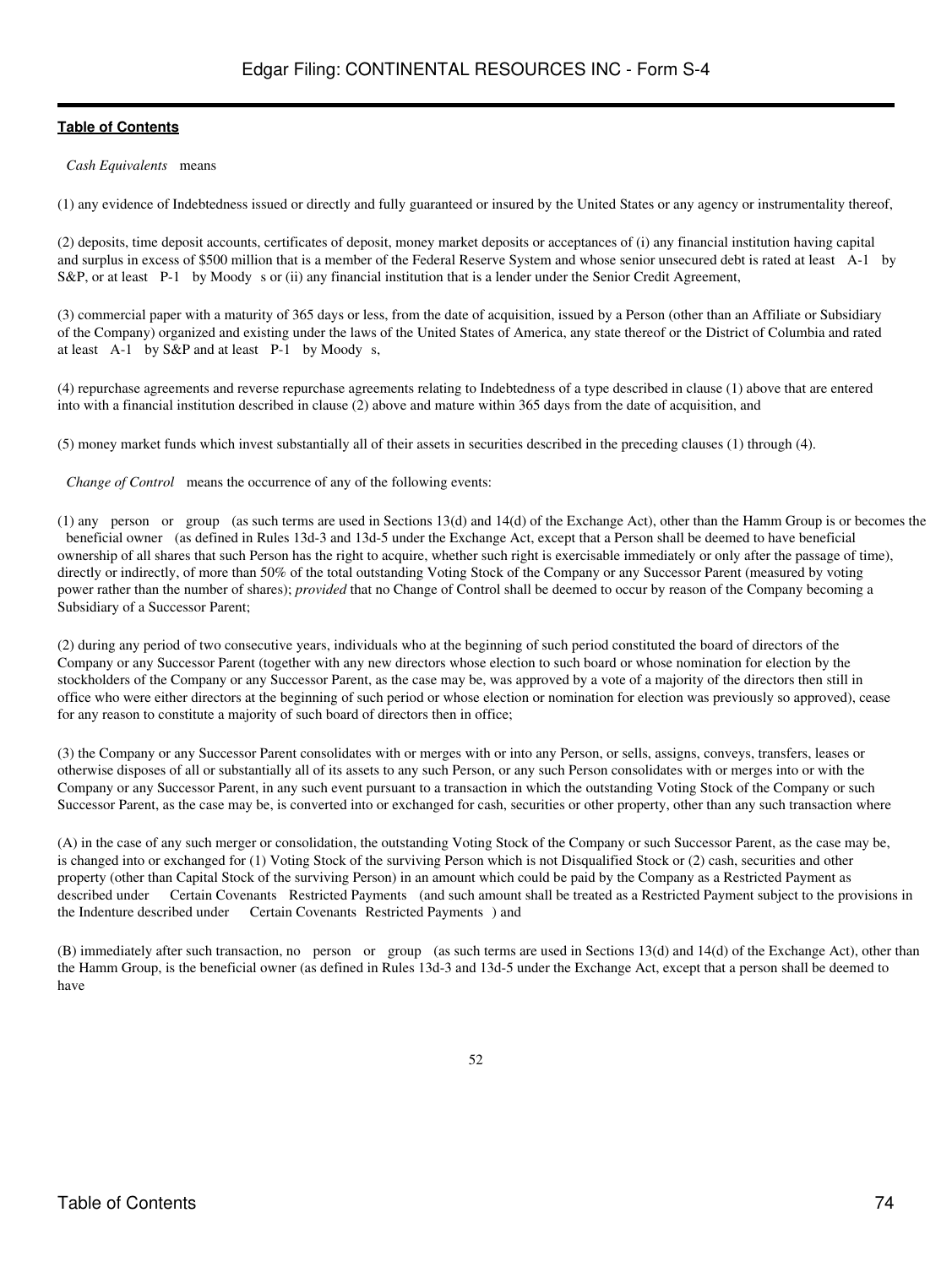*Cash Equivalents* means

(1) any evidence of Indebtedness issued or directly and fully guaranteed or insured by the United States or any agency or instrumentality thereof,

(2) deposits, time deposit accounts, certificates of deposit, money market deposits or acceptances of (i) any financial institution having capital and surplus in excess of $500 million that is a member of the Federal Reserve System and whose senior unsecured debt is rated at least A-1 by S&P, or at least P-1 by Moody s or (ii) any financial institution that is a lender under the Senior Credit Agreement,

(3) commercial paper with a maturity of 365 days or less, from the date of acquisition, issued by a Person (other than an Affiliate or Subsidiary of the Company) organized and existing under the laws of the United States of America, any state thereof or the District of Columbia and rated at least A-1 by S&P and at least P-1 by Moody s,

(4) repurchase agreements and reverse repurchase agreements relating to Indebtedness of a type described in clause (1) above that are entered into with a financial institution described in clause (2) above and mature within 365 days from the date of acquisition, and

(5) money market funds which invest substantially all of their assets in securities described in the preceding clauses (1) through (4).

*Change of Control* means the occurrence of any of the following events:

(1) any person or group (as such terms are used in Sections 13(d) and 14(d) of the Exchange Act), other than the Hamm Group is or becomes the beneficial owner (as defined in Rules 13d-3 and 13d-5 under the Exchange Act, except that a Person shall be deemed to have beneficial ownership of all shares that such Person has the right to acquire, whether such right is exercisable immediately or only after the passage of time), directly or indirectly, of more than 50% of the total outstanding Voting Stock of the Company or any Successor Parent (measured by voting power rather than the number of shares); *provided* that no Change of Control shall be deemed to occur by reason of the Company becoming a Subsidiary of a Successor Parent;

(2) during any period of two consecutive years, individuals who at the beginning of such period constituted the board of directors of the Company or any Successor Parent (together with any new directors whose election to such board or whose nomination for election by the stockholders of the Company or any Successor Parent, as the case may be, was approved by a vote of a majority of the directors then still in office who were either directors at the beginning of such period or whose election or nomination for election was previously so approved), cease for any reason to constitute a majority of such board of directors then in office;

(3) the Company or any Successor Parent consolidates with or merges with or into any Person, or sells, assigns, conveys, transfers, leases or otherwise disposes of all or substantially all of its assets to any such Person, or any such Person consolidates with or merges into or with the Company or any Successor Parent, in any such event pursuant to a transaction in which the outstanding Voting Stock of the Company or such Successor Parent, as the case may be, is converted into or exchanged for cash, securities or other property, other than any such transaction where

(A) in the case of any such merger or consolidation, the outstanding Voting Stock of the Company or such Successor Parent, as the case may be, is changed into or exchanged for (1) Voting Stock of the surviving Person which is not Disqualified Stock or (2) cash, securities and other property (other than Capital Stock of the surviving Person) in an amount which could be paid by the Company as a Restricted Payment as described under Certain Covenants Restricted Payments (and such amount shall be treated as a Restricted Payment subject to the provisions in the Indenture described under Certain Covenants Restricted Payments ) and

(B) immediately after such transaction, no person or group (as such terms are used in Sections 13(d) and 14(d) of the Exchange Act), other than the Hamm Group, is the beneficial owner (as defined in Rules 13d-3 and 13d-5 under the Exchange Act, except that a person shall be deemed to have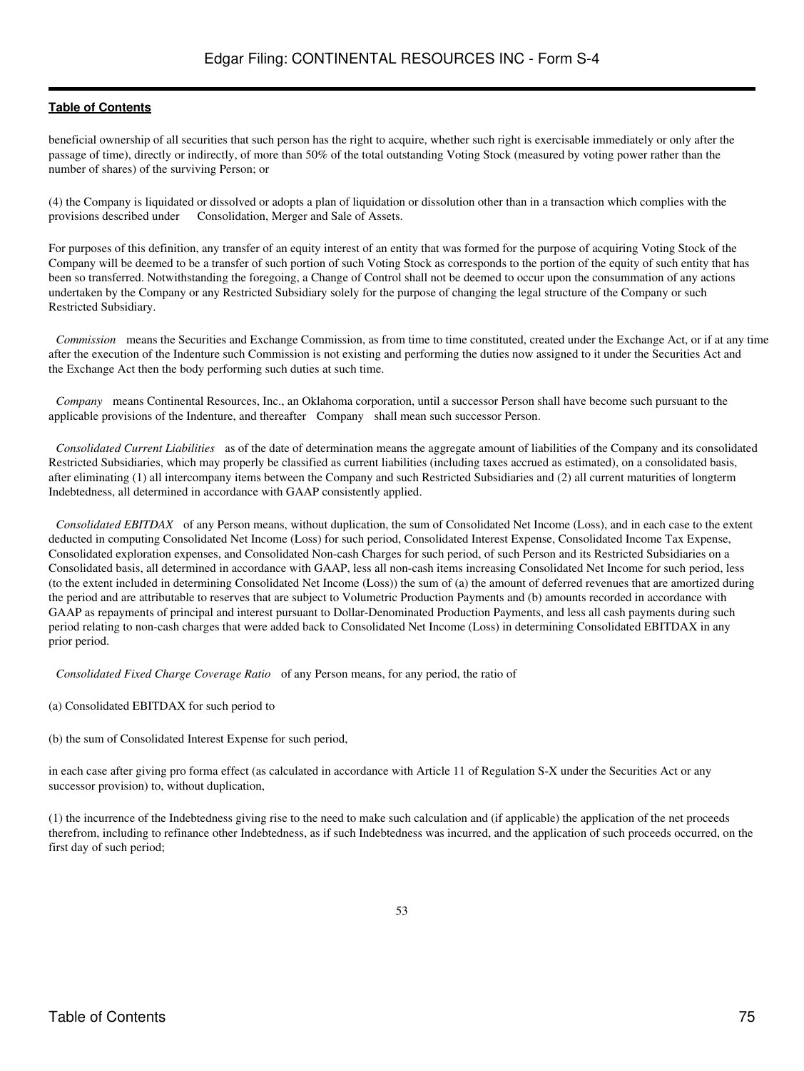beneficial ownership of all securities that such person has the right to acquire, whether such right is exercisable immediately or only after the passage of time), directly or indirectly, of more than 50% of the total outstanding Voting Stock (measured by voting power rather than the number of shares) of the surviving Person; or

(4) the Company is liquidated or dissolved or adopts a plan of liquidation or dissolution other than in a transaction which complies with the provisions described under Consolidation, Merger and Sale of Assets.

For purposes of this definition, any transfer of an equity interest of an entity that was formed for the purpose of acquiring Voting Stock of the Company will be deemed to be a transfer of such portion of such Voting Stock as corresponds to the portion of the equity of such entity that has been so transferred. Notwithstanding the foregoing, a Change of Control shall not be deemed to occur upon the consummation of any actions undertaken by the Company or any Restricted Subsidiary solely for the purpose of changing the legal structure of the Company or such Restricted Subsidiary.

*Commission* means the Securities and Exchange Commission, as from time to time constituted, created under the Exchange Act, or if at any time after the execution of the Indenture such Commission is not existing and performing the duties now assigned to it under the Securities Act and the Exchange Act then the body performing such duties at such time.

*Company* means Continental Resources, Inc., an Oklahoma corporation, until a successor Person shall have become such pursuant to the applicable provisions of the Indenture, and thereafter Company shall mean such successor Person.

*Consolidated Current Liabilities* as of the date of determination means the aggregate amount of liabilities of the Company and its consolidated Restricted Subsidiaries, which may properly be classified as current liabilities (including taxes accrued as estimated), on a consolidated basis, after eliminating (1) all intercompany items between the Company and such Restricted Subsidiaries and (2) all current maturities of longterm Indebtedness, all determined in accordance with GAAP consistently applied.

*Consolidated EBITDAX* of any Person means, without duplication, the sum of Consolidated Net Income (Loss), and in each case to the extent deducted in computing Consolidated Net Income (Loss) for such period, Consolidated Interest Expense, Consolidated Income Tax Expense, Consolidated exploration expenses, and Consolidated Non-cash Charges for such period, of such Person and its Restricted Subsidiaries on a Consolidated basis, all determined in accordance with GAAP, less all non-cash items increasing Consolidated Net Income for such period, less (to the extent included in determining Consolidated Net Income (Loss)) the sum of (a) the amount of deferred revenues that are amortized during the period and are attributable to reserves that are subject to Volumetric Production Payments and (b) amounts recorded in accordance with GAAP as repayments of principal and interest pursuant to Dollar-Denominated Production Payments, and less all cash payments during such period relating to non-cash charges that were added back to Consolidated Net Income (Loss) in determining Consolidated EBITDAX in any prior period.

*Consolidated Fixed Charge Coverage Ratio* of any Person means, for any period, the ratio of

(a) Consolidated EBITDAX for such period to

(b) the sum of Consolidated Interest Expense for such period,

in each case after giving pro forma effect (as calculated in accordance with Article 11 of Regulation S-X under the Securities Act or any successor provision) to, without duplication,

(1) the incurrence of the Indebtedness giving rise to the need to make such calculation and (if applicable) the application of the net proceeds therefrom, including to refinance other Indebtedness, as if such Indebtedness was incurred, and the application of such proceeds occurred, on the first day of such period;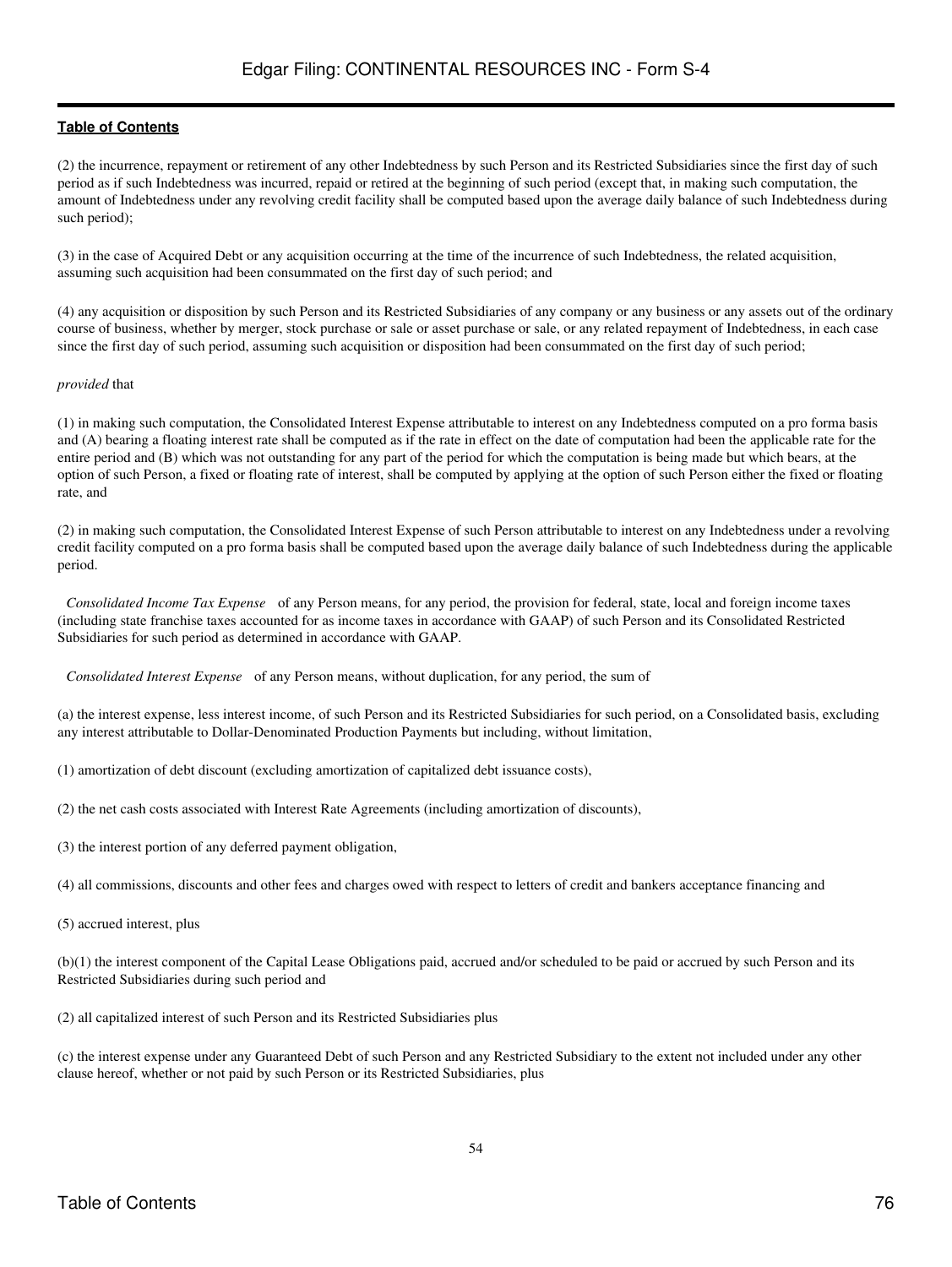(2) the incurrence, repayment or retirement of any other Indebtedness by such Person and its Restricted Subsidiaries since the first day of such period as if such Indebtedness was incurred, repaid or retired at the beginning of such period (except that, in making such computation, the amount of Indebtedness under any revolving credit facility shall be computed based upon the average daily balance of such Indebtedness during such period);

(3) in the case of Acquired Debt or any acquisition occurring at the time of the incurrence of such Indebtedness, the related acquisition, assuming such acquisition had been consummated on the first day of such period; and

(4) any acquisition or disposition by such Person and its Restricted Subsidiaries of any company or any business or any assets out of the ordinary course of business, whether by merger, stock purchase or sale or asset purchase or sale, or any related repayment of Indebtedness, in each case since the first day of such period, assuming such acquisition or disposition had been consummated on the first day of such period;

*provided* that

(1) in making such computation, the Consolidated Interest Expense attributable to interest on any Indebtedness computed on a pro forma basis and (A) bearing a floating interest rate shall be computed as if the rate in effect on the date of computation had been the applicable rate for the entire period and (B) which was not outstanding for any part of the period for which the computation is being made but which bears, at the option of such Person, a fixed or floating rate of interest, shall be computed by applying at the option of such Person either the fixed or floating rate, and

(2) in making such computation, the Consolidated Interest Expense of such Person attributable to interest on any Indebtedness under a revolving credit facility computed on a pro forma basis shall be computed based upon the average daily balance of such Indebtedness during the applicable period.

*Consolidated Income Tax Expense* of any Person means, for any period, the provision for federal, state, local and foreign income taxes (including state franchise taxes accounted for as income taxes in accordance with GAAP) of such Person and its Consolidated Restricted Subsidiaries for such period as determined in accordance with GAAP.

*Consolidated Interest Expense* of any Person means, without duplication, for any period, the sum of

(a) the interest expense, less interest income, of such Person and its Restricted Subsidiaries for such period, on a Consolidated basis, excluding any interest attributable to Dollar-Denominated Production Payments but including, without limitation,

(1) amortization of debt discount (excluding amortization of capitalized debt issuance costs),

(2) the net cash costs associated with Interest Rate Agreements (including amortization of discounts),

(3) the interest portion of any deferred payment obligation,

(4) all commissions, discounts and other fees and charges owed with respect to letters of credit and bankers acceptance financing and

(5) accrued interest, plus

(b)(1) the interest component of the Capital Lease Obligations paid, accrued and/or scheduled to be paid or accrued by such Person and its Restricted Subsidiaries during such period and

(2) all capitalized interest of such Person and its Restricted Subsidiaries plus

(c) the interest expense under any Guaranteed Debt of such Person and any Restricted Subsidiary to the extent not included under any other clause hereof, whether or not paid by such Person or its Restricted Subsidiaries, plus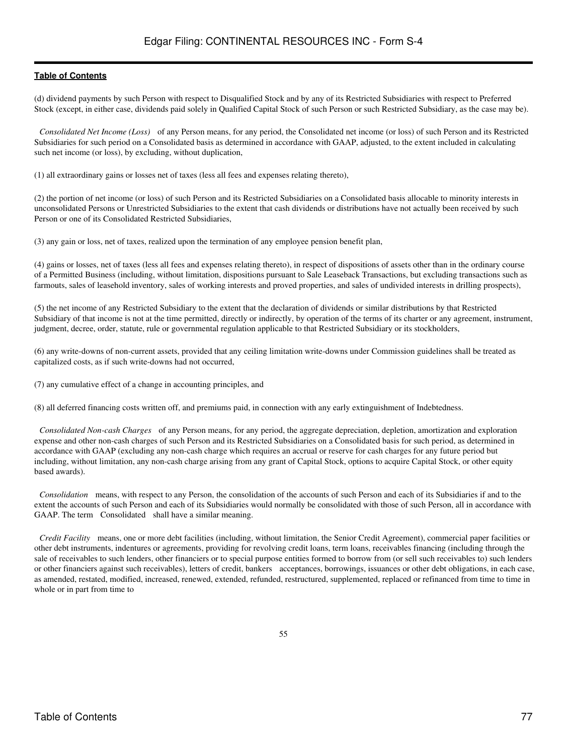(d) dividend payments by such Person with respect to Disqualified Stock and by any of its Restricted Subsidiaries with respect to Preferred Stock (except, in either case, dividends paid solely in Qualified Capital Stock of such Person or such Restricted Subsidiary, as the case may be).

*Consolidated Net Income (Loss)* of any Person means, for any period, the Consolidated net income (or loss) of such Person and its Restricted Subsidiaries for such period on a Consolidated basis as determined in accordance with GAAP, adjusted, to the extent included in calculating such net income (or loss), by excluding, without duplication,

(1) all extraordinary gains or losses net of taxes (less all fees and expenses relating thereto),

(2) the portion of net income (or loss) of such Person and its Restricted Subsidiaries on a Consolidated basis allocable to minority interests in unconsolidated Persons or Unrestricted Subsidiaries to the extent that cash dividends or distributions have not actually been received by such Person or one of its Consolidated Restricted Subsidiaries,

(3) any gain or loss, net of taxes, realized upon the termination of any employee pension benefit plan,

(4) gains or losses, net of taxes (less all fees and expenses relating thereto), in respect of dispositions of assets other than in the ordinary course of a Permitted Business (including, without limitation, dispositions pursuant to Sale Leaseback Transactions, but excluding transactions such as farmouts, sales of leasehold inventory, sales of working interests and proved properties, and sales of undivided interests in drilling prospects),

(5) the net income of any Restricted Subsidiary to the extent that the declaration of dividends or similar distributions by that Restricted Subsidiary of that income is not at the time permitted, directly or indirectly, by operation of the terms of its charter or any agreement, instrument, judgment, decree, order, statute, rule or governmental regulation applicable to that Restricted Subsidiary or its stockholders,

(6) any write-downs of non-current assets, provided that any ceiling limitation write-downs under Commission guidelines shall be treated as capitalized costs, as if such write-downs had not occurred,

(7) any cumulative effect of a change in accounting principles, and

(8) all deferred financing costs written off, and premiums paid, in connection with any early extinguishment of Indebtedness.

*Consolidated Non-cash Charges* of any Person means, for any period, the aggregate depreciation, depletion, amortization and exploration expense and other non-cash charges of such Person and its Restricted Subsidiaries on a Consolidated basis for such period, as determined in accordance with GAAP (excluding any non-cash charge which requires an accrual or reserve for cash charges for any future period but including, without limitation, any non-cash charge arising from any grant of Capital Stock, options to acquire Capital Stock, or other equity based awards).

*Consolidation* means, with respect to any Person, the consolidation of the accounts of such Person and each of its Subsidiaries if and to the extent the accounts of such Person and each of its Subsidiaries would normally be consolidated with those of such Person, all in accordance with GAAP. The term Consolidated shall have a similar meaning.

*Credit Facility* means, one or more debt facilities (including, without limitation, the Senior Credit Agreement), commercial paper facilities or other debt instruments, indentures or agreements, providing for revolving credit loans, term loans, receivables financing (including through the sale of receivables to such lenders, other financiers or to special purpose entities formed to borrow from (or sell such receivables to) such lenders or other financiers against such receivables), letters of credit, bankers acceptances, borrowings, issuances or other debt obligations, in each case, as amended, restated, modified, increased, renewed, extended, refunded, restructured, supplemented, replaced or refinanced from time to time in whole or in part from time to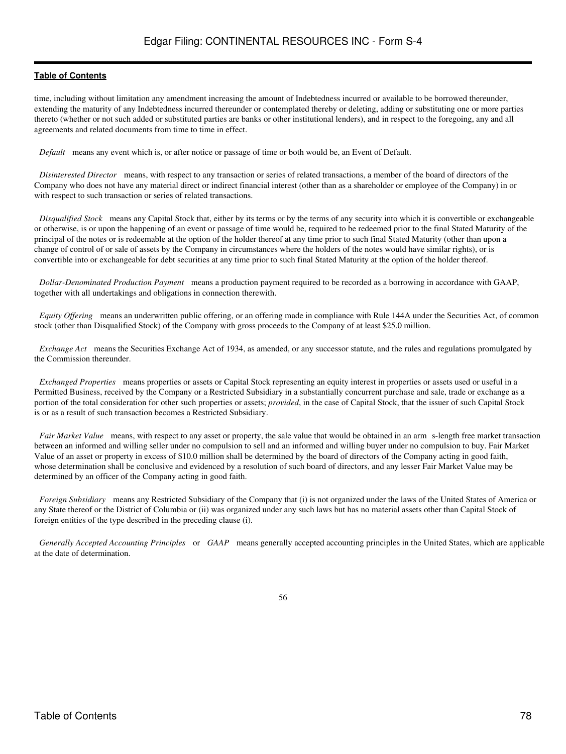time, including without limitation any amendment increasing the amount of Indebtedness incurred or available to be borrowed thereunder, extending the maturity of any Indebtedness incurred thereunder or contemplated thereby or deleting, adding or substituting one or more parties thereto (whether or not such added or substituted parties are banks or other institutional lenders), and in respect to the foregoing, any and all agreements and related documents from time to time in effect.

*Default* means any event which is, or after notice or passage of time or both would be, an Event of Default.

*Disinterested Director* means, with respect to any transaction or series of related transactions, a member of the board of directors of the Company who does not have any material direct or indirect financial interest (other than as a shareholder or employee of the Company) in or with respect to such transaction or series of related transactions.

*Disqualified Stock* means any Capital Stock that, either by its terms or by the terms of any security into which it is convertible or exchangeable or otherwise, is or upon the happening of an event or passage of time would be, required to be redeemed prior to the final Stated Maturity of the principal of the notes or is redeemable at the option of the holder thereof at any time prior to such final Stated Maturity (other than upon a change of control of or sale of assets by the Company in circumstances where the holders of the notes would have similar rights), or is convertible into or exchangeable for debt securities at any time prior to such final Stated Maturity at the option of the holder thereof.

*Dollar-Denominated Production Payment* means a production payment required to be recorded as a borrowing in accordance with GAAP, together with all undertakings and obligations in connection therewith.

*Equity Offering* means an underwritten public offering, or an offering made in compliance with Rule 144A under the Securities Act, of common stock (other than Disqualified Stock) of the Company with gross proceeds to the Company of at least $25.0 million.

*Exchange Act* means the Securities Exchange Act of 1934, as amended, or any successor statute, and the rules and regulations promulgated by the Commission thereunder.

*Exchanged Properties* means properties or assets or Capital Stock representing an equity interest in properties or assets used or useful in a Permitted Business, received by the Company or a Restricted Subsidiary in a substantially concurrent purchase and sale, trade or exchange as a portion of the total consideration for other such properties or assets; *provided*, in the case of Capital Stock, that the issuer of such Capital Stock is or as a result of such transaction becomes a Restricted Subsidiary.

*Fair Market Value* means, with respect to any asset or property, the sale value that would be obtained in an arm s-length free market transaction between an informed and willing seller under no compulsion to sell and an informed and willing buyer under no compulsion to buy. Fair Market Value of an asset or property in excess of $10.0 million shall be determined by the board of directors of the Company acting in good faith, whose determination shall be conclusive and evidenced by a resolution of such board of directors, and any lesser Fair Market Value may be determined by an officer of the Company acting in good faith.

*Foreign Subsidiary* means any Restricted Subsidiary of the Company that (i) is not organized under the laws of the United States of America or any State thereof or the District of Columbia or (ii) was organized under any such laws but has no material assets other than Capital Stock of foreign entities of the type described in the preceding clause (i).

*Generally Accepted Accounting Principles* or *GAAP* means generally accepted accounting principles in the United States, which are applicable at the date of determination.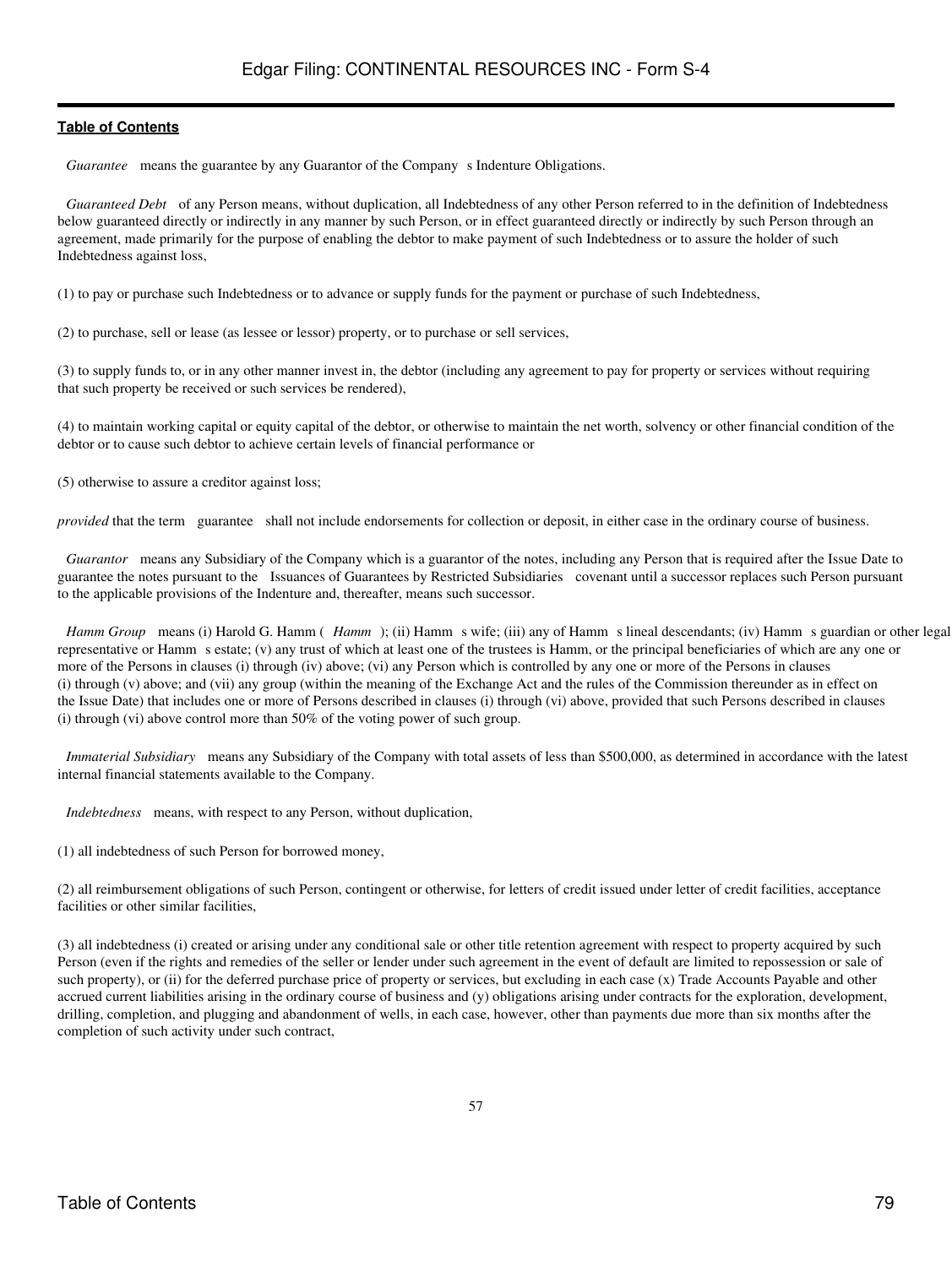*Guarantee* means the guarantee by any Guarantor of the Company s Indenture Obligations.

*Guaranteed Debt* of any Person means, without duplication, all Indebtedness of any other Person referred to in the definition of Indebtedness below guaranteed directly or indirectly in any manner by such Person, or in effect guaranteed directly or indirectly by such Person through an agreement, made primarily for the purpose of enabling the debtor to make payment of such Indebtedness or to assure the holder of such Indebtedness against loss,

(1) to pay or purchase such Indebtedness or to advance or supply funds for the payment or purchase of such Indebtedness,

(2) to purchase, sell or lease (as lessee or lessor) property, or to purchase or sell services,

(3) to supply funds to, or in any other manner invest in, the debtor (including any agreement to pay for property or services without requiring that such property be received or such services be rendered),

(4) to maintain working capital or equity capital of the debtor, or otherwise to maintain the net worth, solvency or other financial condition of the debtor or to cause such debtor to achieve certain levels of financial performance or

(5) otherwise to assure a creditor against loss;

*provided* that the term guarantee shall not include endorsements for collection or deposit, in either case in the ordinary course of business.

*Guarantor* means any Subsidiary of the Company which is a guarantor of the notes, including any Person that is required after the Issue Date to guarantee the notes pursuant to the Issuances of Guarantees by Restricted Subsidiaries covenant until a successor replaces such Person pursuant to the applicable provisions of the Indenture and, thereafter, means such successor.

*Hamm Group* means (i) Harold G. Hamm ( *Hamm* ); (ii) Hamm s wife; (iii) any of Hamm s lineal descendants; (iv) Hamm s guardian or other legal representative or Hamm s estate; (v) any trust of which at least one of the trustees is Hamm, or the principal beneficiaries of which are any one or more of the Persons in clauses (i) through (iv) above; (vi) any Person which is controlled by any one or more of the Persons in clauses (i) through (v) above; and (vii) any group (within the meaning of the Exchange Act and the rules of the Commission thereunder as in effect on the Issue Date) that includes one or more of Persons described in clauses (i) through (vi) above, provided that such Persons described in clauses (i) through (vi) above control more than 50% of the voting power of such group.

*Immaterial Subsidiary* means any Subsidiary of the Company with total assets of less than $500,000, as determined in accordance with the latest internal financial statements available to the Company.

*Indebtedness* means, with respect to any Person, without duplication,

(1) all indebtedness of such Person for borrowed money,

(2) all reimbursement obligations of such Person, contingent or otherwise, for letters of credit issued under letter of credit facilities, acceptance facilities or other similar facilities,

(3) all indebtedness (i) created or arising under any conditional sale or other title retention agreement with respect to property acquired by such Person (even if the rights and remedies of the seller or lender under such agreement in the event of default are limited to repossession or sale of such property), or (ii) for the deferred purchase price of property or services, but excluding in each case (x) Trade Accounts Payable and other accrued current liabilities arising in the ordinary course of business and (y) obligations arising under contracts for the exploration, development, drilling, completion, and plugging and abandonment of wells, in each case, however, other than payments due more than six months after the completion of such activity under such contract,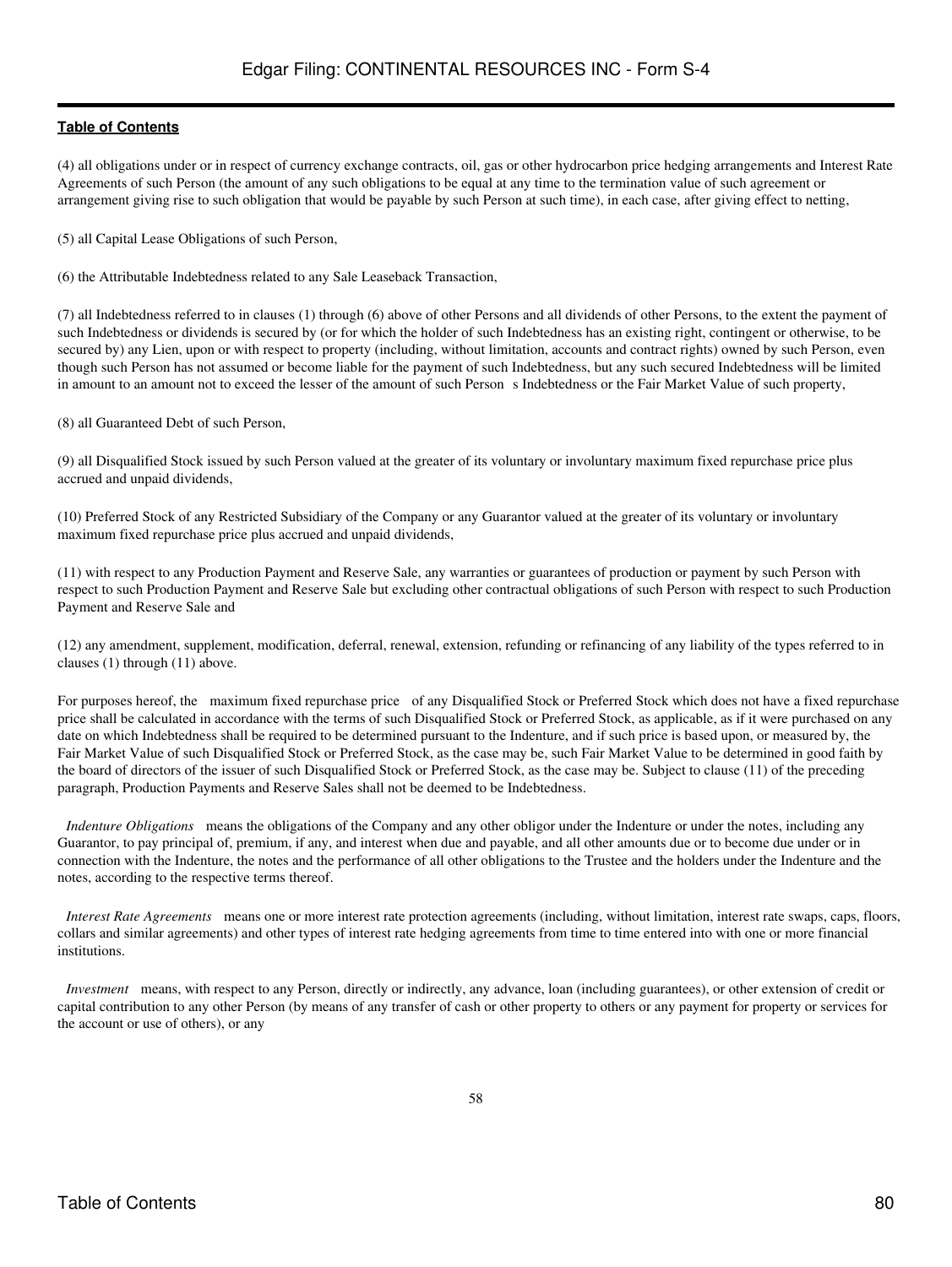(4) all obligations under or in respect of currency exchange contracts, oil, gas or other hydrocarbon price hedging arrangements and Interest Rate Agreements of such Person (the amount of any such obligations to be equal at any time to the termination value of such agreement or arrangement giving rise to such obligation that would be payable by such Person at such time), in each case, after giving effect to netting,

(5) all Capital Lease Obligations of such Person,

(6) the Attributable Indebtedness related to any Sale Leaseback Transaction,

(7) all Indebtedness referred to in clauses (1) through (6) above of other Persons and all dividends of other Persons, to the extent the payment of such Indebtedness or dividends is secured by (or for which the holder of such Indebtedness has an existing right, contingent or otherwise, to be secured by) any Lien, upon or with respect to property (including, without limitation, accounts and contract rights) owned by such Person, even though such Person has not assumed or become liable for the payment of such Indebtedness, but any such secured Indebtedness will be limited in amount to an amount not to exceed the lesser of the amount of such Person s Indebtedness or the Fair Market Value of such property,

(8) all Guaranteed Debt of such Person,

(9) all Disqualified Stock issued by such Person valued at the greater of its voluntary or involuntary maximum fixed repurchase price plus accrued and unpaid dividends,

(10) Preferred Stock of any Restricted Subsidiary of the Company or any Guarantor valued at the greater of its voluntary or involuntary maximum fixed repurchase price plus accrued and unpaid dividends,

(11) with respect to any Production Payment and Reserve Sale, any warranties or guarantees of production or payment by such Person with respect to such Production Payment and Reserve Sale but excluding other contractual obligations of such Person with respect to such Production Payment and Reserve Sale and

(12) any amendment, supplement, modification, deferral, renewal, extension, refunding or refinancing of any liability of the types referred to in clauses (1) through (11) above.

For purposes hereof, the maximum fixed repurchase price of any Disqualified Stock or Preferred Stock which does not have a fixed repurchase price shall be calculated in accordance with the terms of such Disqualified Stock or Preferred Stock, as applicable, as if it were purchased on any date on which Indebtedness shall be required to be determined pursuant to the Indenture, and if such price is based upon, or measured by, the Fair Market Value of such Disqualified Stock or Preferred Stock, as the case may be, such Fair Market Value to be determined in good faith by the board of directors of the issuer of such Disqualified Stock or Preferred Stock, as the case may be. Subject to clause (11) of the preceding paragraph, Production Payments and Reserve Sales shall not be deemed to be Indebtedness.

*Indenture Obligations* means the obligations of the Company and any other obligor under the Indenture or under the notes, including any Guarantor, to pay principal of, premium, if any, and interest when due and payable, and all other amounts due or to become due under or in connection with the Indenture, the notes and the performance of all other obligations to the Trustee and the holders under the Indenture and the notes, according to the respective terms thereof.

*Interest Rate Agreements* means one or more interest rate protection agreements (including, without limitation, interest rate swaps, caps, floors, collars and similar agreements) and other types of interest rate hedging agreements from time to time entered into with one or more financial institutions.

*Investment* means, with respect to any Person, directly or indirectly, any advance, loan (including guarantees), or other extension of credit or capital contribution to any other Person (by means of any transfer of cash or other property to others or any payment for property or services for the account or use of others), or any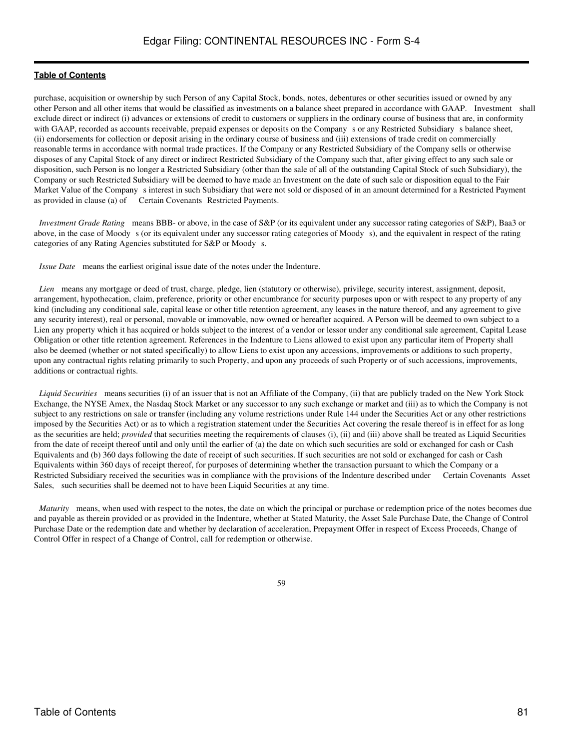purchase, acquisition or ownership by such Person of any Capital Stock, bonds, notes, debentures or other securities issued or owned by any other Person and all other items that would be classified as investments on a balance sheet prepared in accordance with GAAP. Investment shall exclude direct or indirect (i) advances or extensions of credit to customers or suppliers in the ordinary course of business that are, in conformity with GAAP, recorded as accounts receivable, prepaid expenses or deposits on the Company s or any Restricted Subsidiary s balance sheet, (ii) endorsements for collection or deposit arising in the ordinary course of business and (iii) extensions of trade credit on commercially reasonable terms in accordance with normal trade practices. If the Company or any Restricted Subsidiary of the Company sells or otherwise disposes of any Capital Stock of any direct or indirect Restricted Subsidiary of the Company such that, after giving effect to any such sale or disposition, such Person is no longer a Restricted Subsidiary (other than the sale of all of the outstanding Capital Stock of such Subsidiary), the Company or such Restricted Subsidiary will be deemed to have made an Investment on the date of such sale or disposition equal to the Fair Market Value of the Company s interest in such Subsidiary that were not sold or disposed of in an amount determined for a Restricted Payment as provided in clause (a) of Certain Covenants Restricted Payments.

*Investment Grade Rating* means BBB- or above, in the case of S&P (or its equivalent under any successor rating categories of S&P), Baa3 or above, in the case of Moody s (or its equivalent under any successor rating categories of Moody s), and the equivalent in respect of the rating categories of any Rating Agencies substituted for S&P or Moody s.

*Issue Date* means the earliest original issue date of the notes under the Indenture.

*Lien* means any mortgage or deed of trust, charge, pledge, lien (statutory or otherwise), privilege, security interest, assignment, deposit, arrangement, hypothecation, claim, preference, priority or other encumbrance for security purposes upon or with respect to any property of any kind (including any conditional sale, capital lease or other title retention agreement, any leases in the nature thereof, and any agreement to give any security interest), real or personal, movable or immovable, now owned or hereafter acquired. A Person will be deemed to own subject to a Lien any property which it has acquired or holds subject to the interest of a vendor or lessor under any conditional sale agreement, Capital Lease Obligation or other title retention agreement. References in the Indenture to Liens allowed to exist upon any particular item of Property shall also be deemed (whether or not stated specifically) to allow Liens to exist upon any accessions, improvements or additions to such property, upon any contractual rights relating primarily to such Property, and upon any proceeds of such Property or of such accessions, improvements, additions or contractual rights.

*Liquid Securities* means securities (i) of an issuer that is not an Affiliate of the Company, (ii) that are publicly traded on the New York Stock Exchange, the NYSE Amex, the Nasdaq Stock Market or any successor to any such exchange or market and (iii) as to which the Company is not subject to any restrictions on sale or transfer (including any volume restrictions under Rule 144 under the Securities Act or any other restrictions imposed by the Securities Act) or as to which a registration statement under the Securities Act covering the resale thereof is in effect for as long as the securities are held; *provided* that securities meeting the requirements of clauses (i), (ii) and (iii) above shall be treated as Liquid Securities from the date of receipt thereof until and only until the earlier of (a) the date on which such securities are sold or exchanged for cash or Cash Equivalents and (b) 360 days following the date of receipt of such securities. If such securities are not sold or exchanged for cash or Cash Equivalents within 360 days of receipt thereof, for purposes of determining whether the transaction pursuant to which the Company or a Restricted Subsidiary received the securities was in compliance with the provisions of the Indenture described under Certain Covenants Asset Sales, such securities shall be deemed not to have been Liquid Securities at any time.

*Maturity* means, when used with respect to the notes, the date on which the principal or purchase or redemption price of the notes becomes due and payable as therein provided or as provided in the Indenture, whether at Stated Maturity, the Asset Sale Purchase Date, the Change of Control Purchase Date or the redemption date and whether by declaration of acceleration, Prepayment Offer in respect of Excess Proceeds, Change of Control Offer in respect of a Change of Control, call for redemption or otherwise.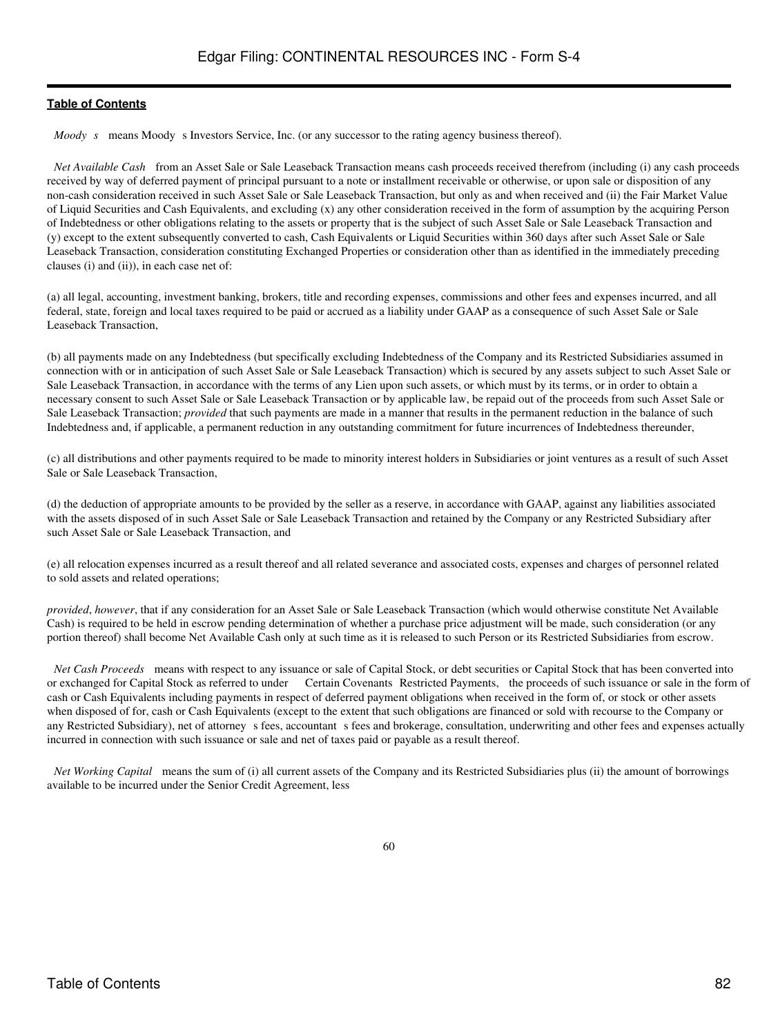*Moody s* means Moody s Investors Service, Inc. (or any successor to the rating agency business thereof).

*Net Available Cash* from an Asset Sale or Sale Leaseback Transaction means cash proceeds received therefrom (including (i) any cash proceeds received by way of deferred payment of principal pursuant to a note or installment receivable or otherwise, or upon sale or disposition of any non-cash consideration received in such Asset Sale or Sale Leaseback Transaction, but only as and when received and (ii) the Fair Market Value of Liquid Securities and Cash Equivalents, and excluding (x) any other consideration received in the form of assumption by the acquiring Person of Indebtedness or other obligations relating to the assets or property that is the subject of such Asset Sale or Sale Leaseback Transaction and (y) except to the extent subsequently converted to cash, Cash Equivalents or Liquid Securities within 360 days after such Asset Sale or Sale Leaseback Transaction, consideration constituting Exchanged Properties or consideration other than as identified in the immediately preceding clauses (i) and (ii)), in each case net of:

(a) all legal, accounting, investment banking, brokers, title and recording expenses, commissions and other fees and expenses incurred, and all federal, state, foreign and local taxes required to be paid or accrued as a liability under GAAP as a consequence of such Asset Sale or Sale Leaseback Transaction,

(b) all payments made on any Indebtedness (but specifically excluding Indebtedness of the Company and its Restricted Subsidiaries assumed in connection with or in anticipation of such Asset Sale or Sale Leaseback Transaction) which is secured by any assets subject to such Asset Sale or Sale Leaseback Transaction, in accordance with the terms of any Lien upon such assets, or which must by its terms, or in order to obtain a necessary consent to such Asset Sale or Sale Leaseback Transaction or by applicable law, be repaid out of the proceeds from such Asset Sale or Sale Leaseback Transaction; *provided* that such payments are made in a manner that results in the permanent reduction in the balance of such Indebtedness and, if applicable, a permanent reduction in any outstanding commitment for future incurrences of Indebtedness thereunder,

(c) all distributions and other payments required to be made to minority interest holders in Subsidiaries or joint ventures as a result of such Asset Sale or Sale Leaseback Transaction,

(d) the deduction of appropriate amounts to be provided by the seller as a reserve, in accordance with GAAP, against any liabilities associated with the assets disposed of in such Asset Sale or Sale Leaseback Transaction and retained by the Company or any Restricted Subsidiary after such Asset Sale or Sale Leaseback Transaction, and

(e) all relocation expenses incurred as a result thereof and all related severance and associated costs, expenses and charges of personnel related to sold assets and related operations;

*provided*, *however*, that if any consideration for an Asset Sale or Sale Leaseback Transaction (which would otherwise constitute Net Available Cash) is required to be held in escrow pending determination of whether a purchase price adjustment will be made, such consideration (or any portion thereof) shall become Net Available Cash only at such time as it is released to such Person or its Restricted Subsidiaries from escrow.

*Net Cash Proceeds* means with respect to any issuance or sale of Capital Stock, or debt securities or Capital Stock that has been converted into or exchanged for Capital Stock as referred to under Certain Covenants Restricted Payments, the proceeds of such issuance or sale in the form of cash or Cash Equivalents including payments in respect of deferred payment obligations when received in the form of, or stock or other assets when disposed of for, cash or Cash Equivalents (except to the extent that such obligations are financed or sold with recourse to the Company or any Restricted Subsidiary), net of attorney s fees, accountant s fees and brokerage, consultation, underwriting and other fees and expenses actually incurred in connection with such issuance or sale and net of taxes paid or payable as a result thereof.

*Net Working Capital* means the sum of (i) all current assets of the Company and its Restricted Subsidiaries plus (ii) the amount of borrowings available to be incurred under the Senior Credit Agreement, less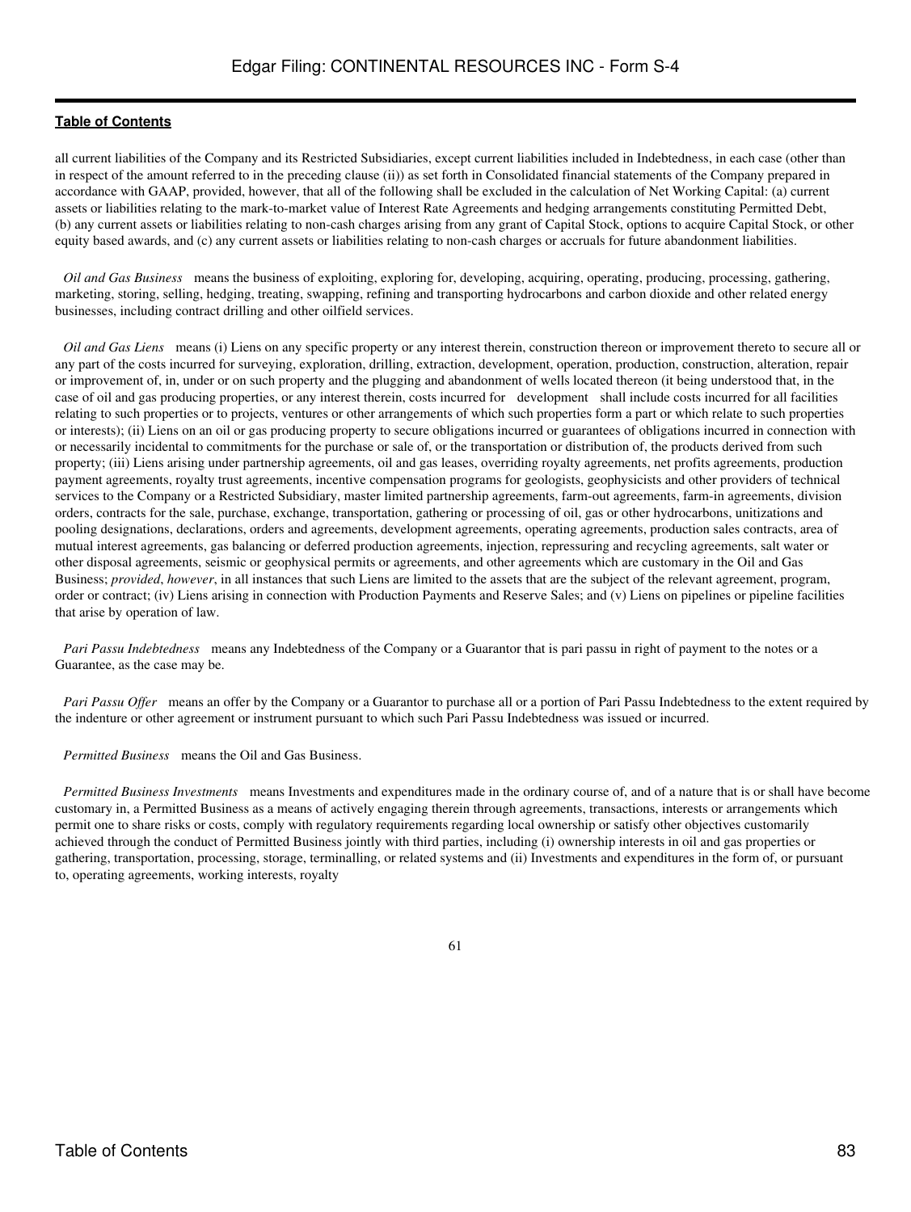all current liabilities of the Company and its Restricted Subsidiaries, except current liabilities included in Indebtedness, in each case (other than in respect of the amount referred to in the preceding clause (ii)) as set forth in Consolidated financial statements of the Company prepared in accordance with GAAP, provided, however, that all of the following shall be excluded in the calculation of Net Working Capital: (a) current assets or liabilities relating to the mark-to-market value of Interest Rate Agreements and hedging arrangements constituting Permitted Debt, (b) any current assets or liabilities relating to non-cash charges arising from any grant of Capital Stock, options to acquire Capital Stock, or other equity based awards, and (c) any current assets or liabilities relating to non-cash charges or accruals for future abandonment liabilities.

*Oil and Gas Business* means the business of exploiting, exploring for, developing, acquiring, operating, producing, processing, gathering, marketing, storing, selling, hedging, treating, swapping, refining and transporting hydrocarbons and carbon dioxide and other related energy businesses, including contract drilling and other oilfield services.

*Oil and Gas Liens* means (i) Liens on any specific property or any interest therein, construction thereon or improvement thereto to secure all or any part of the costs incurred for surveying, exploration, drilling, extraction, development, operation, production, construction, alteration, repair or improvement of, in, under or on such property and the plugging and abandonment of wells located thereon (it being understood that, in the case of oil and gas producing properties, or any interest therein, costs incurred for development shall include costs incurred for all facilities relating to such properties or to projects, ventures or other arrangements of which such properties form a part or which relate to such properties or interests); (ii) Liens on an oil or gas producing property to secure obligations incurred or guarantees of obligations incurred in connection with or necessarily incidental to commitments for the purchase or sale of, or the transportation or distribution of, the products derived from such property; (iii) Liens arising under partnership agreements, oil and gas leases, overriding royalty agreements, net profits agreements, production payment agreements, royalty trust agreements, incentive compensation programs for geologists, geophysicists and other providers of technical services to the Company or a Restricted Subsidiary, master limited partnership agreements, farm-out agreements, farm-in agreements, division orders, contracts for the sale, purchase, exchange, transportation, gathering or processing of oil, gas or other hydrocarbons, unitizations and pooling designations, declarations, orders and agreements, development agreements, operating agreements, production sales contracts, area of mutual interest agreements, gas balancing or deferred production agreements, injection, repressuring and recycling agreements, salt water or other disposal agreements, seismic or geophysical permits or agreements, and other agreements which are customary in the Oil and Gas Business; *provided*, *however*, in all instances that such Liens are limited to the assets that are the subject of the relevant agreement, program, order or contract; (iv) Liens arising in connection with Production Payments and Reserve Sales; and (v) Liens on pipelines or pipeline facilities that arise by operation of law.

*Pari Passu Indebtedness* means any Indebtedness of the Company or a Guarantor that is pari passu in right of payment to the notes or a Guarantee, as the case may be.

*Pari Passu Offer* means an offer by the Company or a Guarantor to purchase all or a portion of Pari Passu Indebtedness to the extent required by the indenture or other agreement or instrument pursuant to which such Pari Passu Indebtedness was issued or incurred.

*Permitted Business* means the Oil and Gas Business.

*Permitted Business Investments* means Investments and expenditures made in the ordinary course of, and of a nature that is or shall have become customary in, a Permitted Business as a means of actively engaging therein through agreements, transactions, interests or arrangements which permit one to share risks or costs, comply with regulatory requirements regarding local ownership or satisfy other objectives customarily achieved through the conduct of Permitted Business jointly with third parties, including (i) ownership interests in oil and gas properties or gathering, transportation, processing, storage, terminalling, or related systems and (ii) Investments and expenditures in the form of, or pursuant to, operating agreements, working interests, royalty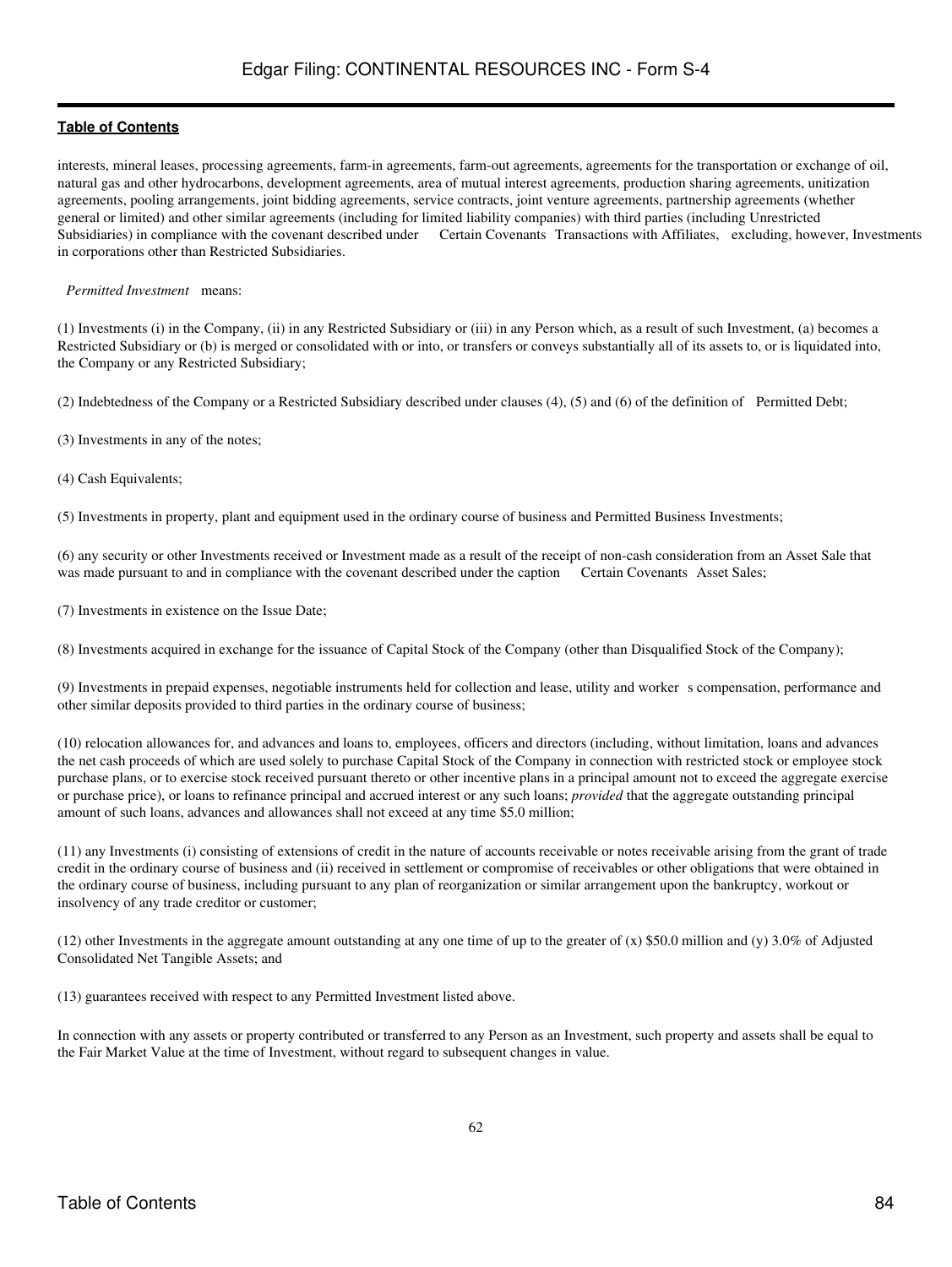interests, mineral leases, processing agreements, farm-in agreements, farm-out agreements, agreements for the transportation or exchange of oil, natural gas and other hydrocarbons, development agreements, area of mutual interest agreements, production sharing agreements, unitization agreements, pooling arrangements, joint bidding agreements, service contracts, joint venture agreements, partnership agreements (whether general or limited) and other similar agreements (including for limited liability companies) with third parties (including Unrestricted Subsidiaries) in compliance with the covenant described under Certain Covenants Transactions with Affiliates, excluding, however, Investments in corporations other than Restricted Subsidiaries.

*Permitted Investment* means:

(1) Investments (i) in the Company, (ii) in any Restricted Subsidiary or (iii) in any Person which, as a result of such Investment, (a) becomes a Restricted Subsidiary or (b) is merged or consolidated with or into, or transfers or conveys substantially all of its assets to, or is liquidated into, the Company or any Restricted Subsidiary;

(2) Indebtedness of the Company or a Restricted Subsidiary described under clauses (4), (5) and (6) of the definition of Permitted Debt;

(3) Investments in any of the notes;

(4) Cash Equivalents;

(5) Investments in property, plant and equipment used in the ordinary course of business and Permitted Business Investments;

(6) any security or other Investments received or Investment made as a result of the receipt of non-cash consideration from an Asset Sale that was made pursuant to and in compliance with the covenant described under the caption Certain Covenants Asset Sales;

(7) Investments in existence on the Issue Date;

(8) Investments acquired in exchange for the issuance of Capital Stock of the Company (other than Disqualified Stock of the Company);

(9) Investments in prepaid expenses, negotiable instruments held for collection and lease, utility and worker s compensation, performance and other similar deposits provided to third parties in the ordinary course of business;

(10) relocation allowances for, and advances and loans to, employees, officers and directors (including, without limitation, loans and advances the net cash proceeds of which are used solely to purchase Capital Stock of the Company in connection with restricted stock or employee stock purchase plans, or to exercise stock received pursuant thereto or other incentive plans in a principal amount not to exceed the aggregate exercise or purchase price), or loans to refinance principal and accrued interest or any such loans; *provided* that the aggregate outstanding principal amount of such loans, advances and allowances shall not exceed at any time $5.0 million;

(11) any Investments (i) consisting of extensions of credit in the nature of accounts receivable or notes receivable arising from the grant of trade credit in the ordinary course of business and (ii) received in settlement or compromise of receivables or other obligations that were obtained in the ordinary course of business, including pursuant to any plan of reorganization or similar arrangement upon the bankruptcy, workout or insolvency of any trade creditor or customer;

(12) other Investments in the aggregate amount outstanding at any one time of up to the greater of (x) $50.0 million and (y) 3.0% of Adjusted Consolidated Net Tangible Assets; and

(13) guarantees received with respect to any Permitted Investment listed above.

In connection with any assets or property contributed or transferred to any Person as an Investment, such property and assets shall be equal to the Fair Market Value at the time of Investment, without regard to subsequent changes in value.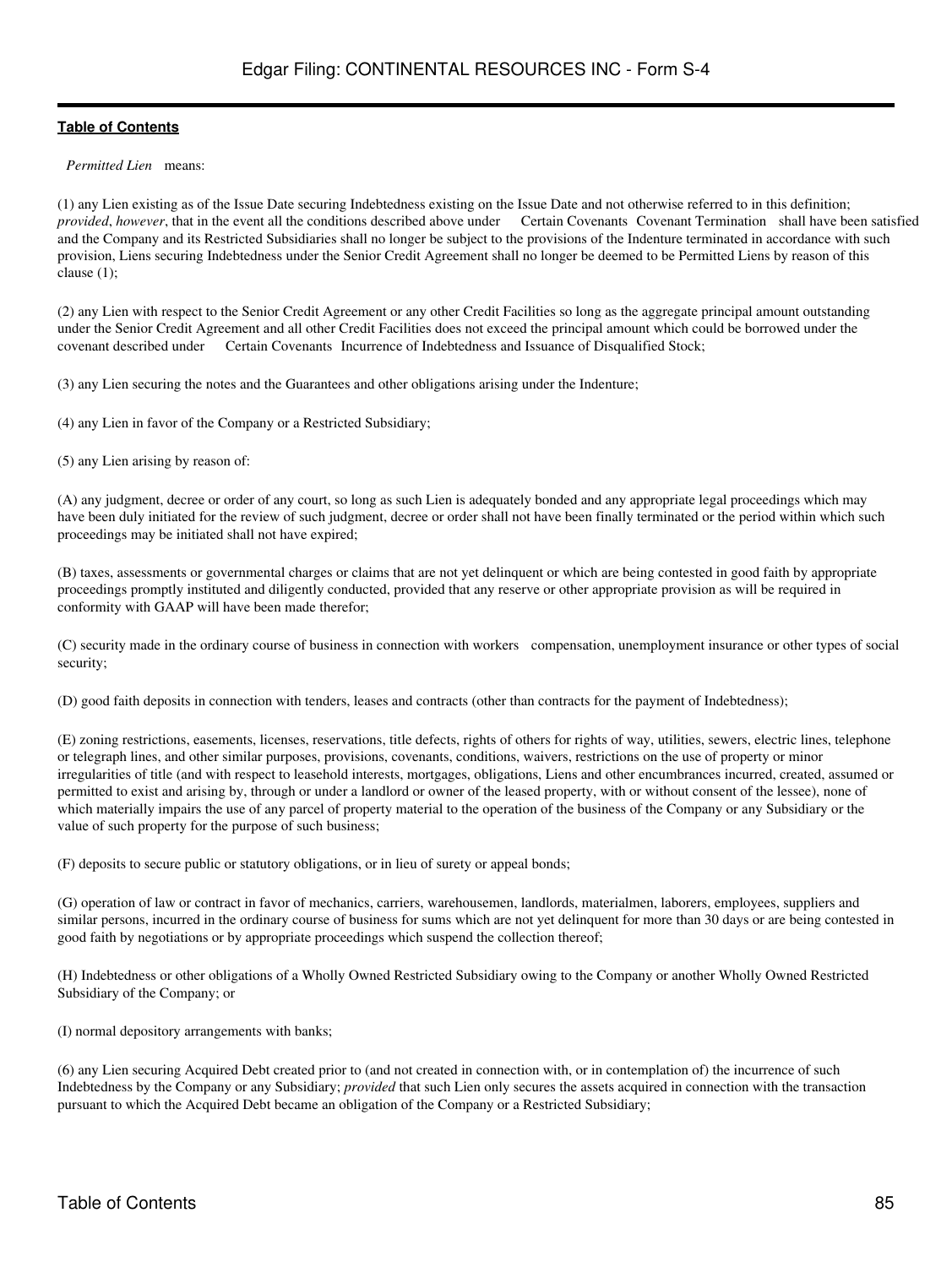*Permitted Lien* means:

(1) any Lien existing as of the Issue Date securing Indebtedness existing on the Issue Date and not otherwise referred to in this definition; *provided*, *however*, that in the event all the conditions described above under Certain Covenants Covenant Termination shall have been satisfied and the Company and its Restricted Subsidiaries shall no longer be subject to the provisions of the Indenture terminated in accordance with such provision, Liens securing Indebtedness under the Senior Credit Agreement shall no longer be deemed to be Permitted Liens by reason of this clause (1);

(2) any Lien with respect to the Senior Credit Agreement or any other Credit Facilities so long as the aggregate principal amount outstanding under the Senior Credit Agreement and all other Credit Facilities does not exceed the principal amount which could be borrowed under the covenant described under Certain Covenants Incurrence of Indebtedness and Issuance of Disqualified Stock;

(3) any Lien securing the notes and the Guarantees and other obligations arising under the Indenture;

(4) any Lien in favor of the Company or a Restricted Subsidiary;

(5) any Lien arising by reason of:

(A) any judgment, decree or order of any court, so long as such Lien is adequately bonded and any appropriate legal proceedings which may have been duly initiated for the review of such judgment, decree or order shall not have been finally terminated or the period within which such proceedings may be initiated shall not have expired;

(B) taxes, assessments or governmental charges or claims that are not yet delinquent or which are being contested in good faith by appropriate proceedings promptly instituted and diligently conducted, provided that any reserve or other appropriate provision as will be required in conformity with GAAP will have been made therefor;

(C) security made in the ordinary course of business in connection with workers compensation, unemployment insurance or other types of social security;

(D) good faith deposits in connection with tenders, leases and contracts (other than contracts for the payment of Indebtedness);

(E) zoning restrictions, easements, licenses, reservations, title defects, rights of others for rights of way, utilities, sewers, electric lines, telephone or telegraph lines, and other similar purposes, provisions, covenants, conditions, waivers, restrictions on the use of property or minor irregularities of title (and with respect to leasehold interests, mortgages, obligations, Liens and other encumbrances incurred, created, assumed or permitted to exist and arising by, through or under a landlord or owner of the leased property, with or without consent of the lessee), none of which materially impairs the use of any parcel of property material to the operation of the business of the Company or any Subsidiary or the value of such property for the purpose of such business;

(F) deposits to secure public or statutory obligations, or in lieu of surety or appeal bonds;

(G) operation of law or contract in favor of mechanics, carriers, warehousemen, landlords, materialmen, laborers, employees, suppliers and similar persons, incurred in the ordinary course of business for sums which are not yet delinquent for more than 30 days or are being contested in good faith by negotiations or by appropriate proceedings which suspend the collection thereof;

(H) Indebtedness or other obligations of a Wholly Owned Restricted Subsidiary owing to the Company or another Wholly Owned Restricted Subsidiary of the Company; or

(I) normal depository arrangements with banks;

(6) any Lien securing Acquired Debt created prior to (and not created in connection with, or in contemplation of) the incurrence of such Indebtedness by the Company or any Subsidiary; *provided* that such Lien only secures the assets acquired in connection with the transaction pursuant to which the Acquired Debt became an obligation of the Company or a Restricted Subsidiary;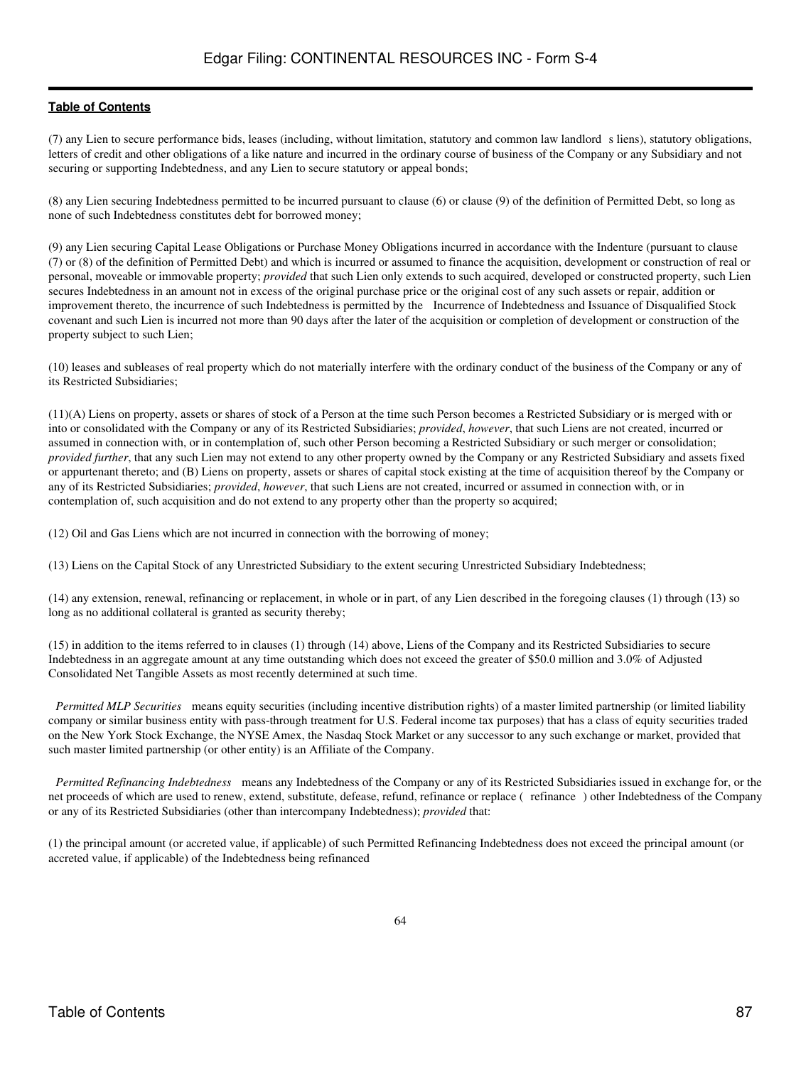(7) any Lien to secure performance bids, leases (including, without limitation, statutory and common law landlord s liens), statutory obligations, letters of credit and other obligations of a like nature and incurred in the ordinary course of business of the Company or any Subsidiary and not securing or supporting Indebtedness, and any Lien to secure statutory or appeal bonds;

(8) any Lien securing Indebtedness permitted to be incurred pursuant to clause (6) or clause (9) of the definition of Permitted Debt, so long as none of such Indebtedness constitutes debt for borrowed money;

(9) any Lien securing Capital Lease Obligations or Purchase Money Obligations incurred in accordance with the Indenture (pursuant to clause (7) or (8) of the definition of Permitted Debt) and which is incurred or assumed to finance the acquisition, development or construction of real or personal, moveable or immovable property; *provided* that such Lien only extends to such acquired, developed or constructed property, such Lien secures Indebtedness in an amount not in excess of the original purchase price or the original cost of any such assets or repair, addition or improvement thereto, the incurrence of such Indebtedness is permitted by the Incurrence of Indebtedness and Issuance of Disqualified Stock covenant and such Lien is incurred not more than 90 days after the later of the acquisition or completion of development or construction of the property subject to such Lien;

(10) leases and subleases of real property which do not materially interfere with the ordinary conduct of the business of the Company or any of its Restricted Subsidiaries;

(11)(A) Liens on property, assets or shares of stock of a Person at the time such Person becomes a Restricted Subsidiary or is merged with or into or consolidated with the Company or any of its Restricted Subsidiaries; *provided*, *however*, that such Liens are not created, incurred or assumed in connection with, or in contemplation of, such other Person becoming a Restricted Subsidiary or such merger or consolidation; *provided further*, that any such Lien may not extend to any other property owned by the Company or any Restricted Subsidiary and assets fixed or appurtenant thereto; and (B) Liens on property, assets or shares of capital stock existing at the time of acquisition thereof by the Company or any of its Restricted Subsidiaries; *provided*, *however*, that such Liens are not created, incurred or assumed in connection with, or in contemplation of, such acquisition and do not extend to any property other than the property so acquired;

(12) Oil and Gas Liens which are not incurred in connection with the borrowing of money;

(13) Liens on the Capital Stock of any Unrestricted Subsidiary to the extent securing Unrestricted Subsidiary Indebtedness;

(14) any extension, renewal, refinancing or replacement, in whole or in part, of any Lien described in the foregoing clauses (1) through (13) so long as no additional collateral is granted as security thereby;

(15) in addition to the items referred to in clauses (1) through (14) above, Liens of the Company and its Restricted Subsidiaries to secure Indebtedness in an aggregate amount at any time outstanding which does not exceed the greater of $50.0 million and 3.0% of Adjusted Consolidated Net Tangible Assets as most recently determined at such time.

*Permitted MLP Securities* means equity securities (including incentive distribution rights) of a master limited partnership (or limited liability company or similar business entity with pass-through treatment for U.S. Federal income tax purposes) that has a class of equity securities traded on the New York Stock Exchange, the NYSE Amex, the Nasdaq Stock Market or any successor to any such exchange or market, provided that such master limited partnership (or other entity) is an Affiliate of the Company.

*Permitted Refinancing Indebtedness* means any Indebtedness of the Company or any of its Restricted Subsidiaries issued in exchange for, or the net proceeds of which are used to renew, extend, substitute, defease, refund, refinance or replace ( refinance ) other Indebtedness of the Company or any of its Restricted Subsidiaries (other than intercompany Indebtedness); *provided* that:

(1) the principal amount (or accreted value, if applicable) of such Permitted Refinancing Indebtedness does not exceed the principal amount (or accreted value, if applicable) of the Indebtedness being refinanced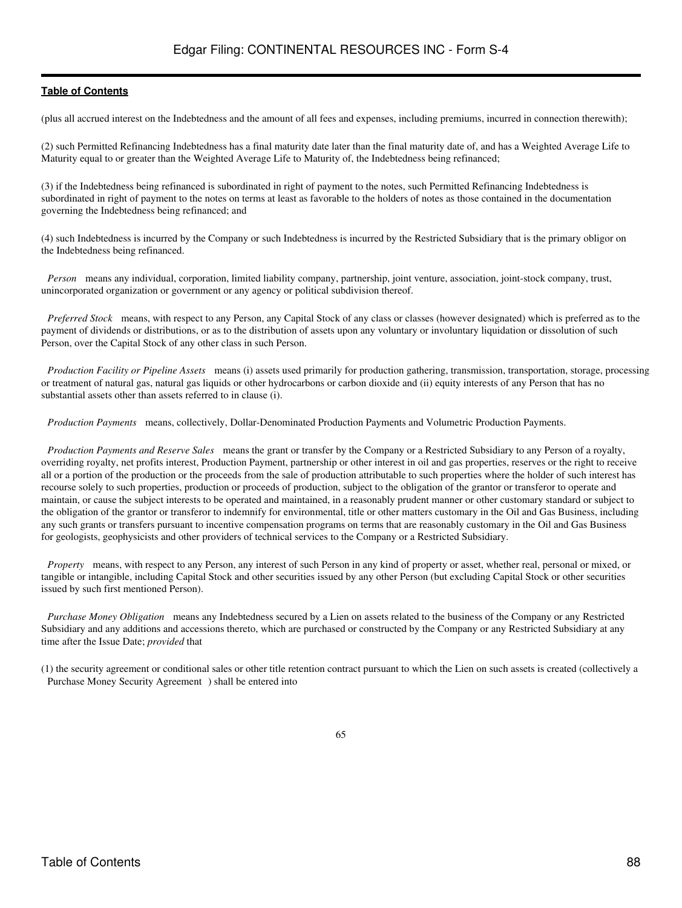(plus all accrued interest on the Indebtedness and the amount of all fees and expenses, including premiums, incurred in connection therewith);

(2) such Permitted Refinancing Indebtedness has a final maturity date later than the final maturity date of, and has a Weighted Average Life to Maturity equal to or greater than the Weighted Average Life to Maturity of, the Indebtedness being refinanced;

(3) if the Indebtedness being refinanced is subordinated in right of payment to the notes, such Permitted Refinancing Indebtedness is subordinated in right of payment to the notes on terms at least as favorable to the holders of notes as those contained in the documentation governing the Indebtedness being refinanced; and

(4) such Indebtedness is incurred by the Company or such Indebtedness is incurred by the Restricted Subsidiary that is the primary obligor on the Indebtedness being refinanced.

*Person* means any individual, corporation, limited liability company, partnership, joint venture, association, joint-stock company, trust, unincorporated organization or government or any agency or political subdivision thereof.

*Preferred Stock* means, with respect to any Person, any Capital Stock of any class or classes (however designated) which is preferred as to the payment of dividends or distributions, or as to the distribution of assets upon any voluntary or involuntary liquidation or dissolution of such Person, over the Capital Stock of any other class in such Person.

*Production Facility or Pipeline Assets* means (i) assets used primarily for production gathering, transmission, transportation, storage, processing or treatment of natural gas, natural gas liquids or other hydrocarbons or carbon dioxide and (ii) equity interests of any Person that has no substantial assets other than assets referred to in clause (i).

*Production Payments* means, collectively, Dollar-Denominated Production Payments and Volumetric Production Payments.

*Production Payments and Reserve Sales* means the grant or transfer by the Company or a Restricted Subsidiary to any Person of a royalty, overriding royalty, net profits interest, Production Payment, partnership or other interest in oil and gas properties, reserves or the right to receive all or a portion of the production or the proceeds from the sale of production attributable to such properties where the holder of such interest has recourse solely to such properties, production or proceeds of production, subject to the obligation of the grantor or transferor to operate and maintain, or cause the subject interests to be operated and maintained, in a reasonably prudent manner or other customary standard or subject to the obligation of the grantor or transferor to indemnify for environmental, title or other matters customary in the Oil and Gas Business, including any such grants or transfers pursuant to incentive compensation programs on terms that are reasonably customary in the Oil and Gas Business for geologists, geophysicists and other providers of technical services to the Company or a Restricted Subsidiary.

*Property* means, with respect to any Person, any interest of such Person in any kind of property or asset, whether real, personal or mixed, or tangible or intangible, including Capital Stock and other securities issued by any other Person (but excluding Capital Stock or other securities issued by such first mentioned Person).

*Purchase Money Obligation* means any Indebtedness secured by a Lien on assets related to the business of the Company or any Restricted Subsidiary and any additions and accessions thereto, which are purchased or constructed by the Company or any Restricted Subsidiary at any time after the Issue Date; *provided* that

(1) the security agreement or conditional sales or other title retention contract pursuant to which the Lien on such assets is created (collectively a Purchase Money Security Agreement ) shall be entered into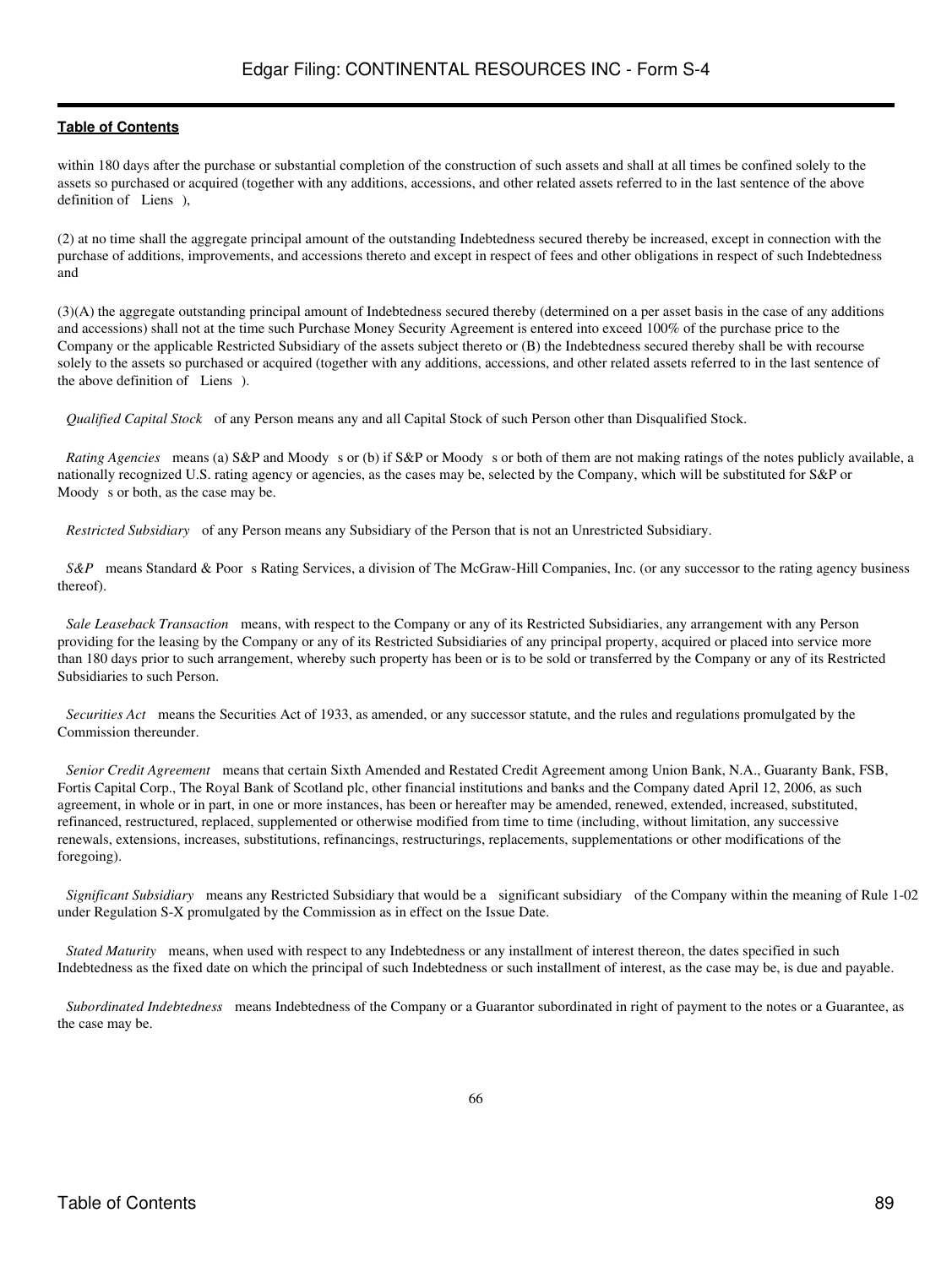within 180 days after the purchase or substantial completion of the construction of such assets and shall at all times be confined solely to the assets so purchased or acquired (together with any additions, accessions, and other related assets referred to in the last sentence of the above definition of Liens ),

(2) at no time shall the aggregate principal amount of the outstanding Indebtedness secured thereby be increased, except in connection with the purchase of additions, improvements, and accessions thereto and except in respect of fees and other obligations in respect of such Indebtedness and

(3)(A) the aggregate outstanding principal amount of Indebtedness secured thereby (determined on a per asset basis in the case of any additions and accessions) shall not at the time such Purchase Money Security Agreement is entered into exceed 100% of the purchase price to the Company or the applicable Restricted Subsidiary of the assets subject thereto or (B) the Indebtedness secured thereby shall be with recourse solely to the assets so purchased or acquired (together with any additions, accessions, and other related assets referred to in the last sentence of the above definition of Liens ).

*Qualified Capital Stock* of any Person means any and all Capital Stock of such Person other than Disqualified Stock.

*Rating Agencies* means (a) S&P and Moody s or (b) if S&P or Moody s or both of them are not making ratings of the notes publicly available, a nationally recognized U.S. rating agency or agencies, as the cases may be, selected by the Company, which will be substituted for S&P or Moody s or both, as the case may be.

*Restricted Subsidiary* of any Person means any Subsidiary of the Person that is not an Unrestricted Subsidiary.

*S&P* means Standard & Poor s Rating Services, a division of The McGraw-Hill Companies, Inc. (or any successor to the rating agency business thereof).

*Sale Leaseback Transaction* means, with respect to the Company or any of its Restricted Subsidiaries, any arrangement with any Person providing for the leasing by the Company or any of its Restricted Subsidiaries of any principal property, acquired or placed into service more than 180 days prior to such arrangement, whereby such property has been or is to be sold or transferred by the Company or any of its Restricted Subsidiaries to such Person.

*Securities Act* means the Securities Act of 1933, as amended, or any successor statute, and the rules and regulations promulgated by the Commission thereunder.

*Senior Credit Agreement* means that certain Sixth Amended and Restated Credit Agreement among Union Bank, N.A., Guaranty Bank, FSB, Fortis Capital Corp., The Royal Bank of Scotland plc, other financial institutions and banks and the Company dated April 12, 2006, as such agreement, in whole or in part, in one or more instances, has been or hereafter may be amended, renewed, extended, increased, substituted, refinanced, restructured, replaced, supplemented or otherwise modified from time to time (including, without limitation, any successive renewals, extensions, increases, substitutions, refinancings, restructurings, replacements, supplementations or other modifications of the foregoing).

*Significant Subsidiary* means any Restricted Subsidiary that would be a significant subsidiary of the Company within the meaning of Rule 1-02 under Regulation S-X promulgated by the Commission as in effect on the Issue Date.

*Stated Maturity* means, when used with respect to any Indebtedness or any installment of interest thereon, the dates specified in such Indebtedness as the fixed date on which the principal of such Indebtedness or such installment of interest, as the case may be, is due and payable.

*Subordinated Indebtedness* means Indebtedness of the Company or a Guarantor subordinated in right of payment to the notes or a Guarantee, as the case may be.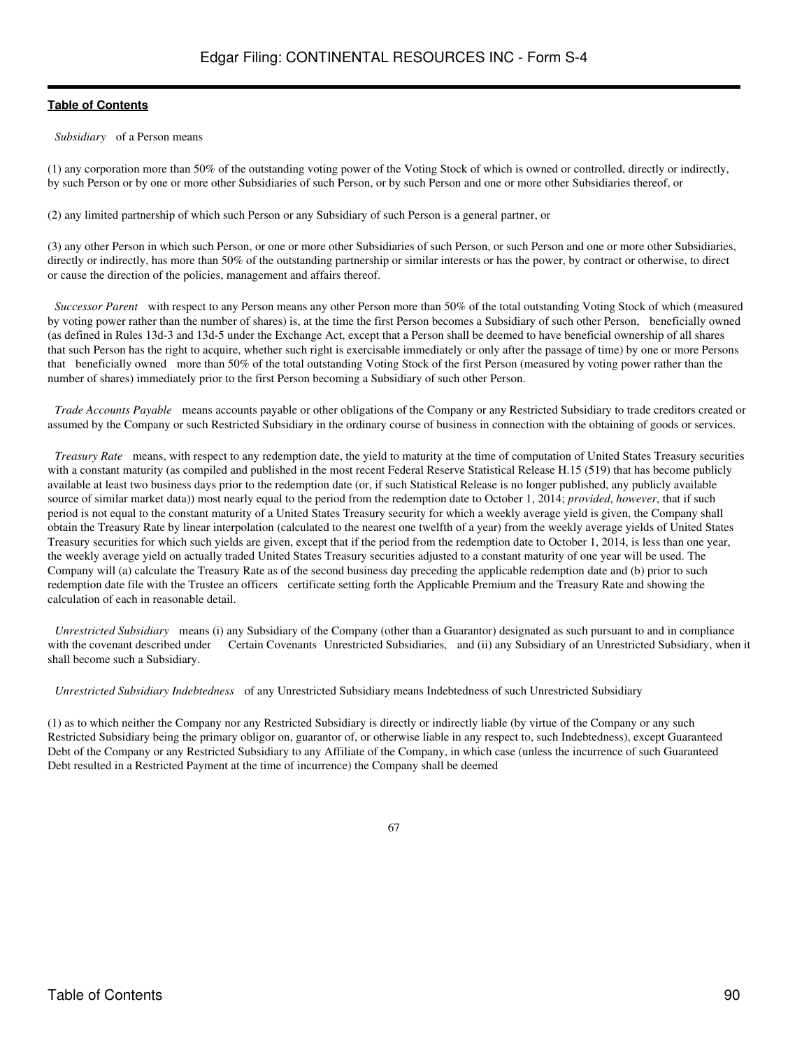**Table of Contents**

"*Subsidiary*" of a Person means

(1) any corporation more than 50% of the outstanding voting power of the Voting Stock of which is owned or controlled, directly or indirectly, by such Person or by one or more other Subsidiaries of such Person, or by such Person and one or more other Subsidiaries thereof, or

(2) any limited partnership of which such Person or any Subsidiary of such Person is a general partner, or

(3) any other Person in which such Person, or one or more other Subsidiaries of such Person, or such Person and one or more other Subsidiaries, directly or indirectly, has more than 50% of the outstanding partnership or similar interests or has the power, by contract or otherwise, to direct or cause the direction of the policies, management and affairs thereof.

"*Successor Parent*" with respect to any Person means any other Person more than 50% of the total outstanding Voting Stock of which (measured by voting power rather than the number of shares) is, at the time the first Person becomes a Subsidiary of such other Person, "beneficially owned" (as defined in Rules 13d-3 and 13d-5 under the Exchange Act, except that a Person shall be deemed to have beneficial ownership of all shares that such Person has the right to acquire, whether such right is exercisable immediately or only after the passage of time) by one or more Persons that "beneficially owned" more than 50% of the total outstanding Voting Stock of the first Person (measured by voting power rather than the number of shares) immediately prior to the first Person becoming a Subsidiary of such other Person.

"*Trade Accounts Payable*" means accounts payable or other obligations of the Company or any Restricted Subsidiary to trade creditors created or assumed by the Company or such Restricted Subsidiary in the ordinary course of business in connection with the obtaining of goods or services.

"*Treasury Rate*" means, with respect to any redemption date, the yield to maturity at the time of computation of United States Treasury securities with a constant maturity (as compiled and published in the most recent Federal Reserve Statistical Release H.15 (519) that has become publicly available at least two business days prior to the redemption date (or, if such Statistical Release is no longer published, any publicly available source of similar market data)) most nearly equal to the period from the redemption date to October 1, 2014; *provided*, *however*, that if such period is not equal to the constant maturity of a United States Treasury security for which a weekly average yield is given, the Company shall obtain the Treasury Rate by linear interpolation (calculated to the nearest one twelfth of a year) from the weekly average yields of United States Treasury securities for which such yields are given, except that if the period from the redemption date to October 1, 2014, is less than one year, the weekly average yield on actually traded United States Treasury securities adjusted to a constant maturity of one year will be used. The Company will (a) calculate the Treasury Rate as of the second business day preceding the applicable redemption date and (b) prior to such redemption date file with the Trustee an officers' certificate setting forth the Applicable Premium and the Treasury Rate and showing the calculation of each in reasonable detail.

"*Unrestricted Subsidiary*" means (i) any Subsidiary of the Company (other than a Guarantor) designated as such pursuant to and in compliance with the covenant described under "—Certain Covenants—Unrestricted Subsidiaries," and (ii) any Subsidiary of an Unrestricted Subsidiary, when it shall become such a Subsidiary.

"*Unrestricted Subsidiary Indebtedness*" of any Unrestricted Subsidiary means Indebtedness of such Unrestricted Subsidiary

(1) as to which neither the Company nor any Restricted Subsidiary is directly or indirectly liable (by virtue of the Company or any such Restricted Subsidiary being the primary obligor on, guarantor of, or otherwise liable in any respect to, such Indebtedness), except Guaranteed Debt of the Company or any Restricted Subsidiary to any Affiliate of the Company, in which case (unless the incurrence of such Guaranteed Debt resulted in a Restricted Payment at the time of incurrence) the Company shall be deemed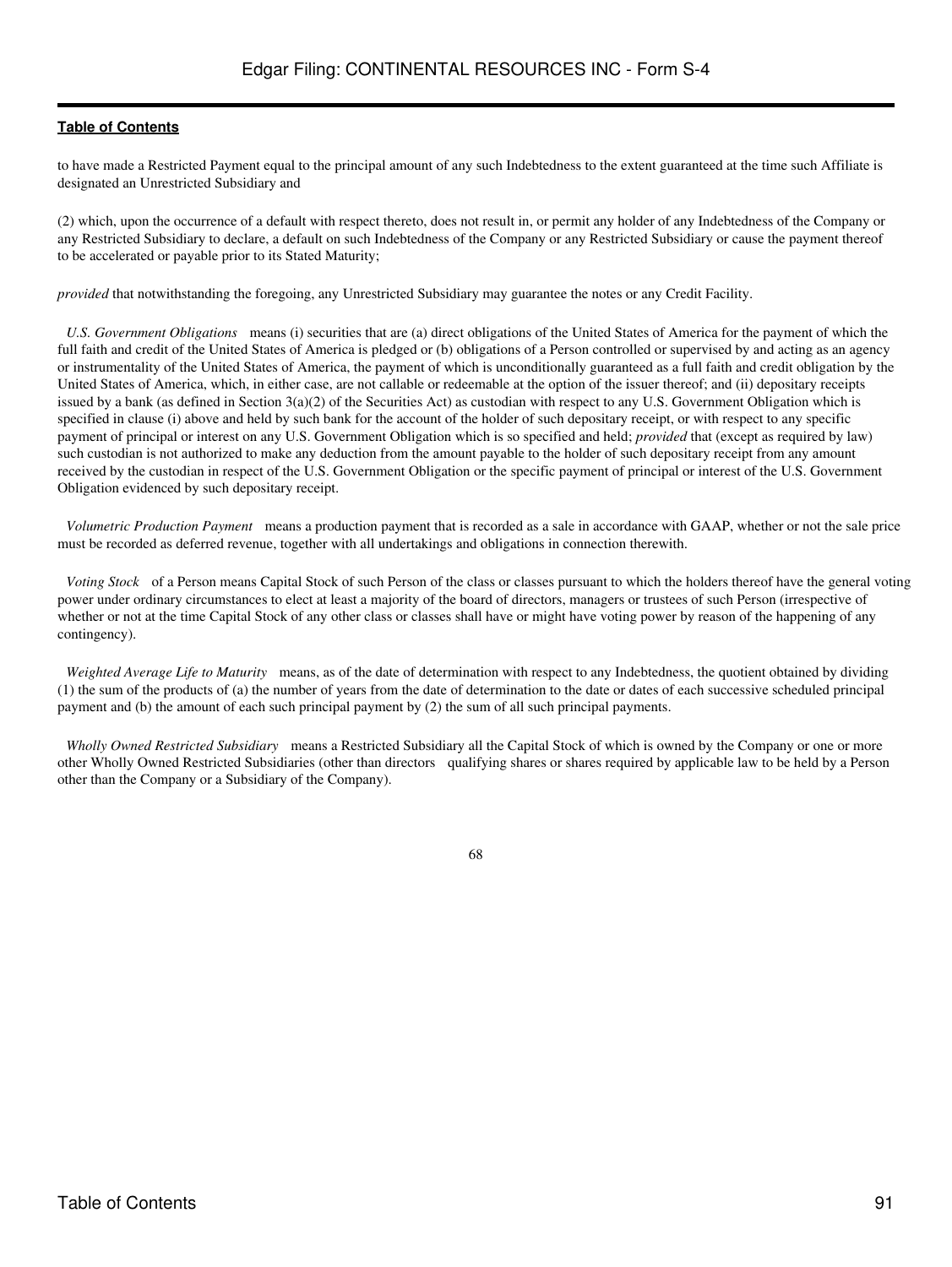to have made a Restricted Payment equal to the principal amount of any such Indebtedness to the extent guaranteed at the time such Affiliate is designated an Unrestricted Subsidiary and

(2) which, upon the occurrence of a default with respect thereto, does not result in, or permit any holder of any Indebtedness of the Company or any Restricted Subsidiary to declare, a default on such Indebtedness of the Company or any Restricted Subsidiary or cause the payment thereof to be accelerated or payable prior to its Stated Maturity;

*provided* that notwithstanding the foregoing, any Unrestricted Subsidiary may guarantee the notes or any Credit Facility.

*U.S. Government Obligations* means (i) securities that are (a) direct obligations of the United States of America for the payment of which the full faith and credit of the United States of America is pledged or (b) obligations of a Person controlled or supervised by and acting as an agency or instrumentality of the United States of America, the payment of which is unconditionally guaranteed as a full faith and credit obligation by the United States of America, which, in either case, are not callable or redeemable at the option of the issuer thereof; and (ii) depositary receipts issued by a bank (as defined in Section 3(a)(2) of the Securities Act) as custodian with respect to any U.S. Government Obligation which is specified in clause (i) above and held by such bank for the account of the holder of such depositary receipt, or with respect to any specific payment of principal or interest on any U.S. Government Obligation which is so specified and held; *provided* that (except as required by law) such custodian is not authorized to make any deduction from the amount payable to the holder of such depositary receipt from any amount received by the custodian in respect of the U.S. Government Obligation or the specific payment of principal or interest of the U.S. Government Obligation evidenced by such depositary receipt.

*Volumetric Production Payment* means a production payment that is recorded as a sale in accordance with GAAP, whether or not the sale price must be recorded as deferred revenue, together with all undertakings and obligations in connection therewith.

*Voting Stock* of a Person means Capital Stock of such Person of the class or classes pursuant to which the holders thereof have the general voting power under ordinary circumstances to elect at least a majority of the board of directors, managers or trustees of such Person (irrespective of whether or not at the time Capital Stock of any other class or classes shall have or might have voting power by reason of the happening of any contingency).

*Weighted Average Life to Maturity* means, as of the date of determination with respect to any Indebtedness, the quotient obtained by dividing (1) the sum of the products of (a) the number of years from the date of determination to the date or dates of each successive scheduled principal payment and (b) the amount of each such principal payment by (2) the sum of all such principal payments.

*Wholly Owned Restricted Subsidiary* means a Restricted Subsidiary all the Capital Stock of which is owned by the Company or one or more other Wholly Owned Restricted Subsidiaries (other than directors qualifying shares or shares required by applicable law to be held by a Person other than the Company or a Subsidiary of the Company).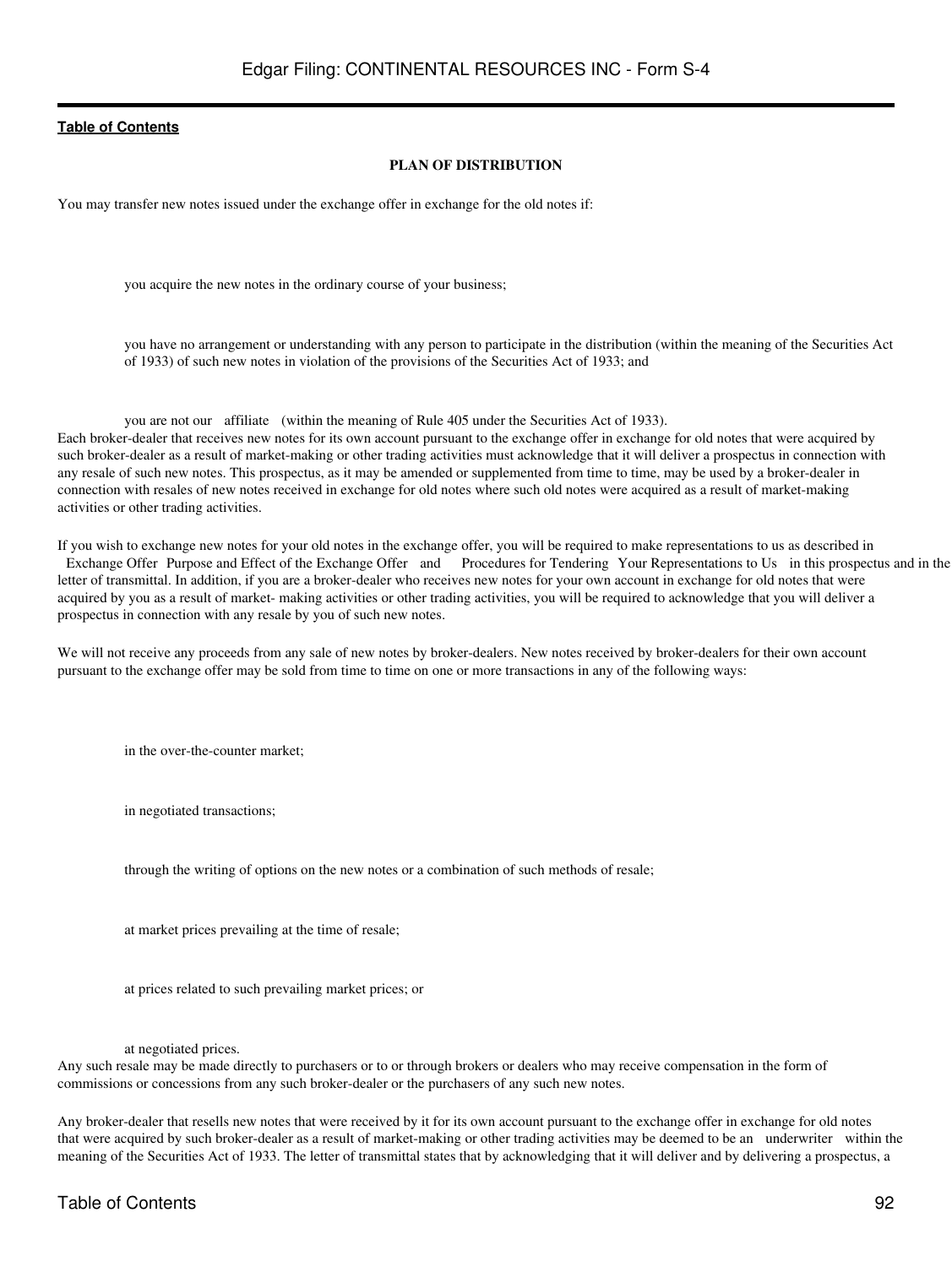## PLAN OF DISTRIBUTION

You may transfer new notes issued under the exchange offer in exchange for the old notes if:

- you acquire the new notes in the ordinary course of your business;
- you have no arrangement or understanding with any person to participate in the distribution (within the meaning of the Securities Act of 1933) of such new notes in violation of the provisions of the Securities Act of 1933; and
- you are not our "affiliate" (within the meaning of Rule 405 under the Securities Act of 1933).

Each broker-dealer that receives new notes for its own account pursuant to the exchange offer in exchange for old notes that were acquired by such broker-dealer as a result of market-making or other trading activities must acknowledge that it will deliver a prospectus in connection with any resale of such new notes. This prospectus, as it may be amended or supplemented from time to time, may be used by a broker-dealer in connection with resales of new notes received in exchange for old notes where such old notes were acquired as a result of market-making activities or other trading activities.

If you wish to exchange new notes for your old notes in the exchange offer, you will be required to make representations to us as described in "Exchange Offer—Purpose and Effect of the Exchange Offer" and "—Procedures for Tendering—Your Representations to Us" in this prospectus and in the letter of transmittal. In addition, if you are a broker-dealer who receives new notes for your own account in exchange for old notes that were acquired by you as a result of market- making activities or other trading activities, you will be required to acknowledge that you will deliver a prospectus in connection with any resale by you of such new notes.

We will not receive any proceeds from any sale of new notes by broker-dealers. New notes received by broker-dealers for their own account pursuant to the exchange offer may be sold from time to time on one or more transactions in any of the following ways:

- in the over-the-counter market;
- in negotiated transactions;
- through the writing of options on the new notes or a combination of such methods of resale;
- at market prices prevailing at the time of resale;
- at prices related to such prevailing market prices; or
- at negotiated prices.

Any such resale may be made directly to purchasers or to or through brokers or dealers who may receive compensation in the form of commissions or concessions from any such broker-dealer or the purchasers of any such new notes.

Any broker-dealer that resells new notes that were received by it for its own account pursuant to the exchange offer in exchange for old notes that were acquired by such broker-dealer as a result of market-making or other trading activities may be deemed to be an "underwriter" within the meaning of the Securities Act of 1933. The letter of transmittal states that by acknowledging that it will deliver and by delivering a prospectus, a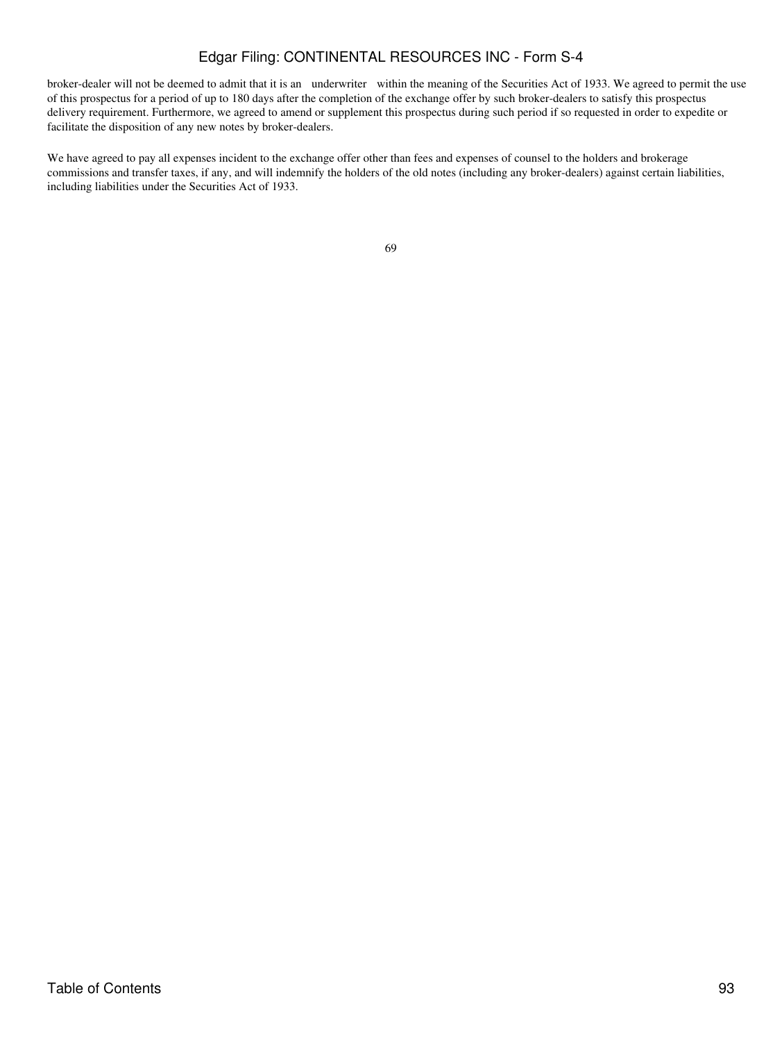broker-dealer will not be deemed to admit that it is an "underwriter" within the meaning of the Securities Act of 1933. We agreed to permit the use of this prospectus for a period of up to 180 days after the completion of the exchange offer by such broker-dealers to satisfy this prospectus delivery requirement. Furthermore, we agreed to amend or supplement this prospectus during such period if so requested in order to expedite or facilitate the disposition of any new notes by broker-dealers.

We have agreed to pay all expenses incident to the exchange offer other than fees and expenses of counsel to the holders and brokerage commissions and transfer taxes, if any, and will indemnify the holders of the old notes (including any broker-dealers) against certain liabilities, including liabilities under the Securities Act of 1933.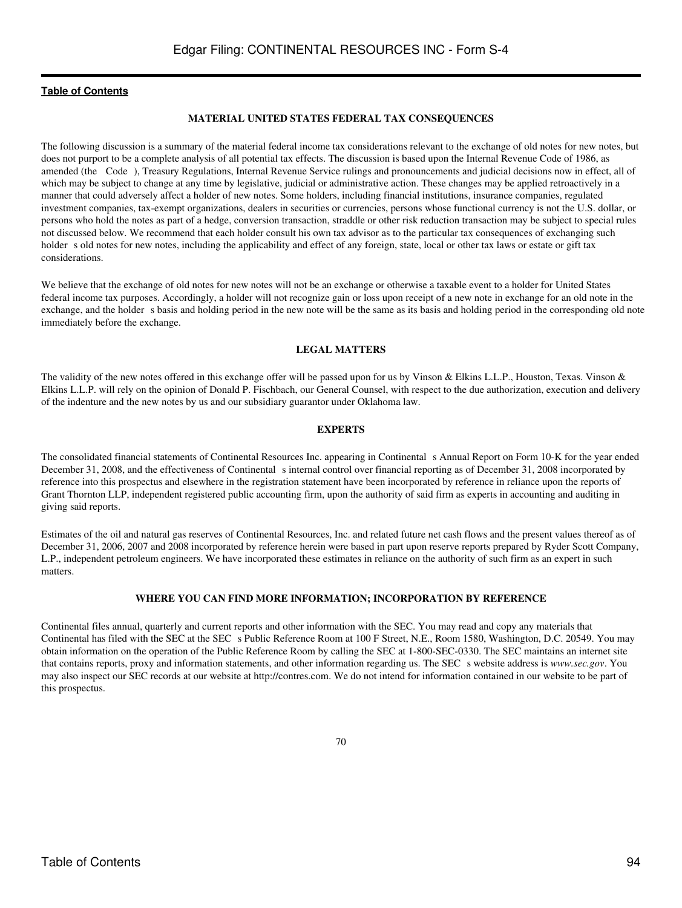**Table of Contents**

## MATERIAL UNITED STATES FEDERAL TAX CONSEQUENCES

The following discussion is a summary of the material federal income tax considerations relevant to the exchange of old notes for new notes, but does not purport to be a complete analysis of all potential tax effects. The discussion is based upon the Internal Revenue Code of 1986, as amended (the Code ), Treasury Regulations, Internal Revenue Service rulings and pronouncements and judicial decisions now in effect, all of which may be subject to change at any time by legislative, judicial or administrative action. These changes may be applied retroactively in a manner that could adversely affect a holder of new notes. Some holders, including financial institutions, insurance companies, regulated investment companies, tax-exempt organizations, dealers in securities or currencies, persons whose functional currency is not the U.S. dollar, or persons who hold the notes as part of a hedge, conversion transaction, straddle or other risk reduction transaction may be subject to special rules not discussed below. We recommend that each holder consult his own tax advisor as to the particular tax consequences of exchanging such holder s old notes for new notes, including the applicability and effect of any foreign, state, local or other tax laws or estate or gift tax considerations.

We believe that the exchange of old notes for new notes will not be an exchange or otherwise a taxable event to a holder for United States federal income tax purposes. Accordingly, a holder will not recognize gain or loss upon receipt of a new note in exchange for an old note in the exchange, and the holder s basis and holding period in the new note will be the same as its basis and holding period in the corresponding old note immediately before the exchange.

## LEGAL MATTERS

The validity of the new notes offered in this exchange offer will be passed upon for us by Vinson & Elkins L.L.P., Houston, Texas. Vinson & Elkins L.L.P. will rely on the opinion of Donald P. Fischbach, our General Counsel, with respect to the due authorization, execution and delivery of the indenture and the new notes by us and our subsidiary guarantor under Oklahoma law.

## EXPERTS

The consolidated financial statements of Continental Resources Inc. appearing in Continental s Annual Report on Form 10-K for the year ended December 31, 2008, and the effectiveness of Continental s internal control over financial reporting as of December 31, 2008 incorporated by reference into this prospectus and elsewhere in the registration statement have been incorporated by reference in reliance upon the reports of Grant Thornton LLP, independent registered public accounting firm, upon the authority of said firm as experts in accounting and auditing in giving said reports.

Estimates of the oil and natural gas reserves of Continental Resources, Inc. and related future net cash flows and the present values thereof as of December 31, 2006, 2007 and 2008 incorporated by reference herein were based in part upon reserve reports prepared by Ryder Scott Company, L.P., independent petroleum engineers. We have incorporated these estimates in reliance on the authority of such firm as an expert in such matters.

## WHERE YOU CAN FIND MORE INFORMATION; INCORPORATION BY REFERENCE

Continental files annual, quarterly and current reports and other information with the SEC. You may read and copy any materials that Continental has filed with the SEC at the SEC s Public Reference Room at 100 F Street, N.E., Room 1580, Washington, D.C. 20549. You may obtain information on the operation of the Public Reference Room by calling the SEC at 1-800-SEC-0330. The SEC maintains an internet site that contains reports, proxy and information statements, and other information regarding us. The SEC s website address is *www.sec.gov*. You may also inspect our SEC records at our website at http://contres.com. We do not intend for information contained in our website to be part of this prospectus.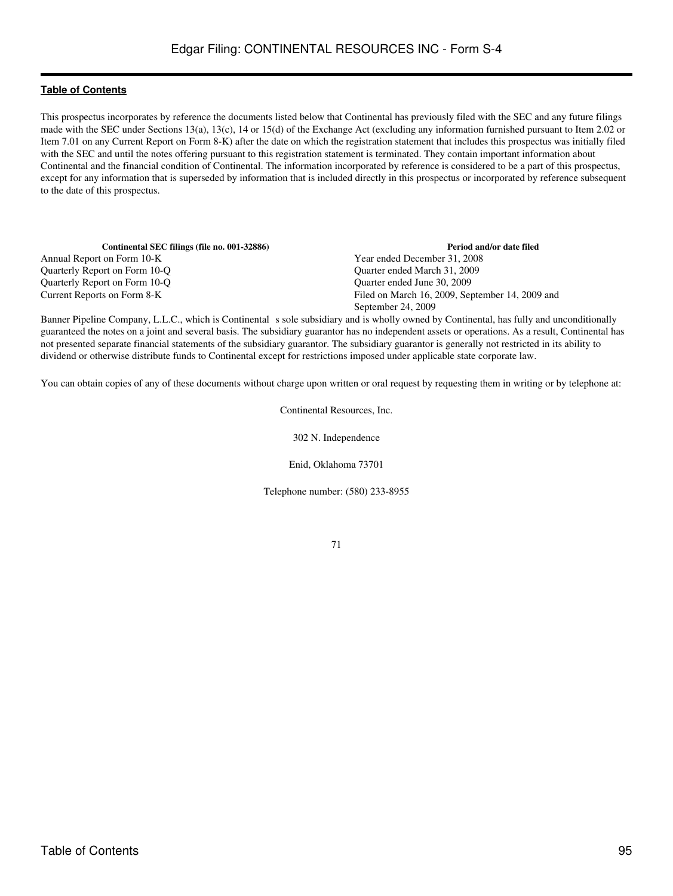[Table of Contents](#)

This prospectus incorporates by reference the documents listed below that Continental has previously filed with the SEC and any future filings made with the SEC under Sections 13(a), 13(c), 14 or 15(d) of the Exchange Act (excluding any information furnished pursuant to Item 2.02 or Item 7.01 on any Current Report on Form 8-K) after the date on which the registration statement that includes this prospectus was initially filed with the SEC and until the notes offering pursuant to this registration statement is terminated. They contain important information about Continental and the financial condition of Continental. The information incorporated by reference is considered to be a part of this prospectus, except for any information that is superseded by information that is included directly in this prospectus or incorporated by reference subsequent to the date of this prospectus.

| Continental SEC filings (file no. 001-32886) | Period and/or date filed |
|---|---|
| Annual Report on Form 10-K | Year ended December 31, 2008 |
| Quarterly Report on Form 10-Q | Quarter ended March 31, 2009 |
| Quarterly Report on Form 10-Q | Quarter ended June 30, 2009 |
| Current Reports on Form 8-K | Filed on March 16, 2009, September 14, 2009 and September 24, 2009 |

Banner Pipeline Company, L.L.C., which is Continental s sole subsidiary and is wholly owned by Continental, has fully and unconditionally guaranteed the notes on a joint and several basis. The subsidiary guarantor has no independent assets or operations. As a result, Continental has not presented separate financial statements of the subsidiary guarantor. The subsidiary guarantor is generally not restricted in its ability to dividend or otherwise distribute funds to Continental except for restrictions imposed under applicable state corporate law.

You can obtain copies of any of these documents without charge upon written or oral request by requesting them in writing or by telephone at:

Continental Resources, Inc.

302 N. Independence

Enid, Oklahoma 73701

Telephone number: (580) 233-8955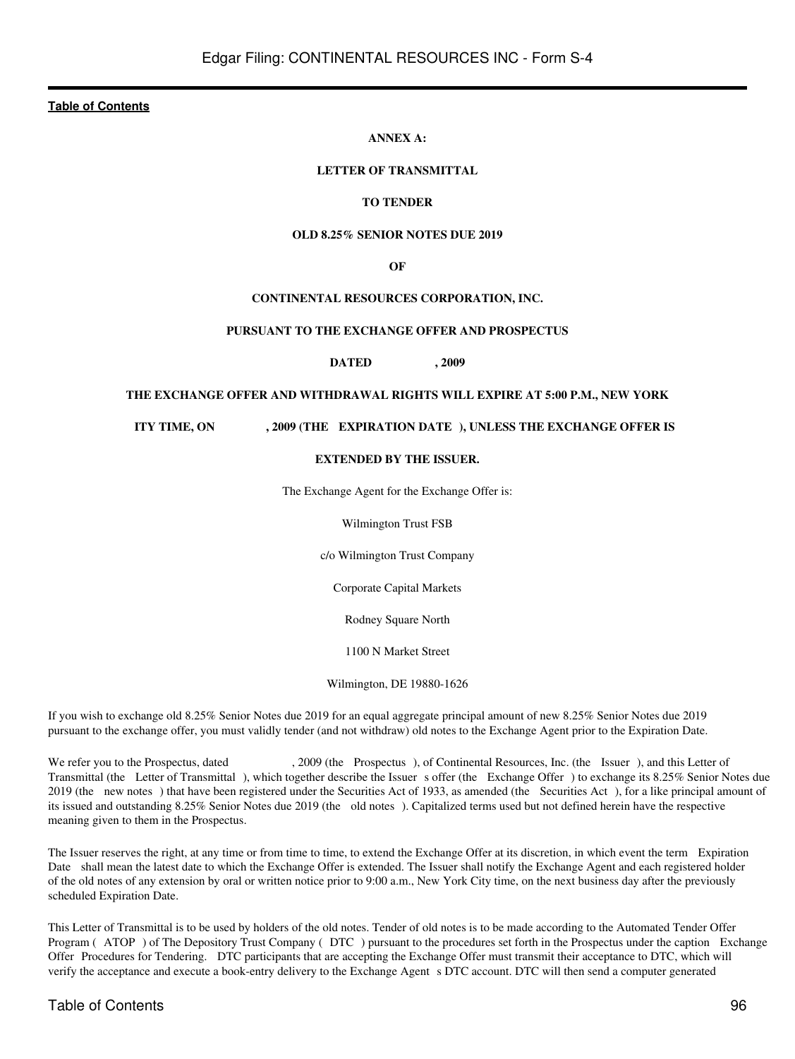**Table of Contents**

**ANNEX A:**

**LETTER OF TRANSMITTAL**

**TO TENDER**

**OLD 8.25% SENIOR NOTES DUE 2019**

**OF**

**CONTINENTAL RESOURCES CORPORATION, INC.**

**PURSUANT TO THE EXCHANGE OFFER AND PROSPECTUS**

**DATED , 2009**

**THE EXCHANGE OFFER AND WITHDRAWAL RIGHTS WILL EXPIRE AT 5:00 P.M., NEW YORK**

**ITY TIME, ON , 2009 (THE EXPIRATION DATE ), UNLESS THE EXCHANGE OFFER IS**

**EXTENDED BY THE ISSUER.**

The Exchange Agent for the Exchange Offer is:

Wilmington Trust FSB

c/o Wilmington Trust Company

Corporate Capital Markets

Rodney Square North

1100 N Market Street

Wilmington, DE 19880-1626

If you wish to exchange old 8.25% Senior Notes due 2019 for an equal aggregate principal amount of new 8.25% Senior Notes due 2019 pursuant to the exchange offer, you must validly tender (and not withdraw) old notes to the Exchange Agent prior to the Expiration Date.

We refer you to the Prospectus, dated , 2009 (the Prospectus ), of Continental Resources, Inc. (the Issuer ), and this Letter of Transmittal (the Letter of Transmittal ), which together describe the Issuer s offer (the Exchange Offer ) to exchange its 8.25% Senior Notes due 2019 (the new notes ) that have been registered under the Securities Act of 1933, as amended (the Securities Act ), for a like principal amount of its issued and outstanding 8.25% Senior Notes due 2019 (the old notes ). Capitalized terms used but not defined herein have the respective meaning given to them in the Prospectus.

The Issuer reserves the right, at any time or from time to time, to extend the Exchange Offer at its discretion, in which event the term Expiration Date shall mean the latest date to which the Exchange Offer is extended. The Issuer shall notify the Exchange Agent and each registered holder of the old notes of any extension by oral or written notice prior to 9:00 a.m., New York City time, on the next business day after the previously scheduled Expiration Date.

This Letter of Transmittal is to be used by holders of the old notes. Tender of old notes is to be made according to the Automated Tender Offer Program ( ATOP ) of The Depository Trust Company ( DTC ) pursuant to the procedures set forth in the Prospectus under the caption Exchange Offer Procedures for Tendering. DTC participants that are accepting the Exchange Offer must transmit their acceptance to DTC, which will verify the acceptance and execute a book-entry delivery to the Exchange Agent s DTC account. DTC will then send a computer generated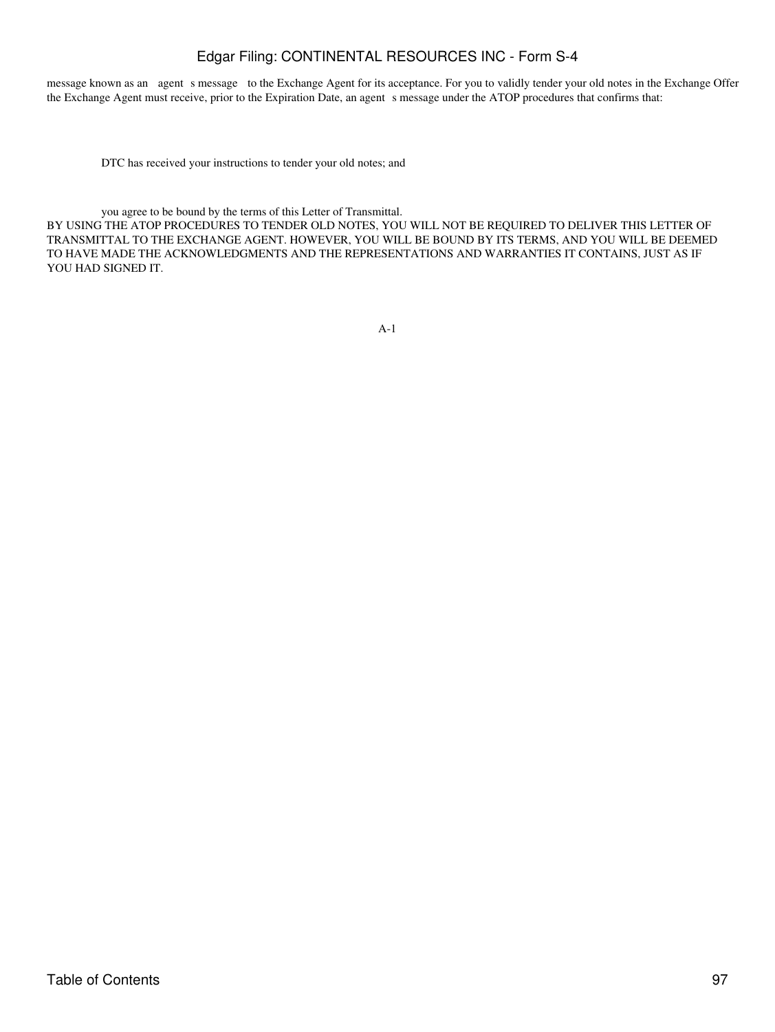message known as an agent s message to the Exchange Agent for its acceptance. For you to validly tender your old notes in the Exchange Offer the Exchange Agent must receive, prior to the Expiration Date, an agent s message under the ATOP procedures that confirms that:

- DTC has received your instructions to tender your old notes; and

- you agree to be bound by the terms of this Letter of Transmittal.

BY USING THE ATOP PROCEDURES TO TENDER OLD NOTES, YOU WILL NOT BE REQUIRED TO DELIVER THIS LETTER OF TRANSMITTAL TO THE EXCHANGE AGENT. HOWEVER, YOU WILL BE BOUND BY ITS TERMS, AND YOU WILL BE DEEMED TO HAVE MADE THE ACKNOWLEDGMENTS AND THE REPRESENTATIONS AND WARRANTIES IT CONTAINS, JUST AS IF YOU HAD SIGNED IT.

A-1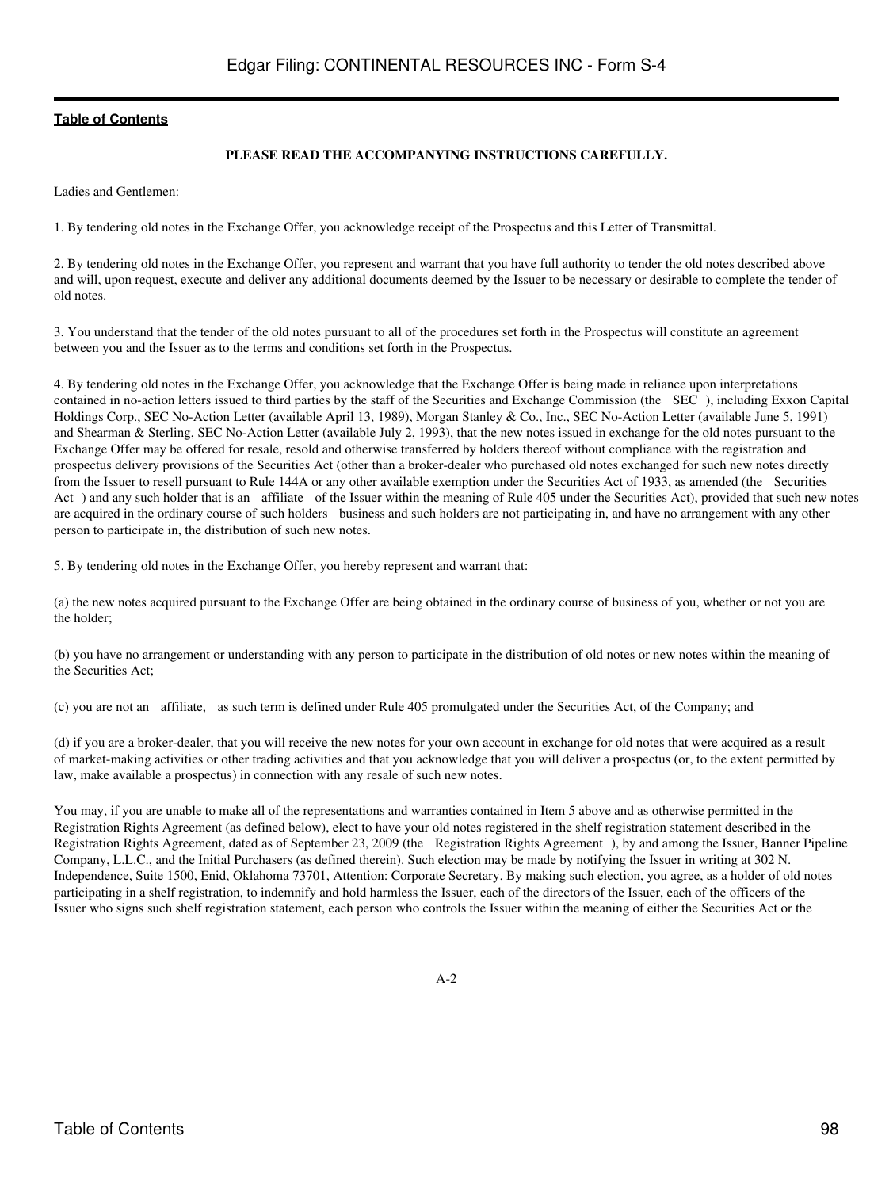**PLEASE READ THE ACCOMPANYING INSTRUCTIONS CAREFULLY.**

Ladies and Gentlemen:

1. By tendering old notes in the Exchange Offer, you acknowledge receipt of the Prospectus and this Letter of Transmittal.

2. By tendering old notes in the Exchange Offer, you represent and warrant that you have full authority to tender the old notes described above and will, upon request, execute and deliver any additional documents deemed by the Issuer to be necessary or desirable to complete the tender of old notes.

3. You understand that the tender of the old notes pursuant to all of the procedures set forth in the Prospectus will constitute an agreement between you and the Issuer as to the terms and conditions set forth in the Prospectus.

4. By tendering old notes in the Exchange Offer, you acknowledge that the Exchange Offer is being made in reliance upon interpretations contained in no-action letters issued to third parties by the staff of the Securities and Exchange Commission (the SEC ), including Exxon Capital Holdings Corp., SEC No-Action Letter (available April 13, 1989), Morgan Stanley & Co., Inc., SEC No-Action Letter (available June 5, 1991) and Shearman & Sterling, SEC No-Action Letter (available July 2, 1993), that the new notes issued in exchange for the old notes pursuant to the Exchange Offer may be offered for resale, resold and otherwise transferred by holders thereof without compliance with the registration and prospectus delivery provisions of the Securities Act (other than a broker-dealer who purchased old notes exchanged for such new notes directly from the Issuer to resell pursuant to Rule 144A or any other available exemption under the Securities Act of 1933, as amended (the Securities Act ) and any such holder that is an affiliate of the Issuer within the meaning of Rule 405 under the Securities Act), provided that such new notes are acquired in the ordinary course of such holders business and such holders are not participating in, and have no arrangement with any other person to participate in, the distribution of such new notes.

5. By tendering old notes in the Exchange Offer, you hereby represent and warrant that:

(a) the new notes acquired pursuant to the Exchange Offer are being obtained in the ordinary course of business of you, whether or not you are the holder;

(b) you have no arrangement or understanding with any person to participate in the distribution of old notes or new notes within the meaning of the Securities Act;

(c) you are not an affiliate, as such term is defined under Rule 405 promulgated under the Securities Act, of the Company; and

(d) if you are a broker-dealer, that you will receive the new notes for your own account in exchange for old notes that were acquired as a result of market-making activities or other trading activities and that you acknowledge that you will deliver a prospectus (or, to the extent permitted by law, make available a prospectus) in connection with any resale of such new notes.

You may, if you are unable to make all of the representations and warranties contained in Item 5 above and as otherwise permitted in the Registration Rights Agreement (as defined below), elect to have your old notes registered in the shelf registration statement described in the Registration Rights Agreement, dated as of September 23, 2009 (the Registration Rights Agreement ), by and among the Issuer, Banner Pipeline Company, L.L.C., and the Initial Purchasers (as defined therein). Such election may be made by notifying the Issuer in writing at 302 N. Independence, Suite 1500, Enid, Oklahoma 73701, Attention: Corporate Secretary. By making such election, you agree, as a holder of old notes participating in a shelf registration, to indemnify and hold harmless the Issuer, each of the directors of the Issuer, each of the officers of the Issuer who signs such shelf registration statement, each person who controls the Issuer within the meaning of either the Securities Act or the

A-2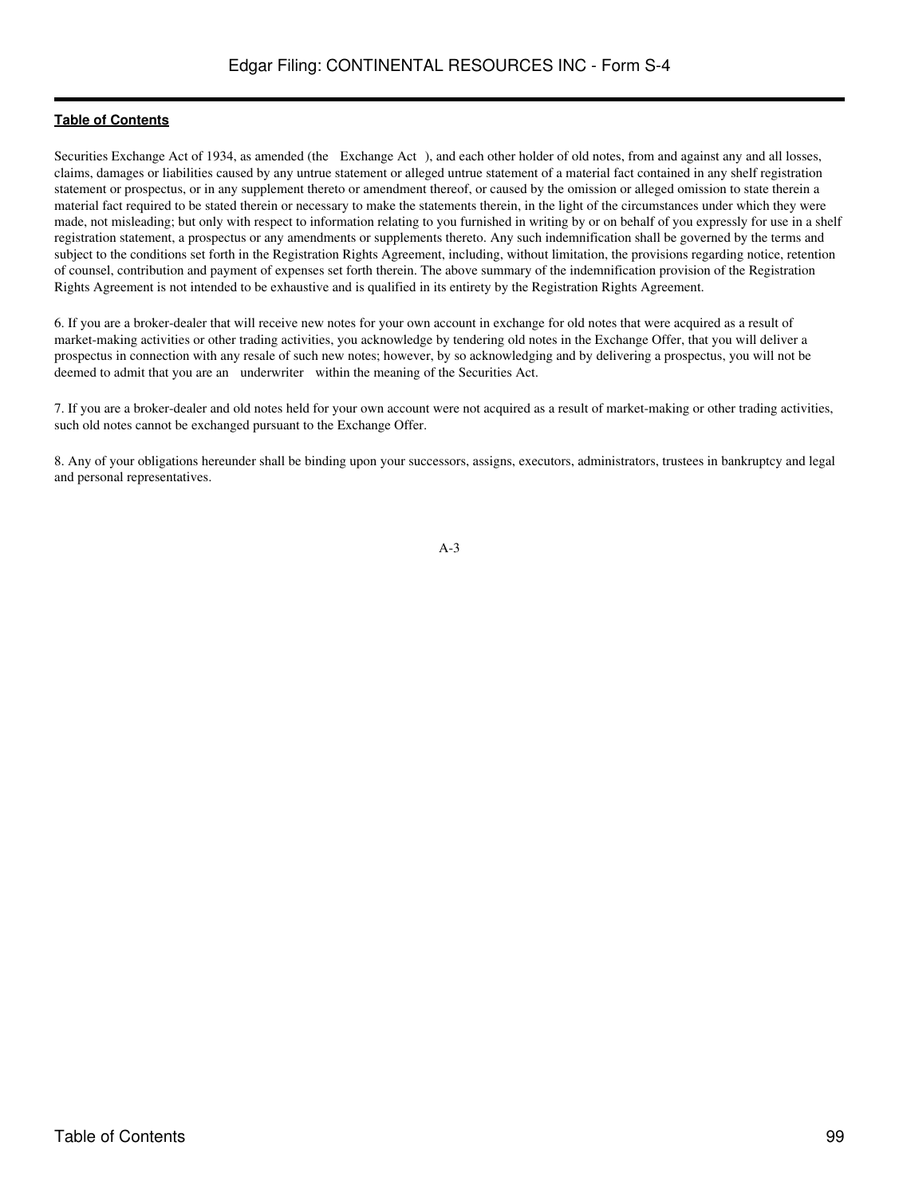Securities Exchange Act of 1934, as amended (the Exchange Act ), and each other holder of old notes, from and against any and all losses, claims, damages or liabilities caused by any untrue statement or alleged untrue statement of a material fact contained in any shelf registration statement or prospectus, or in any supplement thereto or amendment thereof, or caused by the omission or alleged omission to state therein a material fact required to be stated therein or necessary to make the statements therein, in the light of the circumstances under which they were made, not misleading; but only with respect to information relating to you furnished in writing by or on behalf of you expressly for use in a shelf registration statement, a prospectus or any amendments or supplements thereto. Any such indemnification shall be governed by the terms and subject to the conditions set forth in the Registration Rights Agreement, including, without limitation, the provisions regarding notice, retention of counsel, contribution and payment of expenses set forth therein. The above summary of the indemnification provision of the Registration Rights Agreement is not intended to be exhaustive and is qualified in its entirety by the Registration Rights Agreement.

6. If you are a broker-dealer that will receive new notes for your own account in exchange for old notes that were acquired as a result of market-making activities or other trading activities, you acknowledge by tendering old notes in the Exchange Offer, that you will deliver a prospectus in connection with any resale of such new notes; however, by so acknowledging and by delivering a prospectus, you will not be deemed to admit that you are an underwriter within the meaning of the Securities Act.

7. If you are a broker-dealer and old notes held for your own account were not acquired as a result of market-making or other trading activities, such old notes cannot be exchanged pursuant to the Exchange Offer.

8. Any of your obligations hereunder shall be binding upon your successors, assigns, executors, administrators, trustees in bankruptcy and legal and personal representatives.

A-3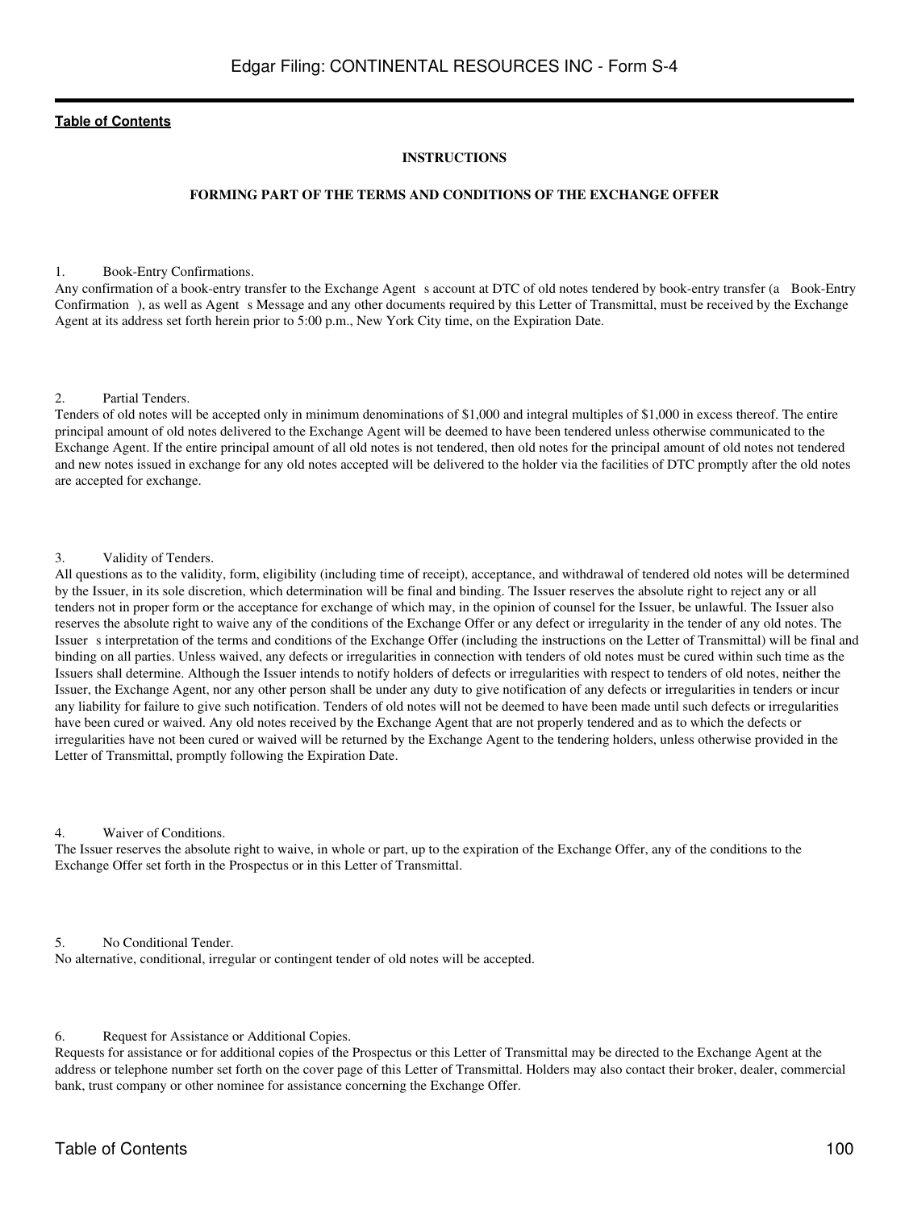## INSTRUCTIONS

## FORMING PART OF THE TERMS AND CONDITIONS OF THE EXCHANGE OFFER

1. Book-Entry Confirmations.

Any confirmation of a book-entry transfer to the Exchange Agent s account at DTC of old notes tendered by book-entry transfer (a Book-Entry Confirmation ), as well as Agent s Message and any other documents required by this Letter of Transmittal, must be received by the Exchange Agent at its address set forth herein prior to 5:00 p.m., New York City time, on the Expiration Date.

2. Partial Tenders.

Tenders of old notes will be accepted only in minimum denominations of $1,000 and integral multiples of $1,000 in excess thereof. The entire principal amount of old notes delivered to the Exchange Agent will be deemed to have been tendered unless otherwise communicated to the Exchange Agent. If the entire principal amount of all old notes is not tendered, then old notes for the principal amount of old notes not tendered and new notes issued in exchange for any old notes accepted will be delivered to the holder via the facilities of DTC promptly after the old notes are accepted for exchange.

3. Validity of Tenders.

All questions as to the validity, form, eligibility (including time of receipt), acceptance, and withdrawal of tendered old notes will be determined by the Issuer, in its sole discretion, which determination will be final and binding. The Issuer reserves the absolute right to reject any or all tenders not in proper form or the acceptance for exchange of which may, in the opinion of counsel for the Issuer, be unlawful. The Issuer also reserves the absolute right to waive any of the conditions of the Exchange Offer or any defect or irregularity in the tender of any old notes. The Issuer s interpretation of the terms and conditions of the Exchange Offer (including the instructions on the Letter of Transmittal) will be final and binding on all parties. Unless waived, any defects or irregularities in connection with tenders of old notes must be cured within such time as the Issuers shall determine. Although the Issuer intends to notify holders of defects or irregularities with respect to tenders of old notes, neither the Issuer, the Exchange Agent, nor any other person shall be under any duty to give notification of any defects or irregularities in tenders or incur any liability for failure to give such notification. Tenders of old notes will not be deemed to have been made until such defects or irregularities have been cured or waived. Any old notes received by the Exchange Agent that are not properly tendered and as to which the defects or irregularities have not been cured or waived will be returned by the Exchange Agent to the tendering holders, unless otherwise provided in the Letter of Transmittal, promptly following the Expiration Date.

4. Waiver of Conditions.

The Issuer reserves the absolute right to waive, in whole or part, up to the expiration of the Exchange Offer, any of the conditions to the Exchange Offer set forth in the Prospectus or in this Letter of Transmittal.

5. No Conditional Tender.

No alternative, conditional, irregular or contingent tender of old notes will be accepted.

6. Request for Assistance or Additional Copies.

Requests for assistance or for additional copies of the Prospectus or this Letter of Transmittal may be directed to the Exchange Agent at the address or telephone number set forth on the cover page of this Letter of Transmittal. Holders may also contact their broker, dealer, commercial bank, trust company or other nominee for assistance concerning the Exchange Offer.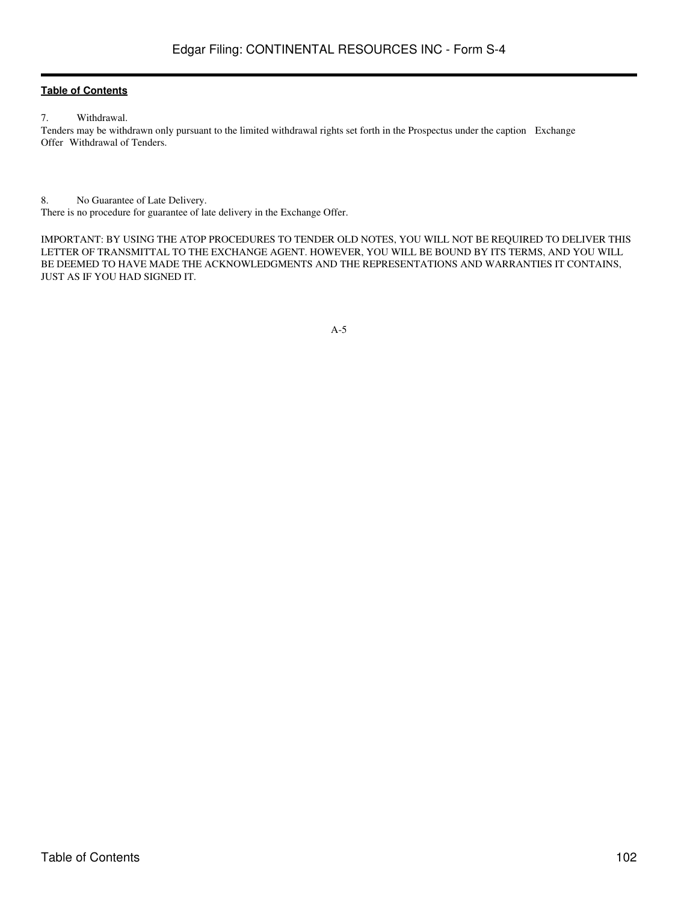7. Withdrawal.

Tenders may be withdrawn only pursuant to the limited withdrawal rights set forth in the Prospectus under the caption Exchange Offer Withdrawal of Tenders.

8. No Guarantee of Late Delivery.

There is no procedure for guarantee of late delivery in the Exchange Offer.

IMPORTANT: BY USING THE ATOP PROCEDURES TO TENDER OLD NOTES, YOU WILL NOT BE REQUIRED TO DELIVER THIS LETTER OF TRANSMITTAL TO THE EXCHANGE AGENT. HOWEVER, YOU WILL BE BOUND BY ITS TERMS, AND YOU WILL BE DEEMED TO HAVE MADE THE ACKNOWLEDGMENTS AND THE REPRESENTATIONS AND WARRANTIES IT CONTAINS, JUST AS IF YOU HAD SIGNED IT.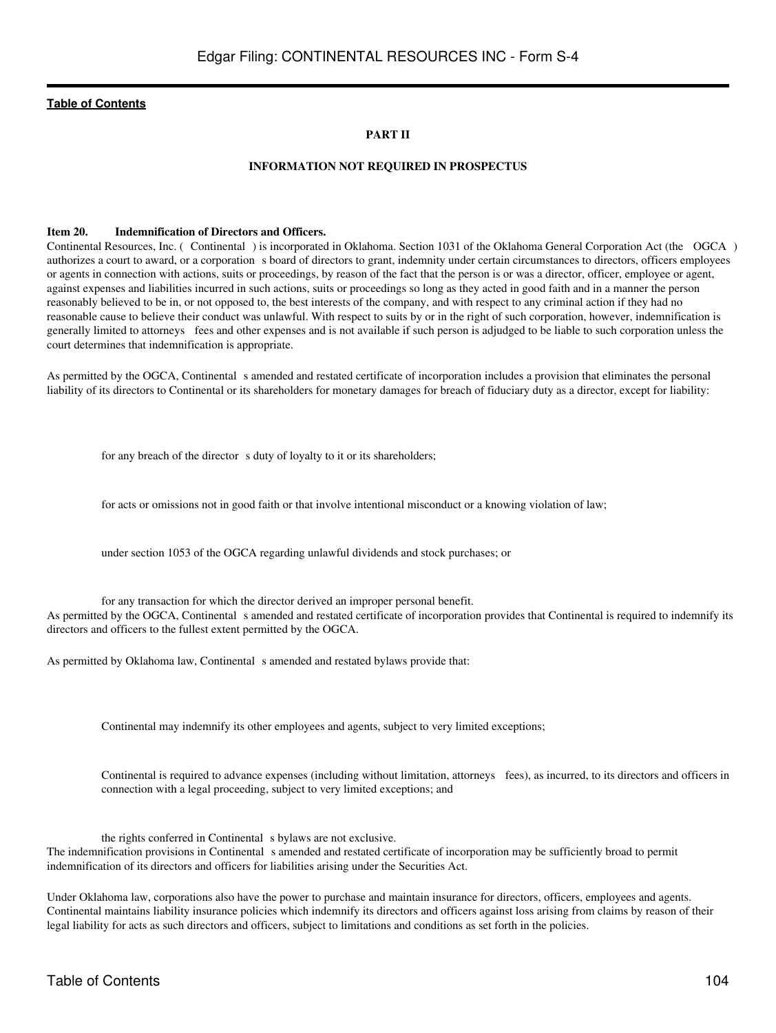**PART II**

**INFORMATION NOT REQUIRED IN PROSPECTUS**

**Item 20. Indemnification of Directors and Officers.**

Continental Resources, Inc. ( Continental ) is incorporated in Oklahoma. Section 1031 of the Oklahoma General Corporation Act (the OGCA ) authorizes a court to award, or a corporation s board of directors to grant, indemnity under certain circumstances to directors, officers employees or agents in connection with actions, suits or proceedings, by reason of the fact that the person is or was a director, officer, employee or agent, against expenses and liabilities incurred in such actions, suits or proceedings so long as they acted in good faith and in a manner the person reasonably believed to be in, or not opposed to, the best interests of the company, and with respect to any criminal action if they had no reasonable cause to believe their conduct was unlawful. With respect to suits by or in the right of such corporation, however, indemnification is generally limited to attorneys fees and other expenses and is not available if such person is adjudged to be liable to such corporation unless the court determines that indemnification is appropriate.

As permitted by the OGCA, Continental s amended and restated certificate of incorporation includes a provision that eliminates the personal liability of its directors to Continental or its shareholders for monetary damages for breach of fiduciary duty as a director, except for liability:

- for any breach of the director s duty of loyalty to it or its shareholders;
- for acts or omissions not in good faith or that involve intentional misconduct or a knowing violation of law;
- under section 1053 of the OGCA regarding unlawful dividends and stock purchases; or
- for any transaction for which the director derived an improper personal benefit.

As permitted by the OGCA, Continental s amended and restated certificate of incorporation provides that Continental is required to indemnify its directors and officers to the fullest extent permitted by the OGCA.

As permitted by Oklahoma law, Continental s amended and restated bylaws provide that:

- Continental may indemnify its other employees and agents, subject to very limited exceptions;
- Continental is required to advance expenses (including without limitation, attorneys fees), as incurred, to its directors and officers in connection with a legal proceeding, subject to very limited exceptions; and
- the rights conferred in Continental s bylaws are not exclusive.

The indemnification provisions in Continental s amended and restated certificate of incorporation may be sufficiently broad to permit indemnification of its directors and officers for liabilities arising under the Securities Act.

Under Oklahoma law, corporations also have the power to purchase and maintain insurance for directors, officers, employees and agents. Continental maintains liability insurance policies which indemnify its directors and officers against loss arising from claims by reason of their legal liability for acts as such directors and officers, subject to limitations and conditions as set forth in the policies.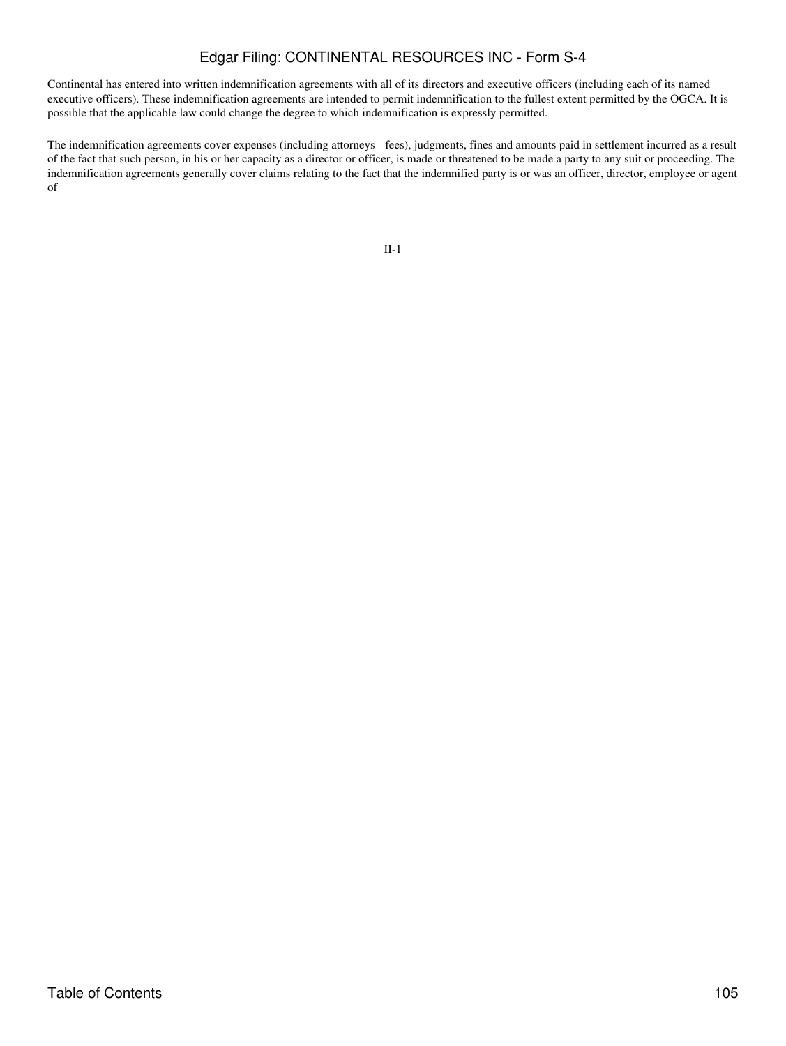Continental has entered into written indemnification agreements with all of its directors and executive officers (including each of its named executive officers). These indemnification agreements are intended to permit indemnification to the fullest extent permitted by the OGCA. It is possible that the applicable law could change the degree to which indemnification is expressly permitted.

The indemnification agreements cover expenses (including attorneys fees), judgments, fines and amounts paid in settlement incurred as a result of the fact that such person, in his or her capacity as a director or officer, is made or threatened to be made a party to any suit or proceeding. The indemnification agreements generally cover claims relating to the fact that the indemnified party is or was an officer, director, employee or agent of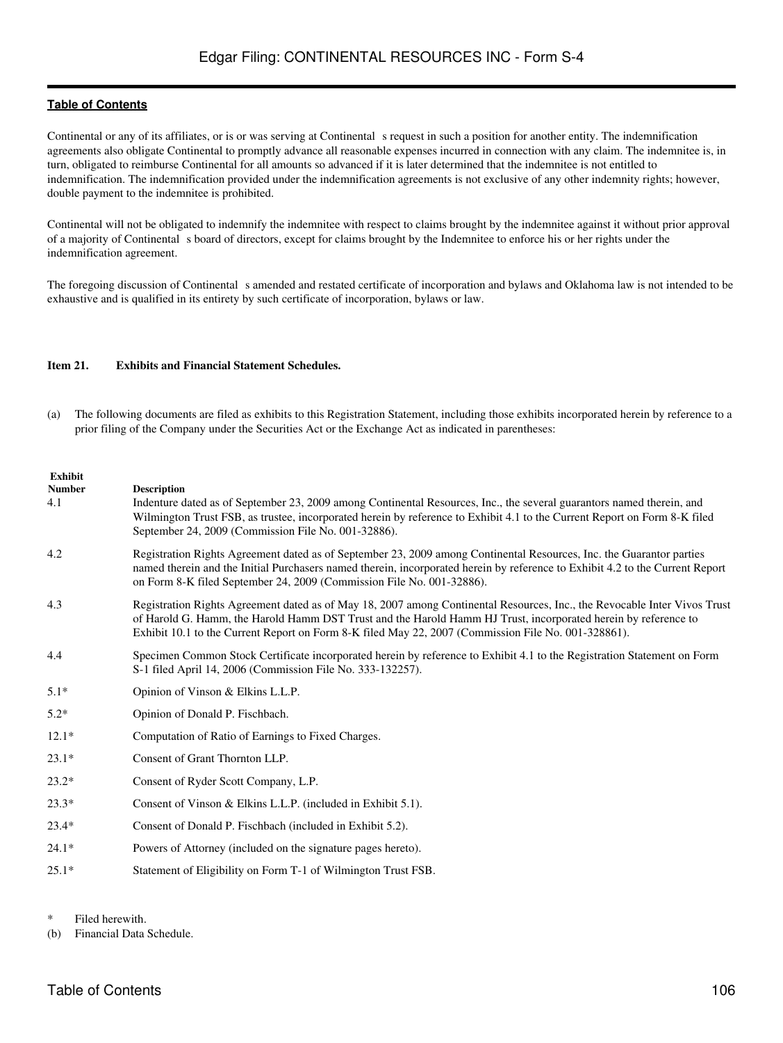Continental or any of its affiliates, or is or was serving at Continental s request in such a position for another entity. The indemnification agreements also obligate Continental to promptly advance all reasonable expenses incurred in connection with any claim. The indemnitee is, in turn, obligated to reimburse Continental for all amounts so advanced if it is later determined that the indemnitee is not entitled to indemnification. The indemnification provided under the indemnification agreements is not exclusive of any other indemnity rights; however, double payment to the indemnitee is prohibited.

Continental will not be obligated to indemnify the indemnitee with respect to claims brought by the indemnitee against it without prior approval of a majority of Continental s board of directors, except for claims brought by the Indemnitee to enforce his or her rights under the indemnification agreement.

The foregoing discussion of Continental s amended and restated certificate of incorporation and bylaws and Oklahoma law is not intended to be exhaustive and is qualified in its entirety by such certificate of incorporation, bylaws or law.

**Item 21. Exhibits and Financial Statement Schedules.**

(a) The following documents are filed as exhibits to this Registration Statement, including those exhibits incorporated herein by reference to a prior filing of the Company under the Securities Act or the Exchange Act as indicated in parentheses:

| Exhibit Number | Description |
|---|---|
| 4.1 | Indenture dated as of September 23, 2009 among Continental Resources, Inc., the several guarantors named therein, and Wilmington Trust FSB, as trustee, incorporated herein by reference to Exhibit 4.1 to the Current Report on Form 8-K filed September 24, 2009 (Commission File No. 001-32886). |
| 4.2 | Registration Rights Agreement dated as of September 23, 2009 among Continental Resources, Inc. the Guarantor parties named therein and the Initial Purchasers named therein, incorporated herein by reference to Exhibit 4.2 to the Current Report on Form 8-K filed September 24, 2009 (Commission File No. 001-32886). |
| 4.3 | Registration Rights Agreement dated as of May 18, 2007 among Continental Resources, Inc., the Revocable Inter Vivos Trust of Harold G. Hamm, the Harold Hamm DST Trust and the Harold Hamm HJ Trust, incorporated herein by reference to Exhibit 10.1 to the Current Report on Form 8-K filed May 22, 2007 (Commission File No. 001-328861). |
| 4.4 | Specimen Common Stock Certificate incorporated herein by reference to Exhibit 4.1 to the Registration Statement on Form S-1 filed April 14, 2006 (Commission File No. 333-132257). |
| 5.1* | Opinion of Vinson & Elkins L.L.P. |
| 5.2* | Opinion of Donald P. Fischbach. |
| 12.1* | Computation of Ratio of Earnings to Fixed Charges. |
| 23.1* | Consent of Grant Thornton LLP. |
| 23.2* | Consent of Ryder Scott Company, L.P. |
| 23.3* | Consent of Vinson & Elkins L.L.P. (included in Exhibit 5.1). |
| 23.4* | Consent of Donald P. Fischbach (included in Exhibit 5.2). |
| 24.1* | Powers of Attorney (included on the signature pages hereto). |
| 25.1* | Statement of Eligibility on Form T-1 of Wilmington Trust FSB. |

\* Filed herewith.

(b) Financial Data Schedule.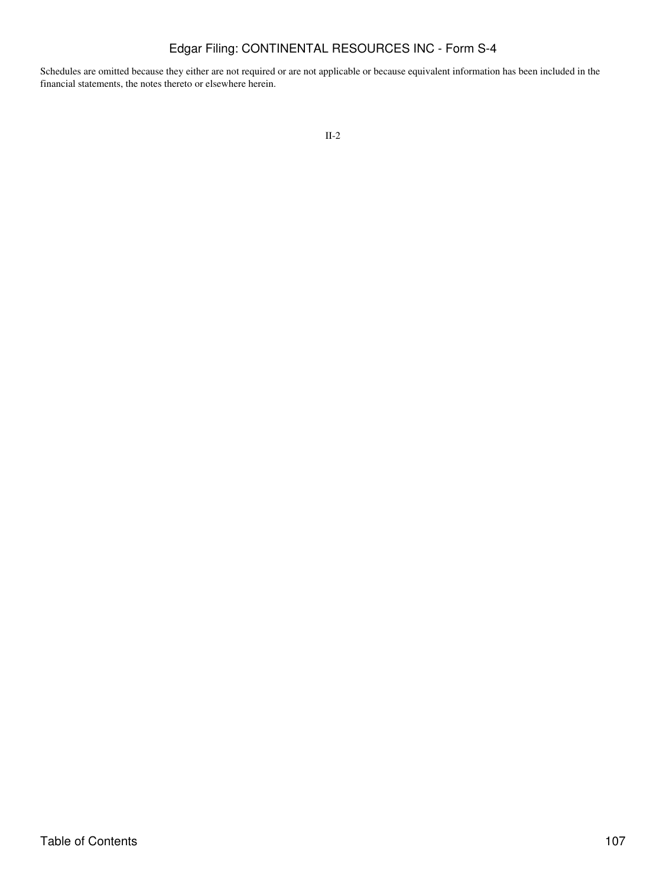Schedules are omitted because they either are not required or are not applicable or because equivalent information has been included in the financial statements, the notes thereto or elsewhere herein.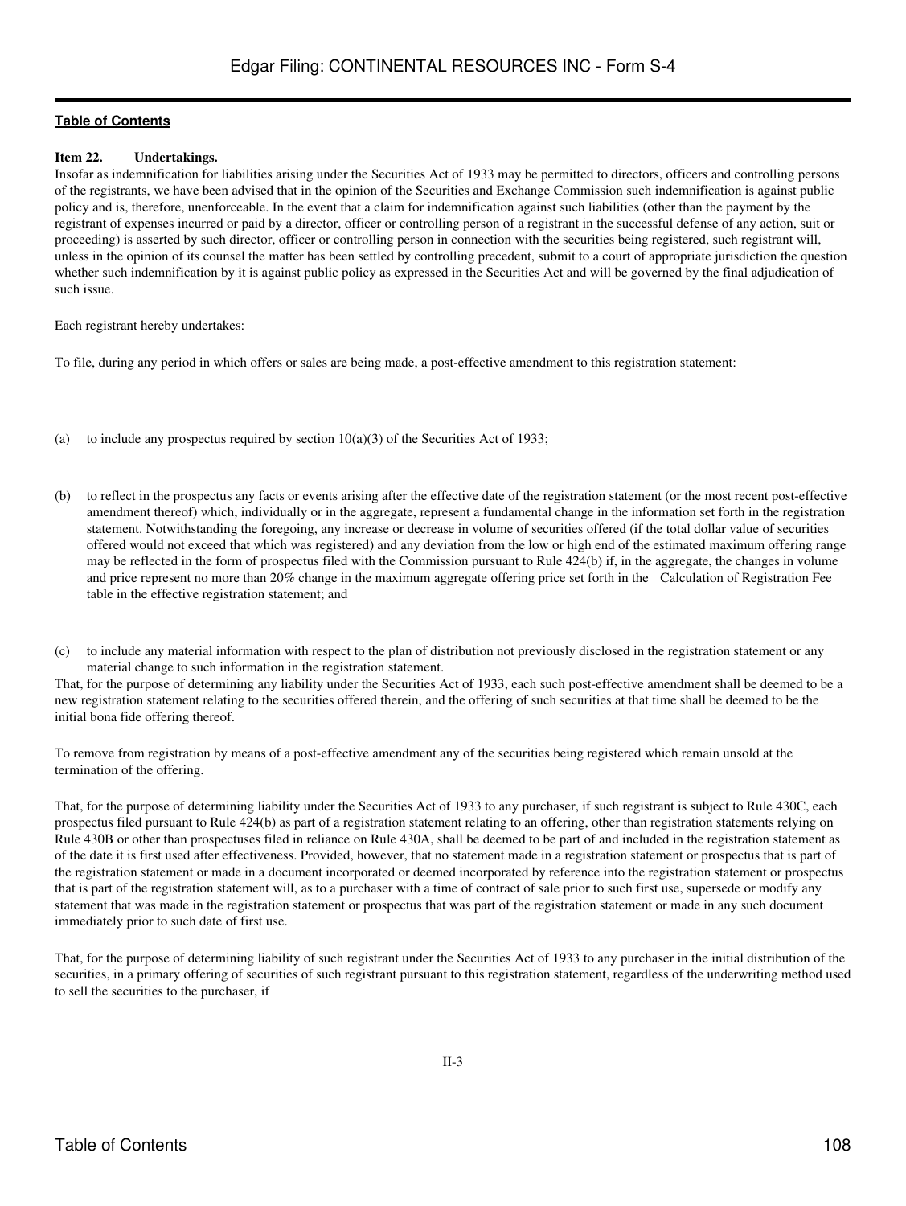**Item 22. Undertakings.**

Insofar as indemnification for liabilities arising under the Securities Act of 1933 may be permitted to directors, officers and controlling persons of the registrants, we have been advised that in the opinion of the Securities and Exchange Commission such indemnification is against public policy and is, therefore, unenforceable. In the event that a claim for indemnification against such liabilities (other than the payment by the registrant of expenses incurred or paid by a director, officer or controlling person of a registrant in the successful defense of any action, suit or proceeding) is asserted by such director, officer or controlling person in connection with the securities being registered, such registrant will, unless in the opinion of its counsel the matter has been settled by controlling precedent, submit to a court of appropriate jurisdiction the question whether such indemnification by it is against public policy as expressed in the Securities Act and will be governed by the final adjudication of such issue.

Each registrant hereby undertakes:

To file, during any period in which offers or sales are being made, a post-effective amendment to this registration statement:

(a) to include any prospectus required by section 10(a)(3) of the Securities Act of 1933;

(b) to reflect in the prospectus any facts or events arising after the effective date of the registration statement (or the most recent post-effective amendment thereof) which, individually or in the aggregate, represent a fundamental change in the information set forth in the registration statement. Notwithstanding the foregoing, any increase or decrease in volume of securities offered (if the total dollar value of securities offered would not exceed that which was registered) and any deviation from the low or high end of the estimated maximum offering range may be reflected in the form of prospectus filed with the Commission pursuant to Rule 424(b) if, in the aggregate, the changes in volume and price represent no more than 20% change in the maximum aggregate offering price set forth in the Calculation of Registration Fee table in the effective registration statement; and

(c) to include any material information with respect to the plan of distribution not previously disclosed in the registration statement or any material change to such information in the registration statement.

That, for the purpose of determining any liability under the Securities Act of 1933, each such post-effective amendment shall be deemed to be a new registration statement relating to the securities offered therein, and the offering of such securities at that time shall be deemed to be the initial bona fide offering thereof.

To remove from registration by means of a post-effective amendment any of the securities being registered which remain unsold at the termination of the offering.

That, for the purpose of determining liability under the Securities Act of 1933 to any purchaser, if such registrant is subject to Rule 430C, each prospectus filed pursuant to Rule 424(b) as part of a registration statement relating to an offering, other than registration statements relying on Rule 430B or other than prospectuses filed in reliance on Rule 430A, shall be deemed to be part of and included in the registration statement as of the date it is first used after effectiveness. Provided, however, that no statement made in a registration statement or prospectus that is part of the registration statement or made in a document incorporated or deemed incorporated by reference into the registration statement or prospectus that is part of the registration statement will, as to a purchaser with a time of contract of sale prior to such first use, supersede or modify any statement that was made in the registration statement or prospectus that was part of the registration statement or made in any such document immediately prior to such date of first use.

That, for the purpose of determining liability of such registrant under the Securities Act of 1933 to any purchaser in the initial distribution of the securities, in a primary offering of securities of such registrant pursuant to this registration statement, regardless of the underwriting method used to sell the securities to the purchaser, if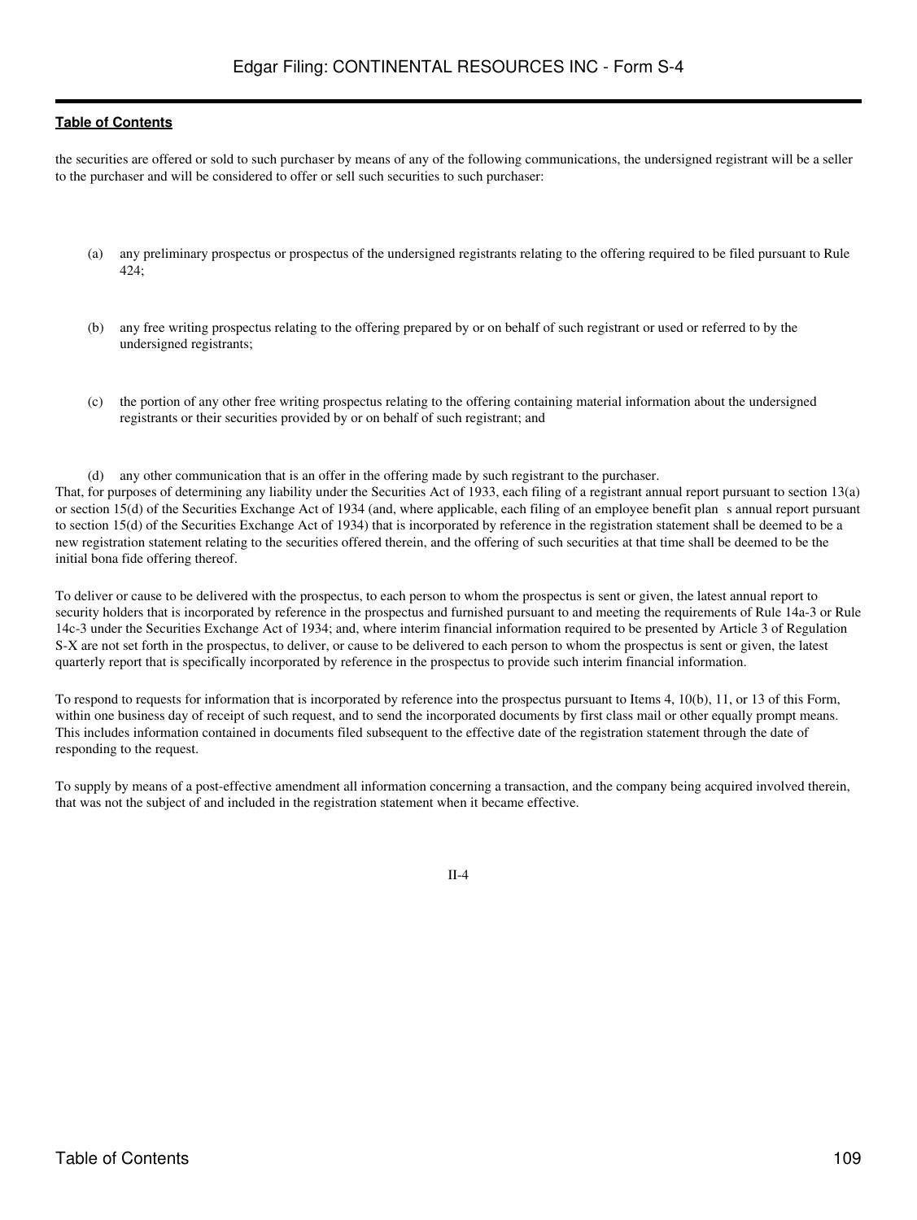the securities are offered or sold to such purchaser by means of any of the following communications, the undersigned registrant will be a seller to the purchaser and will be considered to offer or sell such securities to such purchaser:

(a) any preliminary prospectus or prospectus of the undersigned registrants relating to the offering required to be filed pursuant to Rule 424;

(b) any free writing prospectus relating to the offering prepared by or on behalf of such registrant or used or referred to by the undersigned registrants;

(c) the portion of any other free writing prospectus relating to the offering containing material information about the undersigned registrants or their securities provided by or on behalf of such registrant; and

(d) any other communication that is an offer in the offering made by such registrant to the purchaser.

That, for purposes of determining any liability under the Securities Act of 1933, each filing of a registrant annual report pursuant to section 13(a) or section 15(d) of the Securities Exchange Act of 1934 (and, where applicable, each filing of an employee benefit plan s annual report pursuant to section 15(d) of the Securities Exchange Act of 1934) that is incorporated by reference in the registration statement shall be deemed to be a new registration statement relating to the securities offered therein, and the offering of such securities at that time shall be deemed to be the initial bona fide offering thereof.

To deliver or cause to be delivered with the prospectus, to each person to whom the prospectus is sent or given, the latest annual report to security holders that is incorporated by reference in the prospectus and furnished pursuant to and meeting the requirements of Rule 14a-3 or Rule 14c-3 under the Securities Exchange Act of 1934; and, where interim financial information required to be presented by Article 3 of Regulation S-X are not set forth in the prospectus, to deliver, or cause to be delivered to each person to whom the prospectus is sent or given, the latest quarterly report that is specifically incorporated by reference in the prospectus to provide such interim financial information.

To respond to requests for information that is incorporated by reference into the prospectus pursuant to Items 4, 10(b), 11, or 13 of this Form, within one business day of receipt of such request, and to send the incorporated documents by first class mail or other equally prompt means. This includes information contained in documents filed subsequent to the effective date of the registration statement through the date of responding to the request.

To supply by means of a post-effective amendment all information concerning a transaction, and the company being acquired involved therein, that was not the subject of and included in the registration statement when it became effective.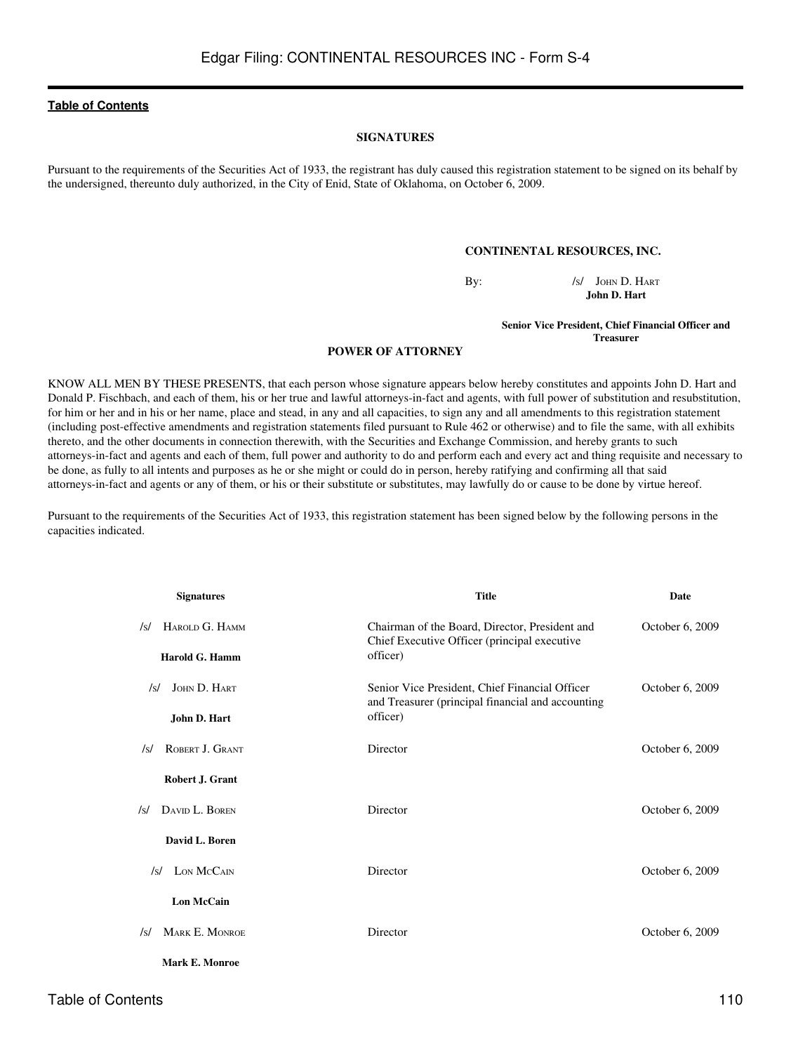[Table of Contents](#)

## SIGNATURES

Pursuant to the requirements of the Securities Act of 1933, the registrant has duly caused this registration statement to be signed on its behalf by the undersigned, thereunto duly authorized, in the City of Enid, State of Oklahoma, on October 6, 2009.

**CONTINENTAL RESOURCES, INC.**

By: /s/ JOHN D. HART
**John D. Hart**

**Senior Vice President, Chief Financial Officer and Treasurer**

## POWER OF ATTORNEY

KNOW ALL MEN BY THESE PRESENTS, that each person whose signature appears below hereby constitutes and appoints John D. Hart and Donald P. Fischbach, and each of them, his or her true and lawful attorneys-in-fact and agents, with full power of substitution and resubstitution, for him or her and in his or her name, place and stead, in any and all capacities, to sign any and all amendments to this registration statement (including post-effective amendments and registration statements filed pursuant to Rule 462 or otherwise) and to file the same, with all exhibits thereto, and the other documents in connection therewith, with the Securities and Exchange Commission, and hereby grants to such attorneys-in-fact and agents and each of them, full power and authority to do and perform each and every act and thing requisite and necessary to be done, as fully to all intents and purposes as he or she might or could do in person, hereby ratifying and confirming all that said attorneys-in-fact and agents or any of them, or his or their substitute or substitutes, may lawfully do or cause to be done by virtue hereof.

Pursuant to the requirements of the Securities Act of 1933, this registration statement has been signed below by the following persons in the capacities indicated.

| Signatures | Title | Date |
|---|---|---|
| /s/ HAROLD G. HAMM<br>**Harold G. Hamm** | Chairman of the Board, Director, President and Chief Executive Officer (principal executive officer) | October 6, 2009 |
| /s/ JOHN D. HART<br>**John D. Hart** | Senior Vice President, Chief Financial Officer and Treasurer (principal financial and accounting officer) | October 6, 2009 |
| /s/ ROBERT J. GRANT<br>**Robert J. Grant** | Director | October 6, 2009 |
| /s/ DAVID L. BOREN<br>**David L. Boren** | Director | October 6, 2009 |
| /s/ LON MCCAIN<br>**Lon McCain** | Director | October 6, 2009 |
| /s/ MARK E. MONROE<br>**Mark E. Monroe** | Director | October 6, 2009 |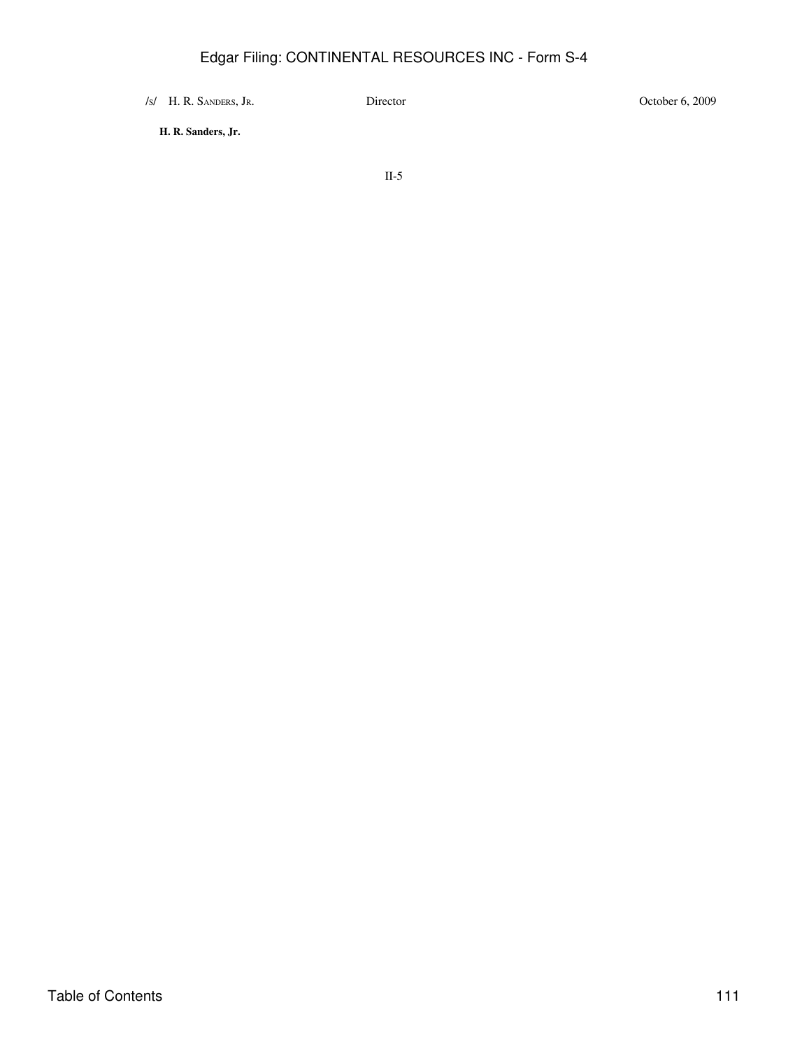| | | |
|---|---|---|
| /s/ H. R. Sanders, Jr. | Director | October 6, 2009 |
| **H. R. Sanders, Jr.** | | |

II-5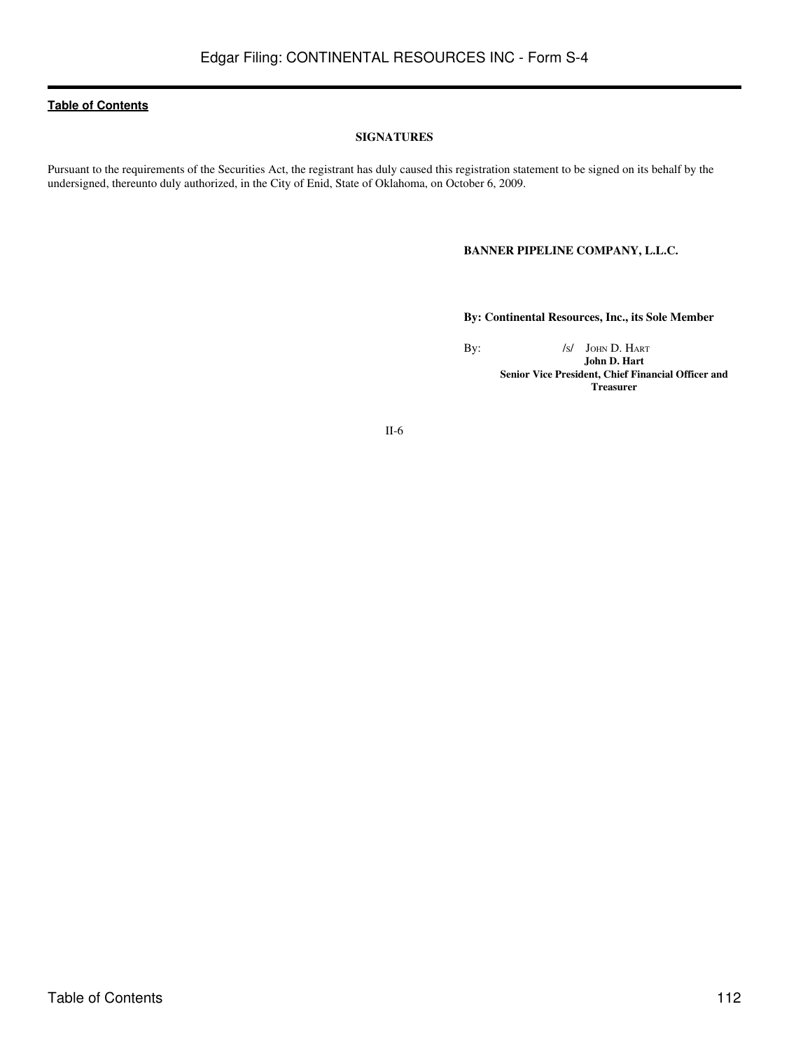[Table of Contents](#)

**SIGNATURES**

Pursuant to the requirements of the Securities Act, the registrant has duly caused this registration statement to be signed on its behalf by the undersigned, thereunto duly authorized, in the City of Enid, State of Oklahoma, on October 6, 2009.

**BANNER PIPELINE COMPANY, L.L.C.**

**By: Continental Resources, Inc., its Sole Member**

By: /s/ John D. Hart

**John D. Hart**
**Senior Vice President, Chief Financial Officer and Treasurer**

II-6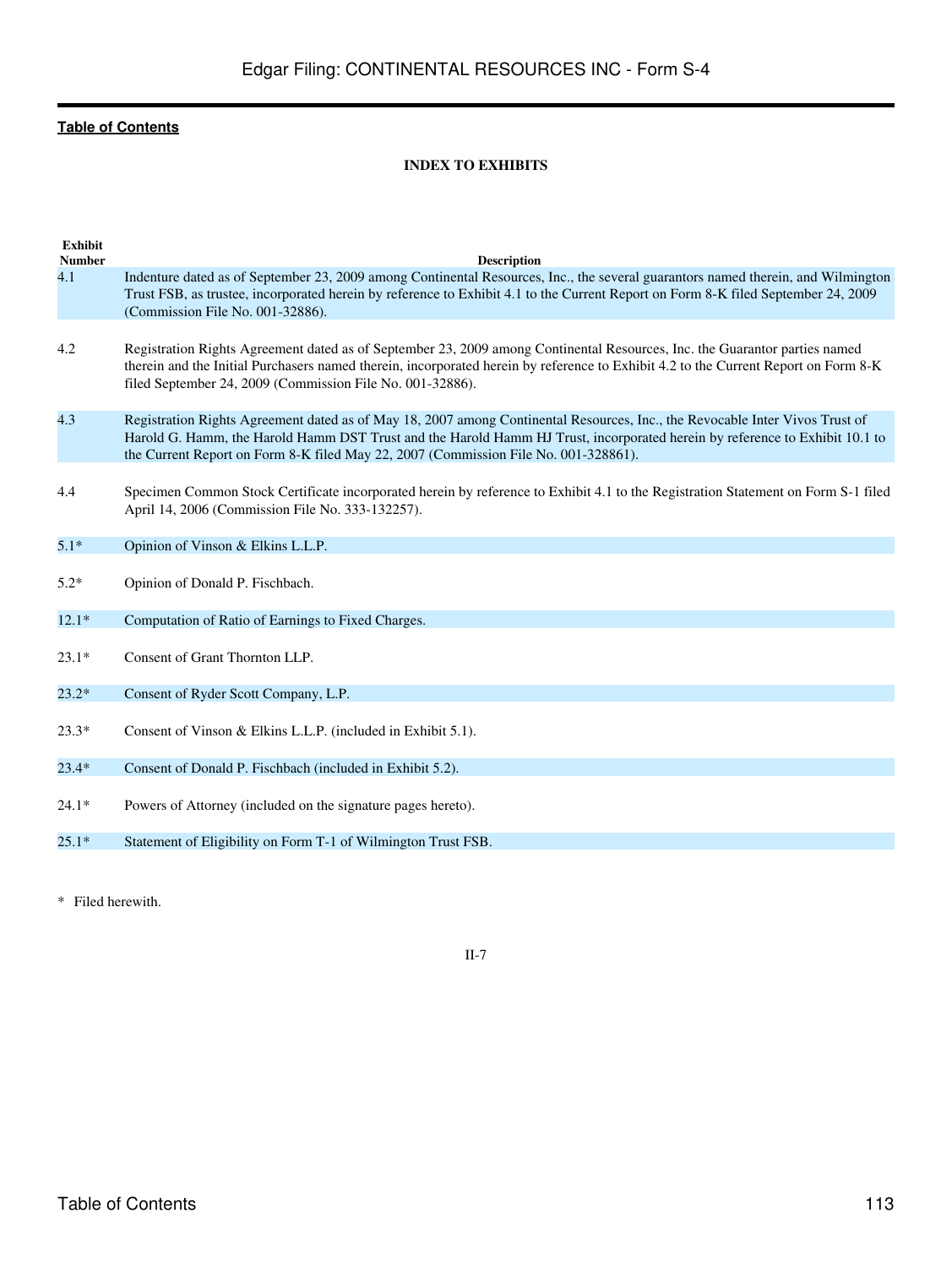**INDEX TO EXHIBITS**

| Exhibit Number | Description |
|---|---|
| 4.1 | Indenture dated as of September 23, 2009 among Continental Resources, Inc., the several guarantors named therein, and Wilmington Trust FSB, as trustee, incorporated herein by reference to Exhibit 4.1 to the Current Report on Form 8-K filed September 24, 2009 (Commission File No. 001-32886). |
| 4.2 | Registration Rights Agreement dated as of September 23, 2009 among Continental Resources, Inc. the Guarantor parties named therein and the Initial Purchasers named therein, incorporated herein by reference to Exhibit 4.2 to the Current Report on Form 8-K filed September 24, 2009 (Commission File No. 001-32886). |
| 4.3 | Registration Rights Agreement dated as of May 18, 2007 among Continental Resources, Inc., the Revocable Inter Vivos Trust of Harold G. Hamm, the Harold Hamm DST Trust and the Harold Hamm HJ Trust, incorporated herein by reference to Exhibit 10.1 to the Current Report on Form 8-K filed May 22, 2007 (Commission File No. 001-328861). |
| 4.4 | Specimen Common Stock Certificate incorporated herein by reference to Exhibit 4.1 to the Registration Statement on Form S-1 filed April 14, 2006 (Commission File No. 333-132257). |
| 5.1* | Opinion of Vinson & Elkins L.L.P. |
| 5.2* | Opinion of Donald P. Fischbach. |
| 12.1* | Computation of Ratio of Earnings to Fixed Charges. |
| 23.1* | Consent of Grant Thornton LLP. |
| 23.2* | Consent of Ryder Scott Company, L.P. |
| 23.3* | Consent of Vinson & Elkins L.L.P. (included in Exhibit 5.1). |
| 23.4* | Consent of Donald P. Fischbach (included in Exhibit 5.2). |
| 24.1* | Powers of Attorney (included on the signature pages hereto). |
| 25.1* | Statement of Eligibility on Form T-1 of Wilmington Trust FSB. |

\* Filed herewith.

II-7